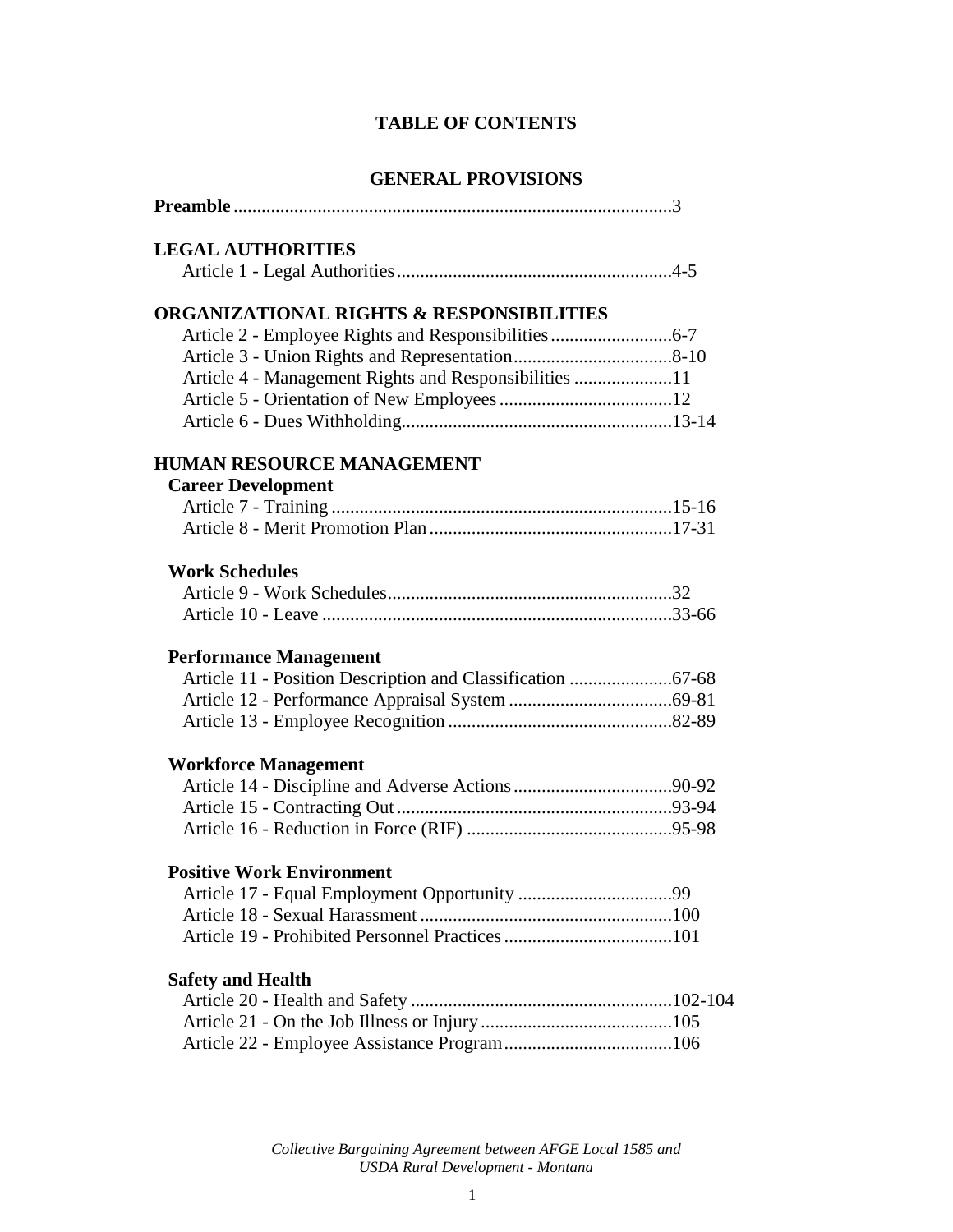# TABLE OF CONTENTS

## GENERAL PROVISIONS

**Preamble** ............................................................................................3

**LEGAL AUTHORITIES**

Article 1 - Legal Authorities...........................................................4-5

**ORGANIZATIONAL RIGHTS & RESPONSIBILITIES**

Article 2 - Employee Rights and Responsibilities..........................6-7
Article 3 - Union Rights and Representation..................................8-10
Article 4 - Management Rights and Responsibilities .....................11
Article 5 - Orientation of New Employees.....................................12
Article 6 - Dues Withholding..........................................................13-14

**HUMAN RESOURCE MANAGEMENT**

**Career Development**

Article 7 - Training.........................................................................15-16
Article 8 - Merit Promotion Plan....................................................17-31

**Work Schedules**

Article 9 - Work Schedules.............................................................32
Article 10 - Leave ...........................................................................33-66

**Performance Management**

Article 11 - Position Description and Classification ......................67-68
Article 12 - Performance Appraisal System ...................................69-81
Article 13 - Employee Recognition ................................................82-89

**Workforce Management**

Article 14 - Discipline and Adverse Actions..................................90-92
Article 15 - Contracting Out...........................................................93-94
Article 16 - Reduction in Force (RIF) ............................................95-98

**Positive Work Environment**

Article 17 - Equal Employment Opportunity .................................99
Article 18 - Sexual Harassment......................................................100
Article 19 - Prohibited Personnel Practices....................................101

**Safety and Health**

Article 20 - Health and Safety ........................................................102-104
Article 21 - On the Job Illness or Injury.........................................105
Article 22 - Employee Assistance Program....................................106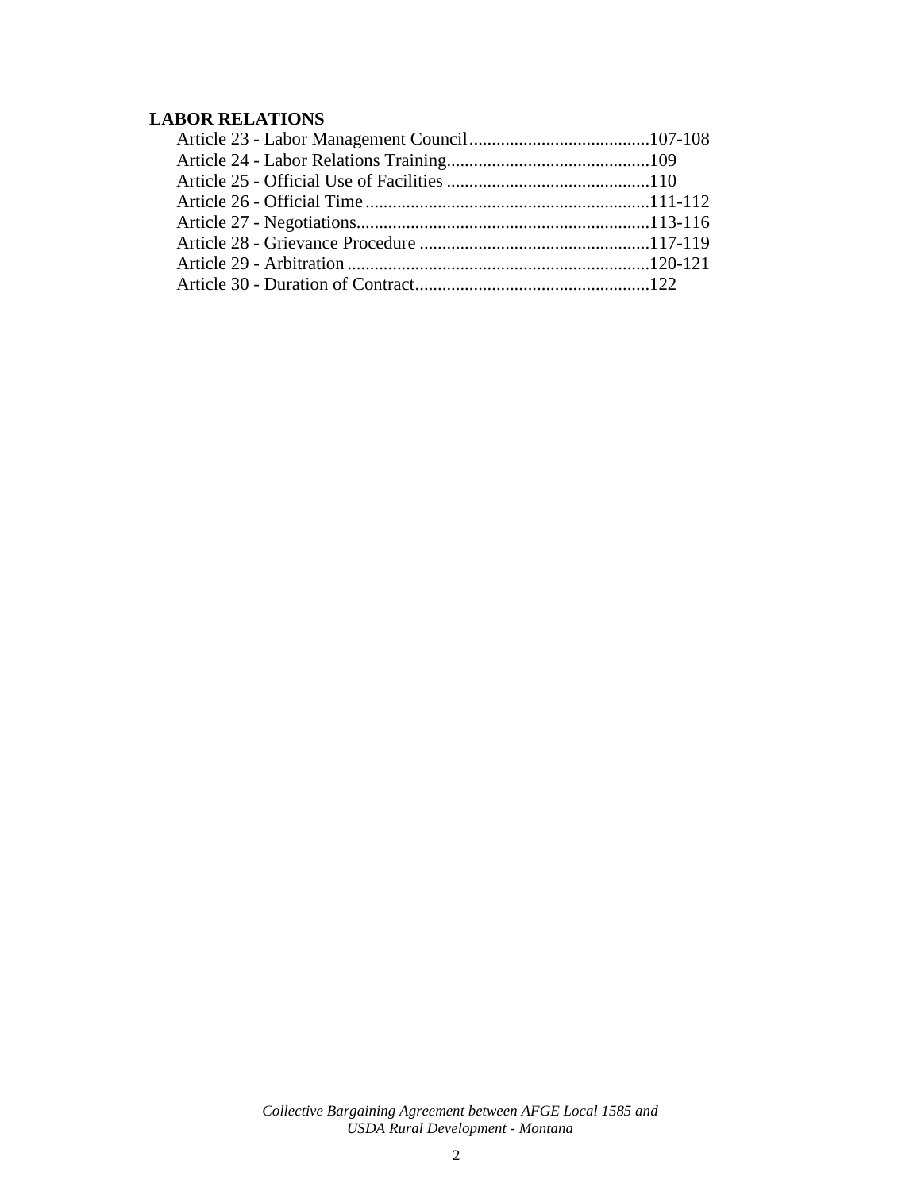**LABOR RELATIONS**

Article 23 - Labor Management Council........................................107-108
Article 24 - Labor Relations Training.............................................109
Article 25 - Official Use of Facilities .............................................110
Article 26 - Official Time...............................................................111-112
Article 27 - Negotiations.................................................................113-116
Article 28 - Grievance Procedure ...................................................117-119
Article 29 - Arbitration ...................................................................120-121
Article 30 - Duration of Contract.....................................................122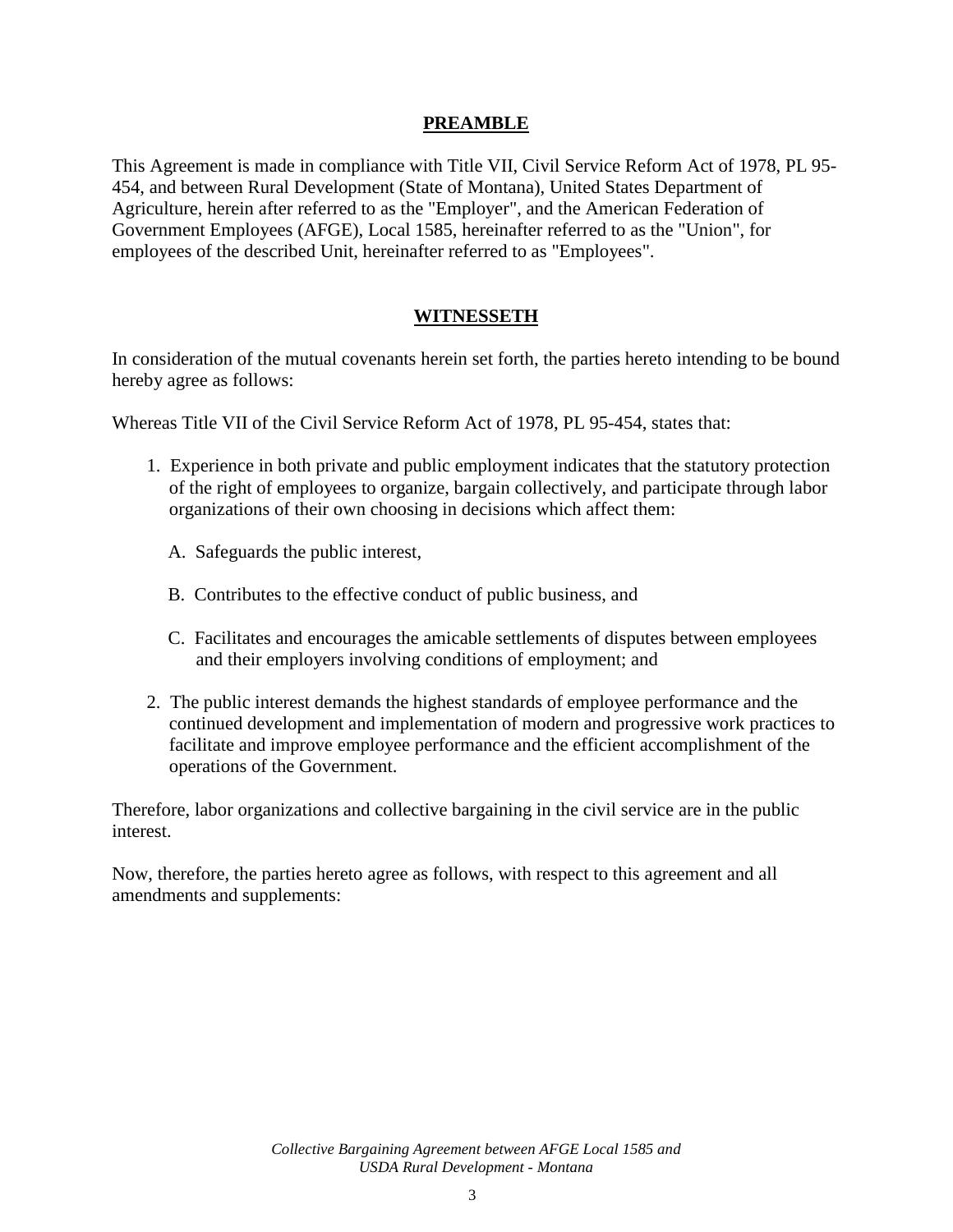## PREAMBLE

This Agreement is made in compliance with Title VII, Civil Service Reform Act of 1978, PL 95-454, and between Rural Development (State of Montana), United States Department of Agriculture, herein after referred to as the "Employer", and the American Federation of Government Employees (AFGE), Local 1585, hereinafter referred to as the "Union", for employees of the described Unit, hereinafter referred to as "Employees".

## WITNESSETH

In consideration of the mutual covenants herein set forth, the parties hereto intending to be bound hereby agree as follows:

Whereas Title VII of the Civil Service Reform Act of 1978, PL 95-454, states that:

1. Experience in both private and public employment indicates that the statutory protection of the right of employees to organize, bargain collectively, and participate through labor organizations of their own choosing in decisions which affect them:

   A. Safeguards the public interest,

   B. Contributes to the effective conduct of public business, and

   C. Facilitates and encourages the amicable settlements of disputes between employees and their employers involving conditions of employment; and

2. The public interest demands the highest standards of employee performance and the continued development and implementation of modern and progressive work practices to facilitate and improve employee performance and the efficient accomplishment of the operations of the Government.

Therefore, labor organizations and collective bargaining in the civil service are in the public interest.

Now, therefore, the parties hereto agree as follows, with respect to this agreement and all amendments and supplements: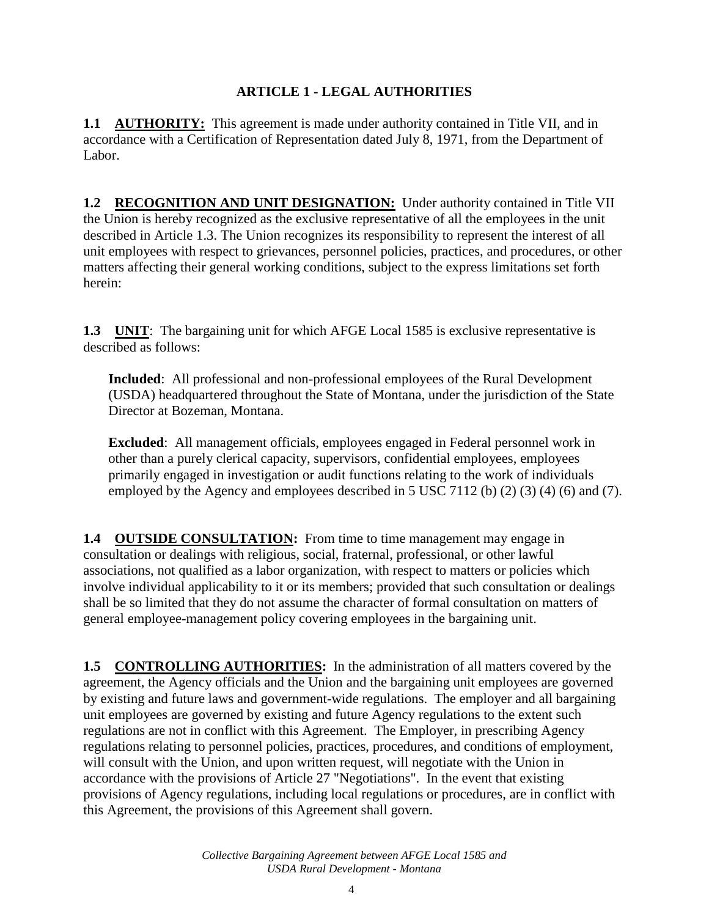# ARTICLE 1 - LEGAL AUTHORITIES

**1.1 <u>AUTHORITY:</u>** This agreement is made under authority contained in Title VII, and in accordance with a Certification of Representation dated July 8, 1971, from the Department of Labor.

**1.2 <u>RECOGNITION AND UNIT DESIGNATION:</u>** Under authority contained in Title VII the Union is hereby recognized as the exclusive representative of all the employees in the unit described in Article 1.3. The Union recognizes its responsibility to represent the interest of all unit employees with respect to grievances, personnel policies, practices, and procedures, or other matters affecting their general working conditions, subject to the express limitations set forth herein:

**1.3 <u>UNIT</u>**: The bargaining unit for which AFGE Local 1585 is exclusive representative is described as follows:

> **Included**: All professional and non-professional employees of the Rural Development (USDA) headquartered throughout the State of Montana, under the jurisdiction of the State Director at Bozeman, Montana.
>
> **Excluded**: All management officials, employees engaged in Federal personnel work in other than a purely clerical capacity, supervisors, confidential employees, employees primarily engaged in investigation or audit functions relating to the work of individuals employed by the Agency and employees described in 5 USC 7112 (b) (2) (3) (4) (6) and (7).

**1.4 <u>OUTSIDE CONSULTATION:</u>** From time to time management may engage in consultation or dealings with religious, social, fraternal, professional, or other lawful associations, not qualified as a labor organization, with respect to matters or policies which involve individual applicability to it or its members; provided that such consultation or dealings shall be so limited that they do not assume the character of formal consultation on matters of general employee-management policy covering employees in the bargaining unit.

**1.5 <u>CONTROLLING AUTHORITIES:</u>** In the administration of all matters covered by the agreement, the Agency officials and the Union and the bargaining unit employees are governed by existing and future laws and government-wide regulations. The employer and all bargaining unit employees are governed by existing and future Agency regulations to the extent such regulations are not in conflict with this Agreement. The Employer, in prescribing Agency regulations relating to personnel policies, practices, procedures, and conditions of employment, will consult with the Union, and upon written request, will negotiate with the Union in accordance with the provisions of Article 27 "Negotiations". In the event that existing provisions of Agency regulations, including local regulations or procedures, are in conflict with this Agreement, the provisions of this Agreement shall govern.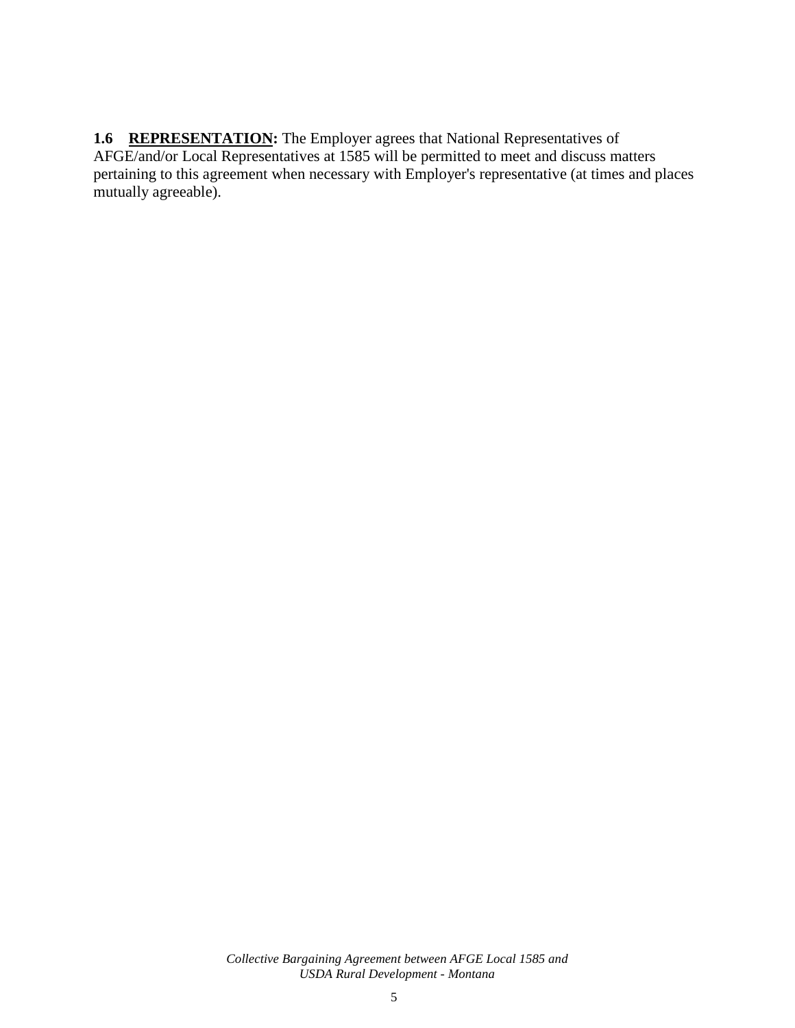**1.6 REPRESENTATION:** The Employer agrees that National Representatives of AFGE/and/or Local Representatives at 1585 will be permitted to meet and discuss matters pertaining to this agreement when necessary with Employer's representative (at times and places mutually agreeable).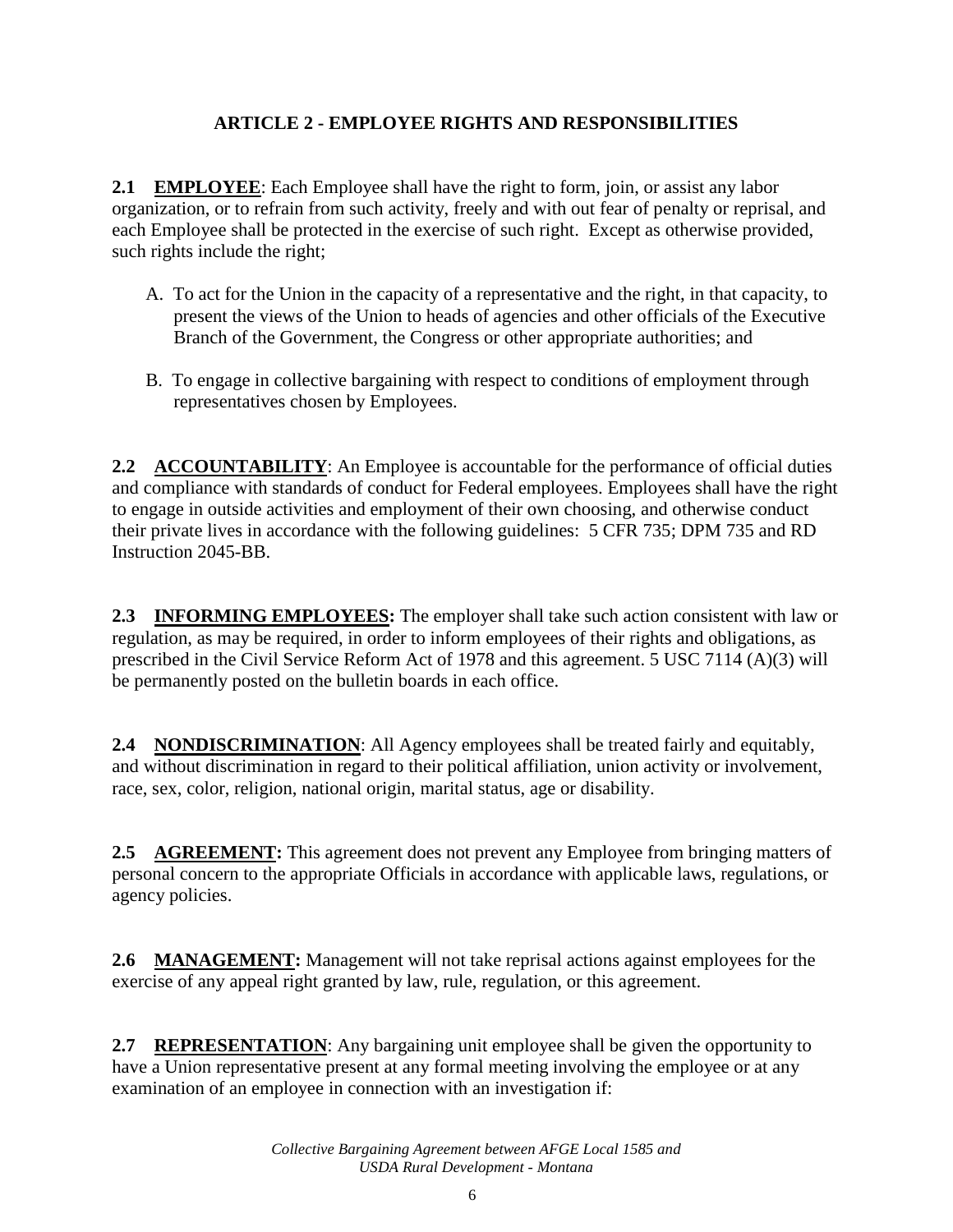## ARTICLE 2 - EMPLOYEE RIGHTS AND RESPONSIBILITIES

**2.1 <u>EMPLOYEE</u>**: Each Employee shall have the right to form, join, or assist any labor organization, or to refrain from such activity, freely and with out fear of penalty or reprisal, and each Employee shall be protected in the exercise of such right. Except as otherwise provided, such rights include the right;

A. To act for the Union in the capacity of a representative and the right, in that capacity, to present the views of the Union to heads of agencies and other officials of the Executive Branch of the Government, the Congress or other appropriate authorities; and

B. To engage in collective bargaining with respect to conditions of employment through representatives chosen by Employees.

**2.2 <u>ACCOUNTABILITY</u>**: An Employee is accountable for the performance of official duties and compliance with standards of conduct for Federal employees. Employees shall have the right to engage in outside activities and employment of their own choosing, and otherwise conduct their private lives in accordance with the following guidelines: 5 CFR 735; DPM 735 and RD Instruction 2045-BB.

**2.3 <u>INFORMING EMPLOYEES</u>:** The employer shall take such action consistent with law or regulation, as may be required, in order to inform employees of their rights and obligations, as prescribed in the Civil Service Reform Act of 1978 and this agreement. 5 USC 7114 (A)(3) will be permanently posted on the bulletin boards in each office.

**2.4 <u>NONDISCRIMINATION</u>**: All Agency employees shall be treated fairly and equitably, and without discrimination in regard to their political affiliation, union activity or involvement, race, sex, color, religion, national origin, marital status, age or disability.

**2.5 <u>AGREEMENT</u>:** This agreement does not prevent any Employee from bringing matters of personal concern to the appropriate Officials in accordance with applicable laws, regulations, or agency policies.

**2.6 <u>MANAGEMENT</u>:** Management will not take reprisal actions against employees for the exercise of any appeal right granted by law, rule, regulation, or this agreement.

**2.7 <u>REPRESENTATION</u>**: Any bargaining unit employee shall be given the opportunity to have a Union representative present at any formal meeting involving the employee or at any examination of an employee in connection with an investigation if: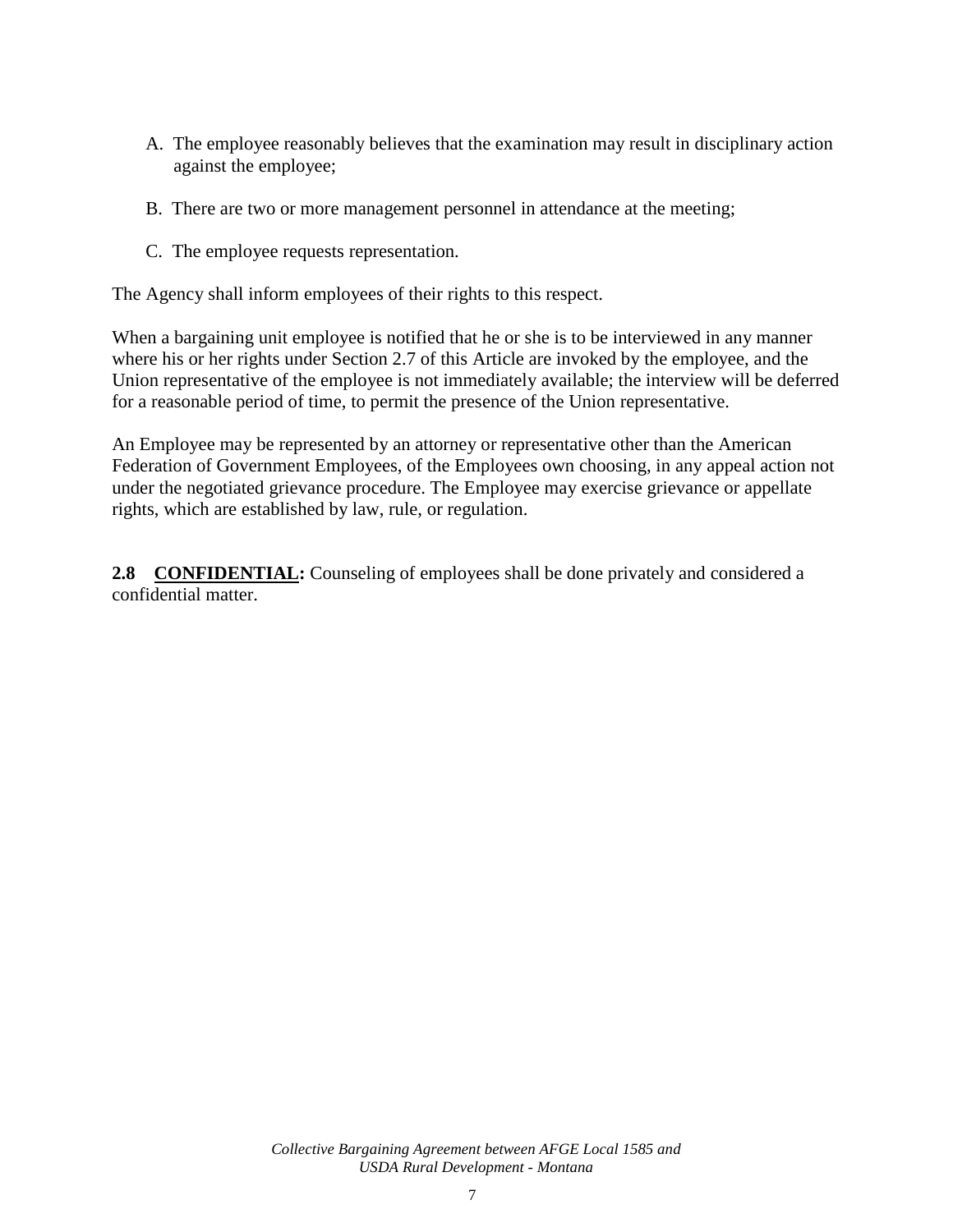A. The employee reasonably believes that the examination may result in disciplinary action against the employee;

B. There are two or more management personnel in attendance at the meeting;

C. The employee requests representation.

The Agency shall inform employees of their rights to this respect.

When a bargaining unit employee is notified that he or she is to be interviewed in any manner where his or her rights under Section 2.7 of this Article are invoked by the employee, and the Union representative of the employee is not immediately available; the interview will be deferred for a reasonable period of time, to permit the presence of the Union representative.

An Employee may be represented by an attorney or representative other than the American Federation of Government Employees, of the Employees own choosing, in any appeal action not under the negotiated grievance procedure. The Employee may exercise grievance or appellate rights, which are established by law, rule, or regulation.

**2.8 <u>CONFIDENTIAL</u>:** Counseling of employees shall be done privately and considered a confidential matter.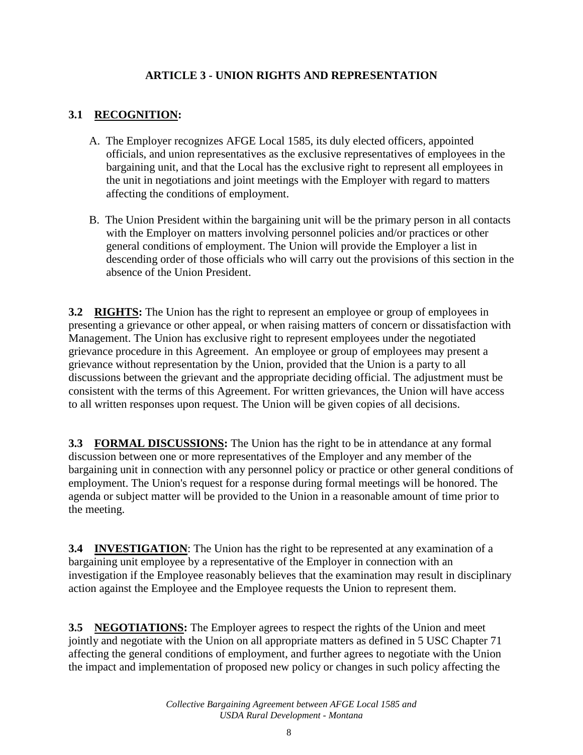## ARTICLE 3 - UNION RIGHTS AND REPRESENTATION

### 3.1 RECOGNITION:

A. The Employer recognizes AFGE Local 1585, its duly elected officers, appointed officials, and union representatives as the exclusive representatives of employees in the bargaining unit, and that the Local has the exclusive right to represent all employees in the unit in negotiations and joint meetings with the Employer with regard to matters affecting the conditions of employment.

B. The Union President within the bargaining unit will be the primary person in all contacts with the Employer on matters involving personnel policies and/or practices or other general conditions of employment. The Union will provide the Employer a list in descending order of those officials who will carry out the provisions of this section in the absence of the Union President.

**3.2 RIGHTS:** The Union has the right to represent an employee or group of employees in presenting a grievance or other appeal, or when raising matters of concern or dissatisfaction with Management. The Union has exclusive right to represent employees under the negotiated grievance procedure in this Agreement. An employee or group of employees may present a grievance without representation by the Union, provided that the Union is a party to all discussions between the grievant and the appropriate deciding official. The adjustment must be consistent with the terms of this Agreement. For written grievances, the Union will have access to all written responses upon request. The Union will be given copies of all decisions.

**3.3 FORMAL DISCUSSIONS:** The Union has the right to be in attendance at any formal discussion between one or more representatives of the Employer and any member of the bargaining unit in connection with any personnel policy or practice or other general conditions of employment. The Union's request for a response during formal meetings will be honored. The agenda or subject matter will be provided to the Union in a reasonable amount of time prior to the meeting.

**3.4 INVESTIGATION**: The Union has the right to be represented at any examination of a bargaining unit employee by a representative of the Employer in connection with an investigation if the Employee reasonably believes that the examination may result in disciplinary action against the Employee and the Employee requests the Union to represent them.

**3.5 NEGOTIATIONS:** The Employer agrees to respect the rights of the Union and meet jointly and negotiate with the Union on all appropriate matters as defined in 5 USC Chapter 71 affecting the general conditions of employment, and further agrees to negotiate with the Union the impact and implementation of proposed new policy or changes in such policy affecting the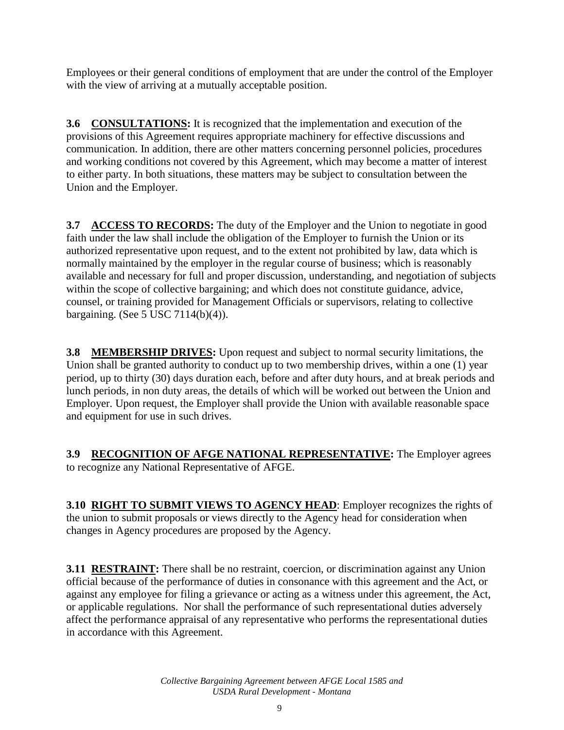Employees or their general conditions of employment that are under the control of the Employer with the view of arriving at a mutually acceptable position.

**3.6 CONSULTATIONS:** It is recognized that the implementation and execution of the provisions of this Agreement requires appropriate machinery for effective discussions and communication. In addition, there are other matters concerning personnel policies, procedures and working conditions not covered by this Agreement, which may become a matter of interest to either party. In both situations, these matters may be subject to consultation between the Union and the Employer.

**3.7 ACCESS TO RECORDS:** The duty of the Employer and the Union to negotiate in good faith under the law shall include the obligation of the Employer to furnish the Union or its authorized representative upon request, and to the extent not prohibited by law, data which is normally maintained by the employer in the regular course of business; which is reasonably available and necessary for full and proper discussion, understanding, and negotiation of subjects within the scope of collective bargaining; and which does not constitute guidance, advice, counsel, or training provided for Management Officials or supervisors, relating to collective bargaining. (See 5 USC 7114(b)(4)).

**3.8 MEMBERSHIP DRIVES:** Upon request and subject to normal security limitations, the Union shall be granted authority to conduct up to two membership drives, within a one (1) year period, up to thirty (30) days duration each, before and after duty hours, and at break periods and lunch periods, in non duty areas, the details of which will be worked out between the Union and Employer. Upon request, the Employer shall provide the Union with available reasonable space and equipment for use in such drives.

**3.9 RECOGNITION OF AFGE NATIONAL REPRESENTATIVE:** The Employer agrees to recognize any National Representative of AFGE.

**3.10 RIGHT TO SUBMIT VIEWS TO AGENCY HEAD**: Employer recognizes the rights of the union to submit proposals or views directly to the Agency head for consideration when changes in Agency procedures are proposed by the Agency.

**3.11 RESTRAINT:** There shall be no restraint, coercion, or discrimination against any Union official because of the performance of duties in consonance with this agreement and the Act, or against any employee for filing a grievance or acting as a witness under this agreement, the Act, or applicable regulations. Nor shall the performance of such representational duties adversely affect the performance appraisal of any representative who performs the representational duties in accordance with this Agreement.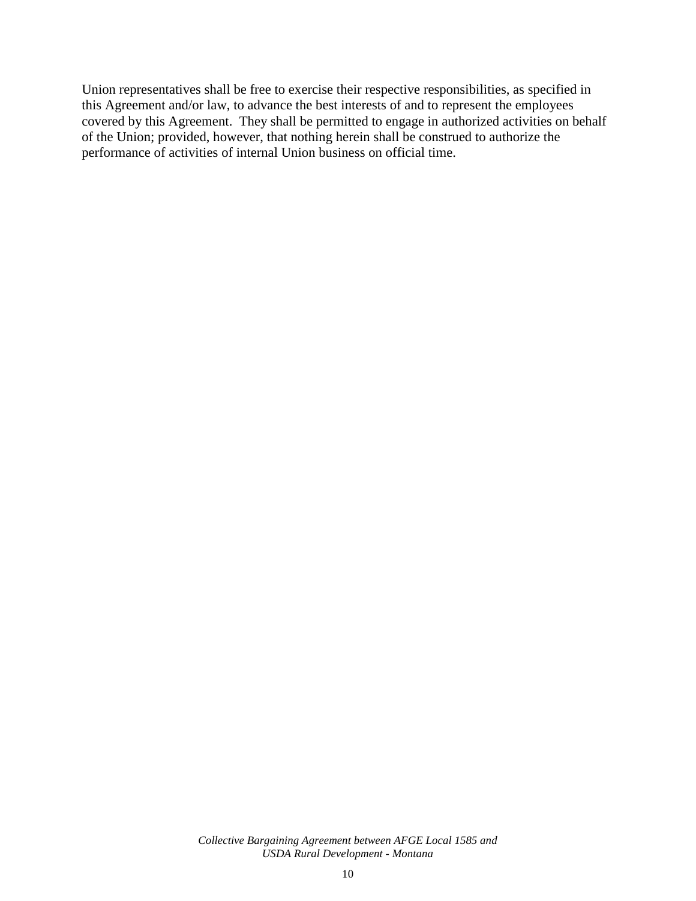Union representatives shall be free to exercise their respective responsibilities, as specified in this Agreement and/or law, to advance the best interests of and to represent the employees covered by this Agreement. They shall be permitted to engage in authorized activities on behalf of the Union; provided, however, that nothing herein shall be construed to authorize the performance of activities of internal Union business on official time.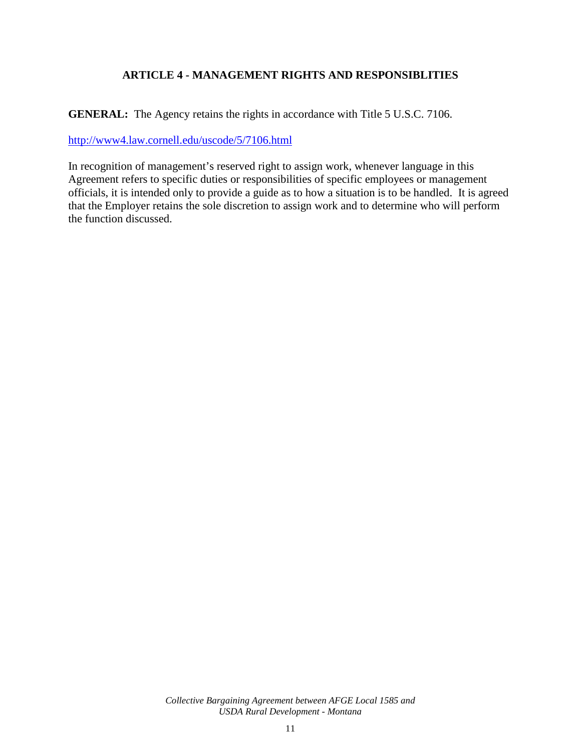## ARTICLE 4 - MANAGEMENT RIGHTS AND RESPONSIBLITIES

**GENERAL:** The Agency retains the rights in accordance with Title 5 U.S.C. 7106.

http://www4.law.cornell.edu/uscode/5/7106.html

In recognition of management's reserved right to assign work, whenever language in this Agreement refers to specific duties or responsibilities of specific employees or management officials, it is intended only to provide a guide as to how a situation is to be handled. It is agreed that the Employer retains the sole discretion to assign work and to determine who will perform the function discussed.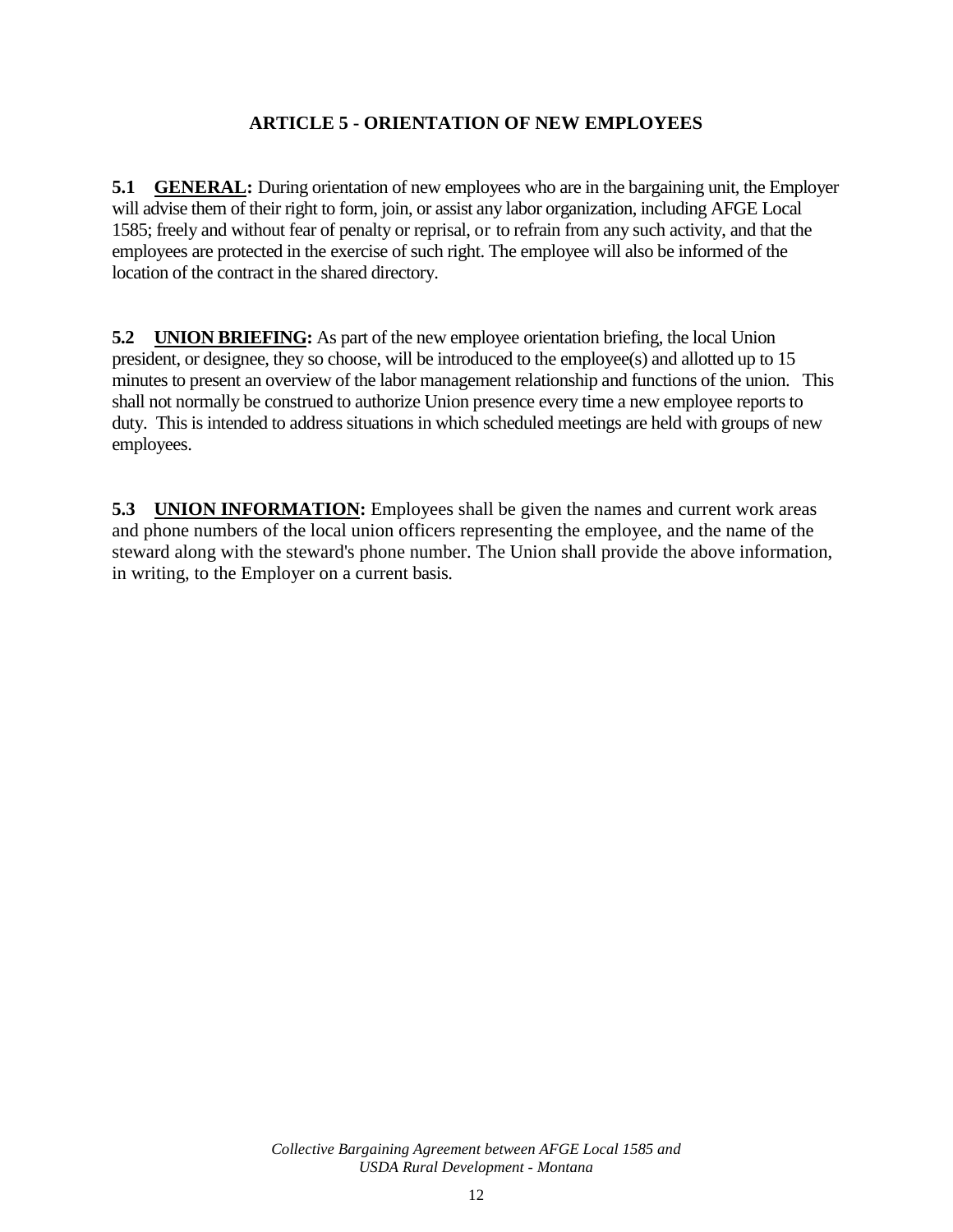## ARTICLE 5 - ORIENTATION OF NEW EMPLOYEES

**5.1 GENERAL:** During orientation of new employees who are in the bargaining unit, the Employer will advise them of their right to form, join, or assist any labor organization, including AFGE Local 1585; freely and without fear of penalty or reprisal, or to refrain from any such activity, and that the employees are protected in the exercise of such right. The employee will also be informed of the location of the contract in the shared directory.

**5.2 UNION BRIEFING:** As part of the new employee orientation briefing, the local Union president, or designee, they so choose, will be introduced to the employee(s) and allotted up to 15 minutes to present an overview of the labor management relationship and functions of the union. This shall not normally be construed to authorize Union presence every time a new employee reports to duty. This is intended to address situations in which scheduled meetings are held with groups of new employees.

**5.3 UNION INFORMATION:** Employees shall be given the names and current work areas and phone numbers of the local union officers representing the employee, and the name of the steward along with the steward's phone number. The Union shall provide the above information, in writing, to the Employer on a current basis.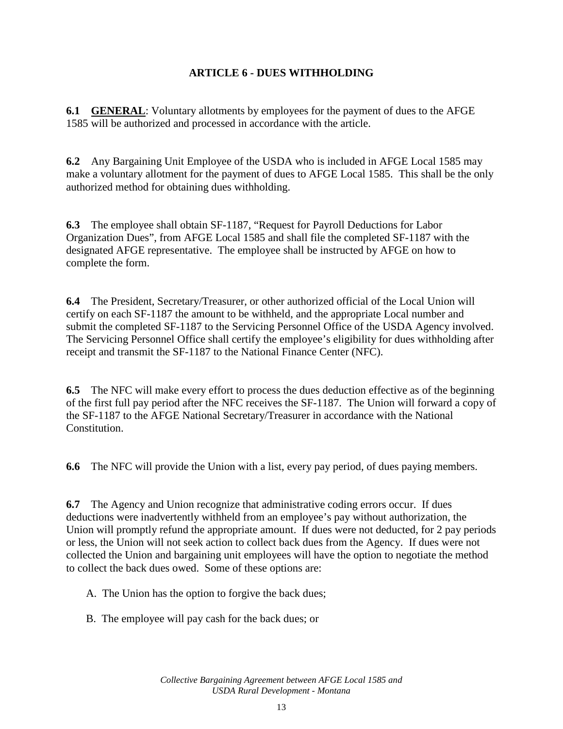## ARTICLE 6 - DUES WITHHOLDING

**6.1** **<u>GENERAL</u>**: Voluntary allotments by employees for the payment of dues to the AFGE 1585 will be authorized and processed in accordance with the article.

**6.2** Any Bargaining Unit Employee of the USDA who is included in AFGE Local 1585 may make a voluntary allotment for the payment of dues to AFGE Local 1585. This shall be the only authorized method for obtaining dues withholding.

**6.3** The employee shall obtain SF-1187, "Request for Payroll Deductions for Labor Organization Dues", from AFGE Local 1585 and shall file the completed SF-1187 with the designated AFGE representative. The employee shall be instructed by AFGE on how to complete the form.

**6.4** The President, Secretary/Treasurer, or other authorized official of the Local Union will certify on each SF-1187 the amount to be withheld, and the appropriate Local number and submit the completed SF-1187 to the Servicing Personnel Office of the USDA Agency involved. The Servicing Personnel Office shall certify the employee's eligibility for dues withholding after receipt and transmit the SF-1187 to the National Finance Center (NFC).

**6.5** The NFC will make every effort to process the dues deduction effective as of the beginning of the first full pay period after the NFC receives the SF-1187. The Union will forward a copy of the SF-1187 to the AFGE National Secretary/Treasurer in accordance with the National Constitution.

**6.6** The NFC will provide the Union with a list, every pay period, of dues paying members.

**6.7** The Agency and Union recognize that administrative coding errors occur. If dues deductions were inadvertently withheld from an employee's pay without authorization, the Union will promptly refund the appropriate amount. If dues were not deducted, for 2 pay periods or less, the Union will not seek action to collect back dues from the Agency. If dues were not collected the Union and bargaining unit employees will have the option to negotiate the method to collect the back dues owed. Some of these options are:

A. The Union has the option to forgive the back dues;

B. The employee will pay cash for the back dues; or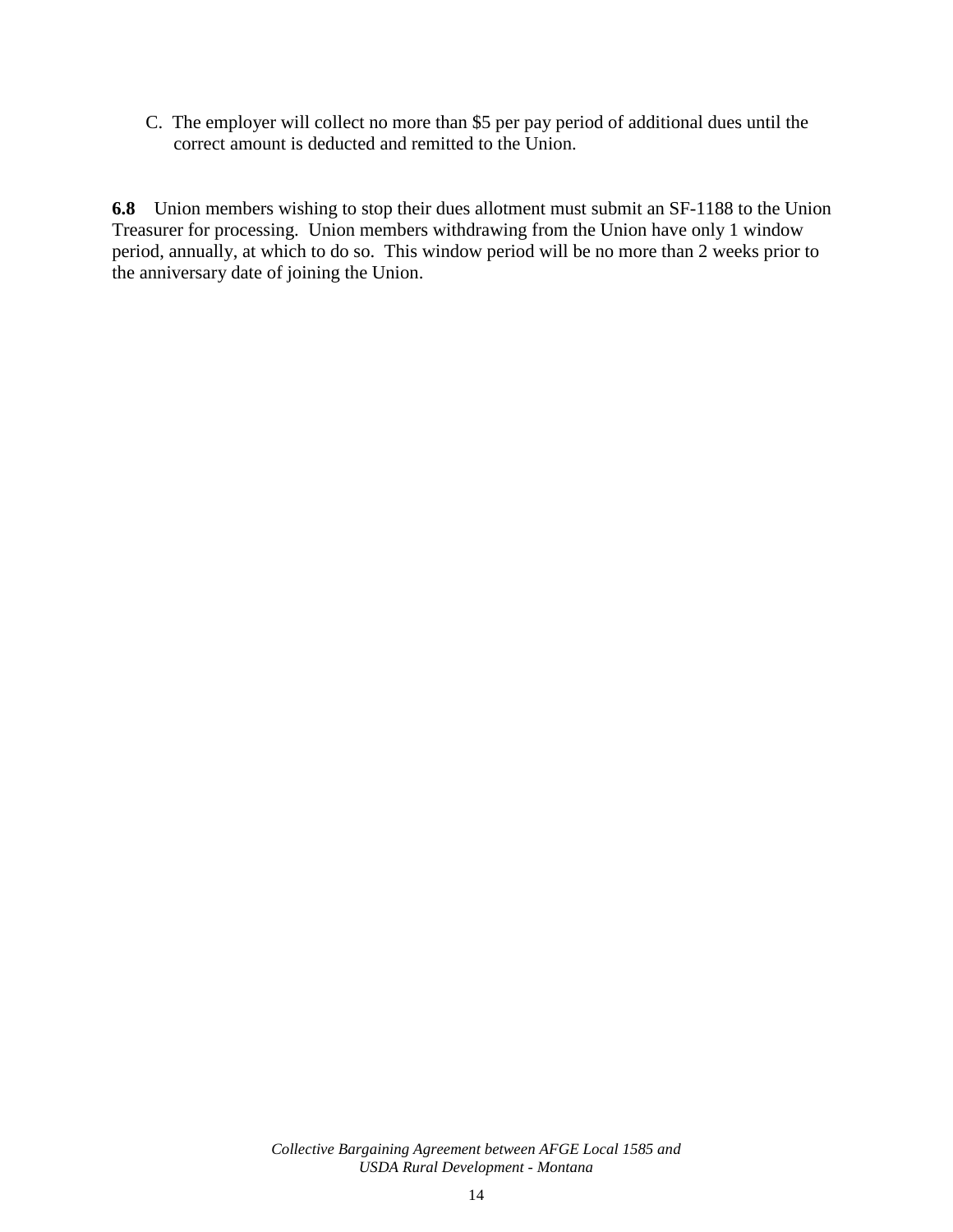C. The employer will collect no more than $5 per pay period of additional dues until the correct amount is deducted and remitted to the Union.

**6.8** Union members wishing to stop their dues allotment must submit an SF-1188 to the Union Treasurer for processing. Union members withdrawing from the Union have only 1 window period, annually, at which to do so. This window period will be no more than 2 weeks prior to the anniversary date of joining the Union.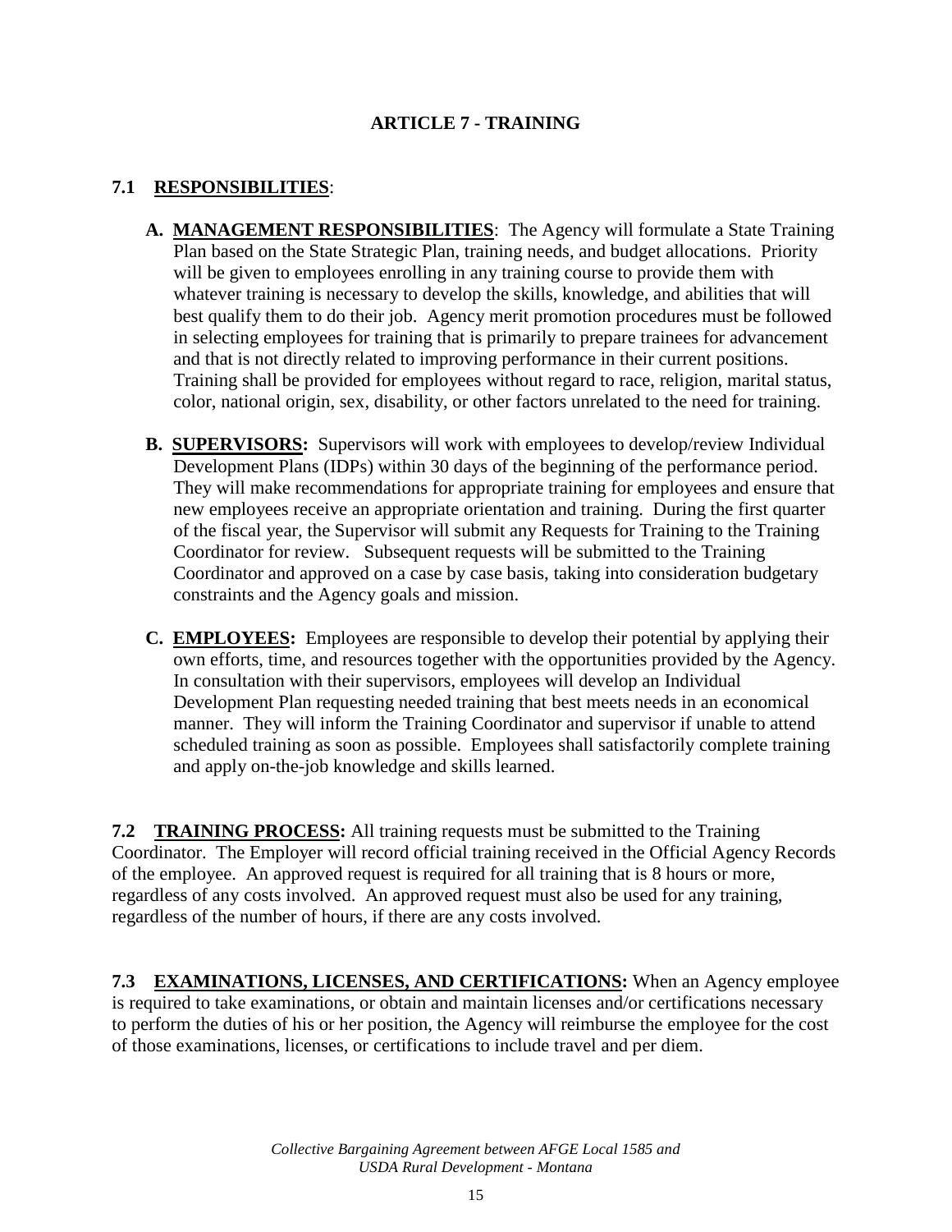# ARTICLE 7 - TRAINING

## 7.1 RESPONSIBILITIES:

**A. MANAGEMENT RESPONSIBILITIES**: The Agency will formulate a State Training Plan based on the State Strategic Plan, training needs, and budget allocations. Priority will be given to employees enrolling in any training course to provide them with whatever training is necessary to develop the skills, knowledge, and abilities that will best qualify them to do their job. Agency merit promotion procedures must be followed in selecting employees for training that is primarily to prepare trainees for advancement and that is not directly related to improving performance in their current positions. Training shall be provided for employees without regard to race, religion, marital status, color, national origin, sex, disability, or other factors unrelated to the need for training.

**B. SUPERVISORS:** Supervisors will work with employees to develop/review Individual Development Plans (IDPs) within 30 days of the beginning of the performance period. They will make recommendations for appropriate training for employees and ensure that new employees receive an appropriate orientation and training. During the first quarter of the fiscal year, the Supervisor will submit any Requests for Training to the Training Coordinator for review. Subsequent requests will be submitted to the Training Coordinator and approved on a case by case basis, taking into consideration budgetary constraints and the Agency goals and mission.

**C. EMPLOYEES:** Employees are responsible to develop their potential by applying their own efforts, time, and resources together with the opportunities provided by the Agency. In consultation with their supervisors, employees will develop an Individual Development Plan requesting needed training that best meets needs in an economical manner. They will inform the Training Coordinator and supervisor if unable to attend scheduled training as soon as possible. Employees shall satisfactorily complete training and apply on-the-job knowledge and skills learned.

**7.2 TRAINING PROCESS:** All training requests must be submitted to the Training Coordinator. The Employer will record official training received in the Official Agency Records of the employee. An approved request is required for all training that is 8 hours or more, regardless of any costs involved. An approved request must also be used for any training, regardless of the number of hours, if there are any costs involved.

**7.3 EXAMINATIONS, LICENSES, AND CERTIFICATIONS:** When an Agency employee is required to take examinations, or obtain and maintain licenses and/or certifications necessary to perform the duties of his or her position, the Agency will reimburse the employee for the cost of those examinations, licenses, or certifications to include travel and per diem.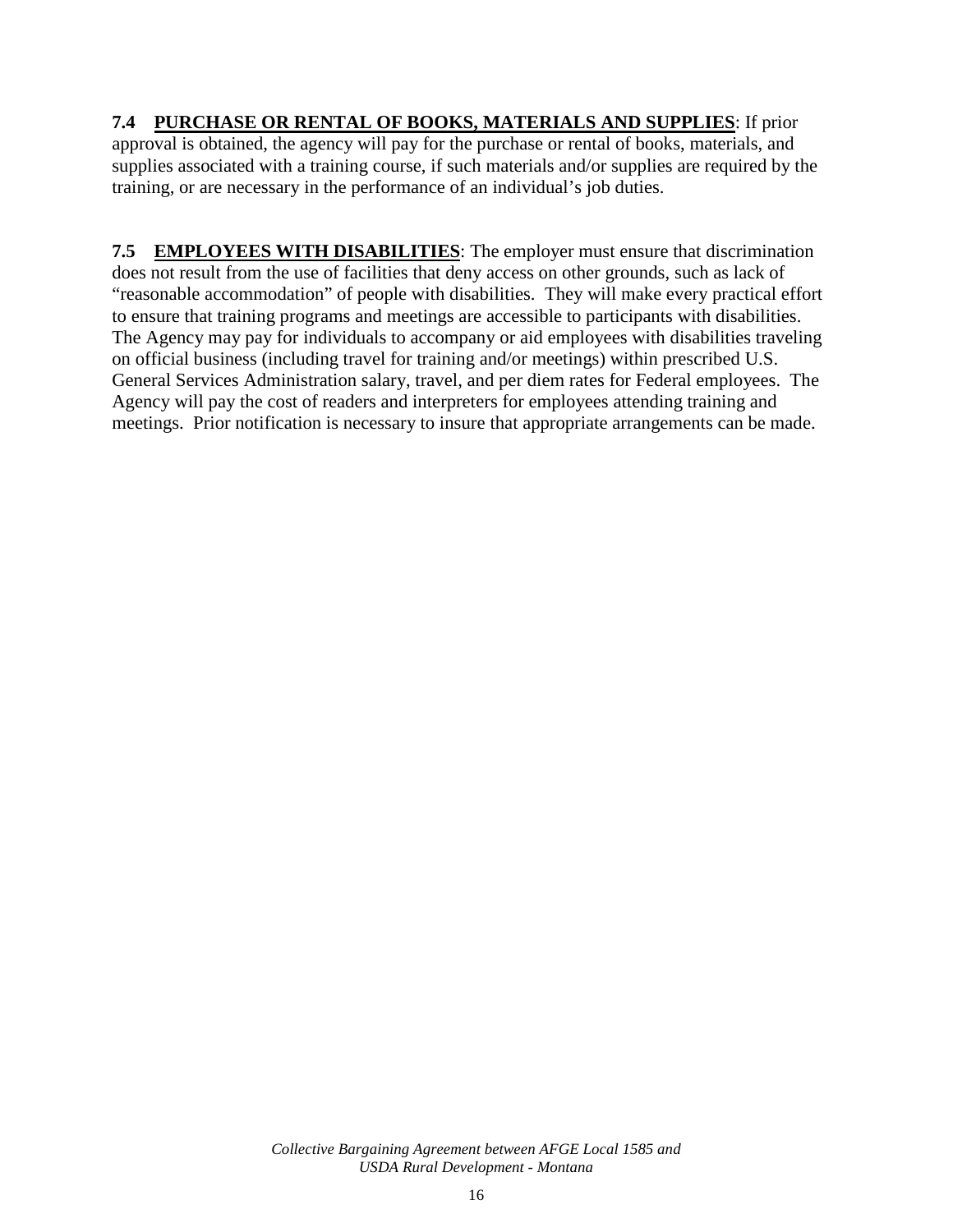**7.4 PURCHASE OR RENTAL OF BOOKS, MATERIALS AND SUPPLIES**: If prior approval is obtained, the agency will pay for the purchase or rental of books, materials, and supplies associated with a training course, if such materials and/or supplies are required by the training, or are necessary in the performance of an individual's job duties.

**7.5 EMPLOYEES WITH DISABILITIES**: The employer must ensure that discrimination does not result from the use of facilities that deny access on other grounds, such as lack of "reasonable accommodation" of people with disabilities. They will make every practical effort to ensure that training programs and meetings are accessible to participants with disabilities. The Agency may pay for individuals to accompany or aid employees with disabilities traveling on official business (including travel for training and/or meetings) within prescribed U.S. General Services Administration salary, travel, and per diem rates for Federal employees. The Agency will pay the cost of readers and interpreters for employees attending training and meetings. Prior notification is necessary to insure that appropriate arrangements can be made.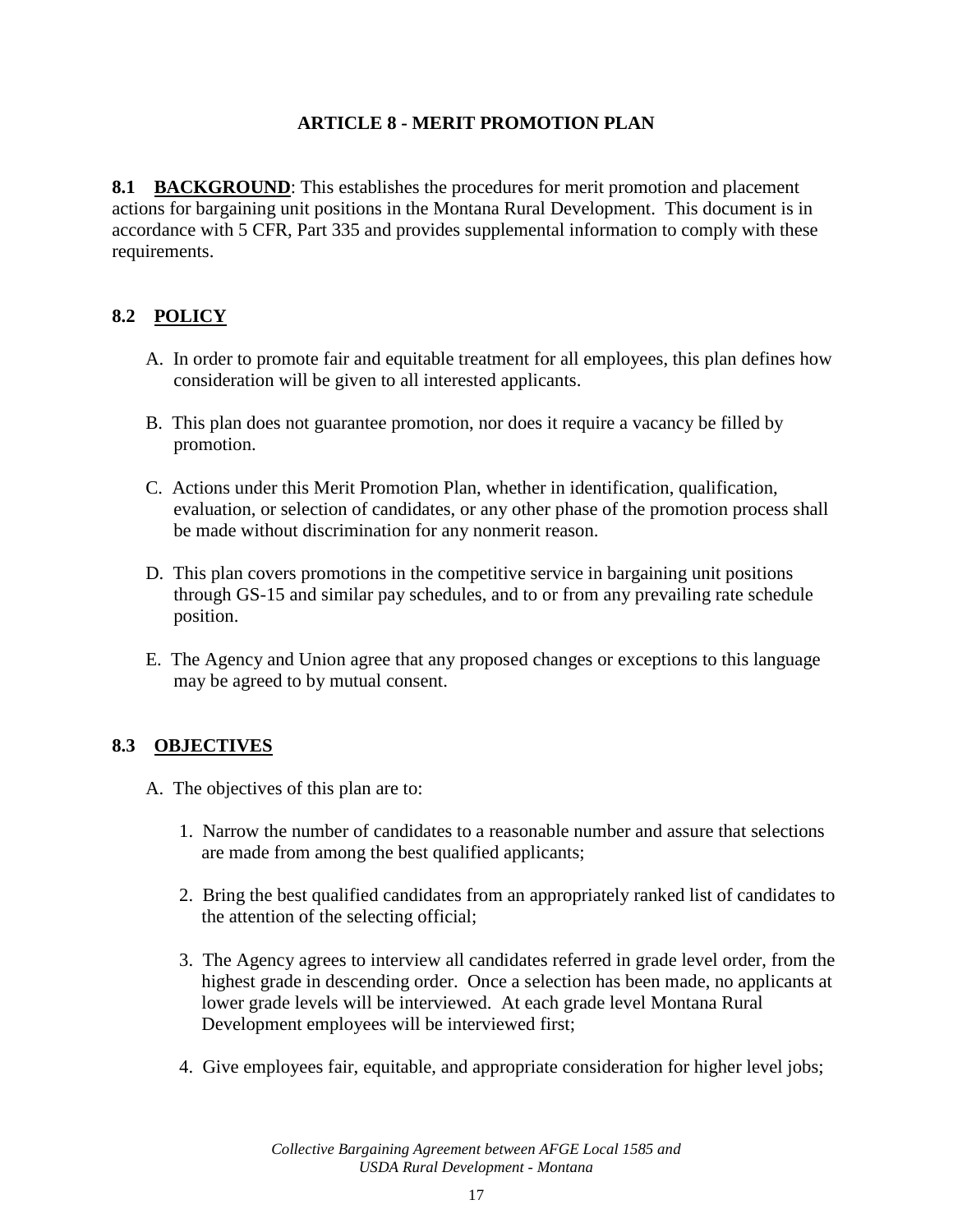# ARTICLE 8 - MERIT PROMOTION PLAN

**8.1 BACKGROUND**: This establishes the procedures for merit promotion and placement actions for bargaining unit positions in the Montana Rural Development. This document is in accordance with 5 CFR, Part 335 and provides supplemental information to comply with these requirements.

## 8.2 POLICY

A. In order to promote fair and equitable treatment for all employees, this plan defines how consideration will be given to all interested applicants.

B. This plan does not guarantee promotion, nor does it require a vacancy be filled by promotion.

C. Actions under this Merit Promotion Plan, whether in identification, qualification, evaluation, or selection of candidates, or any other phase of the promotion process shall be made without discrimination for any nonmerit reason.

D. This plan covers promotions in the competitive service in bargaining unit positions through GS-15 and similar pay schedules, and to or from any prevailing rate schedule position.

E. The Agency and Union agree that any proposed changes or exceptions to this language may be agreed to by mutual consent.

## 8.3 OBJECTIVES

A. The objectives of this plan are to:

1. Narrow the number of candidates to a reasonable number and assure that selections are made from among the best qualified applicants;

2. Bring the best qualified candidates from an appropriately ranked list of candidates to the attention of the selecting official;

3. The Agency agrees to interview all candidates referred in grade level order, from the highest grade in descending order. Once a selection has been made, no applicants at lower grade levels will be interviewed. At each grade level Montana Rural Development employees will be interviewed first;

4. Give employees fair, equitable, and appropriate consideration for higher level jobs;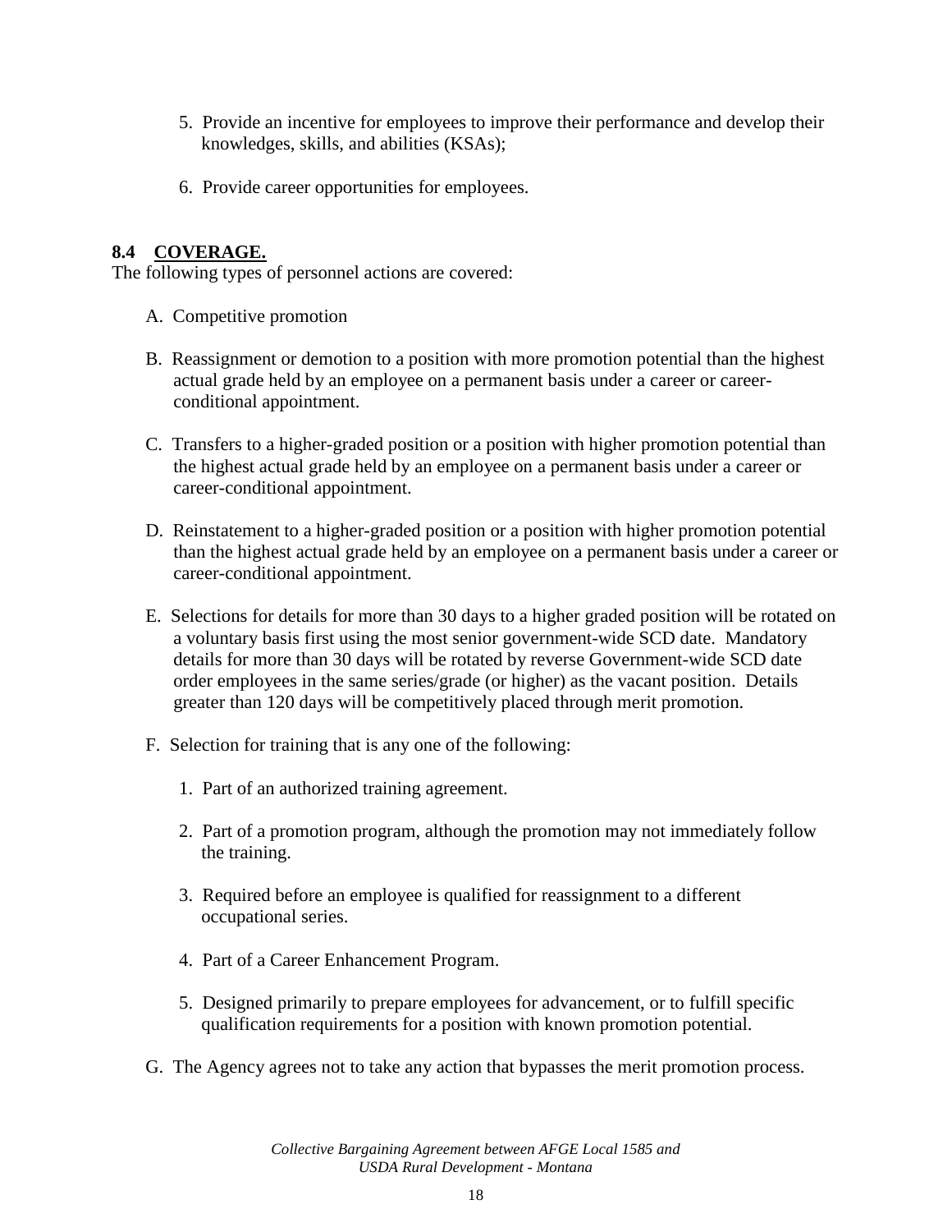5. Provide an incentive for employees to improve their performance and develop their knowledges, skills, and abilities (KSAs);

6. Provide career opportunities for employees.

### 8.4 COVERAGE.

The following types of personnel actions are covered:

A. Competitive promotion

B. Reassignment or demotion to a position with more promotion potential than the highest actual grade held by an employee on a permanent basis under a career or career-conditional appointment.

C. Transfers to a higher-graded position or a position with higher promotion potential than the highest actual grade held by an employee on a permanent basis under a career or career-conditional appointment.

D. Reinstatement to a higher-graded position or a position with higher promotion potential than the highest actual grade held by an employee on a permanent basis under a career or career-conditional appointment.

E. Selections for details for more than 30 days to a higher graded position will be rotated on a voluntary basis first using the most senior government-wide SCD date. Mandatory details for more than 30 days will be rotated by reverse Government-wide SCD date order employees in the same series/grade (or higher) as the vacant position. Details greater than 120 days will be competitively placed through merit promotion.

F. Selection for training that is any one of the following:

   1. Part of an authorized training agreement.

   2. Part of a promotion program, although the promotion may not immediately follow the training.

   3. Required before an employee is qualified for reassignment to a different occupational series.

   4. Part of a Career Enhancement Program.

   5. Designed primarily to prepare employees for advancement, or to fulfill specific qualification requirements for a position with known promotion potential.

G. The Agency agrees not to take any action that bypasses the merit promotion process.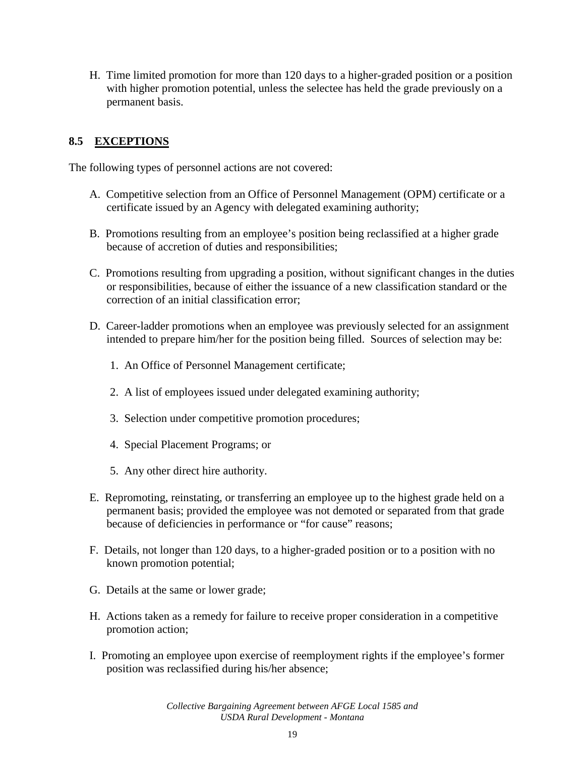H. Time limited promotion for more than 120 days to a higher-graded position or a position with higher promotion potential, unless the selectee has held the grade previously on a permanent basis.

### 8.5 EXCEPTIONS

The following types of personnel actions are not covered:

A. Competitive selection from an Office of Personnel Management (OPM) certificate or a certificate issued by an Agency with delegated examining authority;

B. Promotions resulting from an employee’s position being reclassified at a higher grade because of accretion of duties and responsibilities;

C. Promotions resulting from upgrading a position, without significant changes in the duties or responsibilities, because of either the issuance of a new classification standard or the correction of an initial classification error;

D. Career-ladder promotions when an employee was previously selected for an assignment intended to prepare him/her for the position being filled. Sources of selection may be:

1. An Office of Personnel Management certificate;
2. A list of employees issued under delegated examining authority;
3. Selection under competitive promotion procedures;
4. Special Placement Programs; or
5. Any other direct hire authority.

E. Repromoting, reinstating, or transferring an employee up to the highest grade held on a permanent basis; provided the employee was not demoted or separated from that grade because of deficiencies in performance or “for cause” reasons;

F. Details, not longer than 120 days, to a higher-graded position or to a position with no known promotion potential;

G. Details at the same or lower grade;

H. Actions taken as a remedy for failure to receive proper consideration in a competitive promotion action;

I. Promoting an employee upon exercise of reemployment rights if the employee’s former position was reclassified during his/her absence;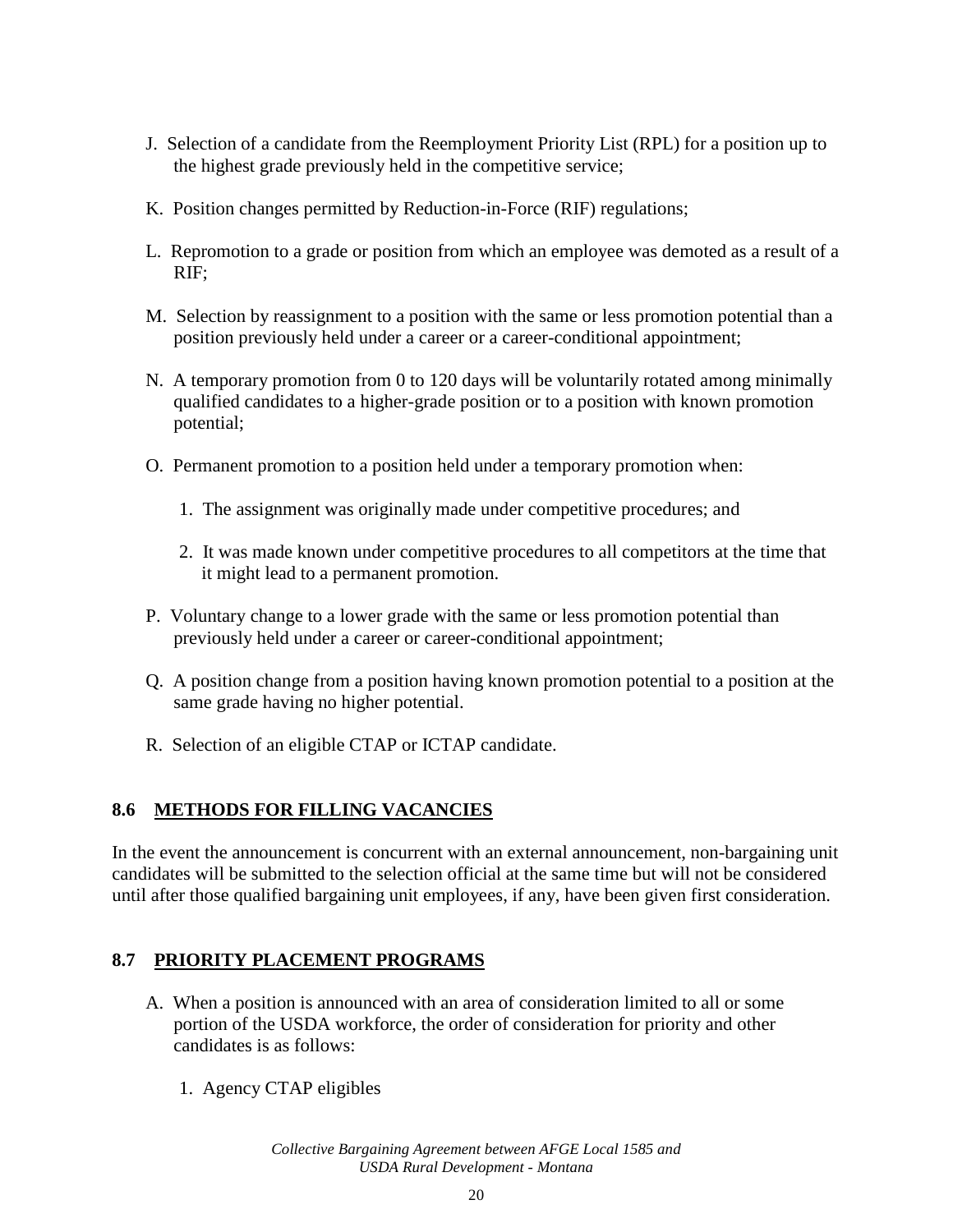J. Selection of a candidate from the Reemployment Priority List (RPL) for a position up to the highest grade previously held in the competitive service;

K. Position changes permitted by Reduction-in-Force (RIF) regulations;

L. Repromotion to a grade or position from which an employee was demoted as a result of a RIF;

M. Selection by reassignment to a position with the same or less promotion potential than a position previously held under a career or a career-conditional appointment;

N. A temporary promotion from 0 to 120 days will be voluntarily rotated among minimally qualified candidates to a higher-grade position or to a position with known promotion potential;

O. Permanent promotion to a position held under a temporary promotion when:

   1. The assignment was originally made under competitive procedures; and

   2. It was made known under competitive procedures to all competitors at the time that it might lead to a permanent promotion.

P. Voluntary change to a lower grade with the same or less promotion potential than previously held under a career or career-conditional appointment;

Q. A position change from a position having known promotion potential to a position at the same grade having no higher potential.

R. Selection of an eligible CTAP or ICTAP candidate.

## 8.6 METHODS FOR FILLING VACANCIES

In the event the announcement is concurrent with an external announcement, non-bargaining unit candidates will be submitted to the selection official at the same time but will not be considered until after those qualified bargaining unit employees, if any, have been given first consideration.

## 8.7 PRIORITY PLACEMENT PROGRAMS

A. When a position is announced with an area of consideration limited to all or some portion of the USDA workforce, the order of consideration for priority and other candidates is as follows:

   1. Agency CTAP eligibles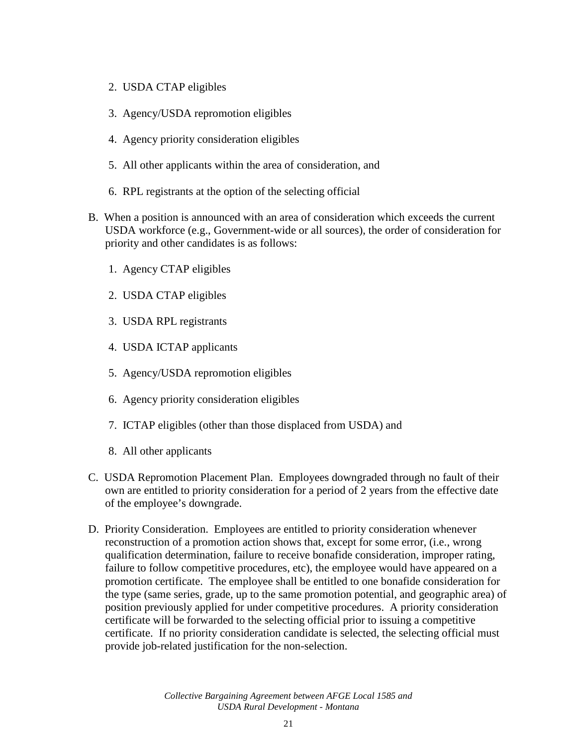2. USDA CTAP eligibles

3. Agency/USDA repromotion eligibles

4. Agency priority consideration eligibles

5. All other applicants within the area of consideration, and

6. RPL registrants at the option of the selecting official

B. When a position is announced with an area of consideration which exceeds the current USDA workforce (e.g., Government-wide or all sources), the order of consideration for priority and other candidates is as follows:

   1. Agency CTAP eligibles

   2. USDA CTAP eligibles

   3. USDA RPL registrants

   4. USDA ICTAP applicants

   5. Agency/USDA repromotion eligibles

   6. Agency priority consideration eligibles

   7. ICTAP eligibles (other than those displaced from USDA) and

   8. All other applicants

C. USDA Repromotion Placement Plan. Employees downgraded through no fault of their own are entitled to priority consideration for a period of 2 years from the effective date of the employee's downgrade.

D. Priority Consideration. Employees are entitled to priority consideration whenever reconstruction of a promotion action shows that, except for some error, (i.e., wrong qualification determination, failure to receive bonafide consideration, improper rating, failure to follow competitive procedures, etc), the employee would have appeared on a promotion certificate. The employee shall be entitled to one bonafide consideration for the type (same series, grade, up to the same promotion potential, and geographic area) of position previously applied for under competitive procedures. A priority consideration certificate will be forwarded to the selecting official prior to issuing a competitive certificate. If no priority consideration candidate is selected, the selecting official must provide job-related justification for the non-selection.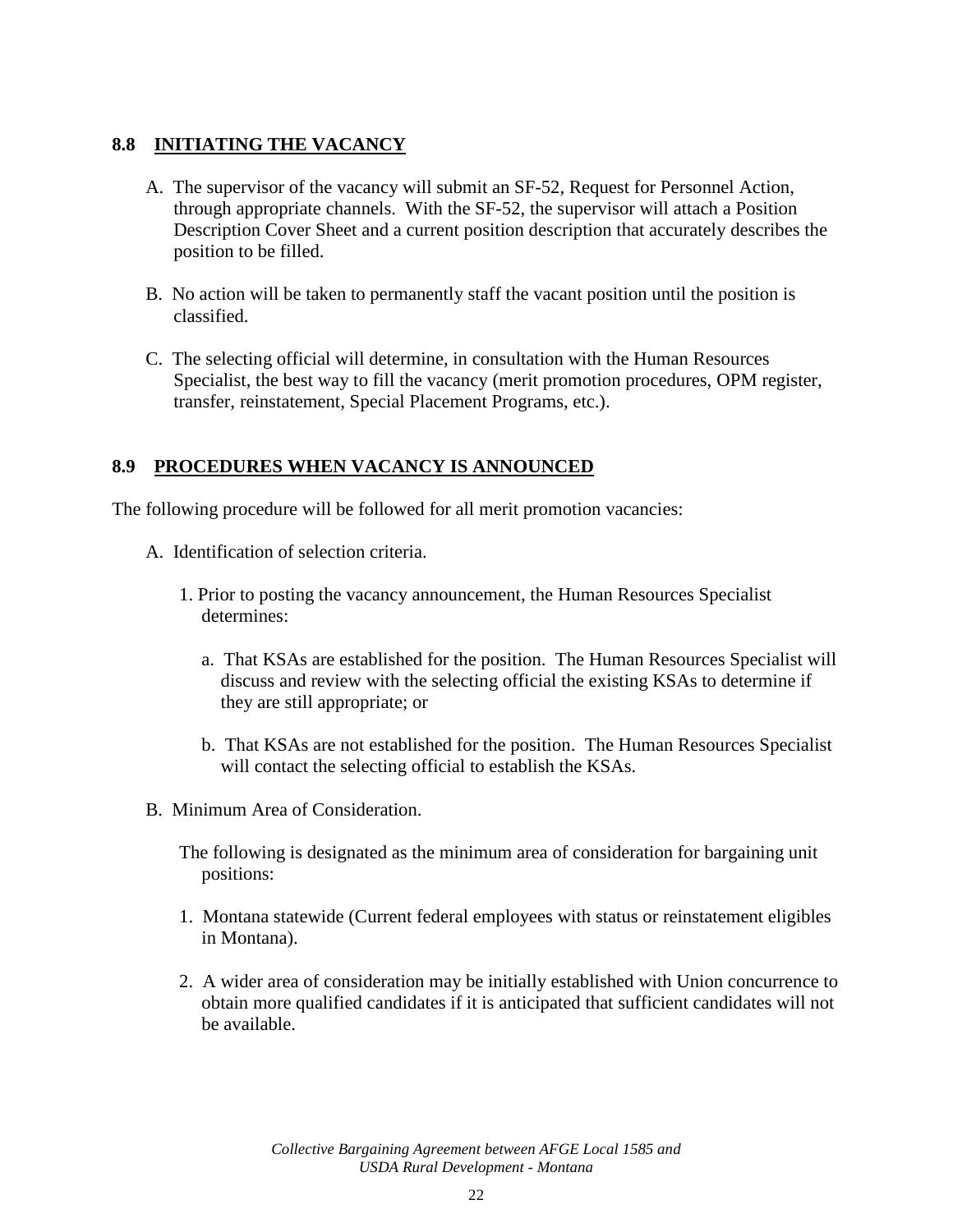## 8.8 INITIATING THE VACANCY

A. The supervisor of the vacancy will submit an SF-52, Request for Personnel Action, through appropriate channels. With the SF-52, the supervisor will attach a Position Description Cover Sheet and a current position description that accurately describes the position to be filled.

B. No action will be taken to permanently staff the vacant position until the position is classified.

C. The selecting official will determine, in consultation with the Human Resources Specialist, the best way to fill the vacancy (merit promotion procedures, OPM register, transfer, reinstatement, Special Placement Programs, etc.).

## 8.9 PROCEDURES WHEN VACANCY IS ANNOUNCED

The following procedure will be followed for all merit promotion vacancies:

A. Identification of selection criteria.

   1. Prior to posting the vacancy announcement, the Human Resources Specialist determines:

      a. That KSAs are established for the position. The Human Resources Specialist will discuss and review with the selecting official the existing KSAs to determine if they are still appropriate; or

      b. That KSAs are not established for the position. The Human Resources Specialist will contact the selecting official to establish the KSAs.

B. Minimum Area of Consideration.

   The following is designated as the minimum area of consideration for bargaining unit positions:

   1. Montana statewide (Current federal employees with status or reinstatement eligibles in Montana).

   2. A wider area of consideration may be initially established with Union concurrence to obtain more qualified candidates if it is anticipated that sufficient candidates will not be available.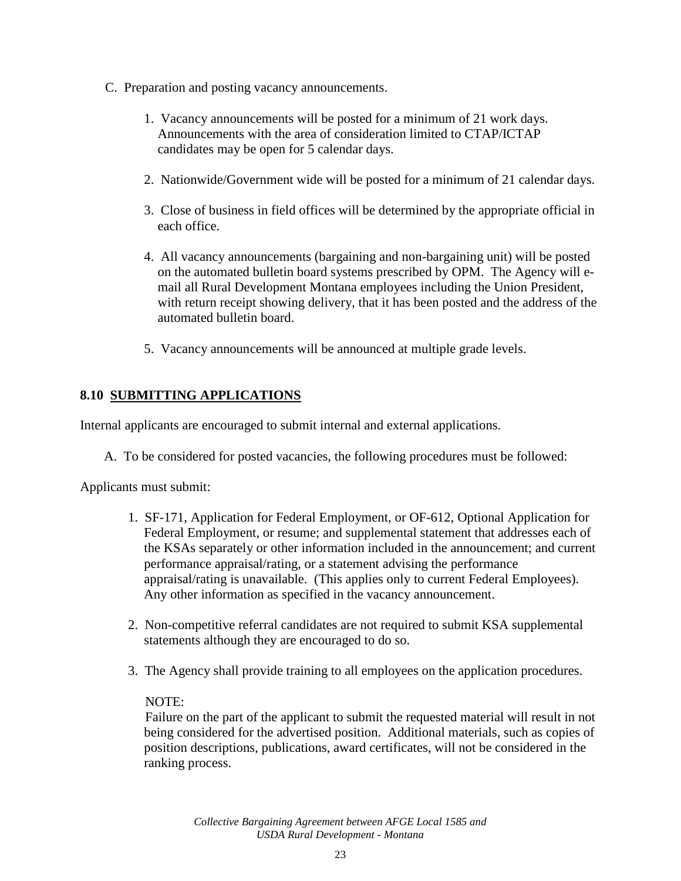C. Preparation and posting vacancy announcements.

1. Vacancy announcements will be posted for a minimum of 21 work days. Announcements with the area of consideration limited to CTAP/ICTAP candidates may be open for 5 calendar days.

2. Nationwide/Government wide will be posted for a minimum of 21 calendar days.

3. Close of business in field offices will be determined by the appropriate official in each office.

4. All vacancy announcements (bargaining and non-bargaining unit) will be posted on the automated bulletin board systems prescribed by OPM. The Agency will e-mail all Rural Development Montana employees including the Union President, with return receipt showing delivery, that it has been posted and the address of the automated bulletin board.

5. Vacancy announcements will be announced at multiple grade levels.

## 8.10 SUBMITTING APPLICATIONS

Internal applicants are encouraged to submit internal and external applications.

A. To be considered for posted vacancies, the following procedures must be followed:

Applicants must submit:

1. SF-171, Application for Federal Employment, or OF-612, Optional Application for Federal Employment, or resume; and supplemental statement that addresses each of the KSAs separately or other information included in the announcement; and current performance appraisal/rating, or a statement advising the performance appraisal/rating is unavailable. (This applies only to current Federal Employees). Any other information as specified in the vacancy announcement.

2. Non-competitive referral candidates are not required to submit KSA supplemental statements although they are encouraged to do so.

3. The Agency shall provide training to all employees on the application procedures.

NOTE:
Failure on the part of the applicant to submit the requested material will result in not being considered for the advertised position. Additional materials, such as copies of position descriptions, publications, award certificates, will not be considered in the ranking process.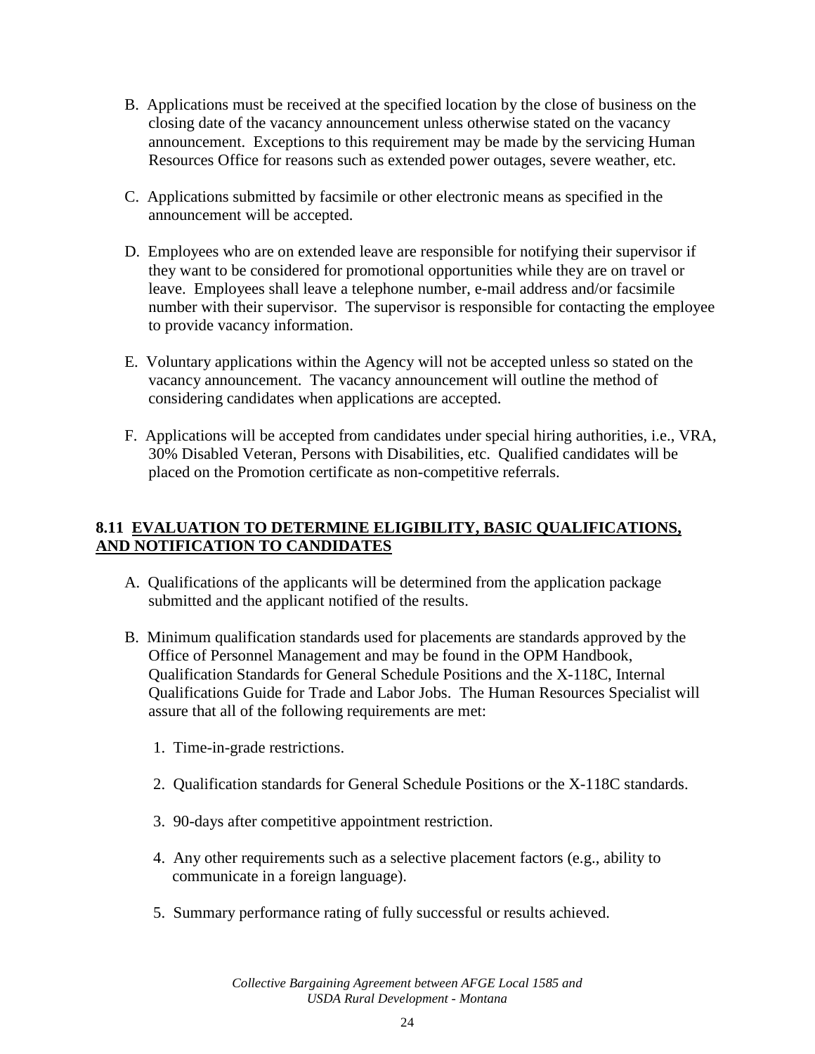B. Applications must be received at the specified location by the close of business on the closing date of the vacancy announcement unless otherwise stated on the vacancy announcement. Exceptions to this requirement may be made by the servicing Human Resources Office for reasons such as extended power outages, severe weather, etc.

C. Applications submitted by facsimile or other electronic means as specified in the announcement will be accepted.

D. Employees who are on extended leave are responsible for notifying their supervisor if they want to be considered for promotional opportunities while they are on travel or leave. Employees shall leave a telephone number, e-mail address and/or facsimile number with their supervisor. The supervisor is responsible for contacting the employee to provide vacancy information.

E. Voluntary applications within the Agency will not be accepted unless so stated on the vacancy announcement. The vacancy announcement will outline the method of considering candidates when applications are accepted.

F. Applications will be accepted from candidates under special hiring authorities, i.e., VRA, 30% Disabled Veteran, Persons with Disabilities, etc. Qualified candidates will be placed on the Promotion certificate as non-competitive referrals.

## 8.11 EVALUATION TO DETERMINE ELIGIBILITY, BASIC QUALIFICATIONS, AND NOTIFICATION TO CANDIDATES

A. Qualifications of the applicants will be determined from the application package submitted and the applicant notified of the results.

B. Minimum qualification standards used for placements are standards approved by the Office of Personnel Management and may be found in the OPM Handbook, Qualification Standards for General Schedule Positions and the X-118C, Internal Qualifications Guide for Trade and Labor Jobs. The Human Resources Specialist will assure that all of the following requirements are met:

1. Time-in-grade restrictions.

2. Qualification standards for General Schedule Positions or the X-118C standards.

3. 90-days after competitive appointment restriction.

4. Any other requirements such as a selective placement factors (e.g., ability to communicate in a foreign language).

5. Summary performance rating of fully successful or results achieved.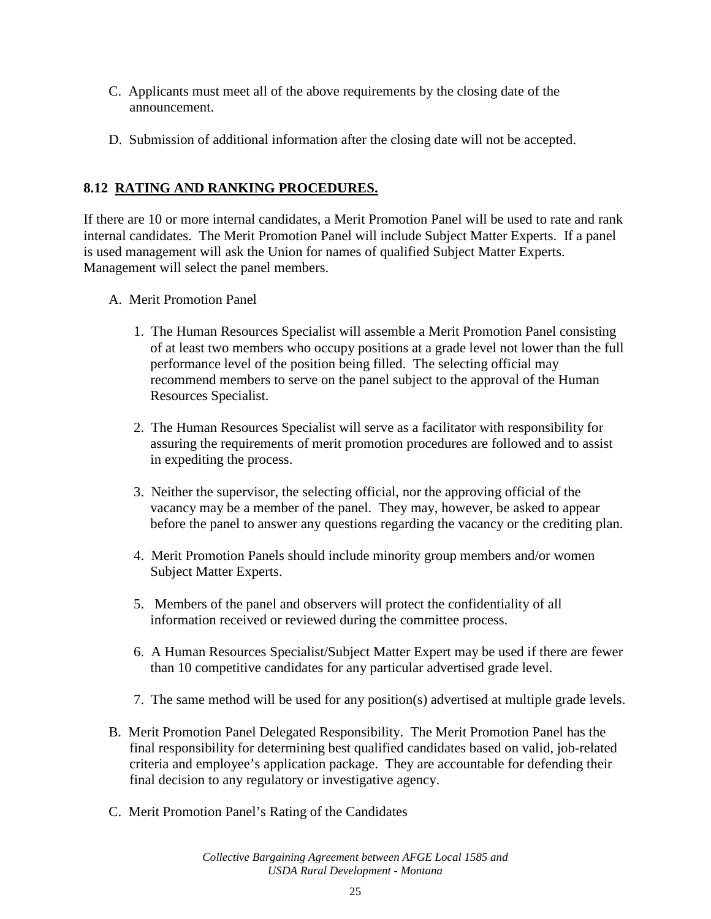C. Applicants must meet all of the above requirements by the closing date of the announcement.

D. Submission of additional information after the closing date will not be accepted.

## 8.12 RATING AND RANKING PROCEDURES.

If there are 10 or more internal candidates, a Merit Promotion Panel will be used to rate and rank internal candidates. The Merit Promotion Panel will include Subject Matter Experts. If a panel is used management will ask the Union for names of qualified Subject Matter Experts. Management will select the panel members.

A. Merit Promotion Panel

1. The Human Resources Specialist will assemble a Merit Promotion Panel consisting of at least two members who occupy positions at a grade level not lower than the full performance level of the position being filled. The selecting official may recommend members to serve on the panel subject to the approval of the Human Resources Specialist.

2. The Human Resources Specialist will serve as a facilitator with responsibility for assuring the requirements of merit promotion procedures are followed and to assist in expediting the process.

3. Neither the supervisor, the selecting official, nor the approving official of the vacancy may be a member of the panel. They may, however, be asked to appear before the panel to answer any questions regarding the vacancy or the crediting plan.

4. Merit Promotion Panels should include minority group members and/or women Subject Matter Experts.

5. Members of the panel and observers will protect the confidentiality of all information received or reviewed during the committee process.

6. A Human Resources Specialist/Subject Matter Expert may be used if there are fewer than 10 competitive candidates for any particular advertised grade level.

7. The same method will be used for any position(s) advertised at multiple grade levels.

B. Merit Promotion Panel Delegated Responsibility. The Merit Promotion Panel has the final responsibility for determining best qualified candidates based on valid, job-related criteria and employee's application package. They are accountable for defending their final decision to any regulatory or investigative agency.

C. Merit Promotion Panel's Rating of the Candidates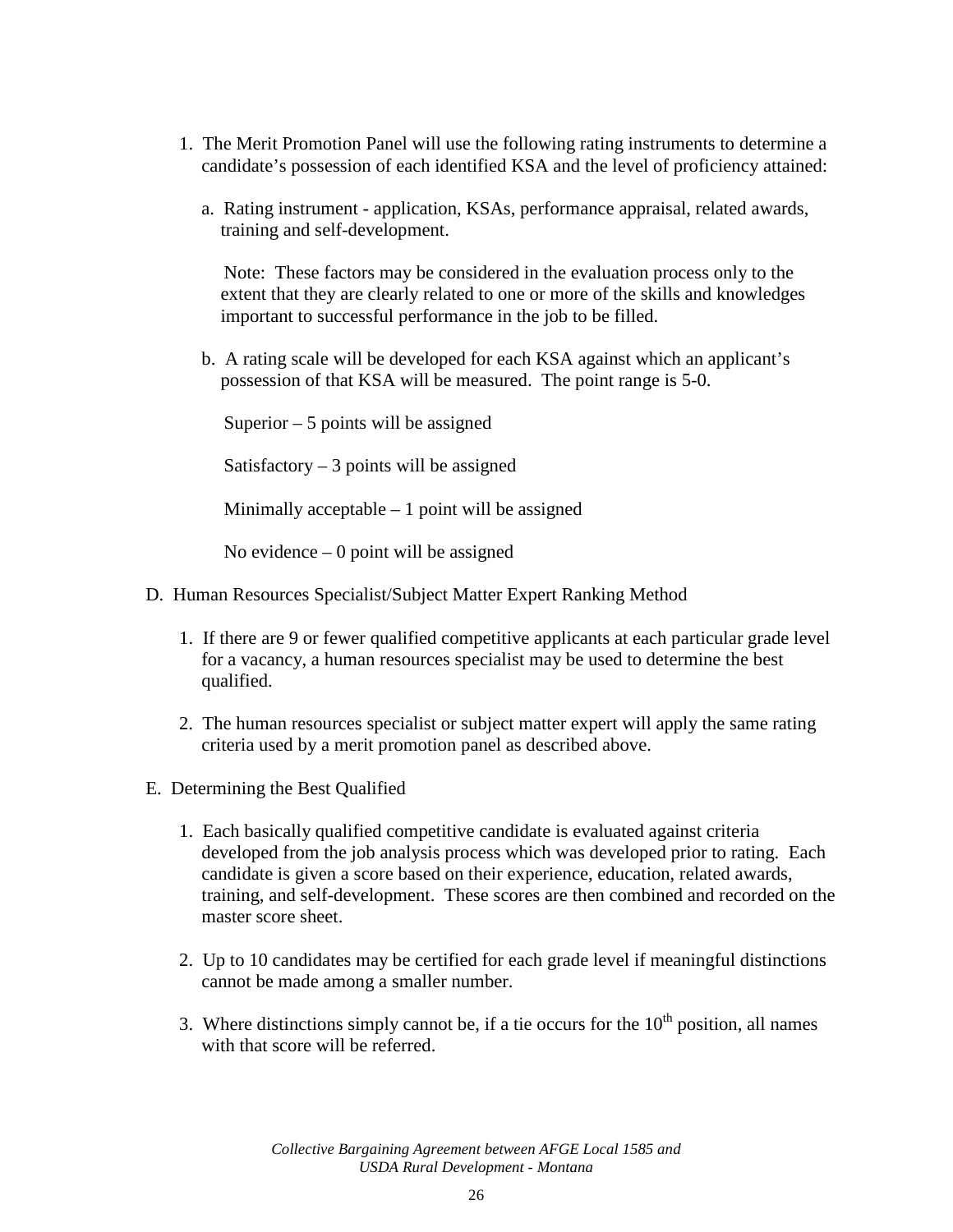1. The Merit Promotion Panel will use the following rating instruments to determine a candidate's possession of each identified KSA and the level of proficiency attained:

   a. Rating instrument - application, KSAs, performance appraisal, related awards, training and self-development.

      Note: These factors may be considered in the evaluation process only to the extent that they are clearly related to one or more of the skills and knowledges important to successful performance in the job to be filled.

   b. A rating scale will be developed for each KSA against which an applicant's possession of that KSA will be measured. The point range is 5-0.

      Superior – 5 points will be assigned

      Satisfactory – 3 points will be assigned

      Minimally acceptable – 1 point will be assigned

      No evidence – 0 point will be assigned

D. Human Resources Specialist/Subject Matter Expert Ranking Method

1. If there are 9 or fewer qualified competitive applicants at each particular grade level for a vacancy, a human resources specialist may be used to determine the best qualified.

2. The human resources specialist or subject matter expert will apply the same rating criteria used by a merit promotion panel as described above.

E. Determining the Best Qualified

1. Each basically qualified competitive candidate is evaluated against criteria developed from the job analysis process which was developed prior to rating. Each candidate is given a score based on their experience, education, related awards, training, and self-development. These scores are then combined and recorded on the master score sheet.

2. Up to 10 candidates may be certified for each grade level if meaningful distinctions cannot be made among a smaller number.

3. Where distinctions simply cannot be, if a tie occurs for the 10th position, all names with that score will be referred.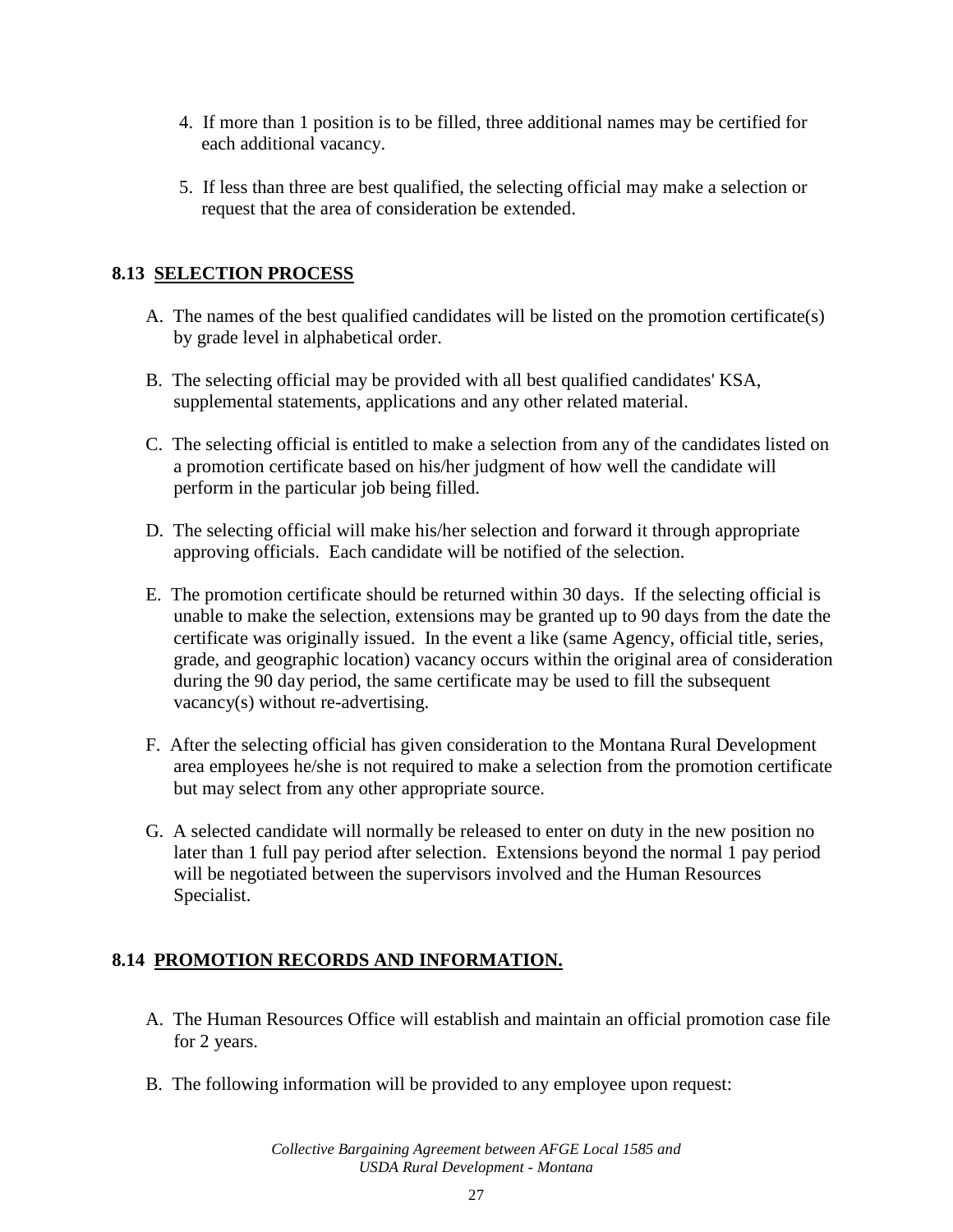4. If more than 1 position is to be filled, three additional names may be certified for each additional vacancy.

5. If less than three are best qualified, the selecting official may make a selection or request that the area of consideration be extended.

## 8.13 SELECTION PROCESS

A. The names of the best qualified candidates will be listed on the promotion certificate(s) by grade level in alphabetical order.

B. The selecting official may be provided with all best qualified candidates' KSA, supplemental statements, applications and any other related material.

C. The selecting official is entitled to make a selection from any of the candidates listed on a promotion certificate based on his/her judgment of how well the candidate will perform in the particular job being filled.

D. The selecting official will make his/her selection and forward it through appropriate approving officials. Each candidate will be notified of the selection.

E. The promotion certificate should be returned within 30 days. If the selecting official is unable to make the selection, extensions may be granted up to 90 days from the date the certificate was originally issued. In the event a like (same Agency, official title, series, grade, and geographic location) vacancy occurs within the original area of consideration during the 90 day period, the same certificate may be used to fill the subsequent vacancy(s) without re-advertising.

F. After the selecting official has given consideration to the Montana Rural Development area employees he/she is not required to make a selection from the promotion certificate but may select from any other appropriate source.

G. A selected candidate will normally be released to enter on duty in the new position no later than 1 full pay period after selection. Extensions beyond the normal 1 pay period will be negotiated between the supervisors involved and the Human Resources Specialist.

## 8.14 PROMOTION RECORDS AND INFORMATION.

A. The Human Resources Office will establish and maintain an official promotion case file for 2 years.

B. The following information will be provided to any employee upon request: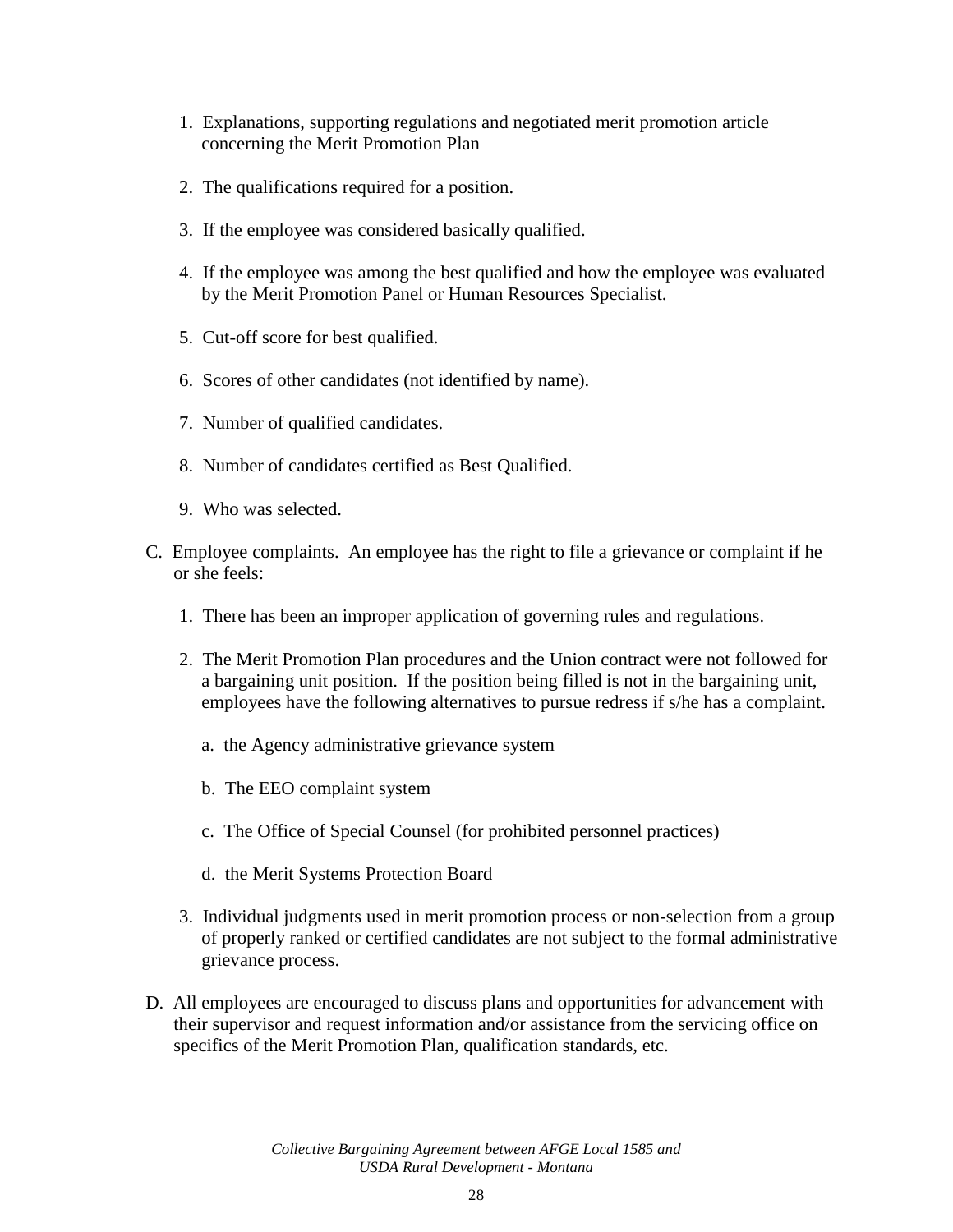1. Explanations, supporting regulations and negotiated merit promotion article concerning the Merit Promotion Plan

2. The qualifications required for a position.

3. If the employee was considered basically qualified.

4. If the employee was among the best qualified and how the employee was evaluated by the Merit Promotion Panel or Human Resources Specialist.

5. Cut-off score for best qualified.

6. Scores of other candidates (not identified by name).

7. Number of qualified candidates.

8. Number of candidates certified as Best Qualified.

9. Who was selected.

C. Employee complaints. An employee has the right to file a grievance or complaint if he or she feels:

   1. There has been an improper application of governing rules and regulations.

   2. The Merit Promotion Plan procedures and the Union contract were not followed for a bargaining unit position. If the position being filled is not in the bargaining unit, employees have the following alternatives to pursue redress if s/he has a complaint.

      a. the Agency administrative grievance system

      b. The EEO complaint system

      c. The Office of Special Counsel (for prohibited personnel practices)

      d. the Merit Systems Protection Board

   3. Individual judgments used in merit promotion process or non-selection from a group of properly ranked or certified candidates are not subject to the formal administrative grievance process.

D. All employees are encouraged to discuss plans and opportunities for advancement with their supervisor and request information and/or assistance from the servicing office on specifics of the Merit Promotion Plan, qualification standards, etc.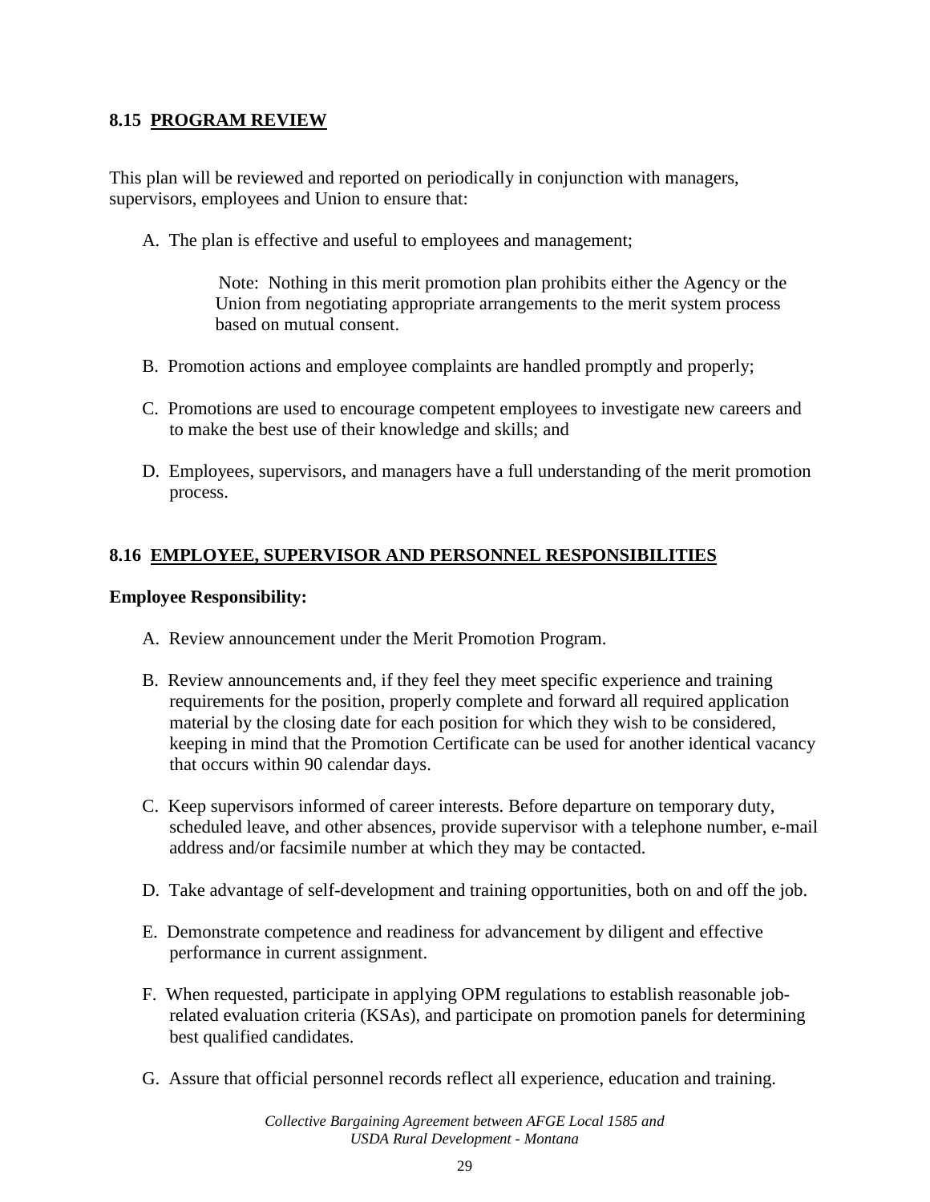## 8.15 PROGRAM REVIEW

This plan will be reviewed and reported on periodically in conjunction with managers, supervisors, employees and Union to ensure that:

A. The plan is effective and useful to employees and management;

> Note: Nothing in this merit promotion plan prohibits either the Agency or the Union from negotiating appropriate arrangements to the merit system process based on mutual consent.

B. Promotion actions and employee complaints are handled promptly and properly;

C. Promotions are used to encourage competent employees to investigate new careers and to make the best use of their knowledge and skills; and

D. Employees, supervisors, and managers have a full understanding of the merit promotion process.

## 8.16 EMPLOYEE, SUPERVISOR AND PERSONNEL RESPONSIBILITIES

**Employee Responsibility:**

A. Review announcement under the Merit Promotion Program.

B. Review announcements and, if they feel they meet specific experience and training requirements for the position, properly complete and forward all required application material by the closing date for each position for which they wish to be considered, keeping in mind that the Promotion Certificate can be used for another identical vacancy that occurs within 90 calendar days.

C. Keep supervisors informed of career interests. Before departure on temporary duty, scheduled leave, and other absences, provide supervisor with a telephone number, e-mail address and/or facsimile number at which they may be contacted.

D. Take advantage of self-development and training opportunities, both on and off the job.

E. Demonstrate competence and readiness for advancement by diligent and effective performance in current assignment.

F. When requested, participate in applying OPM regulations to establish reasonable job-related evaluation criteria (KSAs), and participate on promotion panels for determining best qualified candidates.

G. Assure that official personnel records reflect all experience, education and training.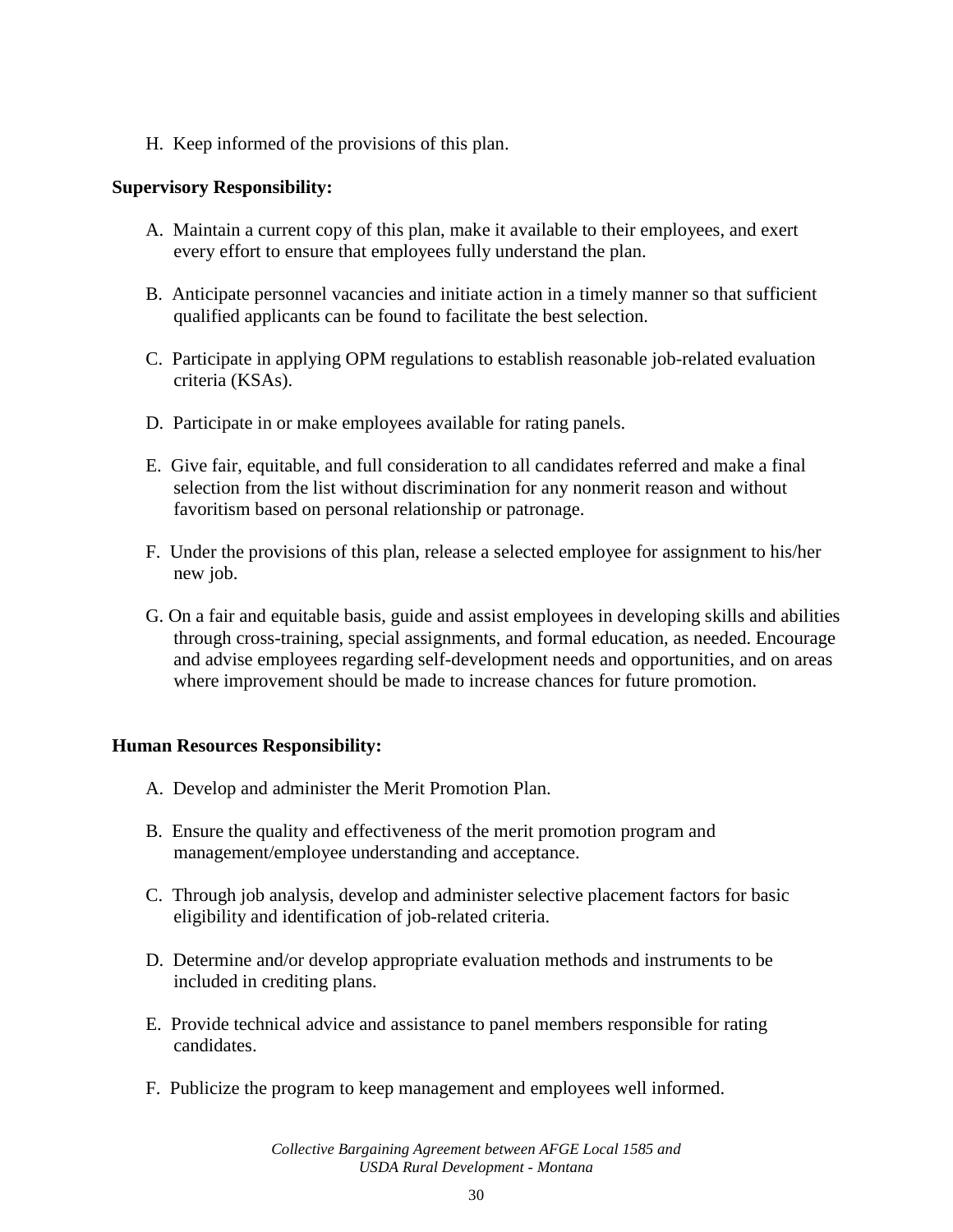H. Keep informed of the provisions of this plan.

**Supervisory Responsibility:**

A. Maintain a current copy of this plan, make it available to their employees, and exert every effort to ensure that employees fully understand the plan.

B. Anticipate personnel vacancies and initiate action in a timely manner so that sufficient qualified applicants can be found to facilitate the best selection.

C. Participate in applying OPM regulations to establish reasonable job-related evaluation criteria (KSAs).

D. Participate in or make employees available for rating panels.

E. Give fair, equitable, and full consideration to all candidates referred and make a final selection from the list without discrimination for any nonmerit reason and without favoritism based on personal relationship or patronage.

F. Under the provisions of this plan, release a selected employee for assignment to his/her new job.

G. On a fair and equitable basis, guide and assist employees in developing skills and abilities through cross-training, special assignments, and formal education, as needed. Encourage and advise employees regarding self-development needs and opportunities, and on areas where improvement should be made to increase chances for future promotion.

**Human Resources Responsibility:**

A. Develop and administer the Merit Promotion Plan.

B. Ensure the quality and effectiveness of the merit promotion program and management/employee understanding and acceptance.

C. Through job analysis, develop and administer selective placement factors for basic eligibility and identification of job-related criteria.

D. Determine and/or develop appropriate evaluation methods and instruments to be included in crediting plans.

E. Provide technical advice and assistance to panel members responsible for rating candidates.

F. Publicize the program to keep management and employees well informed.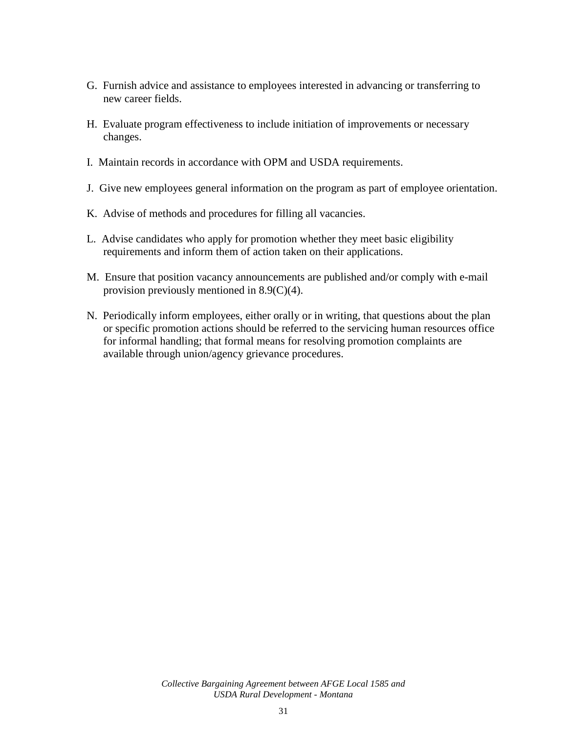G. Furnish advice and assistance to employees interested in advancing or transferring to new career fields.

H. Evaluate program effectiveness to include initiation of improvements or necessary changes.

I. Maintain records in accordance with OPM and USDA requirements.

J. Give new employees general information on the program as part of employee orientation.

K. Advise of methods and procedures for filling all vacancies.

L. Advise candidates who apply for promotion whether they meet basic eligibility requirements and inform them of action taken on their applications.

M. Ensure that position vacancy announcements are published and/or comply with e-mail provision previously mentioned in 8.9(C)(4).

N. Periodically inform employees, either orally or in writing, that questions about the plan or specific promotion actions should be referred to the servicing human resources office for informal handling; that formal means for resolving promotion complaints are available through union/agency grievance procedures.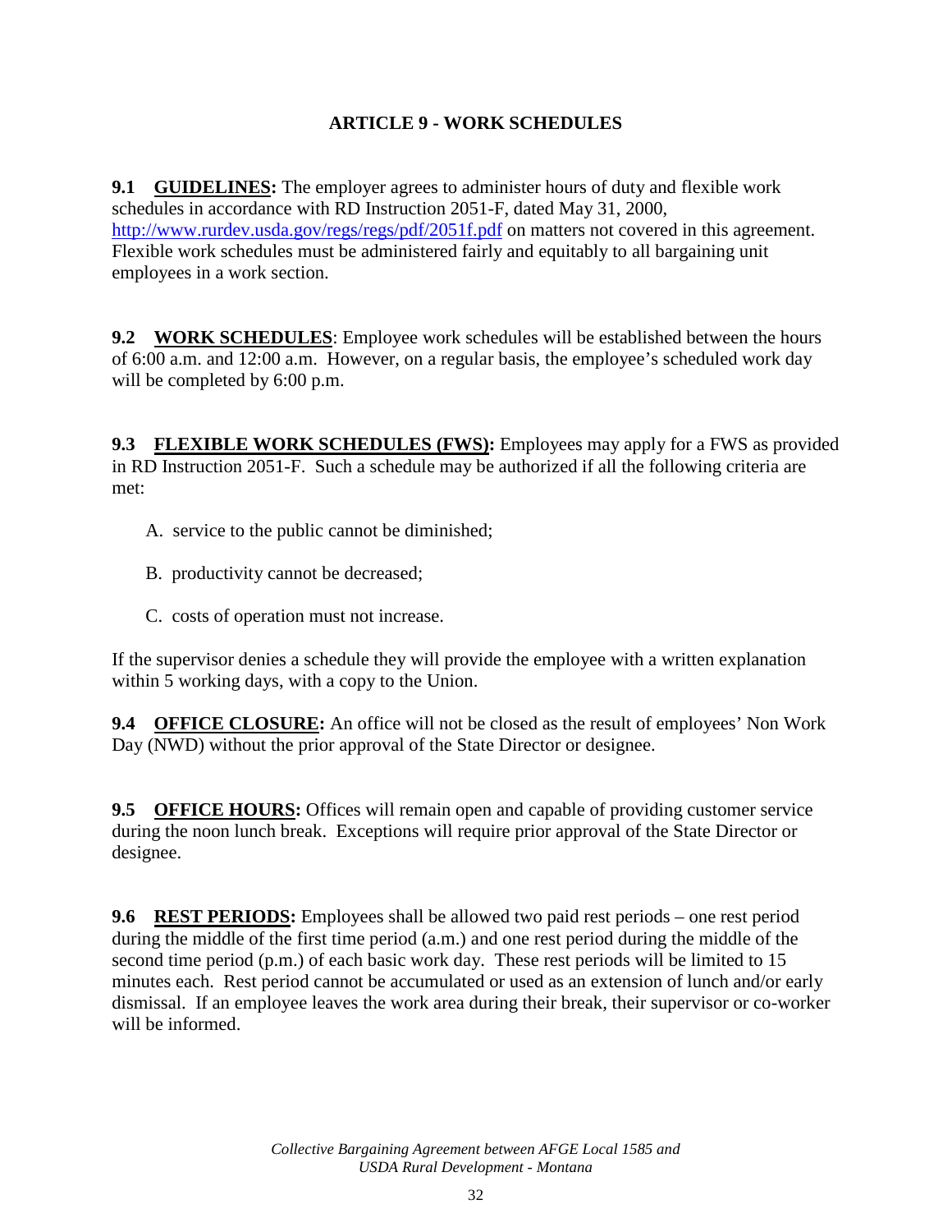## ARTICLE 9 - WORK SCHEDULES

**9.1 <u>GUIDELINES</u>:** The employer agrees to administer hours of duty and flexible work schedules in accordance with RD Instruction 2051-F, dated May 31, 2000, [http://www.rurdev.usda.gov/regs/regs/pdf/2051f.pdf](http://www.rurdev.usda.gov/regs/regs/pdf/2051f.pdf) on matters not covered in this agreement. Flexible work schedules must be administered fairly and equitably to all bargaining unit employees in a work section.

**9.2 <u>WORK SCHEDULES</u>**: Employee work schedules will be established between the hours of 6:00 a.m. and 12:00 a.m. However, on a regular basis, the employee's scheduled work day will be completed by 6:00 p.m.

**9.3 <u>FLEXIBLE WORK SCHEDULES (FWS)</u>:** Employees may apply for a FWS as provided in RD Instruction 2051-F. Such a schedule may be authorized if all the following criteria are met:

A. service to the public cannot be diminished;

B. productivity cannot be decreased;

C. costs of operation must not increase.

If the supervisor denies a schedule they will provide the employee with a written explanation within 5 working days, with a copy to the Union.

**9.4 <u>OFFICE CLOSURE</u>:** An office will not be closed as the result of employees' Non Work Day (NWD) without the prior approval of the State Director or designee.

**9.5 <u>OFFICE HOURS</u>:** Offices will remain open and capable of providing customer service during the noon lunch break. Exceptions will require prior approval of the State Director or designee.

**9.6 <u>REST PERIODS</u>:** Employees shall be allowed two paid rest periods – one rest period during the middle of the first time period (a.m.) and one rest period during the middle of the second time period (p.m.) of each basic work day. These rest periods will be limited to 15 minutes each. Rest period cannot be accumulated or used as an extension of lunch and/or early dismissal. If an employee leaves the work area during their break, their supervisor or co-worker will be informed.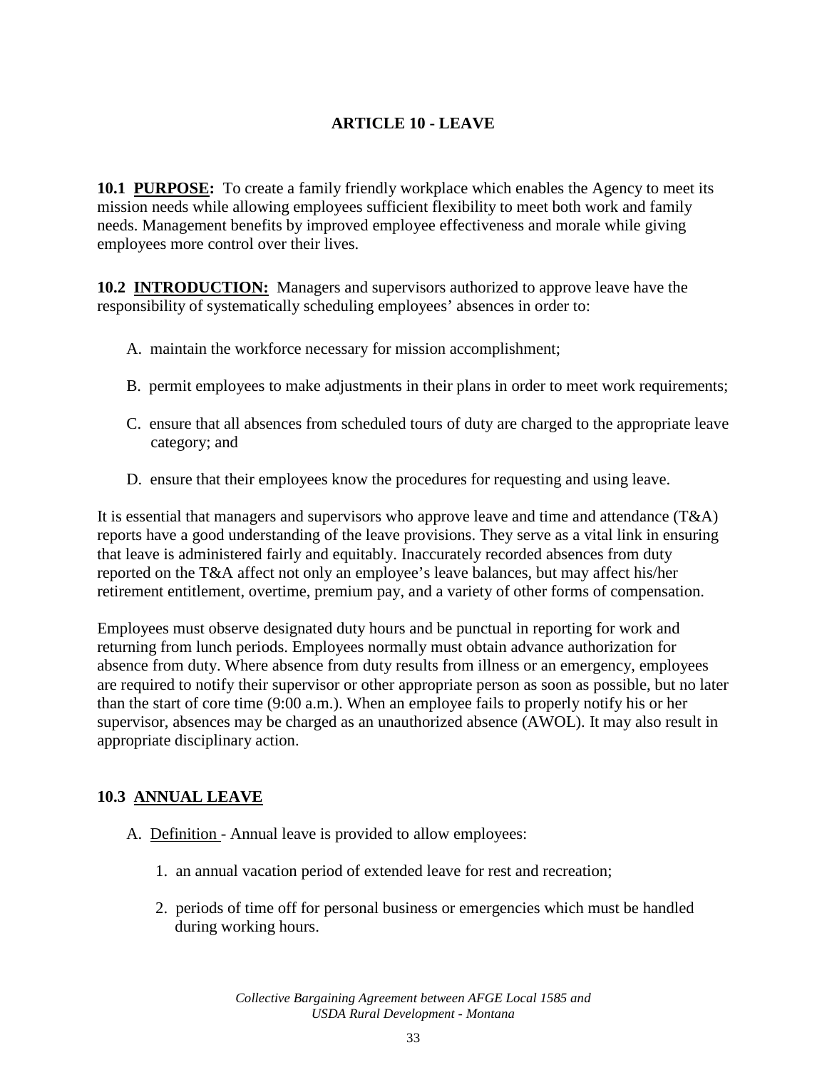# ARTICLE 10 - LEAVE

**10.1 PURPOSE:** To create a family friendly workplace which enables the Agency to meet its mission needs while allowing employees sufficient flexibility to meet both work and family needs. Management benefits by improved employee effectiveness and morale while giving employees more control over their lives.

**10.2 INTRODUCTION:** Managers and supervisors authorized to approve leave have the responsibility of systematically scheduling employees' absences in order to:

A. maintain the workforce necessary for mission accomplishment;

B. permit employees to make adjustments in their plans in order to meet work requirements;

C. ensure that all absences from scheduled tours of duty are charged to the appropriate leave category; and

D. ensure that their employees know the procedures for requesting and using leave.

It is essential that managers and supervisors who approve leave and time and attendance (T&A) reports have a good understanding of the leave provisions. They serve as a vital link in ensuring that leave is administered fairly and equitably. Inaccurately recorded absences from duty reported on the T&A affect not only an employee's leave balances, but may affect his/her retirement entitlement, overtime, premium pay, and a variety of other forms of compensation.

Employees must observe designated duty hours and be punctual in reporting for work and returning from lunch periods. Employees normally must obtain advance authorization for absence from duty. Where absence from duty results from illness or an emergency, employees are required to notify their supervisor or other appropriate person as soon as possible, but no later than the start of core time (9:00 a.m.). When an employee fails to properly notify his or her supervisor, absences may be charged as an unauthorized absence (AWOL). It may also result in appropriate disciplinary action.

## 10.3 ANNUAL LEAVE

A. Definition - Annual leave is provided to allow employees:

1. an annual vacation period of extended leave for rest and recreation;

2. periods of time off for personal business or emergencies which must be handled during working hours.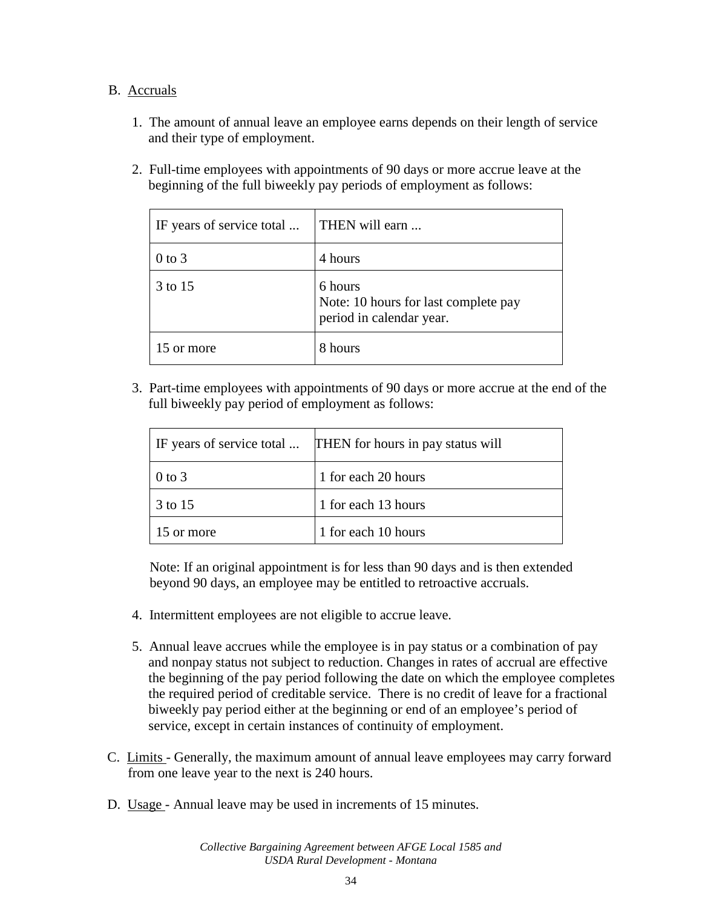B. Accruals

1. The amount of annual leave an employee earns depends on their length of service and their type of employment.

2. Full-time employees with appointments of 90 days or more accrue leave at the beginning of the full biweekly pay periods of employment as follows:

| IF years of service total ... | THEN will earn ... |
|---|---|
| 0 to 3 | 4 hours |
| 3 to 15 | 6 hours<br>Note: 10 hours for last complete pay period in calendar year. |
| 15 or more | 8 hours |

3. Part-time employees with appointments of 90 days or more accrue at the end of the full biweekly pay period of employment as follows:

| IF years of service total ... | THEN for hours in pay status will |
|---|---|
| 0 to 3 | 1 for each 20 hours |
| 3 to 15 | 1 for each 13 hours |
| 15 or more | 1 for each 10 hours |

Note: If an original appointment is for less than 90 days and is then extended beyond 90 days, an employee may be entitled to retroactive accruals.

4. Intermittent employees are not eligible to accrue leave.

5. Annual leave accrues while the employee is in pay status or a combination of pay and nonpay status not subject to reduction. Changes in rates of accrual are effective the beginning of the pay period following the date on which the employee completes the required period of creditable service. There is no credit of leave for a fractional biweekly pay period either at the beginning or end of an employee's period of service, except in certain instances of continuity of employment.

C. Limits - Generally, the maximum amount of annual leave employees may carry forward from one leave year to the next is 240 hours.

D. Usage - Annual leave may be used in increments of 15 minutes.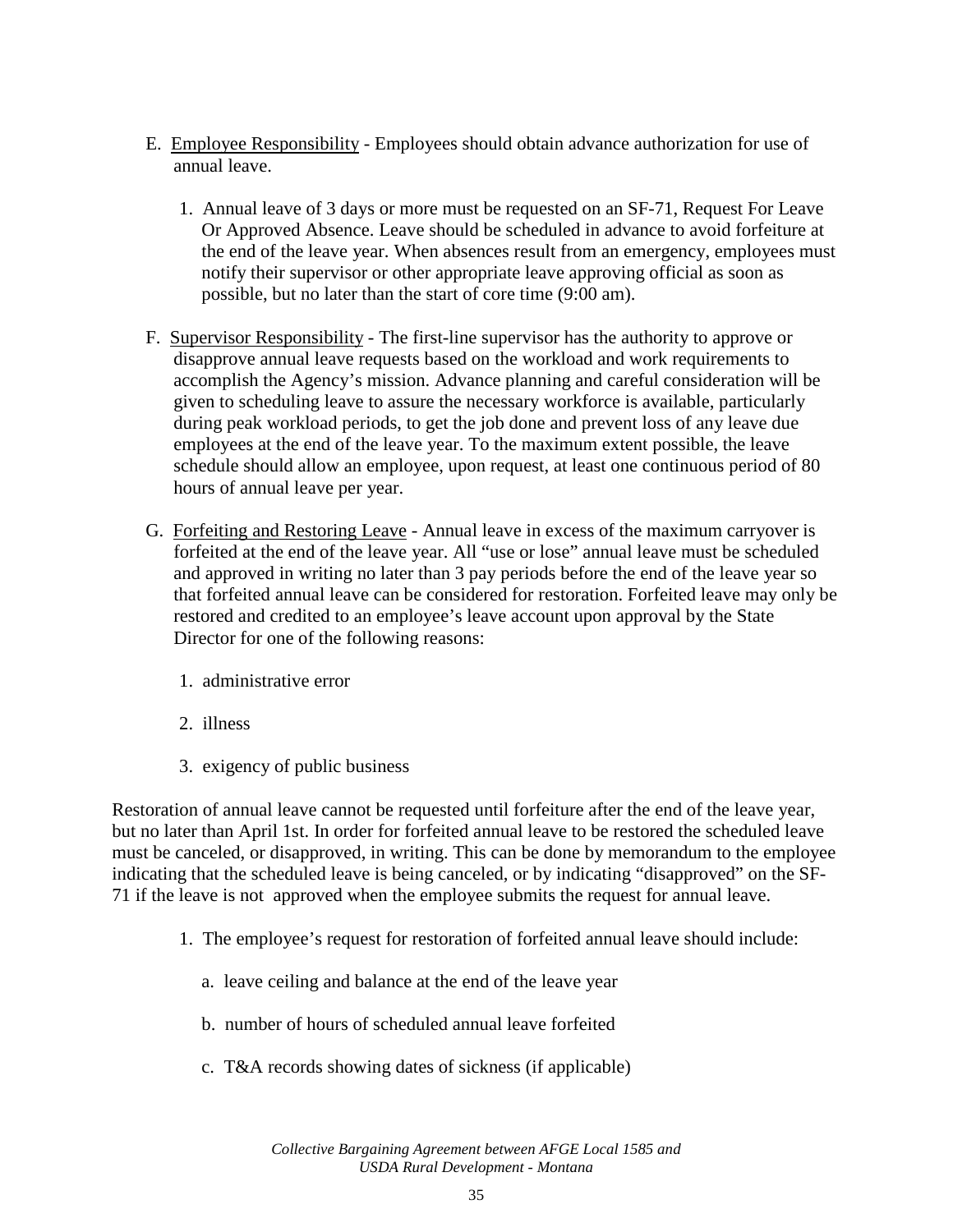E. <u>Employee Responsibility</u> - Employees should obtain advance authorization for use of annual leave.

1. Annual leave of 3 days or more must be requested on an SF-71, Request For Leave Or Approved Absence. Leave should be scheduled in advance to avoid forfeiture at the end of the leave year. When absences result from an emergency, employees must notify their supervisor or other appropriate leave approving official as soon as possible, but no later than the start of core time (9:00 am).

F. <u>Supervisor Responsibility</u> - The first-line supervisor has the authority to approve or disapprove annual leave requests based on the workload and work requirements to accomplish the Agency's mission. Advance planning and careful consideration will be given to scheduling leave to assure the necessary workforce is available, particularly during peak workload periods, to get the job done and prevent loss of any leave due employees at the end of the leave year. To the maximum extent possible, the leave schedule should allow an employee, upon request, at least one continuous period of 80 hours of annual leave per year.

G. <u>Forfeiting and Restoring Leave</u> - Annual leave in excess of the maximum carryover is forfeited at the end of the leave year. All "use or lose" annual leave must be scheduled and approved in writing no later than 3 pay periods before the end of the leave year so that forfeited annual leave can be considered for restoration. Forfeited leave may only be restored and credited to an employee's leave account upon approval by the State Director for one of the following reasons:

1. administrative error
2. illness
3. exigency of public business

Restoration of annual leave cannot be requested until forfeiture after the end of the leave year, but no later than April 1st. In order for forfeited annual leave to be restored the scheduled leave must be canceled, or disapproved, in writing. This can be done by memorandum to the employee indicating that the scheduled leave is being canceled, or by indicating "disapproved" on the SF-71 if the leave is not approved when the employee submits the request for annual leave.

1. The employee's request for restoration of forfeited annual leave should include:

   a. leave ceiling and balance at the end of the leave year

   b. number of hours of scheduled annual leave forfeited

   c. T&A records showing dates of sickness (if applicable)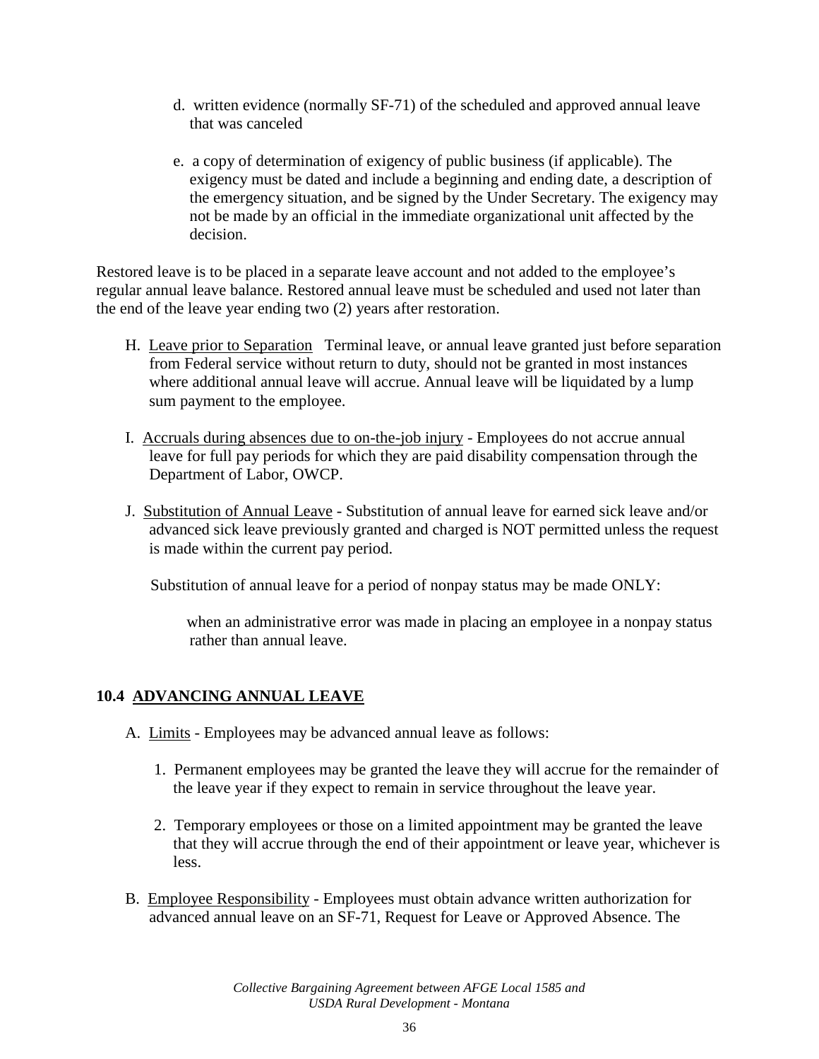d. written evidence (normally SF-71) of the scheduled and approved annual leave that was canceled

e. a copy of determination of exigency of public business (if applicable). The exigency must be dated and include a beginning and ending date, a description of the emergency situation, and be signed by the Under Secretary. The exigency may not be made by an official in the immediate organizational unit affected by the decision.

Restored leave is to be placed in a separate leave account and not added to the employee's regular annual leave balance. Restored annual leave must be scheduled and used not later than the end of the leave year ending two (2) years after restoration.

H. Leave prior to Separation Terminal leave, or annual leave granted just before separation from Federal service without return to duty, should not be granted in most instances where additional annual leave will accrue. Annual leave will be liquidated by a lump sum payment to the employee.

I. Accruals during absences due to on-the-job injury - Employees do not accrue annual leave for full pay periods for which they are paid disability compensation through the Department of Labor, OWCP.

J. Substitution of Annual Leave - Substitution of annual leave for earned sick leave and/or advanced sick leave previously granted and charged is NOT permitted unless the request is made within the current pay period.

Substitution of annual leave for a period of nonpay status may be made ONLY:

when an administrative error was made in placing an employee in a nonpay status rather than annual leave.

## 10.4 ADVANCING ANNUAL LEAVE

A. Limits - Employees may be advanced annual leave as follows:

1. Permanent employees may be granted the leave they will accrue for the remainder of the leave year if they expect to remain in service throughout the leave year.

2. Temporary employees or those on a limited appointment may be granted the leave that they will accrue through the end of their appointment or leave year, whichever is less.

B. Employee Responsibility - Employees must obtain advance written authorization for advanced annual leave on an SF-71, Request for Leave or Approved Absence. The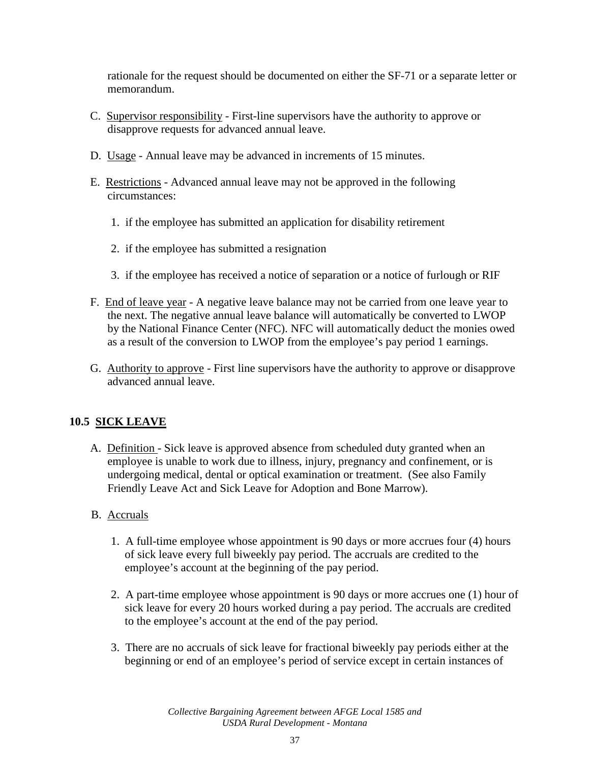rationale for the request should be documented on either the SF-71 or a separate letter or memorandum.

C. Supervisor responsibility - First-line supervisors have the authority to approve or disapprove requests for advanced annual leave.

D. Usage - Annual leave may be advanced in increments of 15 minutes.

E. Restrictions - Advanced annual leave may not be approved in the following circumstances:

   1. if the employee has submitted an application for disability retirement

   2. if the employee has submitted a resignation

   3. if the employee has received a notice of separation or a notice of furlough or RIF

F. End of leave year - A negative leave balance may not be carried from one leave year to the next. The negative annual leave balance will automatically be converted to LWOP by the National Finance Center (NFC). NFC will automatically deduct the monies owed as a result of the conversion to LWOP from the employee's pay period 1 earnings.

G. Authority to approve - First line supervisors have the authority to approve or disapprove advanced annual leave.

## 10.5 SICK LEAVE

A. Definition - Sick leave is approved absence from scheduled duty granted when an employee is unable to work due to illness, injury, pregnancy and confinement, or is undergoing medical, dental or optical examination or treatment. (See also Family Friendly Leave Act and Sick Leave for Adoption and Bone Marrow).

B. Accruals

   1. A full-time employee whose appointment is 90 days or more accrues four (4) hours of sick leave every full biweekly pay period. The accruals are credited to the employee's account at the beginning of the pay period.

   2. A part-time employee whose appointment is 90 days or more accrues one (1) hour of sick leave for every 20 hours worked during a pay period. The accruals are credited to the employee's account at the end of the pay period.

   3. There are no accruals of sick leave for fractional biweekly pay periods either at the beginning or end of an employee's period of service except in certain instances of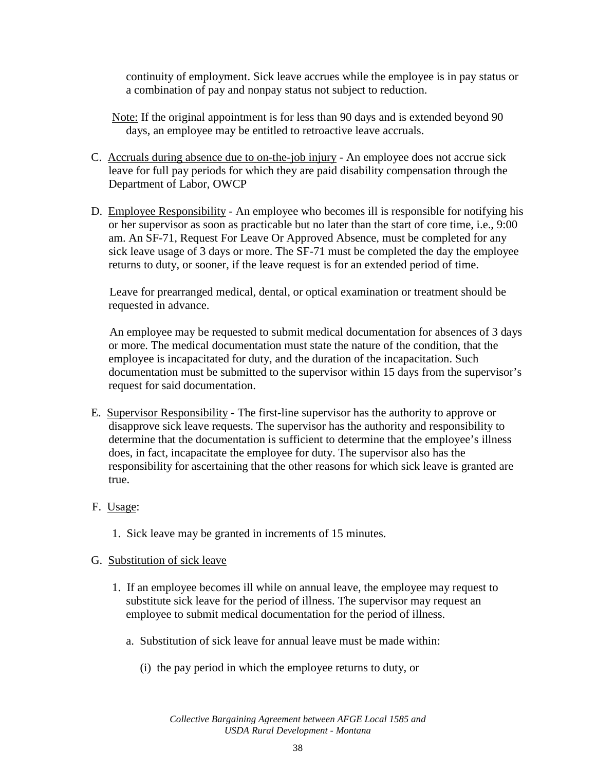continuity of employment. Sick leave accrues while the employee is in pay status or a combination of pay and nonpay status not subject to reduction.

Note: If the original appointment is for less than 90 days and is extended beyond 90 days, an employee may be entitled to retroactive leave accruals.

C. Accruals during absence due to on-the-job injury - An employee does not accrue sick leave for full pay periods for which they are paid disability compensation through the Department of Labor, OWCP

D. Employee Responsibility - An employee who becomes ill is responsible for notifying his or her supervisor as soon as practicable but no later than the start of core time, i.e., 9:00 am. An SF-71, Request For Leave Or Approved Absence, must be completed for any sick leave usage of 3 days or more. The SF-71 must be completed the day the employee returns to duty, or sooner, if the leave request is for an extended period of time.

Leave for prearranged medical, dental, or optical examination or treatment should be requested in advance.

An employee may be requested to submit medical documentation for absences of 3 days or more. The medical documentation must state the nature of the condition, that the employee is incapacitated for duty, and the duration of the incapacitation. Such documentation must be submitted to the supervisor within 15 days from the supervisor's request for said documentation.

E. Supervisor Responsibility - The first-line supervisor has the authority to approve or disapprove sick leave requests. The supervisor has the authority and responsibility to determine that the documentation is sufficient to determine that the employee's illness does, in fact, incapacitate the employee for duty. The supervisor also has the responsibility for ascertaining that the other reasons for which sick leave is granted are true.

F. Usage:

1. Sick leave may be granted in increments of 15 minutes.

G. Substitution of sick leave

1. If an employee becomes ill while on annual leave, the employee may request to substitute sick leave for the period of illness. The supervisor may request an employee to submit medical documentation for the period of illness.

   a. Substitution of sick leave for annual leave must be made within:

      (i) the pay period in which the employee returns to duty, or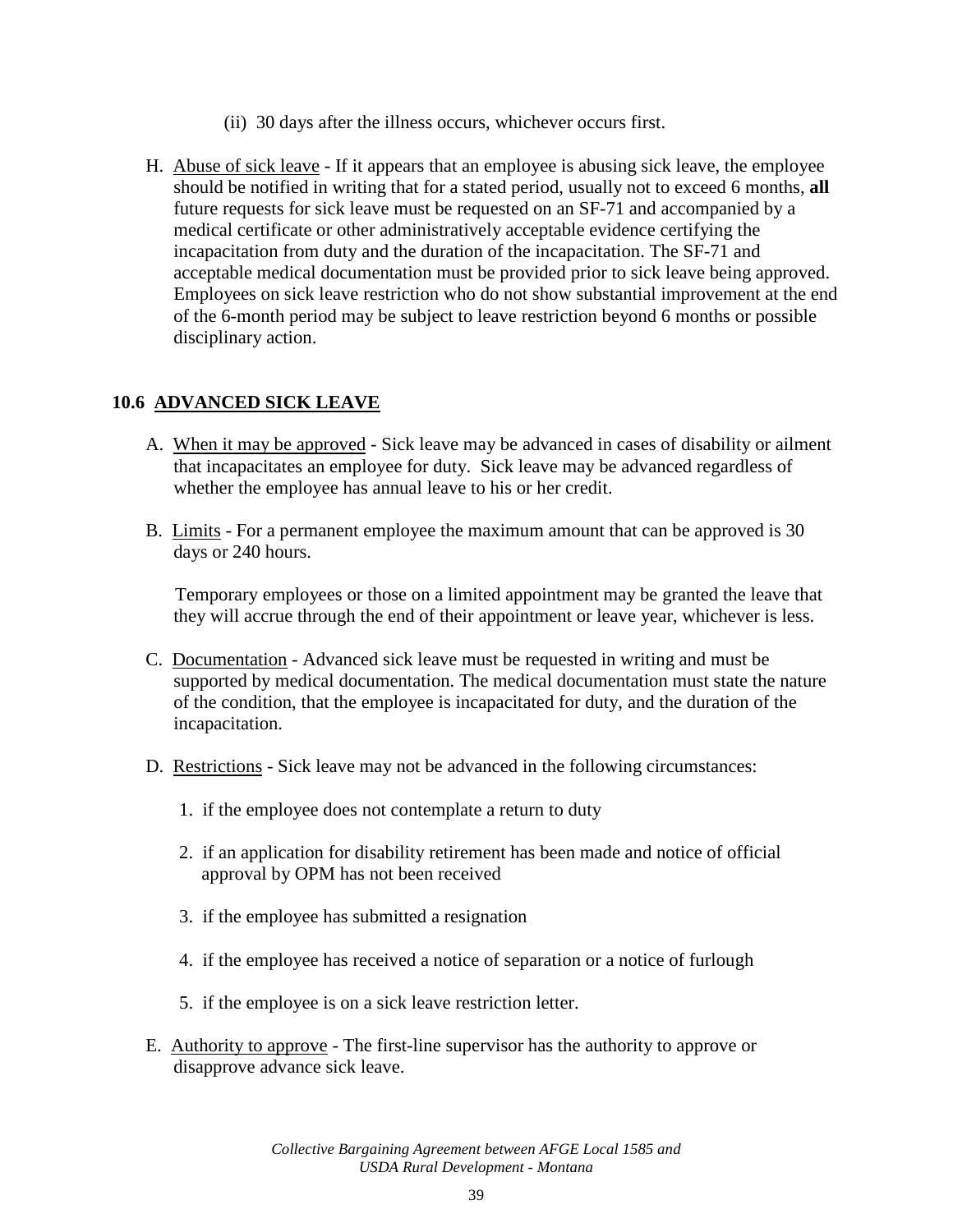(ii) 30 days after the illness occurs, whichever occurs first.

H. Abuse of sick leave - If it appears that an employee is abusing sick leave, the employee should be notified in writing that for a stated period, usually not to exceed 6 months, **all** future requests for sick leave must be requested on an SF-71 and accompanied by a medical certificate or other administratively acceptable evidence certifying the incapacitation from duty and the duration of the incapacitation. The SF-71 and acceptable medical documentation must be provided prior to sick leave being approved. Employees on sick leave restriction who do not show substantial improvement at the end of the 6-month period may be subject to leave restriction beyond 6 months or possible disciplinary action.

## 10.6 ADVANCED SICK LEAVE

A. When it may be approved - Sick leave may be advanced in cases of disability or ailment that incapacitates an employee for duty. Sick leave may be advanced regardless of whether the employee has annual leave to his or her credit.

B. Limits - For a permanent employee the maximum amount that can be approved is 30 days or 240 hours.

Temporary employees or those on a limited appointment may be granted the leave that they will accrue through the end of their appointment or leave year, whichever is less.

C. Documentation - Advanced sick leave must be requested in writing and must be supported by medical documentation. The medical documentation must state the nature of the condition, that the employee is incapacitated for duty, and the duration of the incapacitation.

D. Restrictions - Sick leave may not be advanced in the following circumstances:

1. if the employee does not contemplate a return to duty
2. if an application for disability retirement has been made and notice of official approval by OPM has not been received
3. if the employee has submitted a resignation
4. if the employee has received a notice of separation or a notice of furlough
5. if the employee is on a sick leave restriction letter.

E. Authority to approve - The first-line supervisor has the authority to approve or disapprove advance sick leave.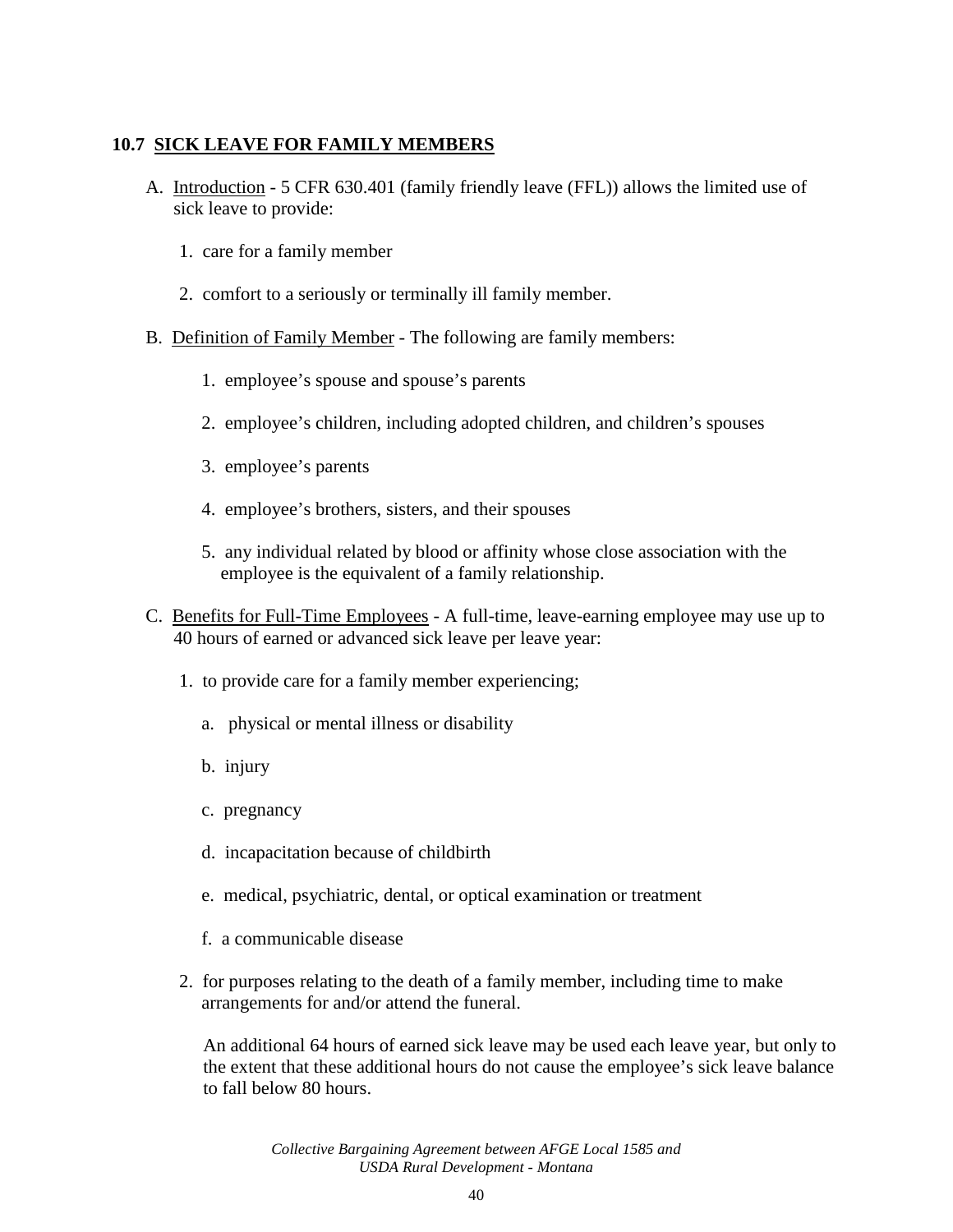### 10.7 SICK LEAVE FOR FAMILY MEMBERS

A. Introduction - 5 CFR 630.401 (family friendly leave (FFL)) allows the limited use of sick leave to provide:

1. care for a family member
2. comfort to a seriously or terminally ill family member.

B. Definition of Family Member - The following are family members:

1. employee's spouse and spouse's parents
2. employee's children, including adopted children, and children's spouses
3. employee's parents
4. employee's brothers, sisters, and their spouses
5. any individual related by blood or affinity whose close association with the employee is the equivalent of a family relationship.

C. Benefits for Full-Time Employees - A full-time, leave-earning employee may use up to 40 hours of earned or advanced sick leave per leave year:

1. to provide care for a family member experiencing;
   a. physical or mental illness or disability
   b. injury
   c. pregnancy
   d. incapacitation because of childbirth
   e. medical, psychiatric, dental, or optical examination or treatment
   f. a communicable disease
2. for purposes relating to the death of a family member, including time to make arrangements for and/or attend the funeral.

   An additional 64 hours of earned sick leave may be used each leave year, but only to the extent that these additional hours do not cause the employee's sick leave balance to fall below 80 hours.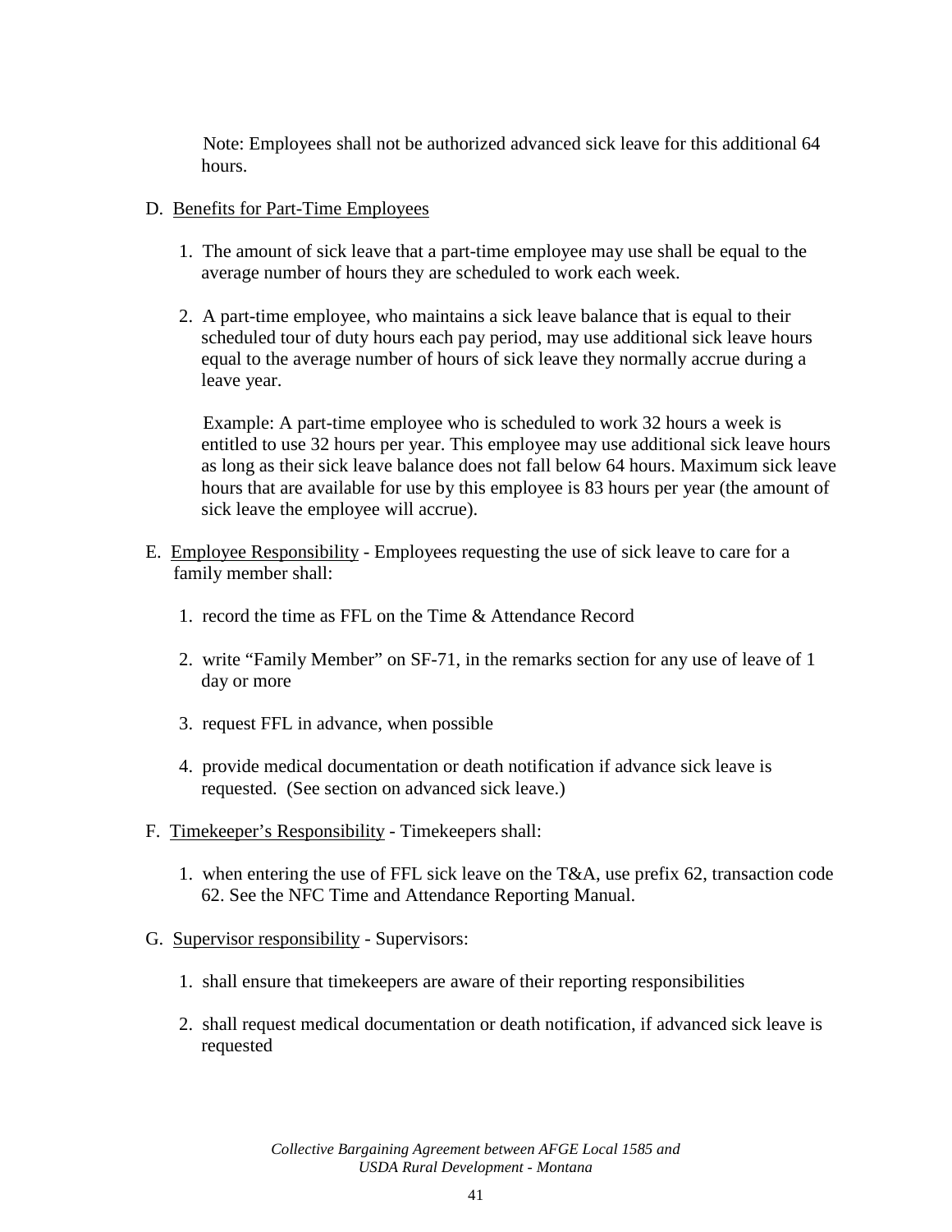Note: Employees shall not be authorized advanced sick leave for this additional 64 hours.

D. Benefits for Part-Time Employees

1. The amount of sick leave that a part-time employee may use shall be equal to the average number of hours they are scheduled to work each week.

2. A part-time employee, who maintains a sick leave balance that is equal to their scheduled tour of duty hours each pay period, may use additional sick leave hours equal to the average number of hours of sick leave they normally accrue during a leave year.

   Example: A part-time employee who is scheduled to work 32 hours a week is entitled to use 32 hours per year. This employee may use additional sick leave hours as long as their sick leave balance does not fall below 64 hours. Maximum sick leave hours that are available for use by this employee is 83 hours per year (the amount of sick leave the employee will accrue).

E. Employee Responsibility - Employees requesting the use of sick leave to care for a family member shall:

1. record the time as FFL on the Time & Attendance Record

2. write "Family Member" on SF-71, in the remarks section for any use of leave of 1 day or more

3. request FFL in advance, when possible

4. provide medical documentation or death notification if advance sick leave is requested. (See section on advanced sick leave.)

F. Timekeeper's Responsibility - Timekeepers shall:

1. when entering the use of FFL sick leave on the T&A, use prefix 62, transaction code 62. See the NFC Time and Attendance Reporting Manual.

G. Supervisor responsibility - Supervisors:

1. shall ensure that timekeepers are aware of their reporting responsibilities

2. shall request medical documentation or death notification, if advanced sick leave is requested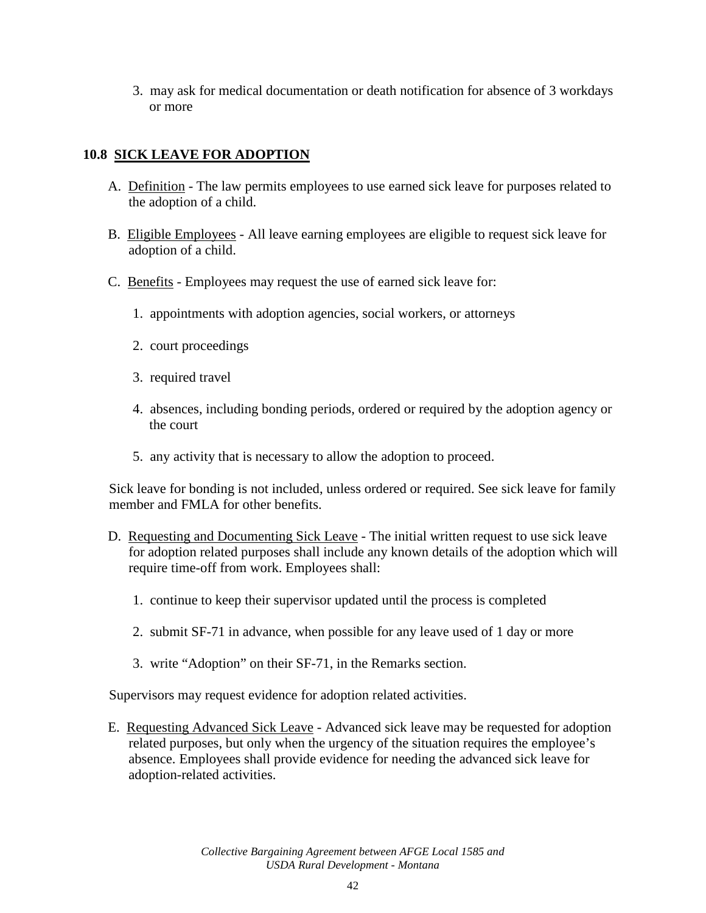3. may ask for medical documentation or death notification for absence of 3 workdays or more

## 10.8 SICK LEAVE FOR ADOPTION

A. Definition - The law permits employees to use earned sick leave for purposes related to the adoption of a child.

B. Eligible Employees - All leave earning employees are eligible to request sick leave for adoption of a child.

C. Benefits - Employees may request the use of earned sick leave for:

1. appointments with adoption agencies, social workers, or attorneys
2. court proceedings
3. required travel
4. absences, including bonding periods, ordered or required by the adoption agency or the court
5. any activity that is necessary to allow the adoption to proceed.

Sick leave for bonding is not included, unless ordered or required. See sick leave for family member and FMLA for other benefits.

D. Requesting and Documenting Sick Leave - The initial written request to use sick leave for adoption related purposes shall include any known details of the adoption which will require time-off from work. Employees shall:

1. continue to keep their supervisor updated until the process is completed
2. submit SF-71 in advance, when possible for any leave used of 1 day or more
3. write "Adoption" on their SF-71, in the Remarks section.

Supervisors may request evidence for adoption related activities.

E. Requesting Advanced Sick Leave - Advanced sick leave may be requested for adoption related purposes, but only when the urgency of the situation requires the employee's absence. Employees shall provide evidence for needing the advanced sick leave for adoption-related activities.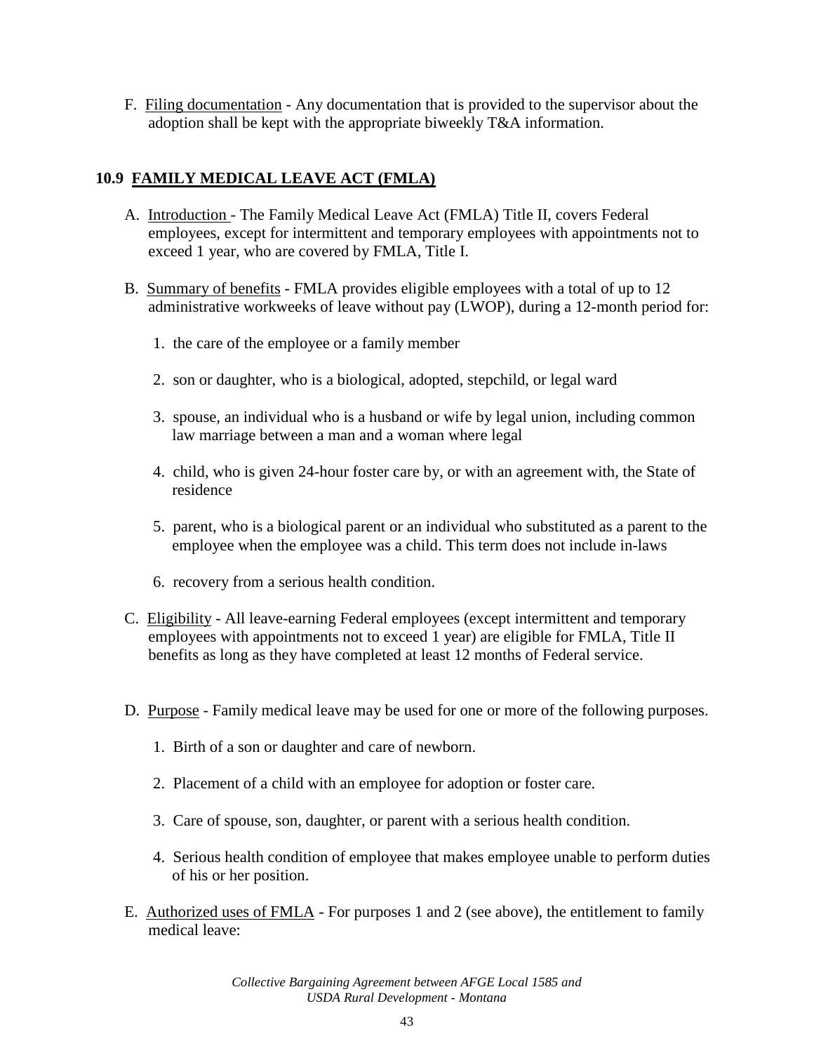F. Filing documentation - Any documentation that is provided to the supervisor about the adoption shall be kept with the appropriate biweekly T&A information.

## 10.9 FAMILY MEDICAL LEAVE ACT (FMLA)

A. Introduction - The Family Medical Leave Act (FMLA) Title II, covers Federal employees, except for intermittent and temporary employees with appointments not to exceed 1 year, who are covered by FMLA, Title I.

B. Summary of benefits - FMLA provides eligible employees with a total of up to 12 administrative workweeks of leave without pay (LWOP), during a 12-month period for:

1. the care of the employee or a family member
2. son or daughter, who is a biological, adopted, stepchild, or legal ward
3. spouse, an individual who is a husband or wife by legal union, including common law marriage between a man and a woman where legal
4. child, who is given 24-hour foster care by, or with an agreement with, the State of residence
5. parent, who is a biological parent or an individual who substituted as a parent to the employee when the employee was a child. This term does not include in-laws
6. recovery from a serious health condition.

C. Eligibility - All leave-earning Federal employees (except intermittent and temporary employees with appointments not to exceed 1 year) are eligible for FMLA, Title II benefits as long as they have completed at least 12 months of Federal service.

D. Purpose - Family medical leave may be used for one or more of the following purposes.

1. Birth of a son or daughter and care of newborn.
2. Placement of a child with an employee for adoption or foster care.
3. Care of spouse, son, daughter, or parent with a serious health condition.
4. Serious health condition of employee that makes employee unable to perform duties of his or her position.

E. Authorized uses of FMLA - For purposes 1 and 2 (see above), the entitlement to family medical leave: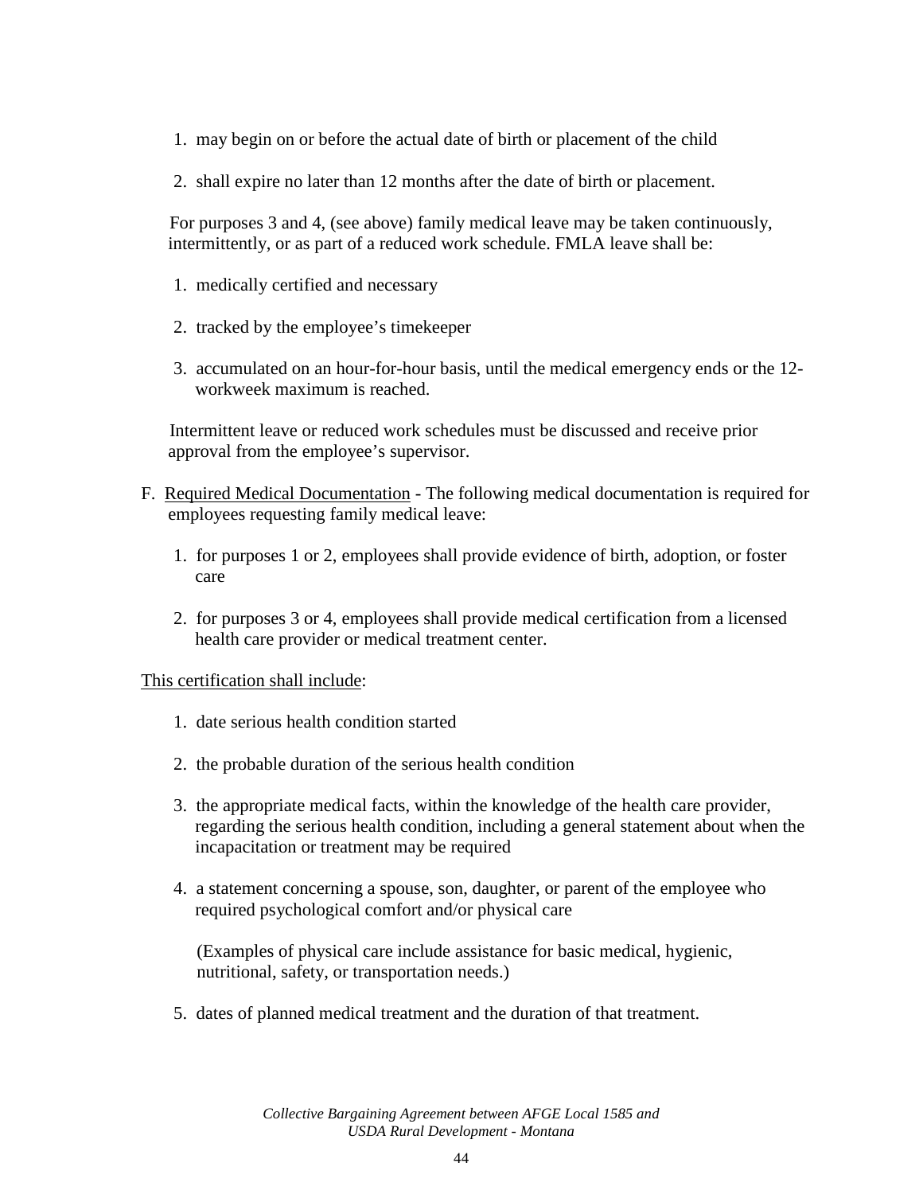1. may begin on or before the actual date of birth or placement of the child

2. shall expire no later than 12 months after the date of birth or placement.

For purposes 3 and 4, (see above) family medical leave may be taken continuously, intermittently, or as part of a reduced work schedule. FMLA leave shall be:

1. medically certified and necessary

2. tracked by the employee's timekeeper

3. accumulated on an hour-for-hour basis, until the medical emergency ends or the 12-workweek maximum is reached.

Intermittent leave or reduced work schedules must be discussed and receive prior approval from the employee's supervisor.

F. Required Medical Documentation - The following medical documentation is required for employees requesting family medical leave:

   1. for purposes 1 or 2, employees shall provide evidence of birth, adoption, or foster care

   2. for purposes 3 or 4, employees shall provide medical certification from a licensed health care provider or medical treatment center.

This certification shall include:

1. date serious health condition started

2. the probable duration of the serious health condition

3. the appropriate medical facts, within the knowledge of the health care provider, regarding the serious health condition, including a general statement about when the incapacitation or treatment may be required

4. a statement concerning a spouse, son, daughter, or parent of the employee who required psychological comfort and/or physical care

   (Examples of physical care include assistance for basic medical, hygienic, nutritional, safety, or transportation needs.)

5. dates of planned medical treatment and the duration of that treatment.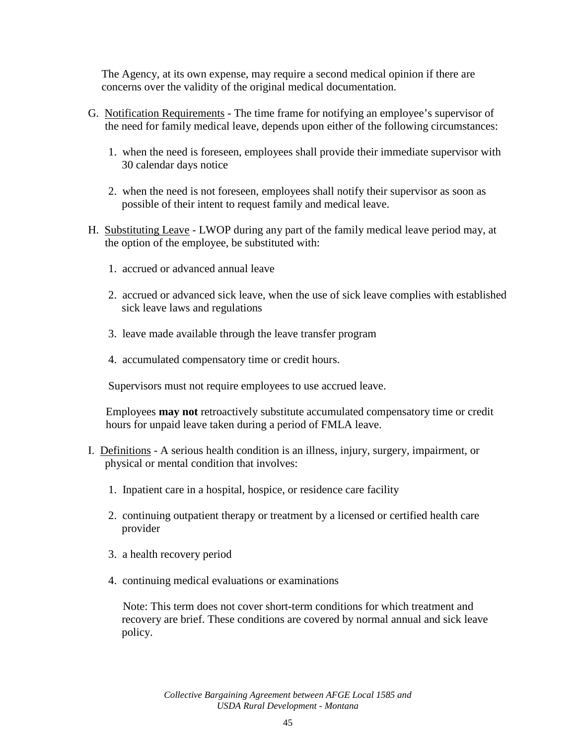The Agency, at its own expense, may require a second medical opinion if there are concerns over the validity of the original medical documentation.

G. Notification Requirements - The time frame for notifying an employee's supervisor of the need for family medical leave, depends upon either of the following circumstances:

   1. when the need is foreseen, employees shall provide their immediate supervisor with 30 calendar days notice

   2. when the need is not foreseen, employees shall notify their supervisor as soon as possible of their intent to request family and medical leave.

H. Substituting Leave - LWOP during any part of the family medical leave period may, at the option of the employee, be substituted with:

   1. accrued or advanced annual leave

   2. accrued or advanced sick leave, when the use of sick leave complies with established sick leave laws and regulations

   3. leave made available through the leave transfer program

   4. accumulated compensatory time or credit hours.

   Supervisors must not require employees to use accrued leave.

   Employees **may not** retroactively substitute accumulated compensatory time or credit hours for unpaid leave taken during a period of FMLA leave.

I. Definitions - A serious health condition is an illness, injury, surgery, impairment, or physical or mental condition that involves:

   1. Inpatient care in a hospital, hospice, or residence care facility

   2. continuing outpatient therapy or treatment by a licensed or certified health care provider

   3. a health recovery period

   4. continuing medical evaluations or examinations

   Note: This term does not cover short-term conditions for which treatment and recovery are brief. These conditions are covered by normal annual and sick leave policy.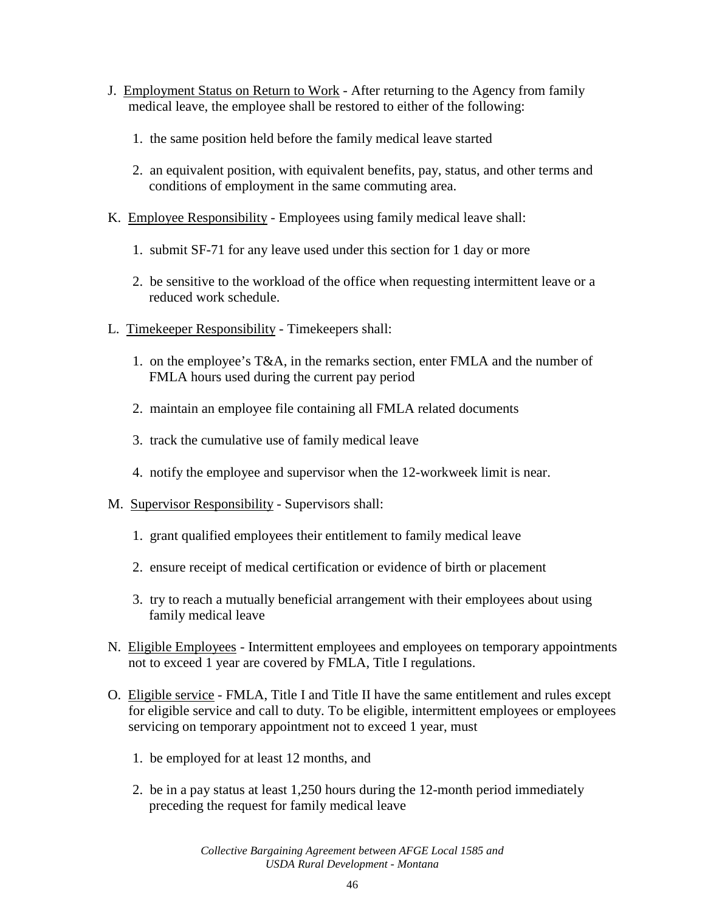J. Employment Status on Return to Work - After returning to the Agency from family medical leave, the employee shall be restored to either of the following:

1. the same position held before the family medical leave started

2. an equivalent position, with equivalent benefits, pay, status, and other terms and conditions of employment in the same commuting area.

K. Employee Responsibility - Employees using family medical leave shall:

1. submit SF-71 for any leave used under this section for 1 day or more

2. be sensitive to the workload of the office when requesting intermittent leave or a reduced work schedule.

L. Timekeeper Responsibility - Timekeepers shall:

1. on the employee's T&A, in the remarks section, enter FMLA and the number of FMLA hours used during the current pay period

2. maintain an employee file containing all FMLA related documents

3. track the cumulative use of family medical leave

4. notify the employee and supervisor when the 12-workweek limit is near.

M. Supervisor Responsibility - Supervisors shall:

1. grant qualified employees their entitlement to family medical leave

2. ensure receipt of medical certification or evidence of birth or placement

3. try to reach a mutually beneficial arrangement with their employees about using family medical leave

N. Eligible Employees - Intermittent employees and employees on temporary appointments not to exceed 1 year are covered by FMLA, Title I regulations.

O. Eligible service - FMLA, Title I and Title II have the same entitlement and rules except for eligible service and call to duty. To be eligible, intermittent employees or employees servicing on temporary appointment not to exceed 1 year, must

1. be employed for at least 12 months, and

2. be in a pay status at least 1,250 hours during the 12-month period immediately preceding the request for family medical leave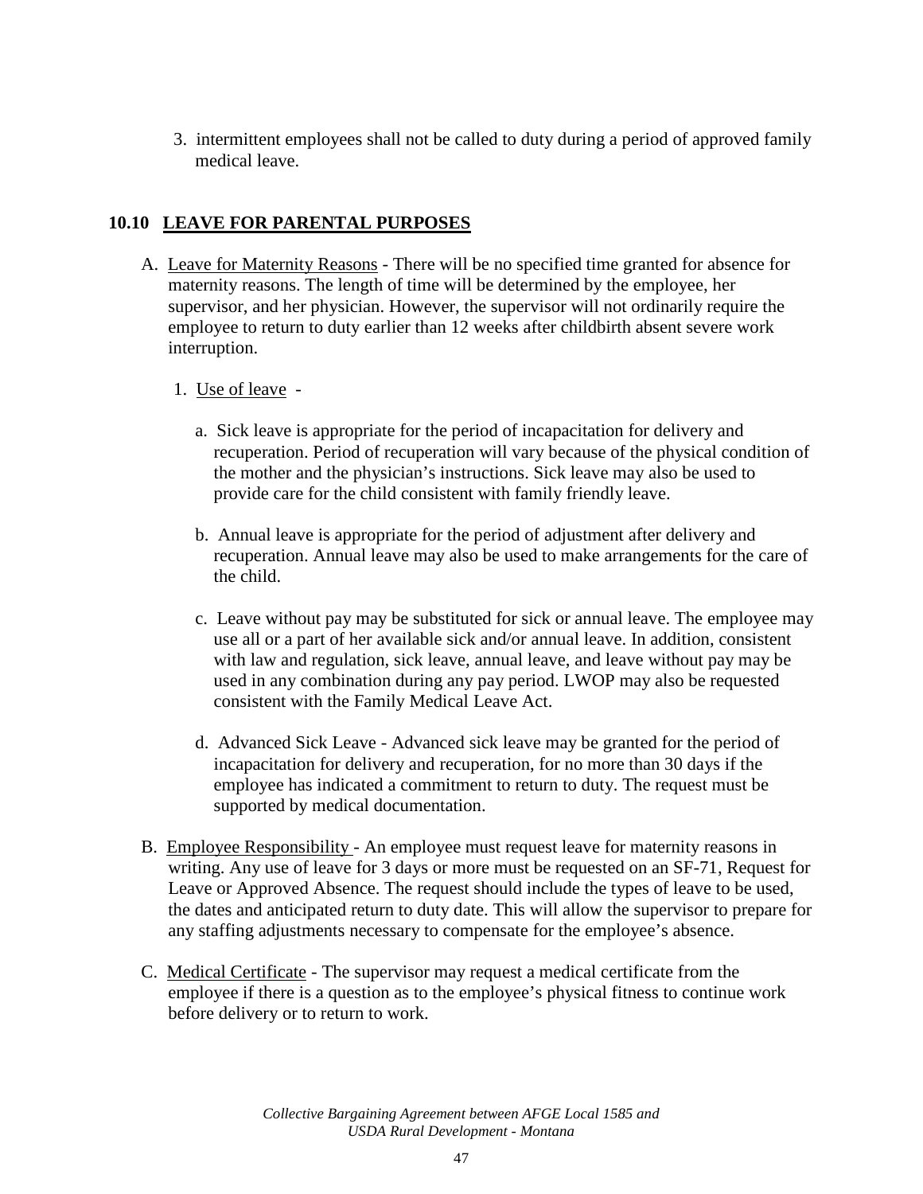3. intermittent employees shall not be called to duty during a period of approved family medical leave.

## 10.10 LEAVE FOR PARENTAL PURPOSES

A. Leave for Maternity Reasons - There will be no specified time granted for absence for maternity reasons. The length of time will be determined by the employee, her supervisor, and her physician. However, the supervisor will not ordinarily require the employee to return to duty earlier than 12 weeks after childbirth absent severe work interruption.

1. Use of leave -

   a. Sick leave is appropriate for the period of incapacitation for delivery and recuperation. Period of recuperation will vary because of the physical condition of the mother and the physician's instructions. Sick leave may also be used to provide care for the child consistent with family friendly leave.

   b. Annual leave is appropriate for the period of adjustment after delivery and recuperation. Annual leave may also be used to make arrangements for the care of the child.

   c. Leave without pay may be substituted for sick or annual leave. The employee may use all or a part of her available sick and/or annual leave. In addition, consistent with law and regulation, sick leave, annual leave, and leave without pay may be used in any combination during any pay period. LWOP may also be requested consistent with the Family Medical Leave Act.

   d. Advanced Sick Leave - Advanced sick leave may be granted for the period of incapacitation for delivery and recuperation, for no more than 30 days if the employee has indicated a commitment to return to duty. The request must be supported by medical documentation.

B. Employee Responsibility - An employee must request leave for maternity reasons in writing. Any use of leave for 3 days or more must be requested on an SF-71, Request for Leave or Approved Absence. The request should include the types of leave to be used, the dates and anticipated return to duty date. This will allow the supervisor to prepare for any staffing adjustments necessary to compensate for the employee's absence.

C. Medical Certificate - The supervisor may request a medical certificate from the employee if there is a question as to the employee's physical fitness to continue work before delivery or to return to work.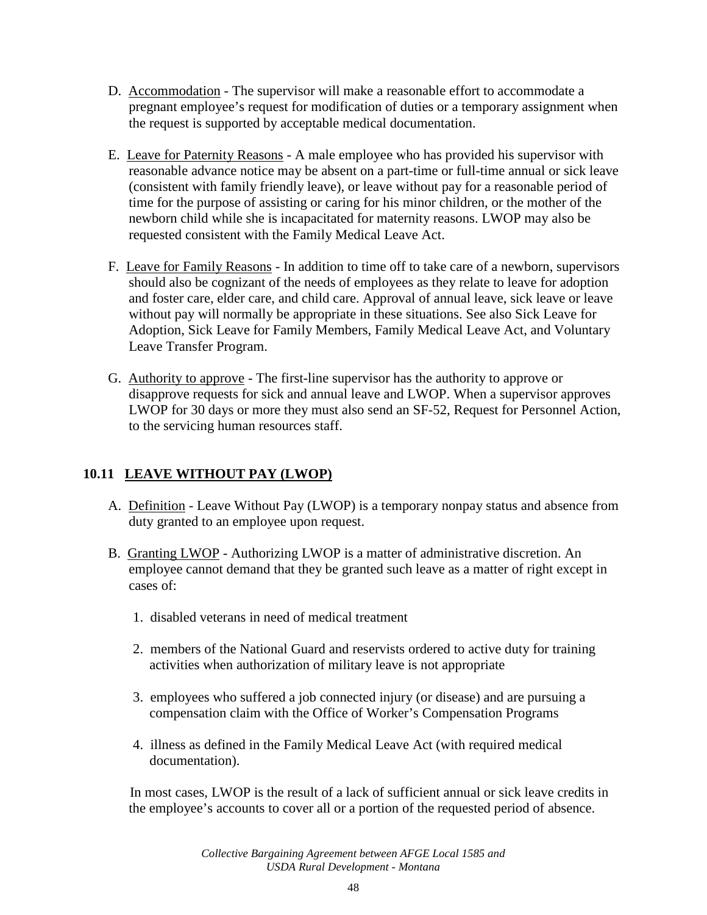D. Accommodation - The supervisor will make a reasonable effort to accommodate a pregnant employee's request for modification of duties or a temporary assignment when the request is supported by acceptable medical documentation.

E. Leave for Paternity Reasons - A male employee who has provided his supervisor with reasonable advance notice may be absent on a part-time or full-time annual or sick leave (consistent with family friendly leave), or leave without pay for a reasonable period of time for the purpose of assisting or caring for his minor children, or the mother of the newborn child while she is incapacitated for maternity reasons. LWOP may also be requested consistent with the Family Medical Leave Act.

F. Leave for Family Reasons - In addition to time off to take care of a newborn, supervisors should also be cognizant of the needs of employees as they relate to leave for adoption and foster care, elder care, and child care. Approval of annual leave, sick leave or leave without pay will normally be appropriate in these situations. See also Sick Leave for Adoption, Sick Leave for Family Members, Family Medical Leave Act, and Voluntary Leave Transfer Program.

G. Authority to approve - The first-line supervisor has the authority to approve or disapprove requests for sick and annual leave and LWOP. When a supervisor approves LWOP for 30 days or more they must also send an SF-52, Request for Personnel Action, to the servicing human resources staff.

## 10.11 LEAVE WITHOUT PAY (LWOP)

A. Definition - Leave Without Pay (LWOP) is a temporary nonpay status and absence from duty granted to an employee upon request.

B. Granting LWOP - Authorizing LWOP is a matter of administrative discretion. An employee cannot demand that they be granted such leave as a matter of right except in cases of:

1. disabled veterans in need of medical treatment
2. members of the National Guard and reservists ordered to active duty for training activities when authorization of military leave is not appropriate
3. employees who suffered a job connected injury (or disease) and are pursuing a compensation claim with the Office of Worker's Compensation Programs
4. illness as defined in the Family Medical Leave Act (with required medical documentation).

In most cases, LWOP is the result of a lack of sufficient annual or sick leave credits in the employee's accounts to cover all or a portion of the requested period of absence.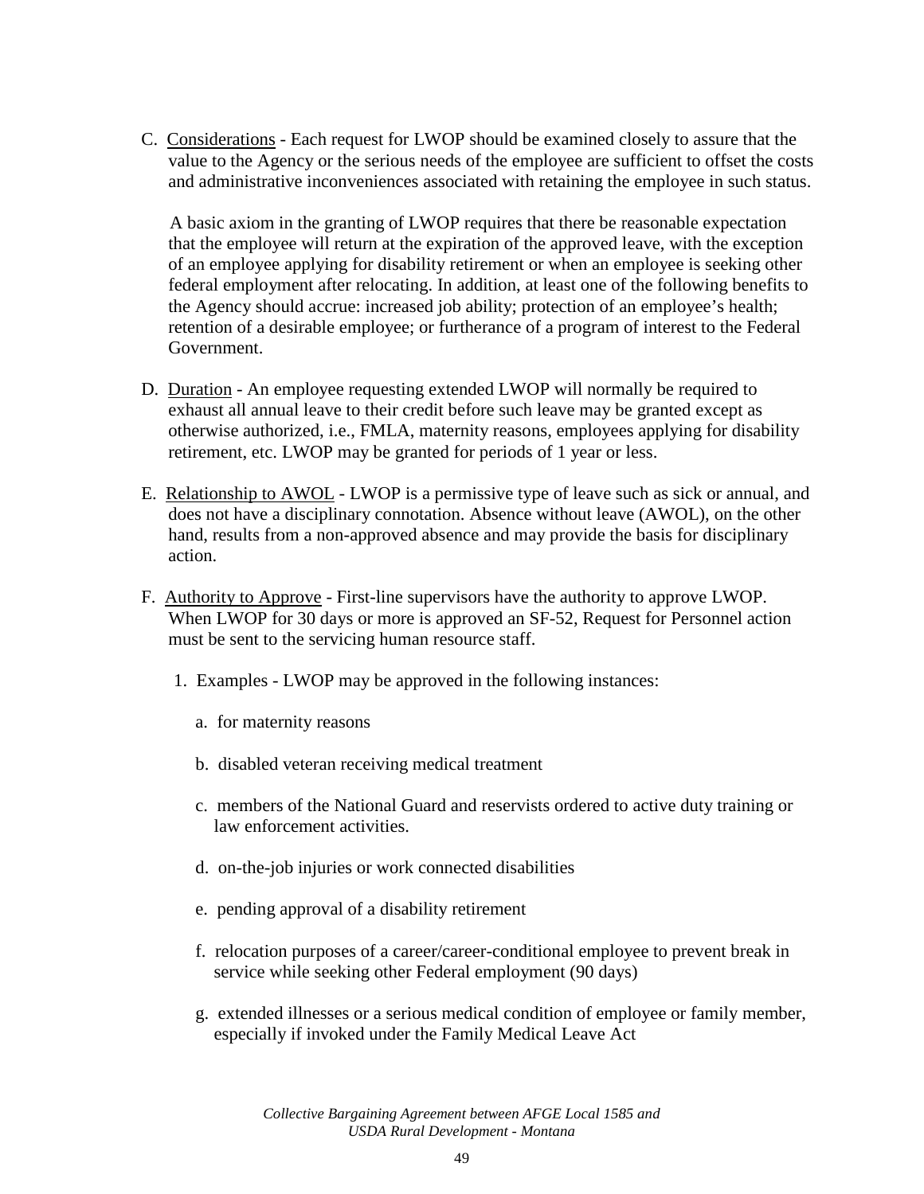C. <u>Considerations</u> - Each request for LWOP should be examined closely to assure that the value to the Agency or the serious needs of the employee are sufficient to offset the costs and administrative inconveniences associated with retaining the employee in such status.

A basic axiom in the granting of LWOP requires that there be reasonable expectation that the employee will return at the expiration of the approved leave, with the exception of an employee applying for disability retirement or when an employee is seeking other federal employment after relocating. In addition, at least one of the following benefits to the Agency should accrue: increased job ability; protection of an employee's health; retention of a desirable employee; or furtherance of a program of interest to the Federal Government.

D. <u>Duration</u> - An employee requesting extended LWOP will normally be required to exhaust all annual leave to their credit before such leave may be granted except as otherwise authorized, i.e., FMLA, maternity reasons, employees applying for disability retirement, etc. LWOP may be granted for periods of 1 year or less.

E. <u>Relationship to AWOL</u> - LWOP is a permissive type of leave such as sick or annual, and does not have a disciplinary connotation. Absence without leave (AWOL), on the other hand, results from a non-approved absence and may provide the basis for disciplinary action.

F. <u>Authority to Approve</u> - First-line supervisors have the authority to approve LWOP. When LWOP for 30 days or more is approved an SF-52, Request for Personnel action must be sent to the servicing human resource staff.

1. Examples - LWOP may be approved in the following instances:

   a. for maternity reasons

   b. disabled veteran receiving medical treatment

   c. members of the National Guard and reservists ordered to active duty training or law enforcement activities.

   d. on-the-job injuries or work connected disabilities

   e. pending approval of a disability retirement

   f. relocation purposes of a career/career-conditional employee to prevent break in service while seeking other Federal employment (90 days)

   g. extended illnesses or a serious medical condition of employee or family member, especially if invoked under the Family Medical Leave Act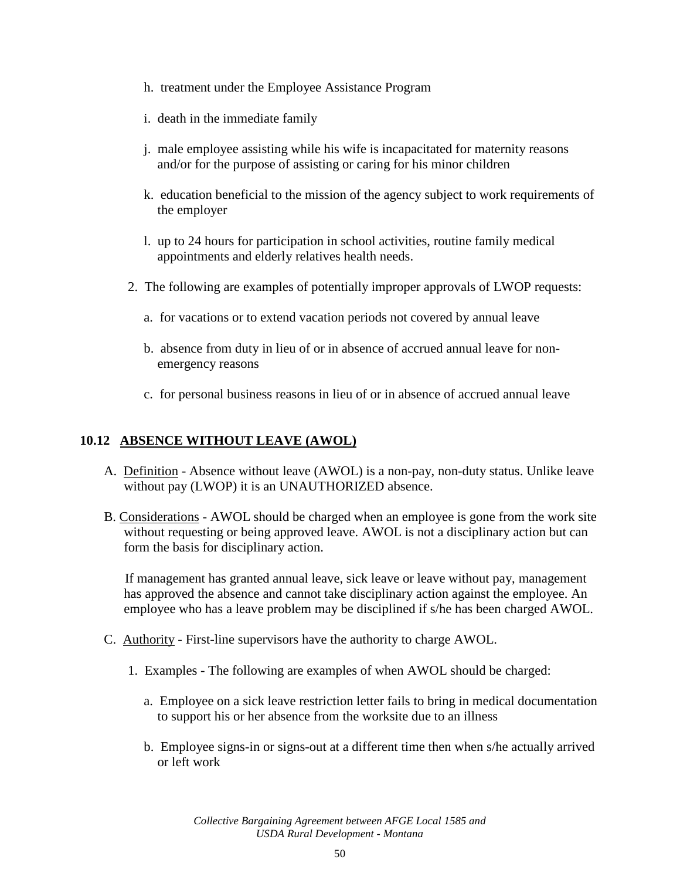h. treatment under the Employee Assistance Program

i. death in the immediate family

j. male employee assisting while his wife is incapacitated for maternity reasons and/or for the purpose of assisting or caring for his minor children

k. education beneficial to the mission of the agency subject to work requirements of the employer

l. up to 24 hours for participation in school activities, routine family medical appointments and elderly relatives health needs.

2. The following are examples of potentially improper approvals of LWOP requests:

a. for vacations or to extend vacation periods not covered by annual leave

b. absence from duty in lieu of or in absence of accrued annual leave for non-emergency reasons

c. for personal business reasons in lieu of or in absence of accrued annual leave

## 10.12 ABSENCE WITHOUT LEAVE (AWOL)

A. Definition - Absence without leave (AWOL) is a non-pay, non-duty status. Unlike leave without pay (LWOP) it is an UNAUTHORIZED absence.

B. Considerations - AWOL should be charged when an employee is gone from the work site without requesting or being approved leave. AWOL is not a disciplinary action but can form the basis for disciplinary action.

If management has granted annual leave, sick leave or leave without pay, management has approved the absence and cannot take disciplinary action against the employee. An employee who has a leave problem may be disciplined if s/he has been charged AWOL.

C. Authority - First-line supervisors have the authority to charge AWOL.

1. Examples - The following are examples of when AWOL should be charged:

a. Employee on a sick leave restriction letter fails to bring in medical documentation to support his or her absence from the worksite due to an illness

b. Employee signs-in or signs-out at a different time then when s/he actually arrived or left work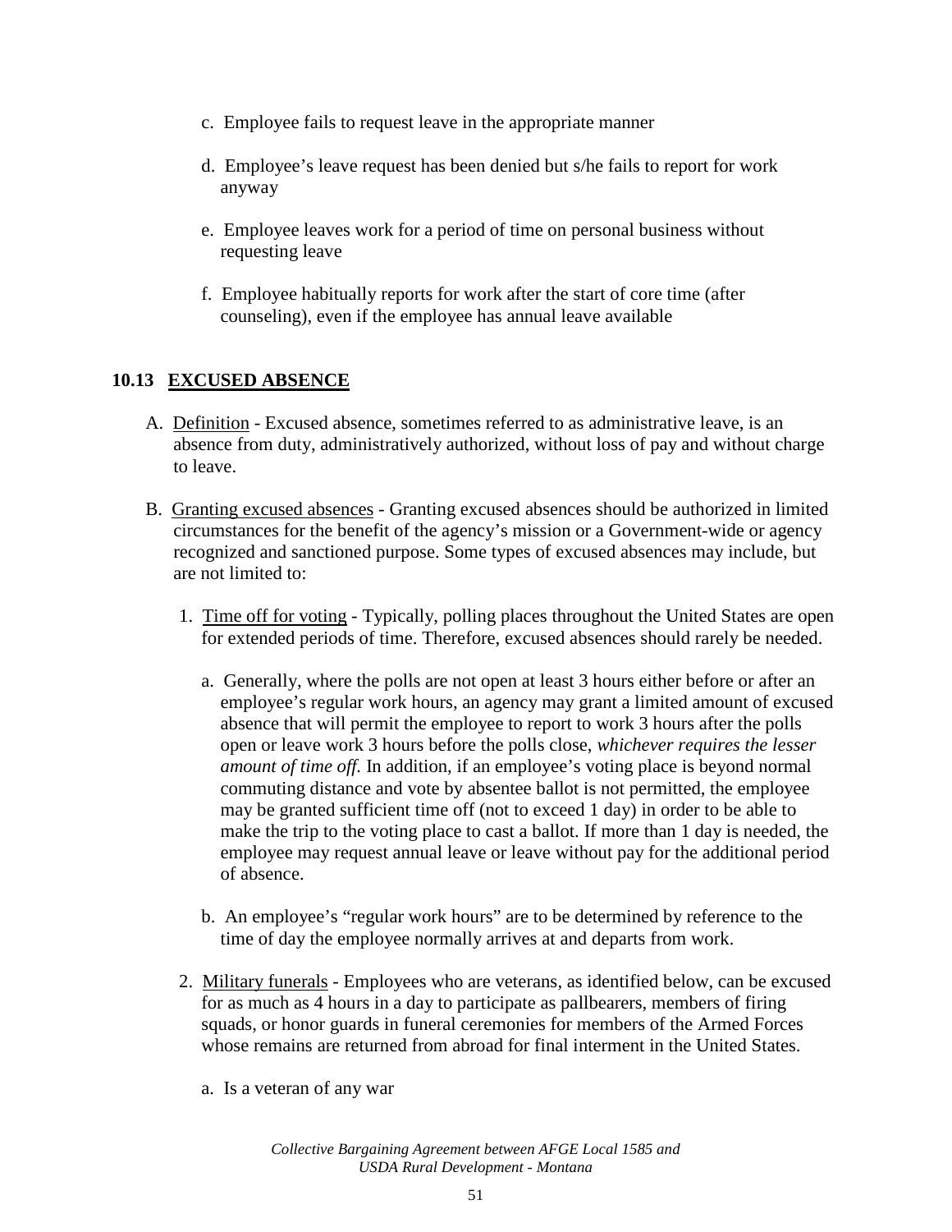c. Employee fails to request leave in the appropriate manner

d. Employee's leave request has been denied but s/he fails to report for work anyway

e. Employee leaves work for a period of time on personal business without requesting leave

f. Employee habitually reports for work after the start of core time (after counseling), even if the employee has annual leave available

## 10.13 <u>EXCUSED ABSENCE</u>

A. <u>Definition</u> - Excused absence, sometimes referred to as administrative leave, is an absence from duty, administratively authorized, without loss of pay and without charge to leave.

B. <u>Granting excused absences</u> - Granting excused absences should be authorized in limited circumstances for the benefit of the agency's mission or a Government-wide or agency recognized and sanctioned purpose. Some types of excused absences may include, but are not limited to:

1. <u>Time off for voting</u> - Typically, polling places throughout the United States are open for extended periods of time. Therefore, excused absences should rarely be needed.

   a. Generally, where the polls are not open at least 3 hours either before or after an employee's regular work hours, an agency may grant a limited amount of excused absence that will permit the employee to report to work 3 hours after the polls open or leave work 3 hours before the polls close, *whichever requires the lesser amount of time off.* In addition, if an employee's voting place is beyond normal commuting distance and vote by absentee ballot is not permitted, the employee may be granted sufficient time off (not to exceed 1 day) in order to be able to make the trip to the voting place to cast a ballot. If more than 1 day is needed, the employee may request annual leave or leave without pay for the additional period of absence.

   b. An employee's "regular work hours" are to be determined by reference to the time of day the employee normally arrives at and departs from work.

2. <u>Military funerals</u> - Employees who are veterans, as identified below, can be excused for as much as 4 hours in a day to participate as pallbearers, members of firing squads, or honor guards in funeral ceremonies for members of the Armed Forces whose remains are returned from abroad for final interment in the United States.

   a. Is a veteran of any war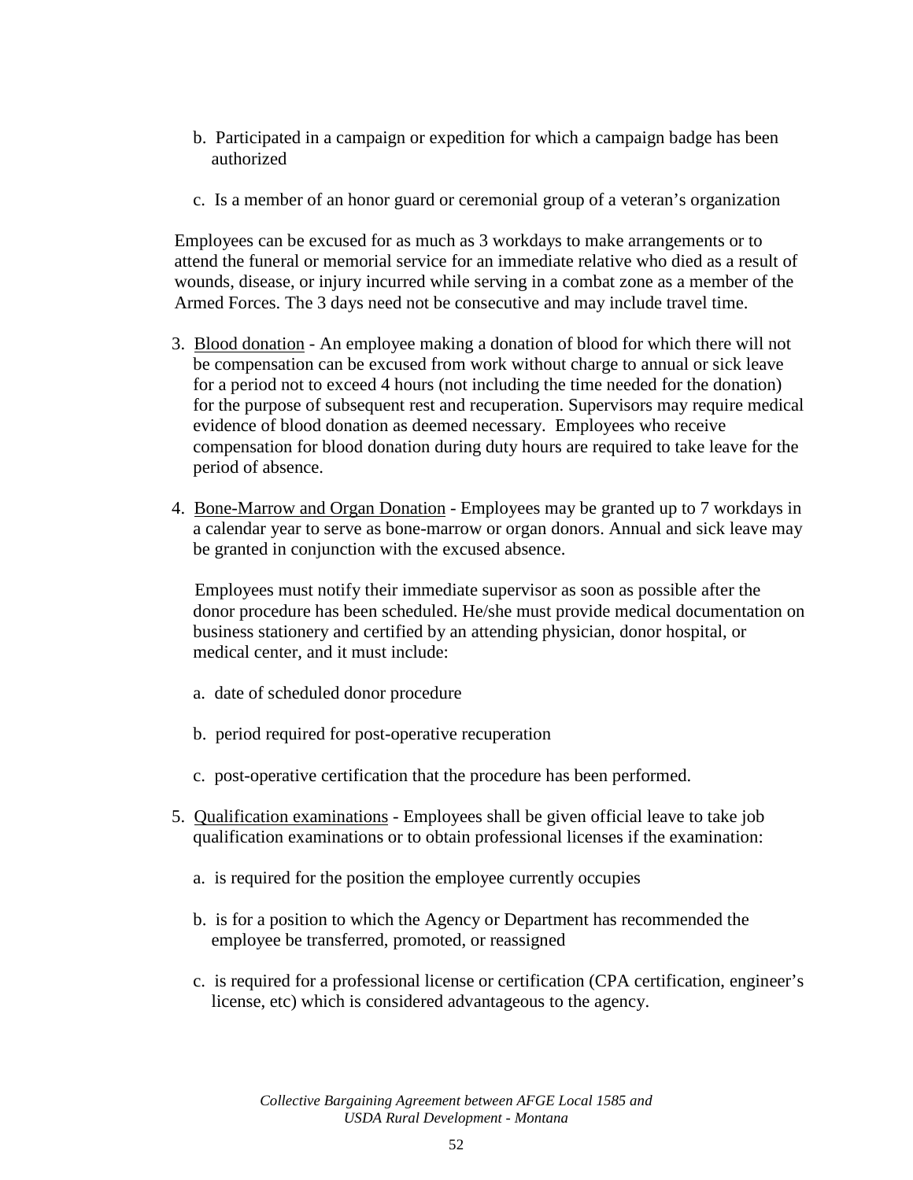b. Participated in a campaign or expedition for which a campaign badge has been authorized

c. Is a member of an honor guard or ceremonial group of a veteran's organization

Employees can be excused for as much as 3 workdays to make arrangements or to attend the funeral or memorial service for an immediate relative who died as a result of wounds, disease, or injury incurred while serving in a combat zone as a member of the Armed Forces. The 3 days need not be consecutive and may include travel time.

3. Blood donation - An employee making a donation of blood for which there will not be compensation can be excused from work without charge to annual or sick leave for a period not to exceed 4 hours (not including the time needed for the donation) for the purpose of subsequent rest and recuperation. Supervisors may require medical evidence of blood donation as deemed necessary. Employees who receive compensation for blood donation during duty hours are required to take leave for the period of absence.

4. Bone-Marrow and Organ Donation - Employees may be granted up to 7 workdays in a calendar year to serve as bone-marrow or organ donors. Annual and sick leave may be granted in conjunction with the excused absence.

   Employees must notify their immediate supervisor as soon as possible after the donor procedure has been scheduled. He/she must provide medical documentation on business stationery and certified by an attending physician, donor hospital, or medical center, and it must include:

   a. date of scheduled donor procedure

   b. period required for post-operative recuperation

   c. post-operative certification that the procedure has been performed.

5. Qualification examinations - Employees shall be given official leave to take job qualification examinations or to obtain professional licenses if the examination:

   a. is required for the position the employee currently occupies

   b. is for a position to which the Agency or Department has recommended the employee be transferred, promoted, or reassigned

   c. is required for a professional license or certification (CPA certification, engineer's license, etc) which is considered advantageous to the agency.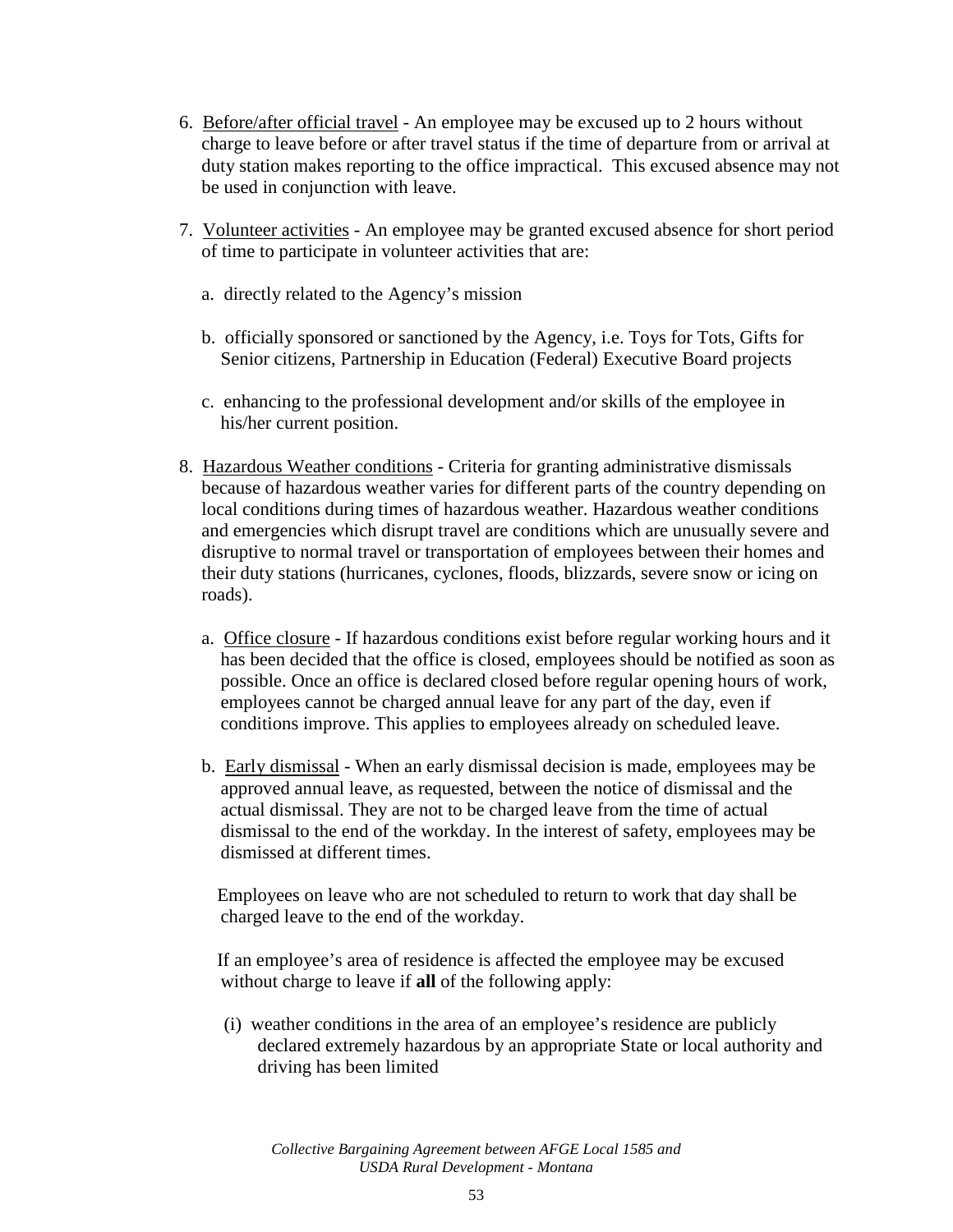6. Before/after official travel - An employee may be excused up to 2 hours without charge to leave before or after travel status if the time of departure from or arrival at duty station makes reporting to the office impractical. This excused absence may not be used in conjunction with leave.

7. Volunteer activities - An employee may be granted excused absence for short period of time to participate in volunteer activities that are:

   a. directly related to the Agency's mission

   b. officially sponsored or sanctioned by the Agency, i.e. Toys for Tots, Gifts for Senior citizens, Partnership in Education (Federal) Executive Board projects

   c. enhancing to the professional development and/or skills of the employee in his/her current position.

8. Hazardous Weather conditions - Criteria for granting administrative dismissals because of hazardous weather varies for different parts of the country depending on local conditions during times of hazardous weather. Hazardous weather conditions and emergencies which disrupt travel are conditions which are unusually severe and disruptive to normal travel or transportation of employees between their homes and their duty stations (hurricanes, cyclones, floods, blizzards, severe snow or icing on roads).

   a. Office closure - If hazardous conditions exist before regular working hours and it has been decided that the office is closed, employees should be notified as soon as possible. Once an office is declared closed before regular opening hours of work, employees cannot be charged annual leave for any part of the day, even if conditions improve. This applies to employees already on scheduled leave.

   b. Early dismissal - When an early dismissal decision is made, employees may be approved annual leave, as requested, between the notice of dismissal and the actual dismissal. They are not to be charged leave from the time of actual dismissal to the end of the workday. In the interest of safety, employees may be dismissed at different times.

      Employees on leave who are not scheduled to return to work that day shall be charged leave to the end of the workday.

      If an employee's area of residence is affected the employee may be excused without charge to leave if **all** of the following apply:

      (i) weather conditions in the area of an employee's residence are publicly declared extremely hazardous by an appropriate State or local authority and driving has been limited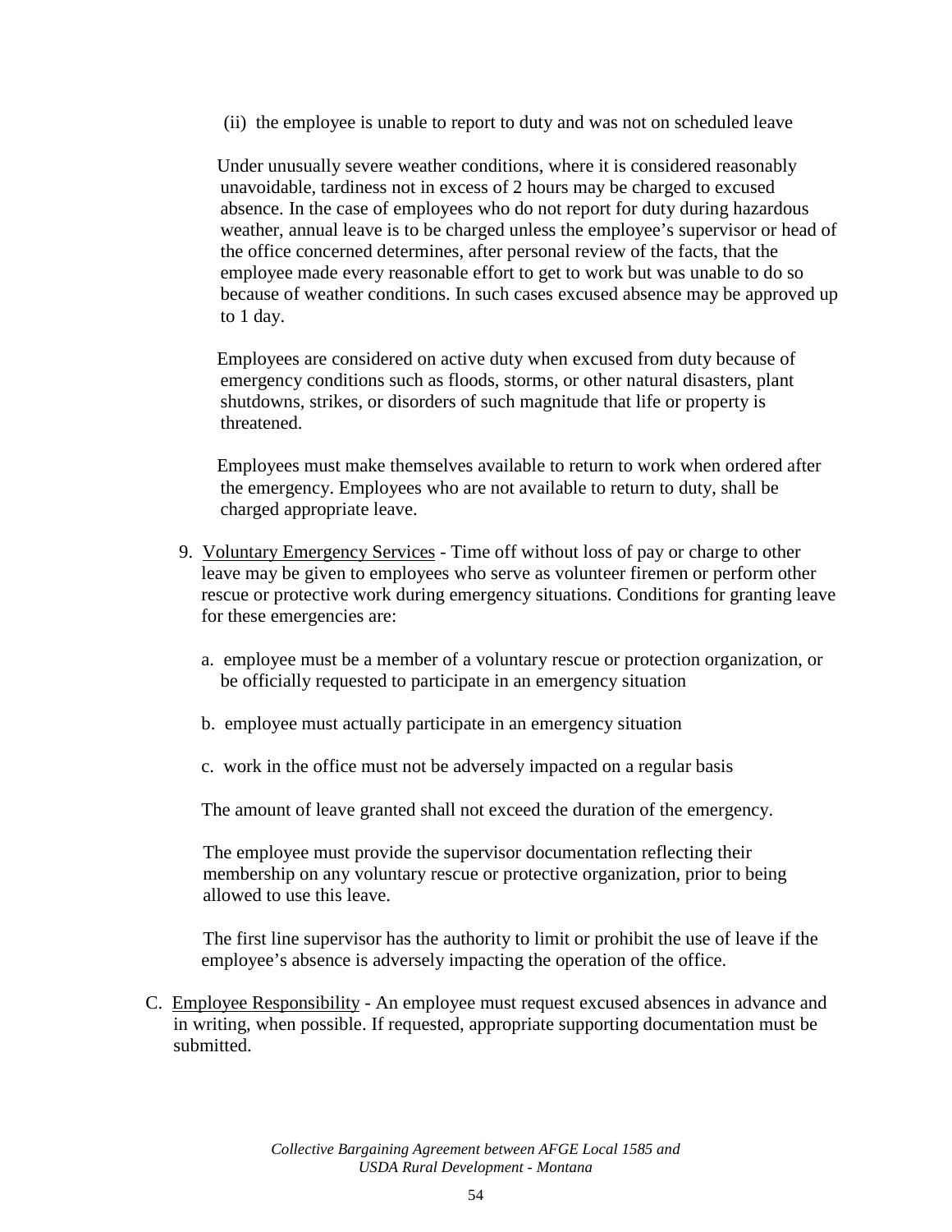(ii) the employee is unable to report to duty and was not on scheduled leave

Under unusually severe weather conditions, where it is considered reasonably unavoidable, tardiness not in excess of 2 hours may be charged to excused absence. In the case of employees who do not report for duty during hazardous weather, annual leave is to be charged unless the employee's supervisor or head of the office concerned determines, after personal review of the facts, that the employee made every reasonable effort to get to work but was unable to do so because of weather conditions. In such cases excused absence may be approved up to 1 day.

Employees are considered on active duty when excused from duty because of emergency conditions such as floods, storms, or other natural disasters, plant shutdowns, strikes, or disorders of such magnitude that life or property is threatened.

Employees must make themselves available to return to work when ordered after the emergency. Employees who are not available to return to duty, shall be charged appropriate leave.

9. Voluntary Emergency Services - Time off without loss of pay or charge to other leave may be given to employees who serve as volunteer firemen or perform other rescue or protective work during emergency situations. Conditions for granting leave for these emergencies are:

   a. employee must be a member of a voluntary rescue or protection organization, or be officially requested to participate in an emergency situation

   b. employee must actually participate in an emergency situation

   c. work in the office must not be adversely impacted on a regular basis

   The amount of leave granted shall not exceed the duration of the emergency.

   The employee must provide the supervisor documentation reflecting their membership on any voluntary rescue or protective organization, prior to being allowed to use this leave.

   The first line supervisor has the authority to limit or prohibit the use of leave if the employee's absence is adversely impacting the operation of the office.

C. Employee Responsibility - An employee must request excused absences in advance and in writing, when possible. If requested, appropriate supporting documentation must be submitted.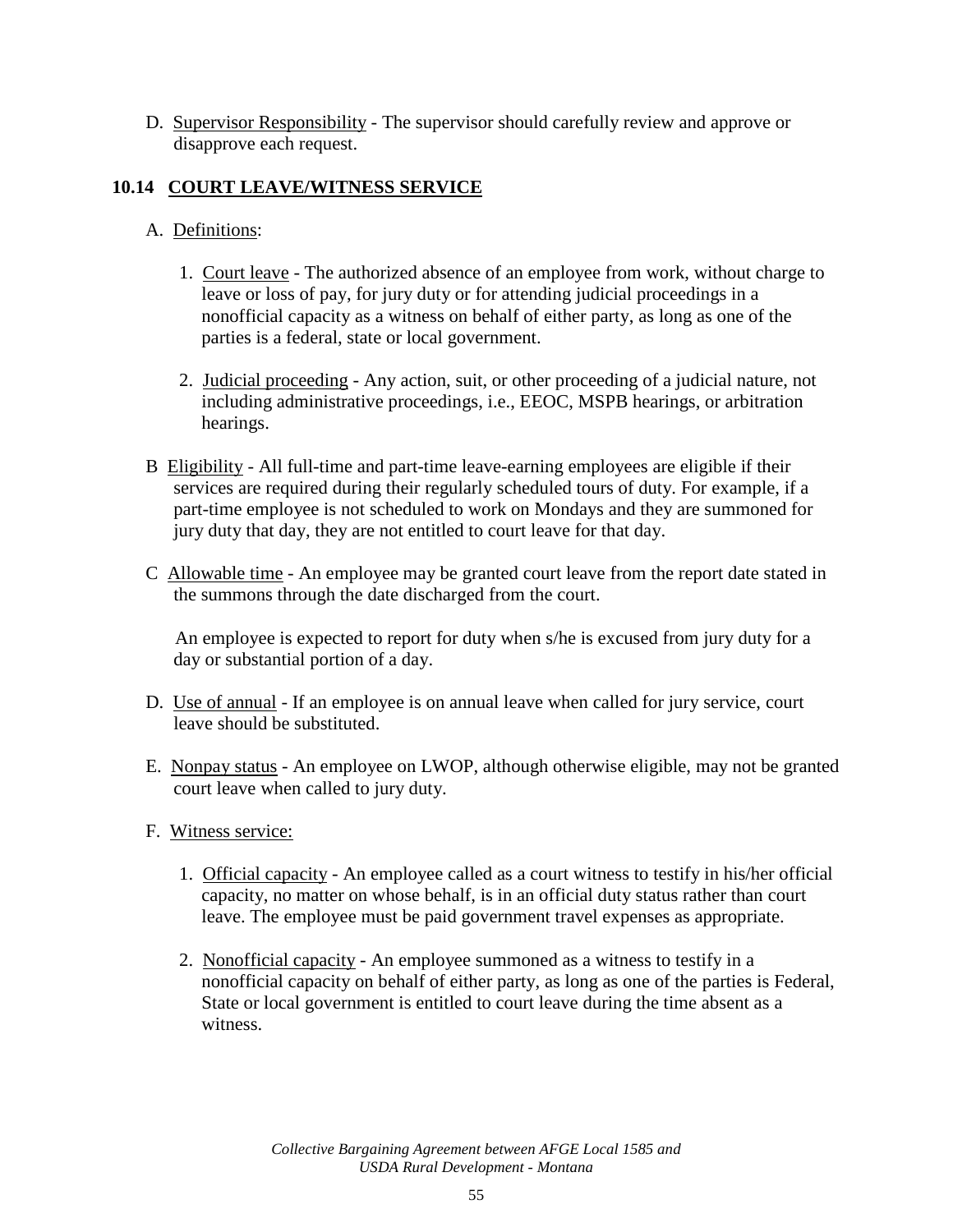D. Supervisor Responsibility - The supervisor should carefully review and approve or disapprove each request.

### 10.14 COURT LEAVE/WITNESS SERVICE

A. Definitions:

1. Court leave - The authorized absence of an employee from work, without charge to leave or loss of pay, for jury duty or for attending judicial proceedings in a nonofficial capacity as a witness on behalf of either party, as long as one of the parties is a federal, state or local government.

2. Judicial proceeding - Any action, suit, or other proceeding of a judicial nature, not including administrative proceedings, i.e., EEOC, MSPB hearings, or arbitration hearings.

B Eligibility - All full-time and part-time leave-earning employees are eligible if their services are required during their regularly scheduled tours of duty. For example, if a part-time employee is not scheduled to work on Mondays and they are summoned for jury duty that day, they are not entitled to court leave for that day.

C Allowable time - An employee may be granted court leave from the report date stated in the summons through the date discharged from the court.

An employee is expected to report for duty when s/he is excused from jury duty for a day or substantial portion of a day.

D. Use of annual - If an employee is on annual leave when called for jury service, court leave should be substituted.

E. Nonpay status - An employee on LWOP, although otherwise eligible, may not be granted court leave when called to jury duty.

F. Witness service:

1. Official capacity - An employee called as a court witness to testify in his/her official capacity, no matter on whose behalf, is in an official duty status rather than court leave. The employee must be paid government travel expenses as appropriate.

2. Nonofficial capacity - An employee summoned as a witness to testify in a nonofficial capacity on behalf of either party, as long as one of the parties is Federal, State or local government is entitled to court leave during the time absent as a witness.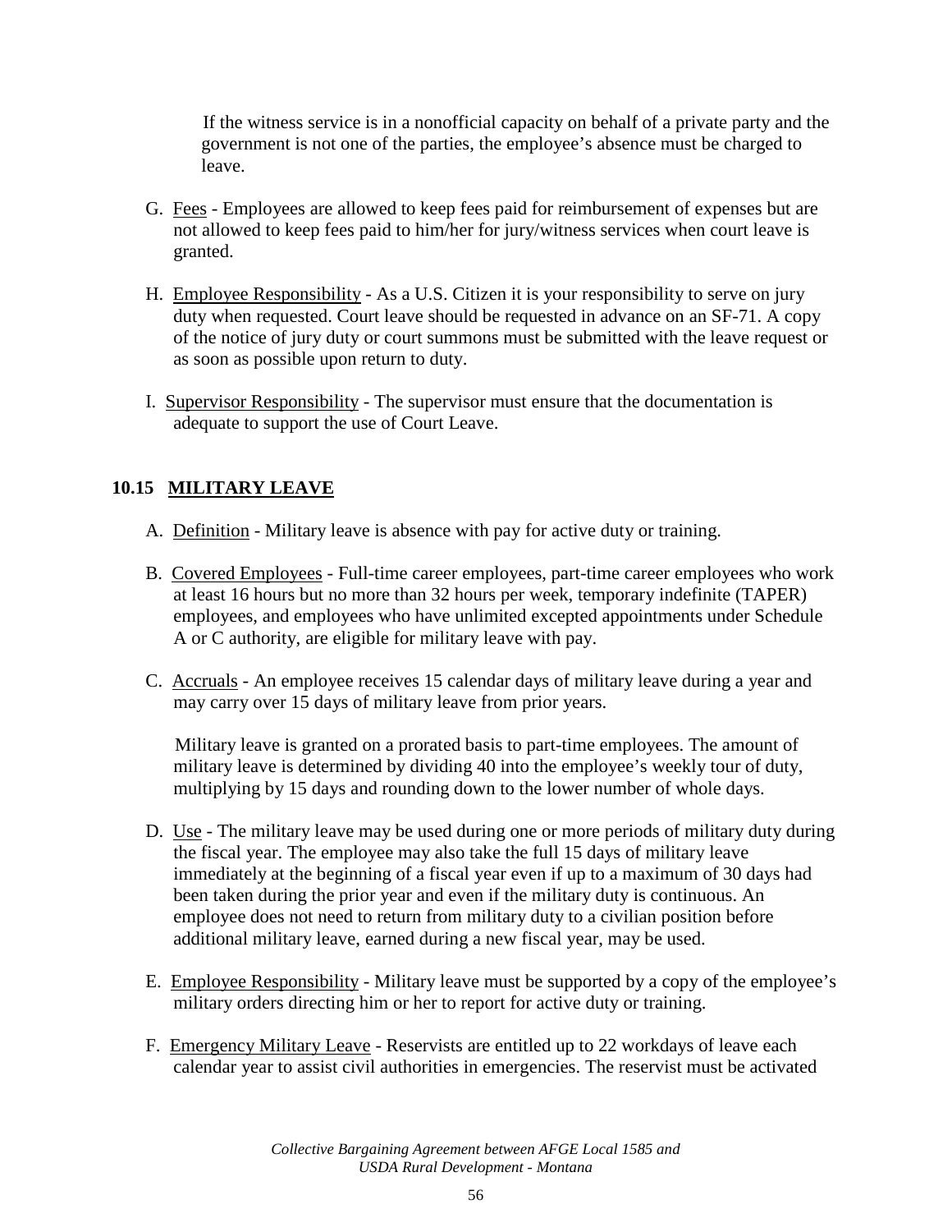If the witness service is in a nonofficial capacity on behalf of a private party and the government is not one of the parties, the employee's absence must be charged to leave.

G. Fees - Employees are allowed to keep fees paid for reimbursement of expenses but are not allowed to keep fees paid to him/her for jury/witness services when court leave is granted.

H. Employee Responsibility - As a U.S. Citizen it is your responsibility to serve on jury duty when requested. Court leave should be requested in advance on an SF-71. A copy of the notice of jury duty or court summons must be submitted with the leave request or as soon as possible upon return to duty.

I. Supervisor Responsibility - The supervisor must ensure that the documentation is adequate to support the use of Court Leave.

## 10.15 MILITARY LEAVE

A. Definition - Military leave is absence with pay for active duty or training.

B. Covered Employees - Full-time career employees, part-time career employees who work at least 16 hours but no more than 32 hours per week, temporary indefinite (TAPER) employees, and employees who have unlimited excepted appointments under Schedule A or C authority, are eligible for military leave with pay.

C. Accruals - An employee receives 15 calendar days of military leave during a year and may carry over 15 days of military leave from prior years.

Military leave is granted on a prorated basis to part-time employees. The amount of military leave is determined by dividing 40 into the employee's weekly tour of duty, multiplying by 15 days and rounding down to the lower number of whole days.

D. Use - The military leave may be used during one or more periods of military duty during the fiscal year. The employee may also take the full 15 days of military leave immediately at the beginning of a fiscal year even if up to a maximum of 30 days had been taken during the prior year and even if the military duty is continuous. An employee does not need to return from military duty to a civilian position before additional military leave, earned during a new fiscal year, may be used.

E. Employee Responsibility - Military leave must be supported by a copy of the employee's military orders directing him or her to report for active duty or training.

F. Emergency Military Leave - Reservists are entitled up to 22 workdays of leave each calendar year to assist civil authorities in emergencies. The reservist must be activated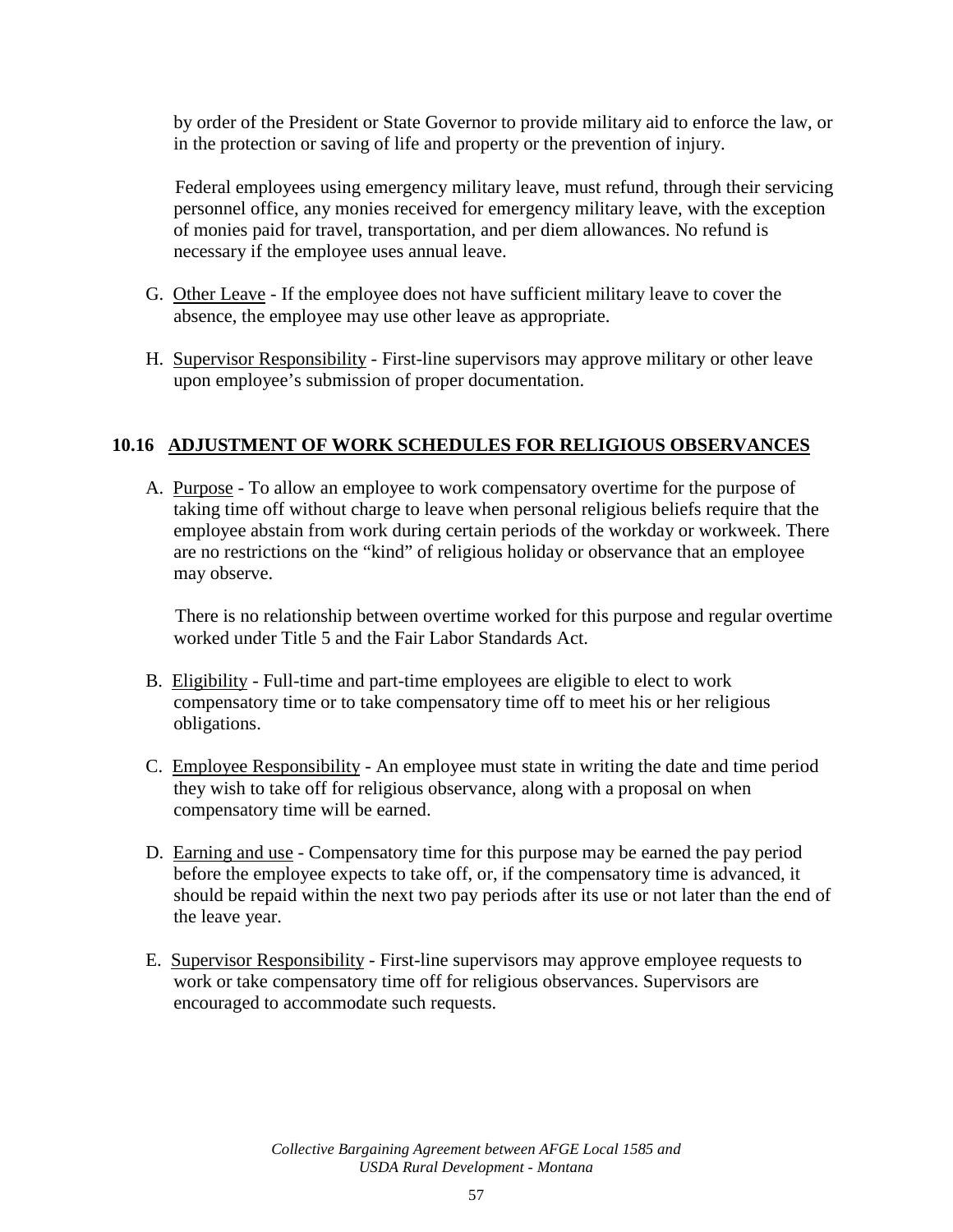by order of the President or State Governor to provide military aid to enforce the law, or in the protection or saving of life and property or the prevention of injury.

Federal employees using emergency military leave, must refund, through their servicing personnel office, any monies received for emergency military leave, with the exception of monies paid for travel, transportation, and per diem allowances. No refund is necessary if the employee uses annual leave.

G. Other Leave - If the employee does not have sufficient military leave to cover the absence, the employee may use other leave as appropriate.

H. Supervisor Responsibility - First-line supervisors may approve military or other leave upon employee's submission of proper documentation.

## 10.16 ADJUSTMENT OF WORK SCHEDULES FOR RELIGIOUS OBSERVANCES

A. Purpose - To allow an employee to work compensatory overtime for the purpose of taking time off without charge to leave when personal religious beliefs require that the employee abstain from work during certain periods of the workday or workweek. There are no restrictions on the "kind" of religious holiday or observance that an employee may observe.

There is no relationship between overtime worked for this purpose and regular overtime worked under Title 5 and the Fair Labor Standards Act.

B. Eligibility - Full-time and part-time employees are eligible to elect to work compensatory time or to take compensatory time off to meet his or her religious obligations.

C. Employee Responsibility - An employee must state in writing the date and time period they wish to take off for religious observance, along with a proposal on when compensatory time will be earned.

D. Earning and use - Compensatory time for this purpose may be earned the pay period before the employee expects to take off, or, if the compensatory time is advanced, it should be repaid within the next two pay periods after its use or not later than the end of the leave year.

E. Supervisor Responsibility - First-line supervisors may approve employee requests to work or take compensatory time off for religious observances. Supervisors are encouraged to accommodate such requests.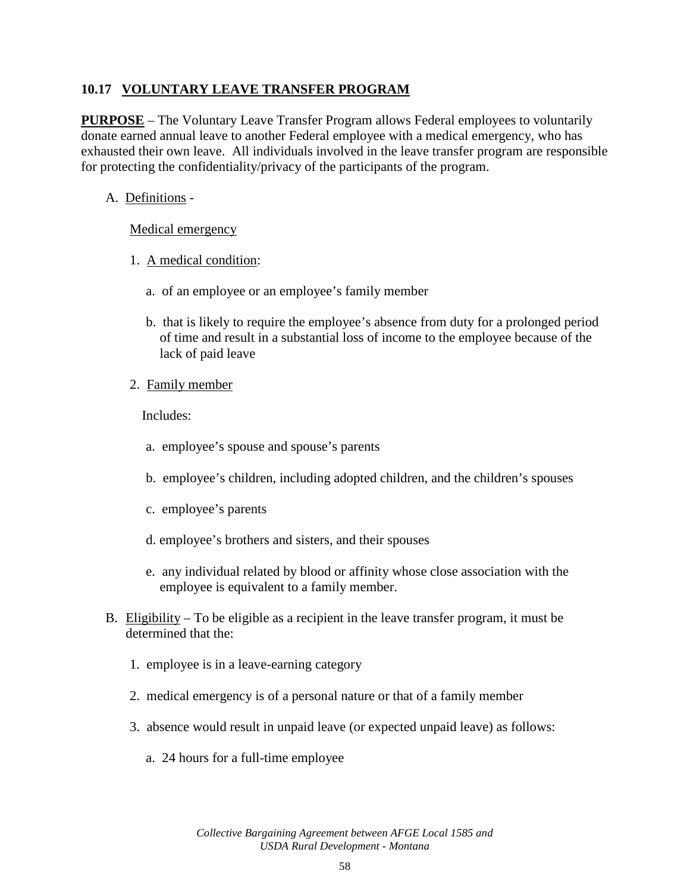## 10.17 VOLUNTARY LEAVE TRANSFER PROGRAM

**PURPOSE** – The Voluntary Leave Transfer Program allows Federal employees to voluntarily donate earned annual leave to another Federal employee with a medical emergency, who has exhausted their own leave. All individuals involved in the leave transfer program are responsible for protecting the confidentiality/privacy of the participants of the program.

A. Definitions -

   Medical emergency

   1. A medical condition:

      a. of an employee or an employee's family member

      b. that is likely to require the employee's absence from duty for a prolonged period of time and result in a substantial loss of income to the employee because of the lack of paid leave

   2. Family member

      Includes:

      a. employee's spouse and spouse's parents

      b. employee's children, including adopted children, and the children's spouses

      c. employee's parents

      d. employee's brothers and sisters, and their spouses

      e. any individual related by blood or affinity whose close association with the employee is equivalent to a family member.

B. Eligibility – To be eligible as a recipient in the leave transfer program, it must be determined that the:

   1. employee is in a leave-earning category

   2. medical emergency is of a personal nature or that of a family member

   3. absence would result in unpaid leave (or expected unpaid leave) as follows:

      a. 24 hours for a full-time employee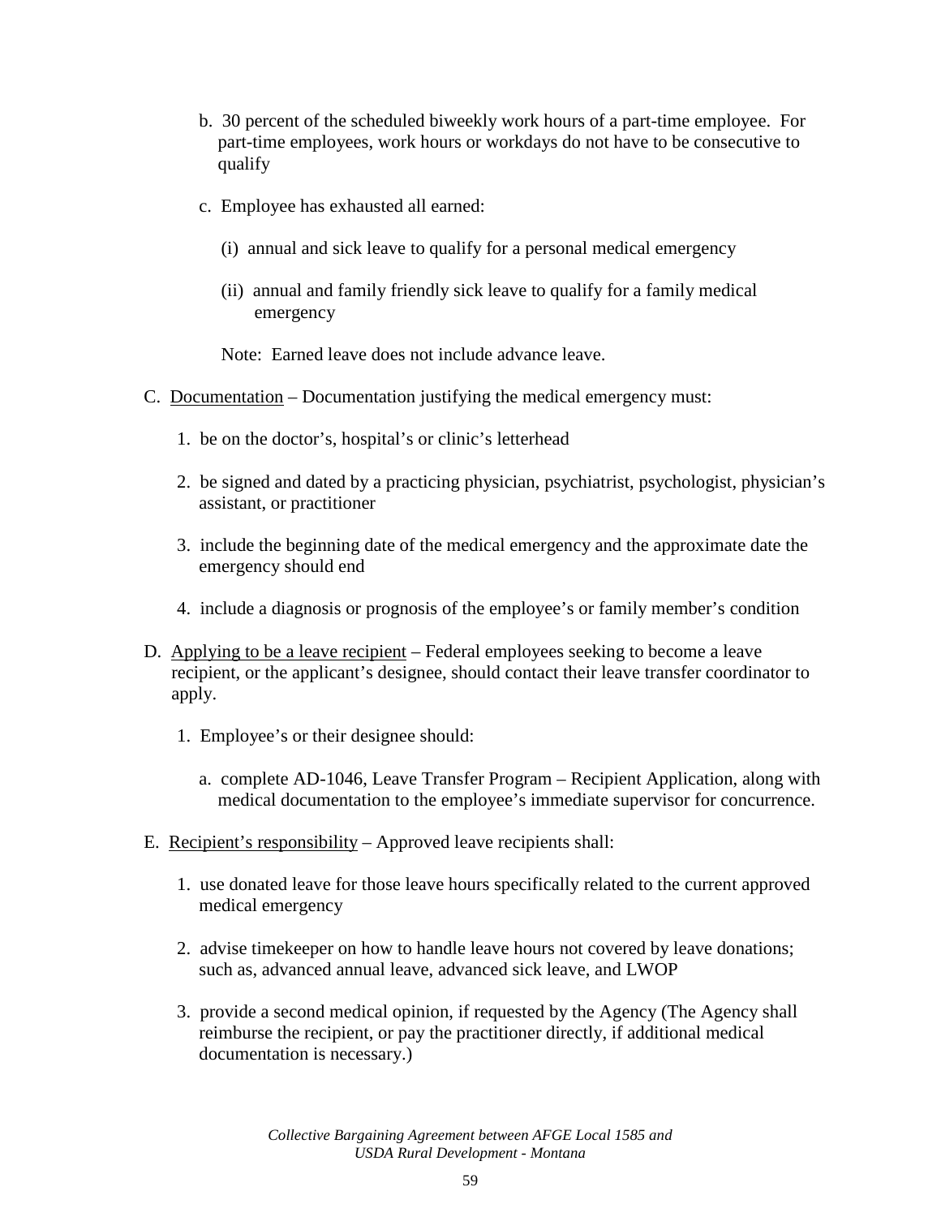b. 30 percent of the scheduled biweekly work hours of a part-time employee. For part-time employees, work hours or workdays do not have to be consecutive to qualify

c. Employee has exhausted all earned:

(i) annual and sick leave to qualify for a personal medical emergency

(ii) annual and family friendly sick leave to qualify for a family medical emergency

Note: Earned leave does not include advance leave.

C. <u>Documentation</u> – Documentation justifying the medical emergency must:

1. be on the doctor's, hospital's or clinic's letterhead

2. be signed and dated by a practicing physician, psychiatrist, psychologist, physician's assistant, or practitioner

3. include the beginning date of the medical emergency and the approximate date the emergency should end

4. include a diagnosis or prognosis of the employee's or family member's condition

D. <u>Applying to be a leave recipient</u> – Federal employees seeking to become a leave recipient, or the applicant's designee, should contact their leave transfer coordinator to apply.

1. Employee's or their designee should:

a. complete AD-1046, Leave Transfer Program – Recipient Application, along with medical documentation to the employee's immediate supervisor for concurrence.

E. <u>Recipient's responsibility</u> – Approved leave recipients shall:

1. use donated leave for those leave hours specifically related to the current approved medical emergency

2. advise timekeeper on how to handle leave hours not covered by leave donations; such as, advanced annual leave, advanced sick leave, and LWOP

3. provide a second medical opinion, if requested by the Agency (The Agency shall reimburse the recipient, or pay the practitioner directly, if additional medical documentation is necessary.)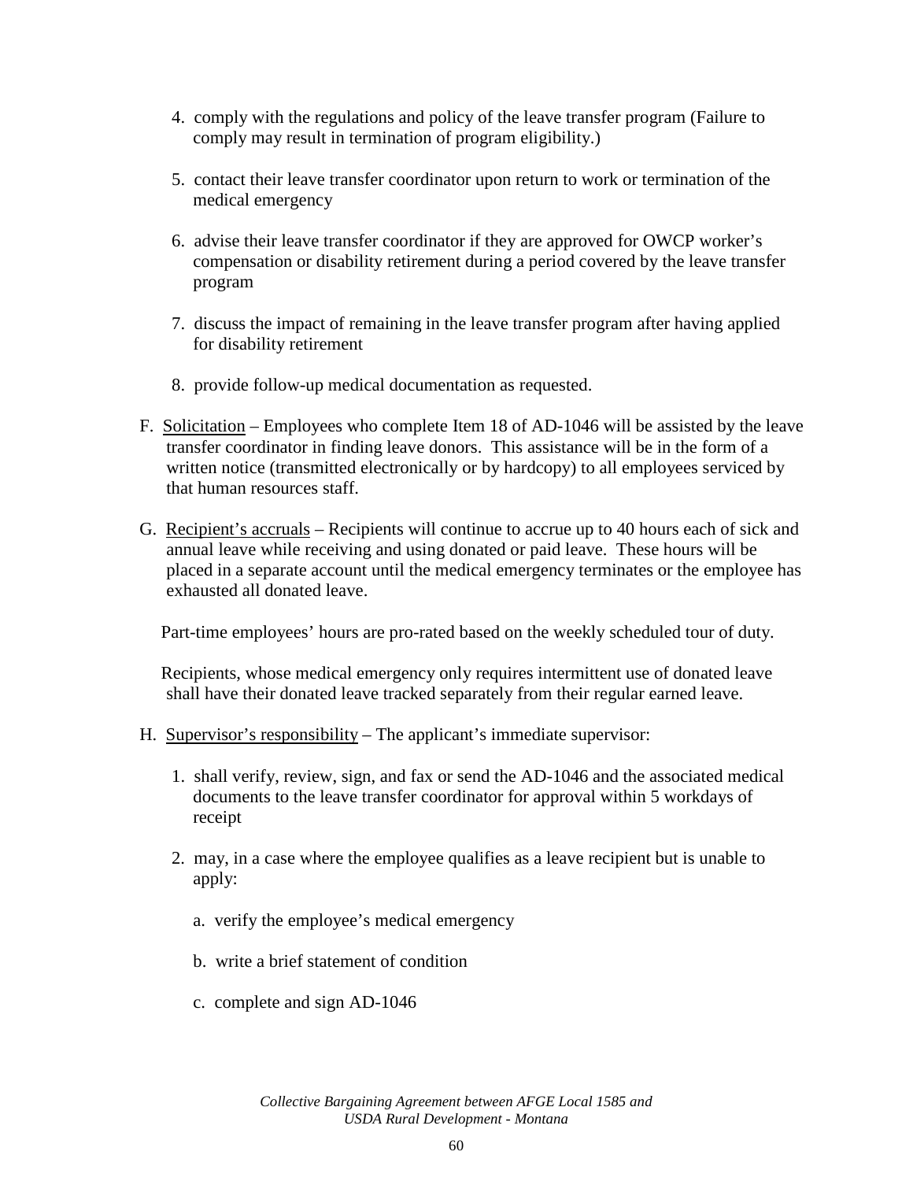4. comply with the regulations and policy of the leave transfer program (Failure to comply may result in termination of program eligibility.)

5. contact their leave transfer coordinator upon return to work or termination of the medical emergency

6. advise their leave transfer coordinator if they are approved for OWCP worker's compensation or disability retirement during a period covered by the leave transfer program

7. discuss the impact of remaining in the leave transfer program after having applied for disability retirement

8. provide follow-up medical documentation as requested.

F. Solicitation – Employees who complete Item 18 of AD-1046 will be assisted by the leave transfer coordinator in finding leave donors. This assistance will be in the form of a written notice (transmitted electronically or by hardcopy) to all employees serviced by that human resources staff.

G. Recipient's accruals – Recipients will continue to accrue up to 40 hours each of sick and annual leave while receiving and using donated or paid leave. These hours will be placed in a separate account until the medical emergency terminates or the employee has exhausted all donated leave.

Part-time employees' hours are pro-rated based on the weekly scheduled tour of duty.

Recipients, whose medical emergency only requires intermittent use of donated leave shall have their donated leave tracked separately from their regular earned leave.

H. Supervisor's responsibility – The applicant's immediate supervisor:

1. shall verify, review, sign, and fax or send the AD-1046 and the associated medical documents to the leave transfer coordinator for approval within 5 workdays of receipt

2. may, in a case where the employee qualifies as a leave recipient but is unable to apply:

   a. verify the employee's medical emergency

   b. write a brief statement of condition

   c. complete and sign AD-1046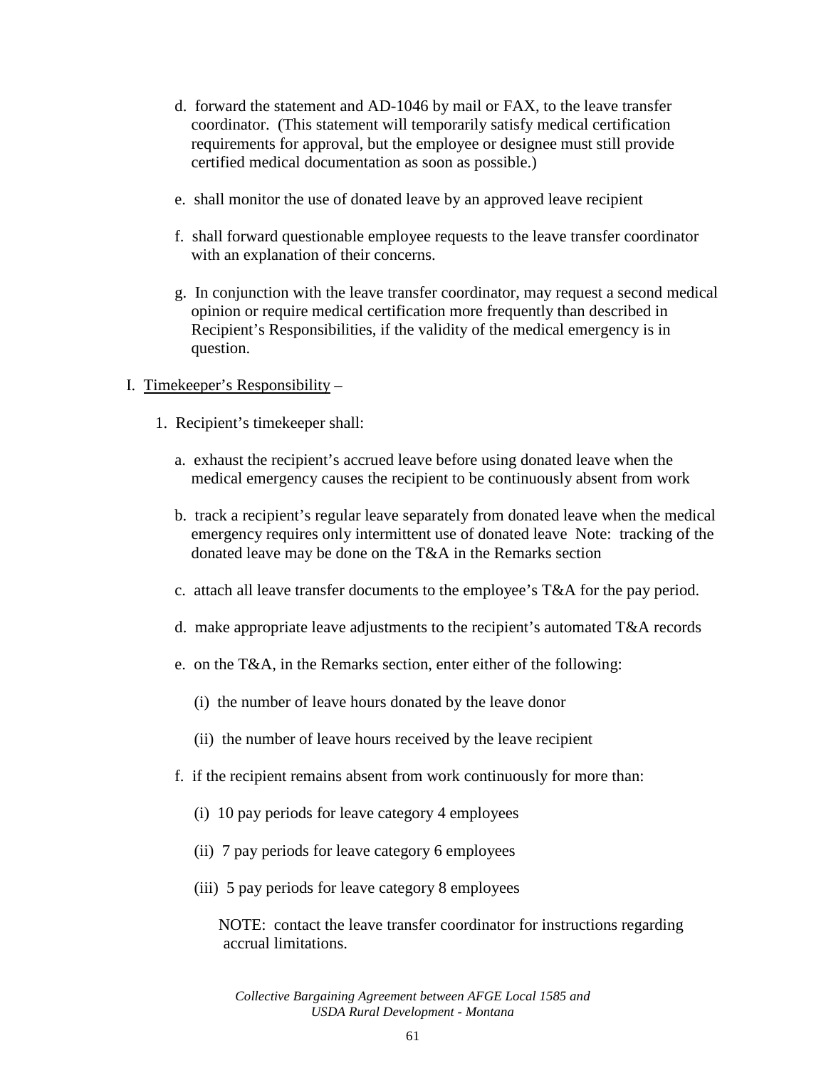d. forward the statement and AD-1046 by mail or FAX, to the leave transfer coordinator. (This statement will temporarily satisfy medical certification requirements for approval, but the employee or designee must still provide certified medical documentation as soon as possible.)

e. shall monitor the use of donated leave by an approved leave recipient

f. shall forward questionable employee requests to the leave transfer coordinator with an explanation of their concerns.

g. In conjunction with the leave transfer coordinator, may request a second medical opinion or require medical certification more frequently than described in Recipient's Responsibilities, if the validity of the medical emergency is in question.

I. Timekeeper's Responsibility –

1. Recipient's timekeeper shall:

a. exhaust the recipient's accrued leave before using donated leave when the medical emergency causes the recipient to be continuously absent from work

b. track a recipient's regular leave separately from donated leave when the medical emergency requires only intermittent use of donated leave Note: tracking of the donated leave may be done on the T&A in the Remarks section

c. attach all leave transfer documents to the employee's T&A for the pay period.

d. make appropriate leave adjustments to the recipient's automated T&A records

e. on the T&A, in the Remarks section, enter either of the following:

(i) the number of leave hours donated by the leave donor

(ii) the number of leave hours received by the leave recipient

f. if the recipient remains absent from work continuously for more than:

(i) 10 pay periods for leave category 4 employees

(ii) 7 pay periods for leave category 6 employees

(iii) 5 pay periods for leave category 8 employees

NOTE: contact the leave transfer coordinator for instructions regarding accrual limitations.

*Collective Bargaining Agreement between AFGE Local 1585 and USDA Rural Development - Montana*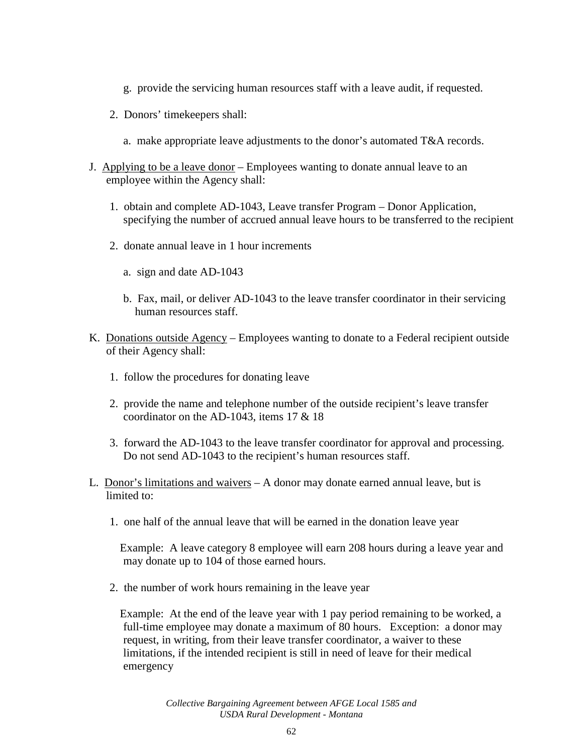g. provide the servicing human resources staff with a leave audit, if requested.

2. Donors' timekeepers shall:

   a. make appropriate leave adjustments to the donor's automated T&A records.

J. Applying to be a leave donor – Employees wanting to donate annual leave to an employee within the Agency shall:

   1. obtain and complete AD-1043, Leave transfer Program – Donor Application, specifying the number of accrued annual leave hours to be transferred to the recipient

   2. donate annual leave in 1 hour increments

      a. sign and date AD-1043

      b. Fax, mail, or deliver AD-1043 to the leave transfer coordinator in their servicing human resources staff.

K. Donations outside Agency – Employees wanting to donate to a Federal recipient outside of their Agency shall:

   1. follow the procedures for donating leave

   2. provide the name and telephone number of the outside recipient's leave transfer coordinator on the AD-1043, items 17 & 18

   3. forward the AD-1043 to the leave transfer coordinator for approval and processing. Do not send AD-1043 to the recipient's human resources staff.

L. Donor's limitations and waivers – A donor may donate earned annual leave, but is limited to:

   1. one half of the annual leave that will be earned in the donation leave year

      Example: A leave category 8 employee will earn 208 hours during a leave year and may donate up to 104 of those earned hours.

   2. the number of work hours remaining in the leave year

      Example: At the end of the leave year with 1 pay period remaining to be worked, a full-time employee may donate a maximum of 80 hours. Exception: a donor may request, in writing, from their leave transfer coordinator, a waiver to these limitations, if the intended recipient is still in need of leave for their medical emergency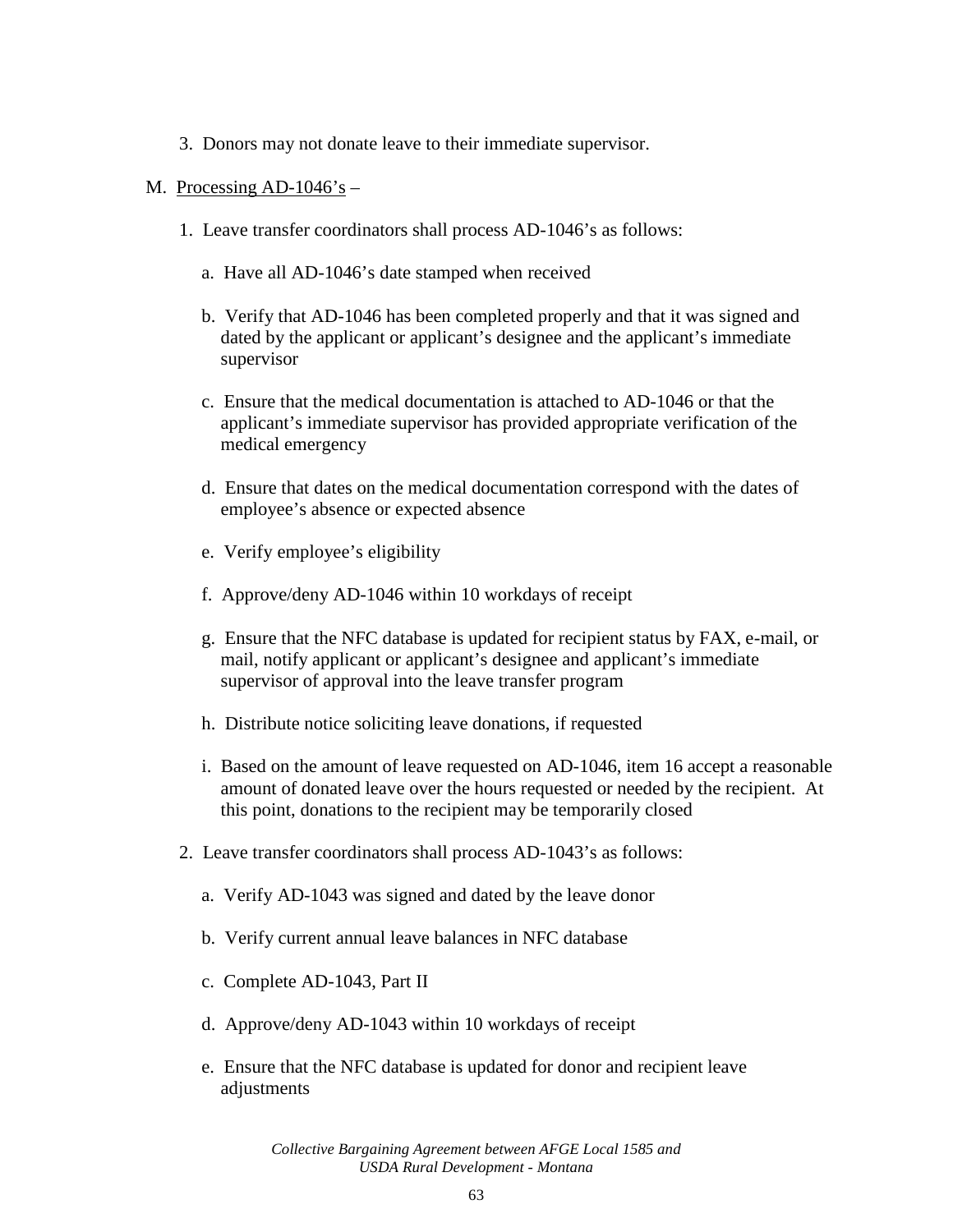3. Donors may not donate leave to their immediate supervisor.

M. <u>Processing AD-1046's</u> –

1. Leave transfer coordinators shall process AD-1046's as follows:

   a. Have all AD-1046's date stamped when received

   b. Verify that AD-1046 has been completed properly and that it was signed and dated by the applicant or applicant's designee and the applicant's immediate supervisor

   c. Ensure that the medical documentation is attached to AD-1046 or that the applicant's immediate supervisor has provided appropriate verification of the medical emergency

   d. Ensure that dates on the medical documentation correspond with the dates of employee's absence or expected absence

   e. Verify employee's eligibility

   f. Approve/deny AD-1046 within 10 workdays of receipt

   g. Ensure that the NFC database is updated for recipient status by FAX, e-mail, or mail, notify applicant or applicant's designee and applicant's immediate supervisor of approval into the leave transfer program

   h. Distribute notice soliciting leave donations, if requested

   i. Based on the amount of leave requested on AD-1046, item 16 accept a reasonable amount of donated leave over the hours requested or needed by the recipient. At this point, donations to the recipient may be temporarily closed

2. Leave transfer coordinators shall process AD-1043's as follows:

   a. Verify AD-1043 was signed and dated by the leave donor

   b. Verify current annual leave balances in NFC database

   c. Complete AD-1043, Part II

   d. Approve/deny AD-1043 within 10 workdays of receipt

   e. Ensure that the NFC database is updated for donor and recipient leave adjustments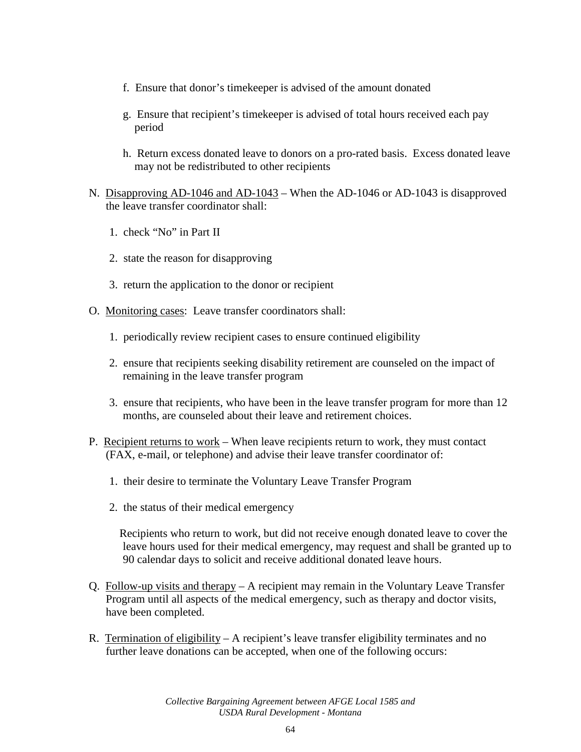f. Ensure that donor's timekeeper is advised of the amount donated

g. Ensure that recipient's timekeeper is advised of total hours received each pay period

h. Return excess donated leave to donors on a pro-rated basis. Excess donated leave may not be redistributed to other recipients

N. <u>Disapproving AD-1046 and AD-1043</u> – When the AD-1046 or AD-1043 is disapproved the leave transfer coordinator shall:

1. check "No" in Part II
2. state the reason for disapproving
3. return the application to the donor or recipient

O. <u>Monitoring cases</u>: Leave transfer coordinators shall:

1. periodically review recipient cases to ensure continued eligibility
2. ensure that recipients seeking disability retirement are counseled on the impact of remaining in the leave transfer program
3. ensure that recipients, who have been in the leave transfer program for more than 12 months, are counseled about their leave and retirement choices.

P. <u>Recipient returns to work</u> – When leave recipients return to work, they must contact (FAX, e-mail, or telephone) and advise their leave transfer coordinator of:

1. their desire to terminate the Voluntary Leave Transfer Program
2. the status of their medical emergency

Recipients who return to work, but did not receive enough donated leave to cover the leave hours used for their medical emergency, may request and shall be granted up to 90 calendar days to solicit and receive additional donated leave hours.

Q. <u>Follow-up visits and therapy</u> – A recipient may remain in the Voluntary Leave Transfer Program until all aspects of the medical emergency, such as therapy and doctor visits, have been completed.

R. <u>Termination of eligibility</u> – A recipient's leave transfer eligibility terminates and no further leave donations can be accepted, when one of the following occurs: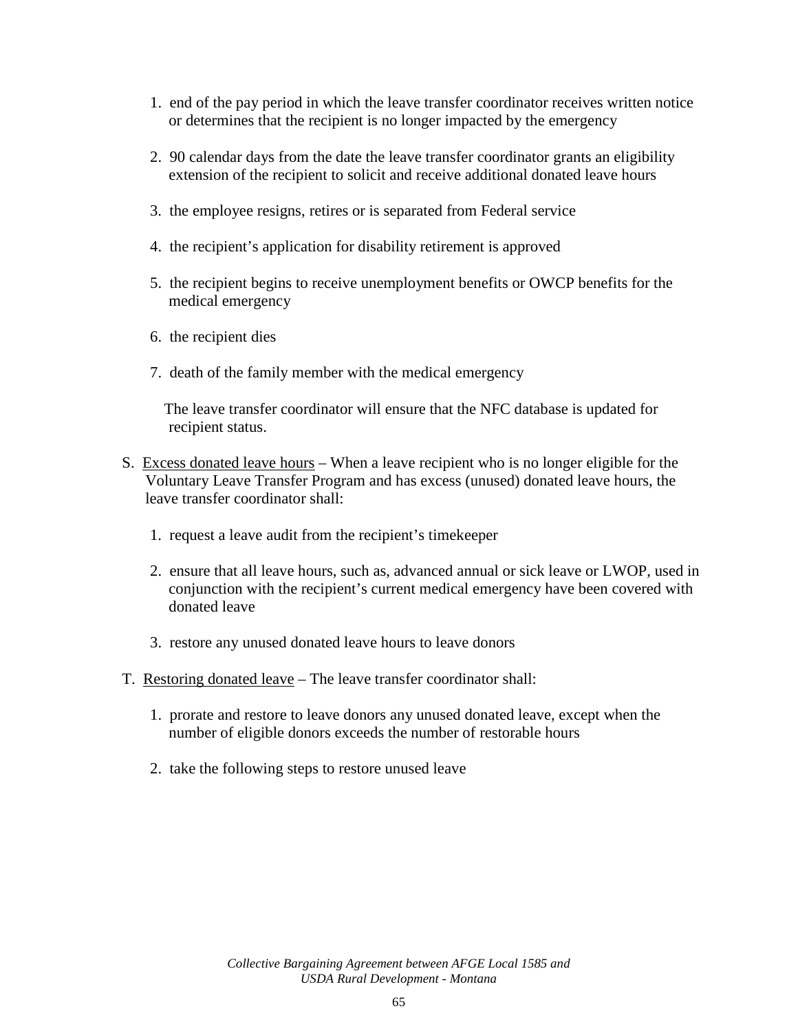1. end of the pay period in which the leave transfer coordinator receives written notice or determines that the recipient is no longer impacted by the emergency

2. 90 calendar days from the date the leave transfer coordinator grants an eligibility extension of the recipient to solicit and receive additional donated leave hours

3. the employee resigns, retires or is separated from Federal service

4. the recipient's application for disability retirement is approved

5. the recipient begins to receive unemployment benefits or OWCP benefits for the medical emergency

6. the recipient dies

7. death of the family member with the medical emergency

The leave transfer coordinator will ensure that the NFC database is updated for recipient status.

S. Excess donated leave hours – When a leave recipient who is no longer eligible for the Voluntary Leave Transfer Program and has excess (unused) donated leave hours, the leave transfer coordinator shall:

   1. request a leave audit from the recipient's timekeeper

   2. ensure that all leave hours, such as, advanced annual or sick leave or LWOP, used in conjunction with the recipient's current medical emergency have been covered with donated leave

   3. restore any unused donated leave hours to leave donors

T. Restoring donated leave – The leave transfer coordinator shall:

   1. prorate and restore to leave donors any unused donated leave, except when the number of eligible donors exceeds the number of restorable hours

   2. take the following steps to restore unused leave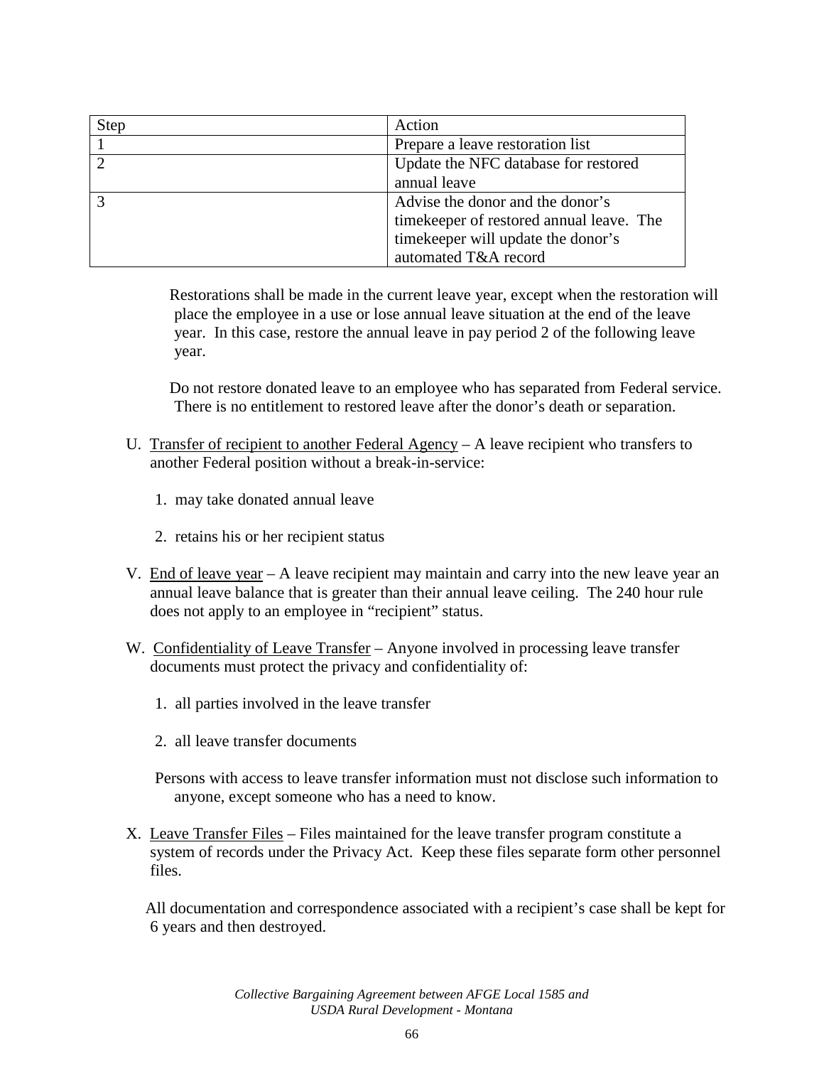| Step | Action |
|---|---|
| 1 | Prepare a leave restoration list |
| 2 | Update the NFC database for restored annual leave |
| 3 | Advise the donor and the donor's timekeeper of restored annual leave. The timekeeper will update the donor's automated T&A record |

Restorations shall be made in the current leave year, except when the restoration will place the employee in a use or lose annual leave situation at the end of the leave year. In this case, restore the annual leave in pay period 2 of the following leave year.

Do not restore donated leave to an employee who has separated from Federal service. There is no entitlement to restored leave after the donor's death or separation.

U. Transfer of recipient to another Federal Agency – A leave recipient who transfers to another Federal position without a break-in-service:

1. may take donated annual leave
2. retains his or her recipient status

V. End of leave year – A leave recipient may maintain and carry into the new leave year an annual leave balance that is greater than their annual leave ceiling. The 240 hour rule does not apply to an employee in "recipient" status.

W. Confidentiality of Leave Transfer – Anyone involved in processing leave transfer documents must protect the privacy and confidentiality of:

1. all parties involved in the leave transfer
2. all leave transfer documents

Persons with access to leave transfer information must not disclose such information to anyone, except someone who has a need to know.

X. Leave Transfer Files – Files maintained for the leave transfer program constitute a system of records under the Privacy Act. Keep these files separate form other personnel files.

All documentation and correspondence associated with a recipient's case shall be kept for 6 years and then destroyed.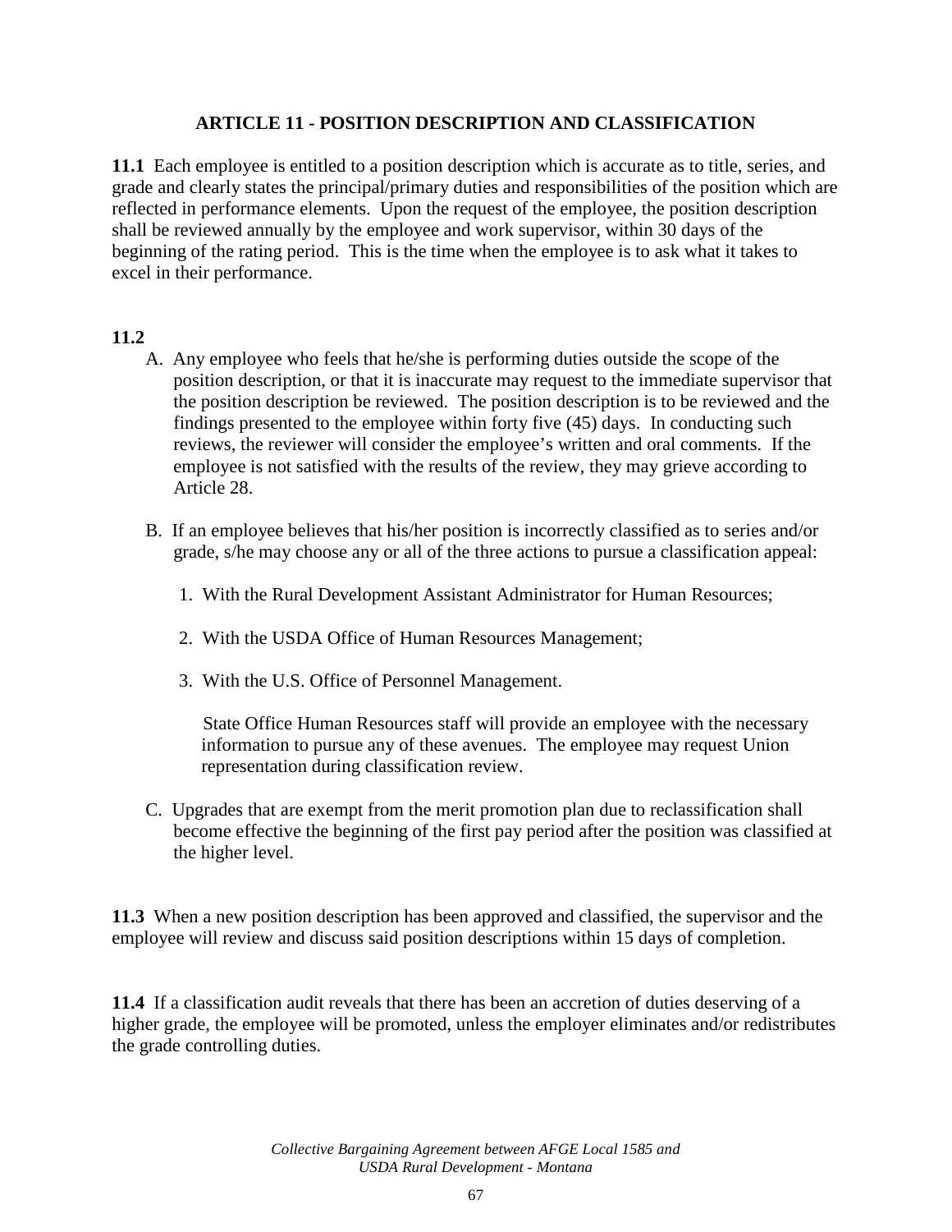## ARTICLE 11 - POSITION DESCRIPTION AND CLASSIFICATION

**11.1** Each employee is entitled to a position description which is accurate as to title, series, and grade and clearly states the principal/primary duties and responsibilities of the position which are reflected in performance elements. Upon the request of the employee, the position description shall be reviewed annually by the employee and work supervisor, within 30 days of the beginning of the rating period. This is the time when the employee is to ask what it takes to excel in their performance.

**11.2**

A. Any employee who feels that he/she is performing duties outside the scope of the position description, or that it is inaccurate may request to the immediate supervisor that the position description be reviewed. The position description is to be reviewed and the findings presented to the employee within forty five (45) days. In conducting such reviews, the reviewer will consider the employee's written and oral comments. If the employee is not satisfied with the results of the review, they may grieve according to Article 28.

B. If an employee believes that his/her position is incorrectly classified as to series and/or grade, s/he may choose any or all of the three actions to pursue a classification appeal:

1. With the Rural Development Assistant Administrator for Human Resources;
2. With the USDA Office of Human Resources Management;
3. With the U.S. Office of Personnel Management.

State Office Human Resources staff will provide an employee with the necessary information to pursue any of these avenues. The employee may request Union representation during classification review.

C. Upgrades that are exempt from the merit promotion plan due to reclassification shall become effective the beginning of the first pay period after the position was classified at the higher level.

**11.3** When a new position description has been approved and classified, the supervisor and the employee will review and discuss said position descriptions within 15 days of completion.

**11.4** If a classification audit reveals that there has been an accretion of duties deserving of a higher grade, the employee will be promoted, unless the employer eliminates and/or redistributes the grade controlling duties.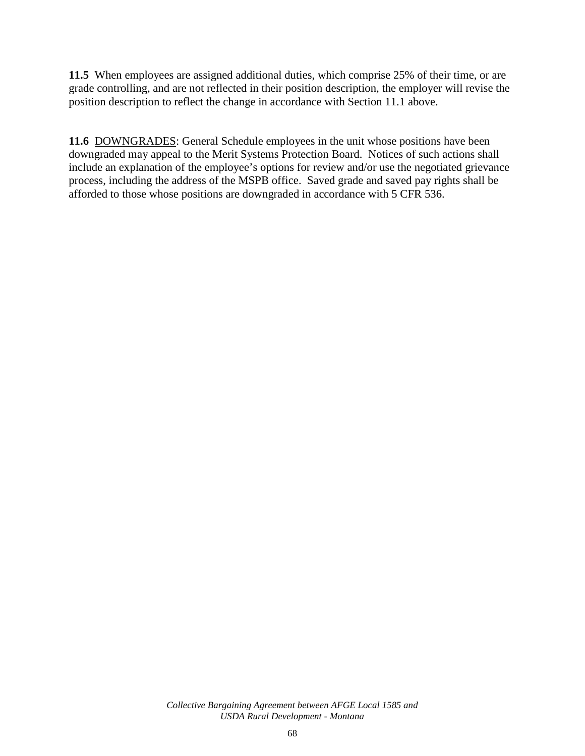**11.5** When employees are assigned additional duties, which comprise 25% of their time, or are grade controlling, and are not reflected in their position description, the employer will revise the position description to reflect the change in accordance with Section 11.1 above.

**11.6** DOWNGRADES: General Schedule employees in the unit whose positions have been downgraded may appeal to the Merit Systems Protection Board. Notices of such actions shall include an explanation of the employee's options for review and/or use the negotiated grievance process, including the address of the MSPB office. Saved grade and saved pay rights shall be afforded to those whose positions are downgraded in accordance with 5 CFR 536.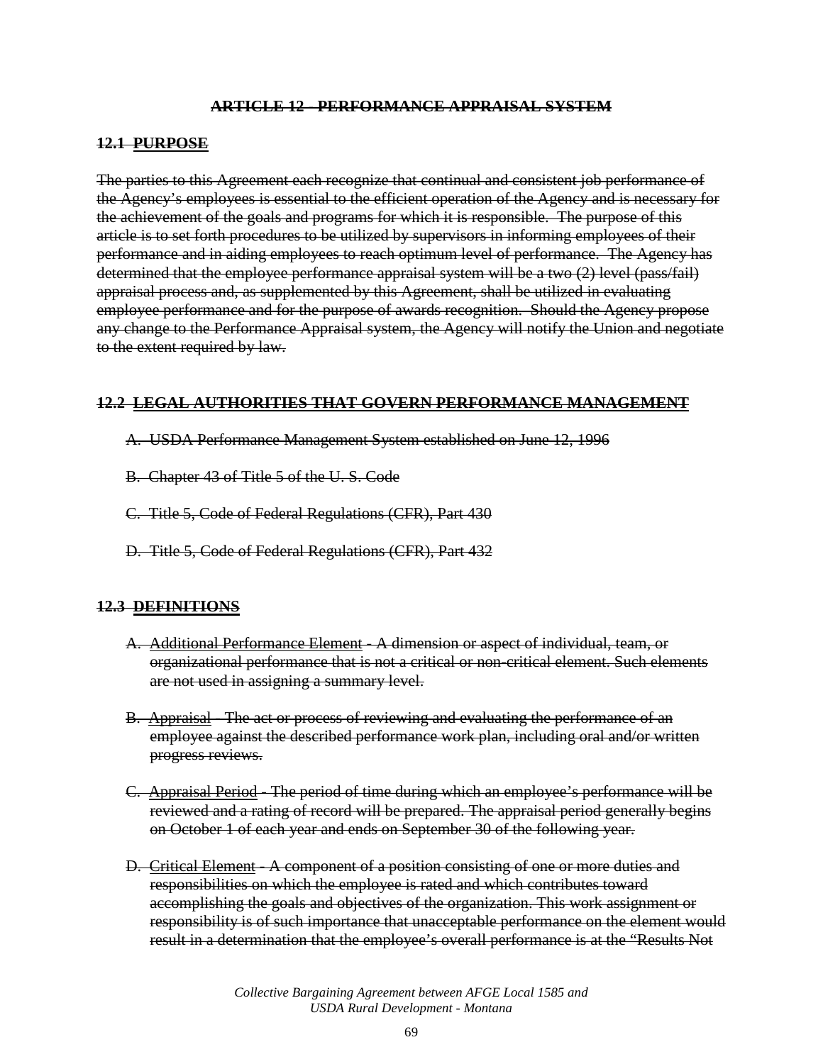## ~~ARTICLE 12 - PERFORMANCE APPRAISAL SYSTEM~~

### ~~12.1 PURPOSE~~

~~The parties to this Agreement each recognize that continual and consistent job performance of the Agency's employees is essential to the efficient operation of the Agency and is necessary for the achievement of the goals and programs for which it is responsible. The purpose of this article is to set forth procedures to be utilized by supervisors in informing employees of their performance and in aiding employees to reach optimum level of performance. The Agency has determined that the employee performance appraisal system will be a two (2) level (pass/fail) appraisal process and, as supplemented by this Agreement, shall be utilized in evaluating employee performance and for the purpose of awards recognition. Should the Agency propose any change to the Performance Appraisal system, the Agency will notify the Union and negotiate to the extent required by law.~~

### ~~12.2 LEGAL AUTHORITIES THAT GOVERN PERFORMANCE MANAGEMENT~~

~~A. USDA Performance Management System established on June 12, 1996~~

~~B. Chapter 43 of Title 5 of the U. S. Code~~

~~C. Title 5, Code of Federal Regulations (CFR), Part 430~~

~~D. Title 5, Code of Federal Regulations (CFR), Part 432~~

### ~~12.3 DEFINITIONS~~

~~A. Additional Performance Element - A dimension or aspect of individual, team, or organizational performance that is not a critical or non-critical element. Such elements are not used in assigning a summary level.~~

~~B. Appraisal - The act or process of reviewing and evaluating the performance of an employee against the described performance work plan, including oral and/or written progress reviews.~~

~~C. Appraisal Period - The period of time during which an employee's performance will be reviewed and a rating of record will be prepared. The appraisal period generally begins on October 1 of each year and ends on September 30 of the following year.~~

~~D. Critical Element - A component of a position consisting of one or more duties and responsibilities on which the employee is rated and which contributes toward accomplishing the goals and objectives of the organization. This work assignment or responsibility is of such importance that unacceptable performance on the element would result in a determination that the employee's overall performance is at the "Results Not~~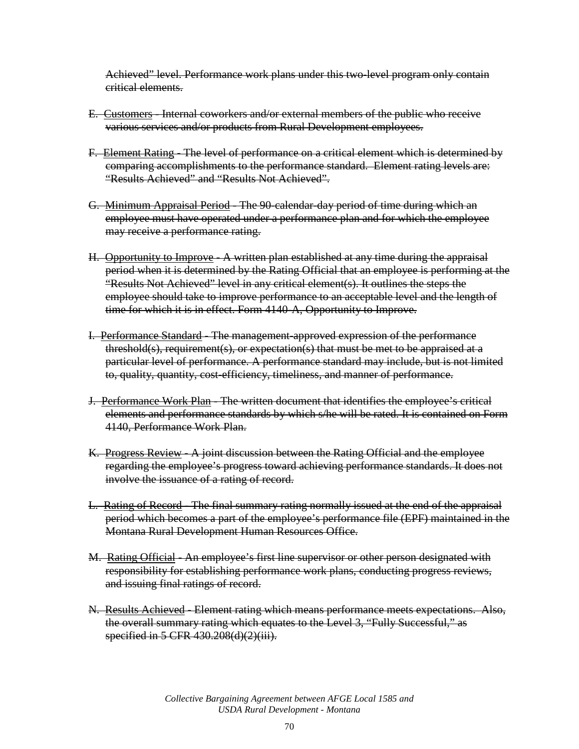~~Achieved" level. Performance work plans under this two-level program only contain critical elements.~~

E. ~~Customers - Internal coworkers and/or external members of the public who receive various services and/or products from Rural Development employees.~~

F. ~~Element Rating - The level of performance on a critical element which is determined by comparing accomplishments to the performance standard. Element rating levels are: "Results Achieved" and "Results Not Achieved".~~

G. ~~Minimum Appraisal Period - The 90-calendar-day period of time during which an employee must have operated under a performance plan and for which the employee may receive a performance rating.~~

H. ~~Opportunity to Improve - A written plan established at any time during the appraisal period when it is determined by the Rating Official that an employee is performing at the "Results Not Achieved" level in any critical element(s). It outlines the steps the employee should take to improve performance to an acceptable level and the length of time for which it is in effect. Form 4140-A, Opportunity to Improve.~~

I. ~~Performance Standard - The management-approved expression of the performance threshold(s), requirement(s), or expectation(s) that must be met to be appraised at a particular level of performance. A performance standard may include, but is not limited to, quality, quantity, cost-efficiency, timeliness, and manner of performance.~~

J. ~~Performance Work Plan - The written document that identifies the employee's critical elements and performance standards by which s/he will be rated. It is contained on Form 4140, Performance Work Plan.~~

K. ~~Progress Review - A joint discussion between the Rating Official and the employee regarding the employee's progress toward achieving performance standards. It does not involve the issuance of a rating of record.~~

L. ~~Rating of Record - The final summary rating normally issued at the end of the appraisal period which becomes a part of the employee's performance file (EPF) maintained in the Montana Rural Development Human Resources Office.~~

M. ~~Rating Official - An employee's first line supervisor or other person designated with responsibility for establishing performance work plans, conducting progress reviews, and issuing final ratings of record.~~

N. ~~Results Achieved - Element rating which means performance meets expectations. Also, the overall summary rating which equates to the Level 3, "Fully Successful," as specified in 5 CFR 430.208(d)(2)(iii).~~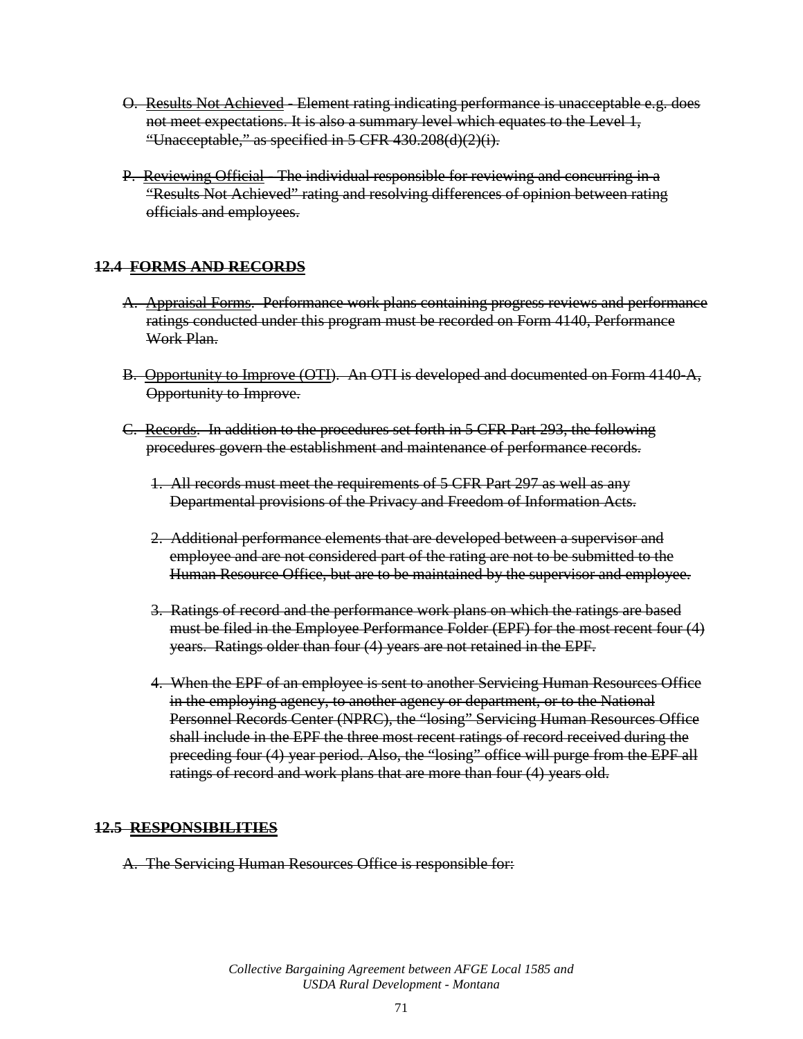~~O. <u>Results Not Achieved</u> - Element rating indicating performance is unacceptable e.g. does not meet expectations. It is also a summary level which equates to the Level 1, "Unacceptable," as specified in 5 CFR 430.208(d)(2)(i).~~

~~P. <u>Reviewing Official</u> - The individual responsible for reviewing and concurring in a "Results Not Achieved" rating and resolving differences of opinion between rating officials and employees.~~

### ~~12.4 FORMS AND RECORDS~~

~~A. <u>Appraisal Forms</u>. Performance work plans containing progress reviews and performance ratings conducted under this program must be recorded on Form 4140, Performance Work Plan.~~

~~B. <u>Opportunity to Improve (OTI)</u>. An OTI is developed and documented on Form 4140-A, Opportunity to Improve.~~

~~C. <u>Records</u>. In addition to the procedures set forth in 5 CFR Part 293, the following procedures govern the establishment and maintenance of performance records.~~

~~1. All records must meet the requirements of 5 CFR Part 297 as well as any Departmental provisions of the Privacy and Freedom of Information Acts.~~

~~2. Additional performance elements that are developed between a supervisor and employee and are not considered part of the rating are not to be submitted to the Human Resource Office, but are to be maintained by the supervisor and employee.~~

~~3. Ratings of record and the performance work plans on which the ratings are based must be filed in the Employee Performance Folder (EPF) for the most recent four (4) years. Ratings older than four (4) years are not retained in the EPF.~~

~~4. When the EPF of an employee is sent to another Servicing Human Resources Office in the employing agency, to another agency or department, or to the National Personnel Records Center (NPRC), the "losing" Servicing Human Resources Office shall include in the EPF the three most recent ratings of record received during the preceding four (4) year period. Also, the "losing" office will purge from the EPF all ratings of record and work plans that are more than four (4) years old.~~

### ~~12.5 RESPONSIBILITIES~~

~~A. The Servicing Human Resources Office is responsible for:~~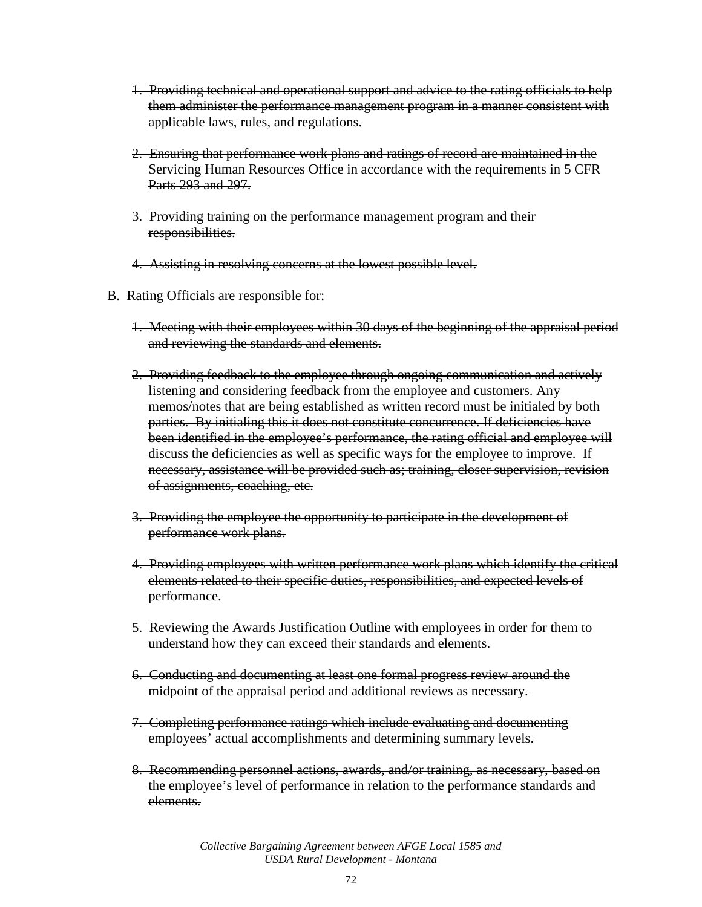1. ~~Providing technical and operational support and advice to the rating officials to help them administer the performance management program in a manner consistent with applicable laws, rules, and regulations.~~

2. ~~Ensuring that performance work plans and ratings of record are maintained in the Servicing Human Resources Office in accordance with the requirements in 5 CFR Parts 293 and 297.~~

3. ~~Providing training on the performance management program and their responsibilities.~~

4. ~~Assisting in resolving concerns at the lowest possible level.~~

B. ~~Rating Officials are responsible for:~~

1. ~~Meeting with their employees within 30 days of the beginning of the appraisal period and reviewing the standards and elements.~~

2. ~~Providing feedback to the employee through ongoing communication and actively listening and considering feedback from the employee and customers. Any memos/notes that are being established as written record must be initialed by both parties. By initialing this it does not constitute concurrence. If deficiencies have been identified in the employee's performance, the rating official and employee will discuss the deficiencies as well as specific ways for the employee to improve. If necessary, assistance will be provided such as; training, closer supervision, revision of assignments, coaching, etc.~~

3. ~~Providing the employee the opportunity to participate in the development of performance work plans.~~

4. ~~Providing employees with written performance work plans which identify the critical elements related to their specific duties, responsibilities, and expected levels of performance.~~

5. ~~Reviewing the Awards Justification Outline with employees in order for them to understand how they can exceed their standards and elements.~~

6. ~~Conducting and documenting at least one formal progress review around the midpoint of the appraisal period and additional reviews as necessary.~~

7. ~~Completing performance ratings which include evaluating and documenting employees' actual accomplishments and determining summary levels.~~

8. ~~Recommending personnel actions, awards, and/or training, as necessary, based on the employee's level of performance in relation to the performance standards and elements.~~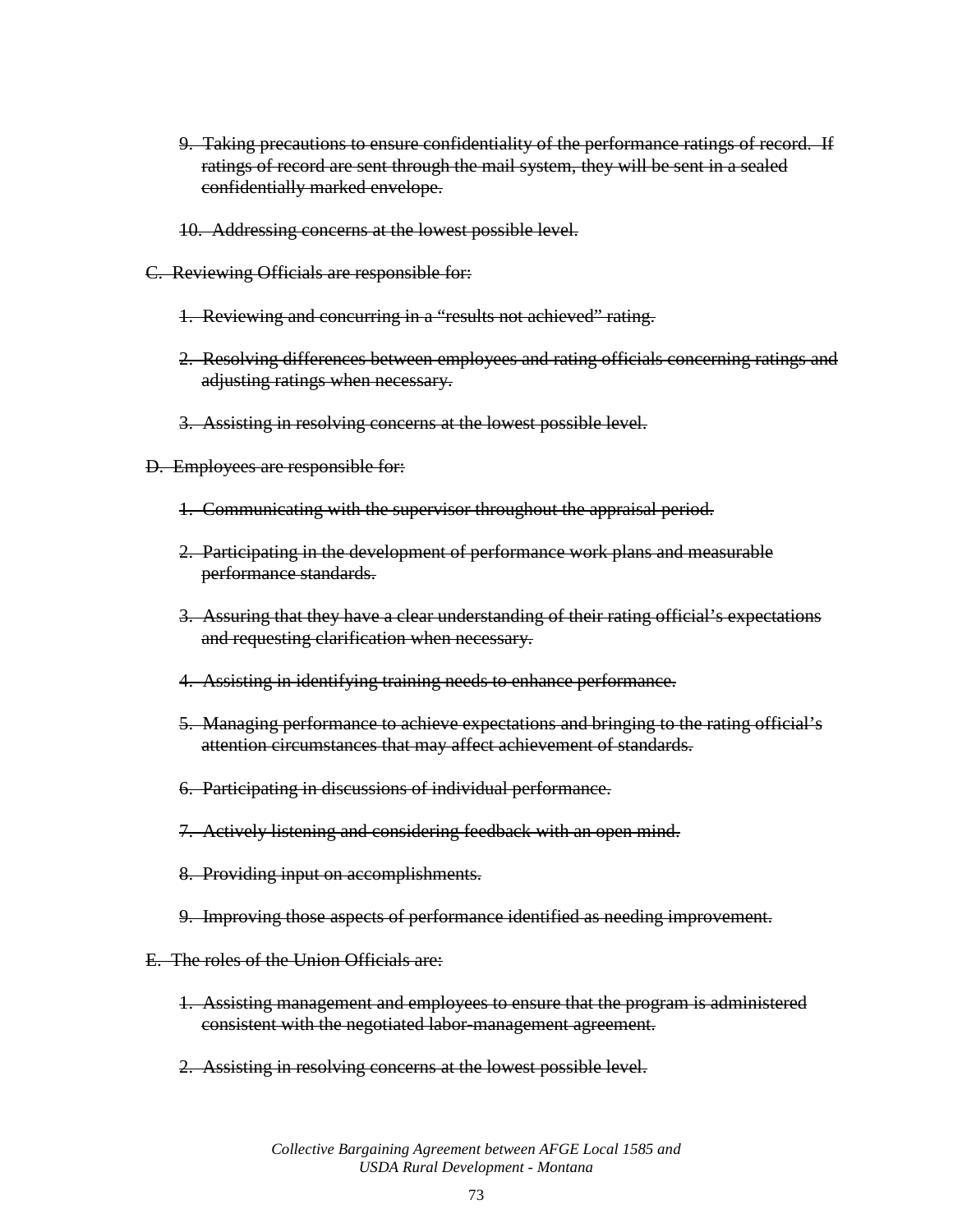~~9. Taking precautions to ensure confidentiality of the performance ratings of record. If ratings of record are sent through the mail system, they will be sent in a sealed confidentially marked envelope.~~

~~10. Addressing concerns at the lowest possible level.~~

~~C. Reviewing Officials are responsible for:~~

~~1. Reviewing and concurring in a "results not achieved" rating.~~

~~2. Resolving differences between employees and rating officials concerning ratings and adjusting ratings when necessary.~~

~~3. Assisting in resolving concerns at the lowest possible level.~~

~~D. Employees are responsible for:~~

~~1. Communicating with the supervisor throughout the appraisal period.~~

~~2. Participating in the development of performance work plans and measurable performance standards.~~

~~3. Assuring that they have a clear understanding of their rating official's expectations and requesting clarification when necessary.~~

~~4. Assisting in identifying training needs to enhance performance.~~

~~5. Managing performance to achieve expectations and bringing to the rating official's attention circumstances that may affect achievement of standards.~~

~~6. Participating in discussions of individual performance.~~

~~7. Actively listening and considering feedback with an open mind.~~

~~8. Providing input on accomplishments.~~

~~9. Improving those aspects of performance identified as needing improvement.~~

~~E. The roles of the Union Officials are:~~

~~1. Assisting management and employees to ensure that the program is administered consistent with the negotiated labor-management agreement.~~

~~2. Assisting in resolving concerns at the lowest possible level.~~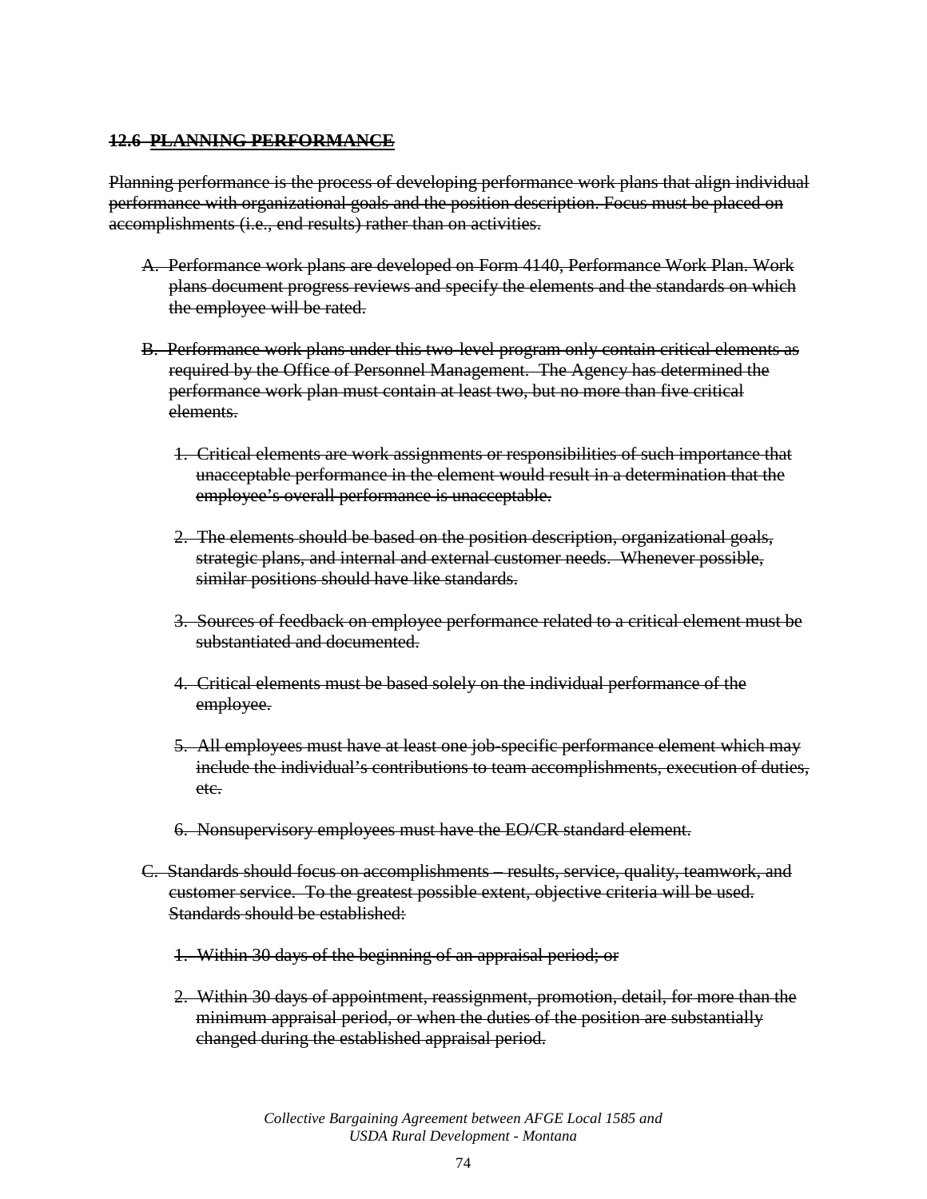~~**12.6 PLANNING PERFORMANCE**~~

~~Planning performance is the process of developing performance work plans that align individual performance with organizational goals and the position description. Focus must be placed on accomplishments (i.e., end results) rather than on activities.~~

A. ~~Performance work plans are developed on Form 4140, Performance Work Plan. Work plans document progress reviews and specify the elements and the standards on which the employee will be rated.~~

B. ~~Performance work plans under this two-level program only contain critical elements as required by the Office of Personnel Management. The Agency has determined the performance work plan must contain at least two, but no more than five critical elements.~~

   1. ~~Critical elements are work assignments or responsibilities of such importance that unacceptable performance in the element would result in a determination that the employee's overall performance is unacceptable.~~

   2. ~~The elements should be based on the position description, organizational goals, strategic plans, and internal and external customer needs. Whenever possible, similar positions should have like standards.~~

   3. ~~Sources of feedback on employee performance related to a critical element must be substantiated and documented.~~

   4. ~~Critical elements must be based solely on the individual performance of the employee.~~

   5. ~~All employees must have at least one job-specific performance element which may include the individual's contributions to team accomplishments, execution of duties, etc.~~

   6. ~~Nonsupervisory employees must have the EO/CR standard element.~~

C. ~~Standards should focus on accomplishments – results, service, quality, teamwork, and customer service. To the greatest possible extent, objective criteria will be used. Standards should be established:~~

   1. ~~Within 30 days of the beginning of an appraisal period; or~~

   2. ~~Within 30 days of appointment, reassignment, promotion, detail, for more than the minimum appraisal period, or when the duties of the position are substantially changed during the established appraisal period.~~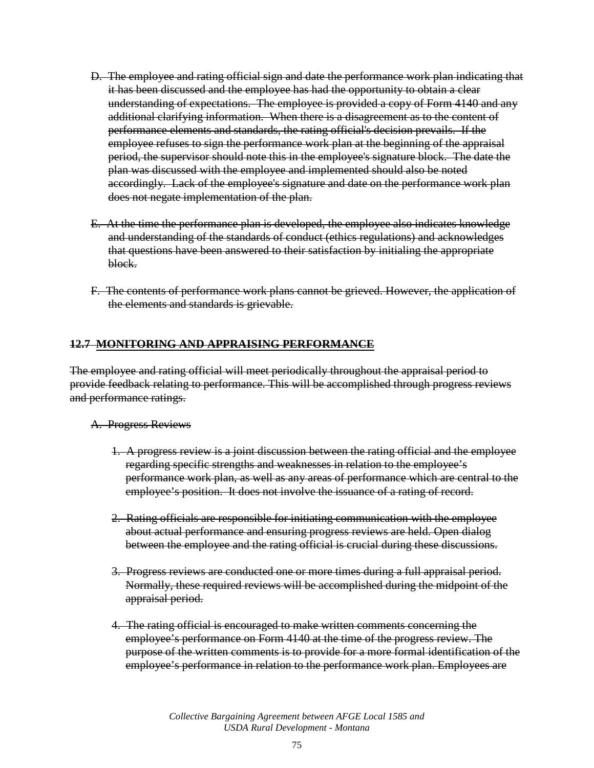~~D. The employee and rating official sign and date the performance work plan indicating that it has been discussed and the employee has had the opportunity to obtain a clear understanding of expectations. The employee is provided a copy of Form 4140 and any additional clarifying information. When there is a disagreement as to the content of performance elements and standards, the rating official's decision prevails. If the employee refuses to sign the performance work plan at the beginning of the appraisal period, the supervisor should note this in the employee's signature block. The date the plan was discussed with the employee and implemented should also be noted accordingly. Lack of the employee's signature and date on the performance work plan does not negate implementation of the plan.~~

~~E. At the time the performance plan is developed, the employee also indicates knowledge and understanding of the standards of conduct (ethics regulations) and acknowledges that questions have been answered to their satisfaction by initialing the appropriate block.~~

~~F. The contents of performance work plans cannot be grieved. However, the application of the elements and standards is grievable.~~

## ~~**12.7 MONITORING AND APPRAISING PERFORMANCE**~~

~~The employee and rating official will meet periodically throughout the appraisal period to provide feedback relating to performance. This will be accomplished through progress reviews and performance ratings.~~

~~A. Progress Reviews~~

~~1. A progress review is a joint discussion between the rating official and the employee regarding specific strengths and weaknesses in relation to the employee's performance work plan, as well as any areas of performance which are central to the employee's position. It does not involve the issuance of a rating of record.~~

~~2. Rating officials are responsible for initiating communication with the employee about actual performance and ensuring progress reviews are held. Open dialog between the employee and the rating official is crucial during these discussions.~~

~~3. Progress reviews are conducted one or more times during a full appraisal period. Normally, these required reviews will be accomplished during the midpoint of the appraisal period.~~

~~4. The rating official is encouraged to make written comments concerning the employee's performance on Form 4140 at the time of the progress review. The purpose of the written comments is to provide for a more formal identification of the employee's performance in relation to the performance work plan. Employees are~~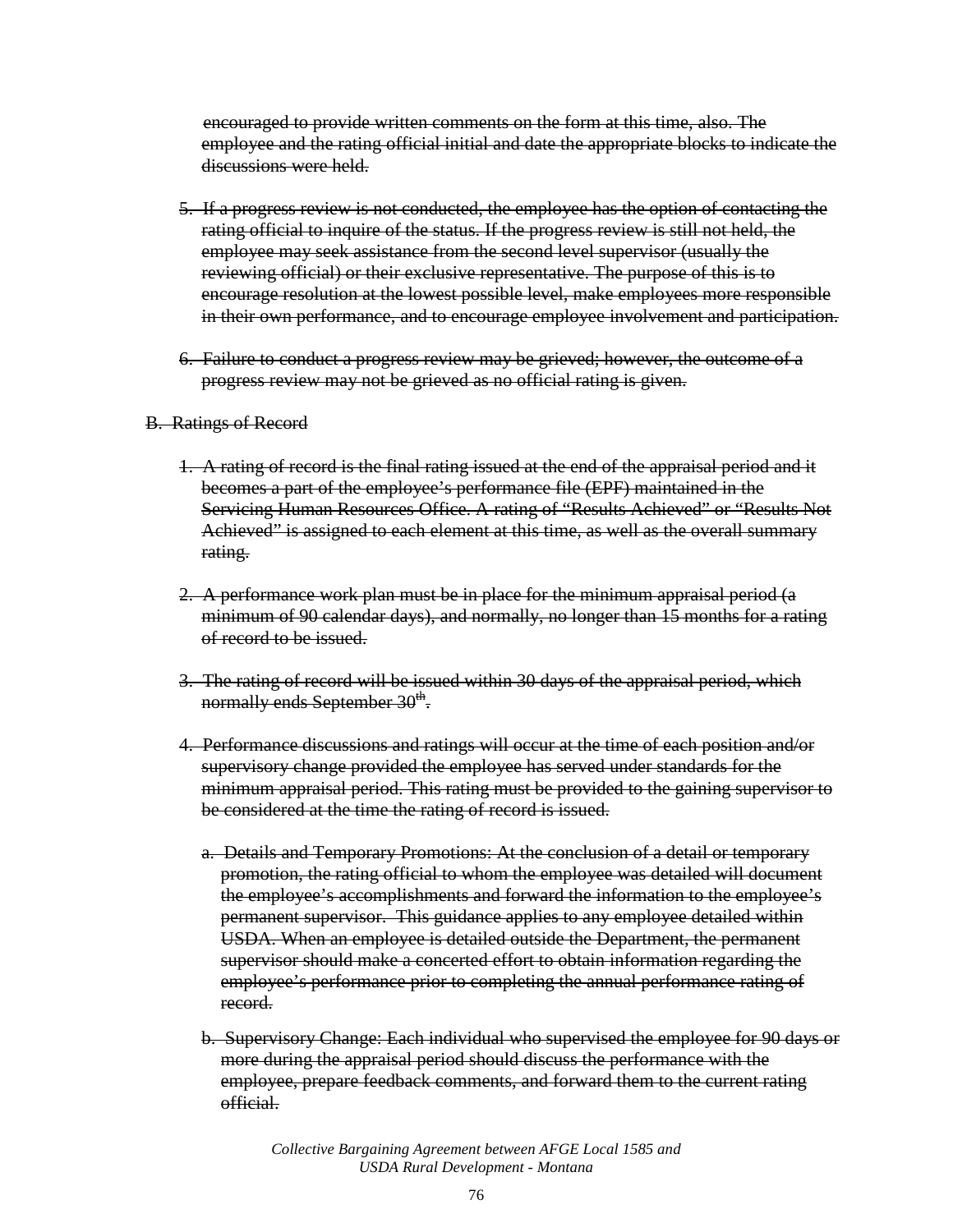~~encouraged to provide written comments on the form at this time, also. The employee and the rating official initial and date the appropriate blocks to indicate the discussions were held.~~

5. ~~If a progress review is not conducted, the employee has the option of contacting the rating official to inquire of the status. If the progress review is still not held, the employee may seek assistance from the second level supervisor (usually the reviewing official) or their exclusive representative. The purpose of this is to encourage resolution at the lowest possible level, make employees more responsible in their own performance, and to encourage employee involvement and participation.~~

6. ~~Failure to conduct a progress review may be grieved; however, the outcome of a progress review may not be grieved as no official rating is given.~~

B. ~~Ratings of Record~~

1. ~~A rating of record is the final rating issued at the end of the appraisal period and it becomes a part of the employee's performance file (EPF) maintained in the Servicing Human Resources Office. A rating of "Results Achieved" or "Results Not Achieved" is assigned to each element at this time, as well as the overall summary rating.~~

2. ~~A performance work plan must be in place for the minimum appraisal period (a minimum of 90 calendar days), and normally, no longer than 15 months for a rating of record to be issued.~~

3. ~~The rating of record will be issued within 30 days of the appraisal period, which normally ends September 30th.~~

4. ~~Performance discussions and ratings will occur at the time of each position and/or supervisory change provided the employee has served under standards for the minimum appraisal period. This rating must be provided to the gaining supervisor to be considered at the time the rating of record is issued.~~

   a. ~~Details and Temporary Promotions: At the conclusion of a detail or temporary promotion, the rating official to whom the employee was detailed will document the employee's accomplishments and forward the information to the employee's permanent supervisor. This guidance applies to any employee detailed within USDA. When an employee is detailed outside the Department, the permanent supervisor should make a concerted effort to obtain information regarding the employee's performance prior to completing the annual performance rating of record.~~

   b. ~~Supervisory Change: Each individual who supervised the employee for 90 days or more during the appraisal period should discuss the performance with the employee, prepare feedback comments, and forward them to the current rating official.~~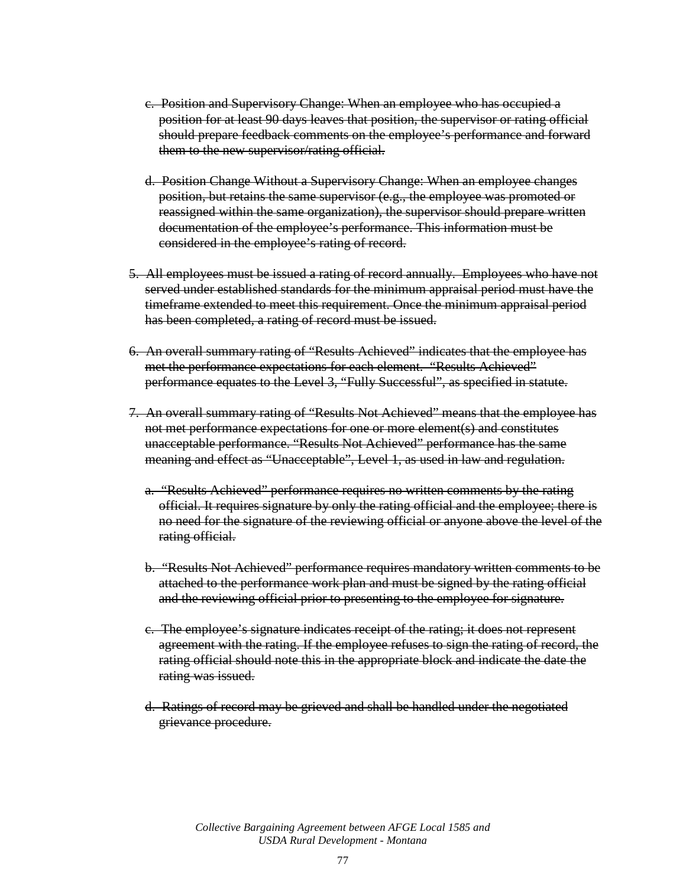c. ~~Position and Supervisory Change: When an employee who has occupied a position for at least 90 days leaves that position, the supervisor or rating official should prepare feedback comments on the employee's performance and forward them to the new supervisor/rating official.~~

   d. ~~Position Change Without a Supervisory Change: When an employee changes position, but retains the same supervisor (e.g., the employee was promoted or reassigned within the same organization), the supervisor should prepare written documentation of the employee's performance. This information must be considered in the employee's rating of record.~~

5. ~~All employees must be issued a rating of record annually. Employees who have not served under established standards for the minimum appraisal period must have the timeframe extended to meet this requirement. Once the minimum appraisal period has been completed, a rating of record must be issued.~~

6. ~~An overall summary rating of "Results Achieved" indicates that the employee has met the performance expectations for each element. "Results Achieved" performance equates to the Level 3, "Fully Successful", as specified in statute.~~

7. ~~An overall summary rating of "Results Not Achieved" means that the employee has not met performance expectations for one or more element(s) and constitutes unacceptable performance. "Results Not Achieved" performance has the same meaning and effect as "Unacceptable", Level 1, as used in law and regulation.~~

   a. ~~"Results Achieved" performance requires no written comments by the rating official. It requires signature by only the rating official and the employee; there is no need for the signature of the reviewing official or anyone above the level of the rating official.~~

   b. ~~"Results Not Achieved" performance requires mandatory written comments to be attached to the performance work plan and must be signed by the rating official and the reviewing official prior to presenting to the employee for signature.~~

   c. ~~The employee's signature indicates receipt of the rating; it does not represent agreement with the rating. If the employee refuses to sign the rating of record, the rating official should note this in the appropriate block and indicate the date the rating was issued.~~

   d. ~~Ratings of record may be grieved and shall be handled under the negotiated grievance procedure.~~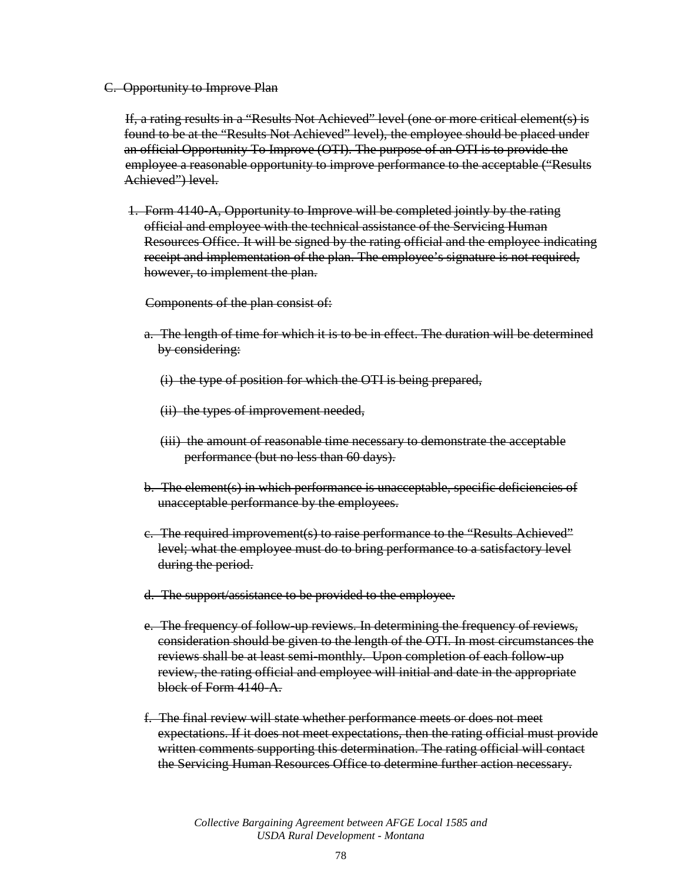~~C. Opportunity to Improve Plan~~

~~If, a rating results in a "Results Not Achieved" level (one or more critical element(s) is found to be at the "Results Not Achieved" level), the employee should be placed under an official Opportunity To Improve (OTI). The purpose of an OTI is to provide the employee a reasonable opportunity to improve performance to the acceptable ("Results Achieved") level.~~

~~1. Form 4140-A, Opportunity to Improve will be completed jointly by the rating official and employee with the technical assistance of the Servicing Human Resources Office. It will be signed by the rating official and the employee indicating receipt and implementation of the plan. The employee's signature is not required, however, to implement the plan.~~

~~Components of the plan consist of:~~

~~a. The length of time for which it is to be in effect. The duration will be determined by considering:~~

~~(i) the type of position for which the OTI is being prepared,~~

~~(ii) the types of improvement needed,~~

~~(iii) the amount of reasonable time necessary to demonstrate the acceptable performance (but no less than 60 days).~~

~~b. The element(s) in which performance is unacceptable, specific deficiencies of unacceptable performance by the employees.~~

~~c. The required improvement(s) to raise performance to the "Results Achieved" level; what the employee must do to bring performance to a satisfactory level during the period.~~

~~d. The support/assistance to be provided to the employee.~~

~~e. The frequency of follow-up reviews. In determining the frequency of reviews, consideration should be given to the length of the OTI. In most circumstances the reviews shall be at least semi-monthly. Upon completion of each follow-up review, the rating official and employee will initial and date in the appropriate block of Form 4140-A.~~

~~f. The final review will state whether performance meets or does not meet expectations. If it does not meet expectations, then the rating official must provide written comments supporting this determination. The rating official will contact the Servicing Human Resources Office to determine further action necessary.~~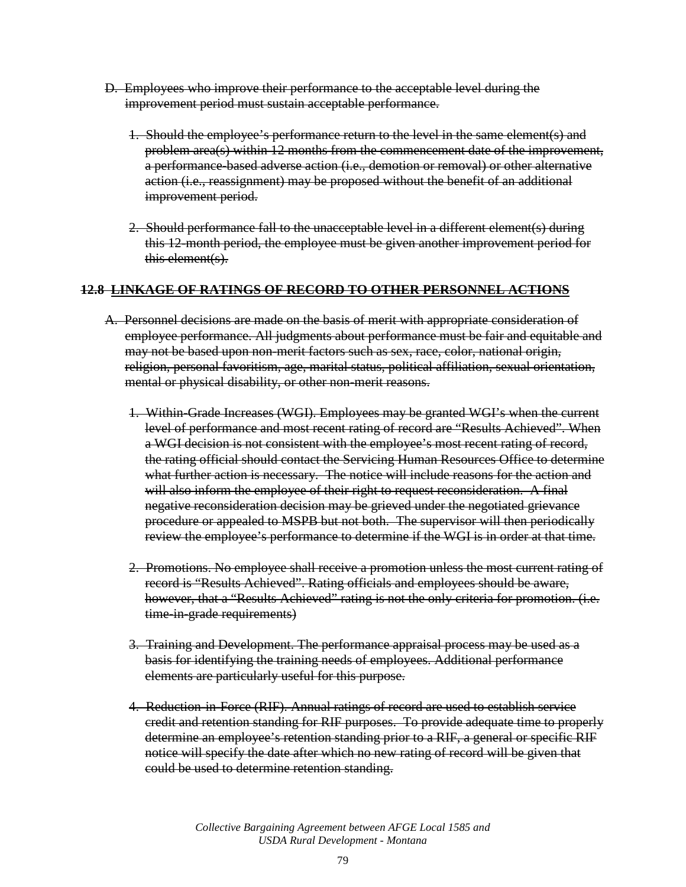~~D. Employees who improve their performance to the acceptable level during the improvement period must sustain acceptable performance.~~

~~1. Should the employee's performance return to the level in the same element(s) and problem area(s) within 12 months from the commencement date of the improvement, a performance-based adverse action (i.e., demotion or removal) or other alternative action (i.e., reassignment) may be proposed without the benefit of an additional improvement period.~~

~~2. Should performance fall to the unacceptable level in a different element(s) during this 12-month period, the employee must be given another improvement period for this element(s).~~

## ~~12.8 LINKAGE OF RATINGS OF RECORD TO OTHER PERSONNEL ACTIONS~~

~~A. Personnel decisions are made on the basis of merit with appropriate consideration of employee performance. All judgments about performance must be fair and equitable and may not be based upon non-merit factors such as sex, race, color, national origin, religion, personal favoritism, age, marital status, political affiliation, sexual orientation, mental or physical disability, or other non-merit reasons.~~

~~1. Within-Grade Increases (WGI). Employees may be granted WGI's when the current level of performance and most recent rating of record are "Results Achieved". When a WGI decision is not consistent with the employee's most recent rating of record, the rating official should contact the Servicing Human Resources Office to determine what further action is necessary. The notice will include reasons for the action and will also inform the employee of their right to request reconsideration. A final negative reconsideration decision may be grieved under the negotiated grievance procedure or appealed to MSPB but not both. The supervisor will then periodically review the employee's performance to determine if the WGI is in order at that time.~~

~~2. Promotions. No employee shall receive a promotion unless the most current rating of record is "Results Achieved". Rating officials and employees should be aware, however, that a "Results Achieved" rating is not the only criteria for promotion. (i.e. time-in-grade requirements)~~

~~3. Training and Development. The performance appraisal process may be used as a basis for identifying the training needs of employees. Additional performance elements are particularly useful for this purpose.~~

~~4. Reduction-in-Force (RIF). Annual ratings of record are used to establish service credit and retention standing for RIF purposes. To provide adequate time to properly determine an employee's retention standing prior to a RIF, a general or specific RIF notice will specify the date after which no new rating of record will be given that could be used to determine retention standing.~~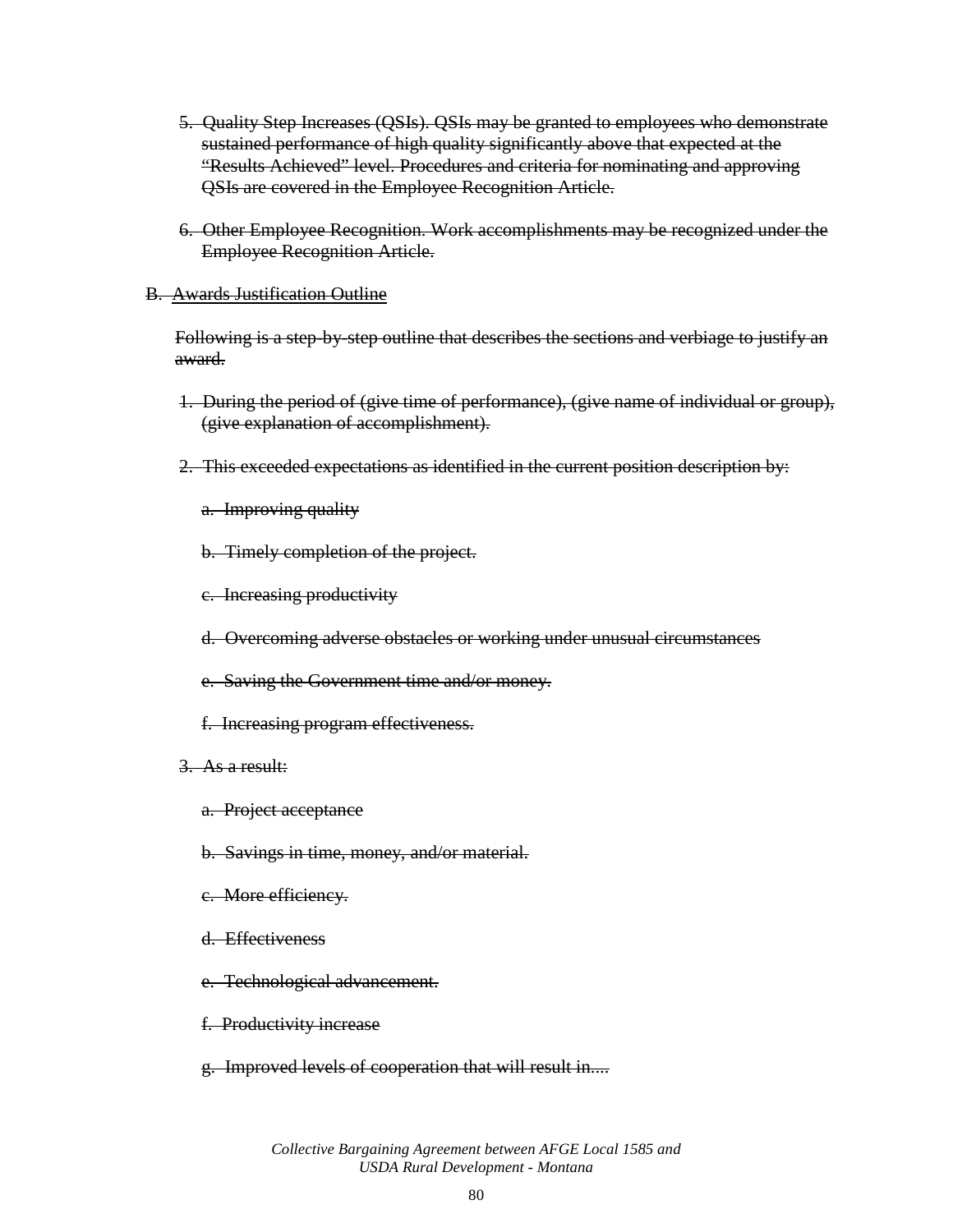~~5. Quality Step Increases (QSIs). QSIs may be granted to employees who demonstrate sustained performance of high quality significantly above that expected at the "Results Achieved" level. Procedures and criteria for nominating and approving QSIs are covered in the Employee Recognition Article.~~

~~6. Other Employee Recognition. Work accomplishments may be recognized under the Employee Recognition Article.~~

~~B. Awards Justification Outline~~

~~Following is a step-by-step outline that describes the sections and verbiage to justify an award.~~

~~1. During the period of (give time of performance), (give name of individual or group), (give explanation of accomplishment).~~

~~2. This exceeded expectations as identified in the current position description by:~~

~~a. Improving quality~~

~~b. Timely completion of the project.~~

~~c. Increasing productivity~~

~~d. Overcoming adverse obstacles or working under unusual circumstances~~

~~e. Saving the Government time and/or money.~~

~~f. Increasing program effectiveness.~~

~~3. As a result:~~

~~a. Project acceptance~~

~~b. Savings in time, money, and/or material.~~

~~c. More efficiency.~~

~~d. Effectiveness~~

~~e. Technological advancement.~~

~~f. Productivity increase~~

~~g. Improved levels of cooperation that will result in....~~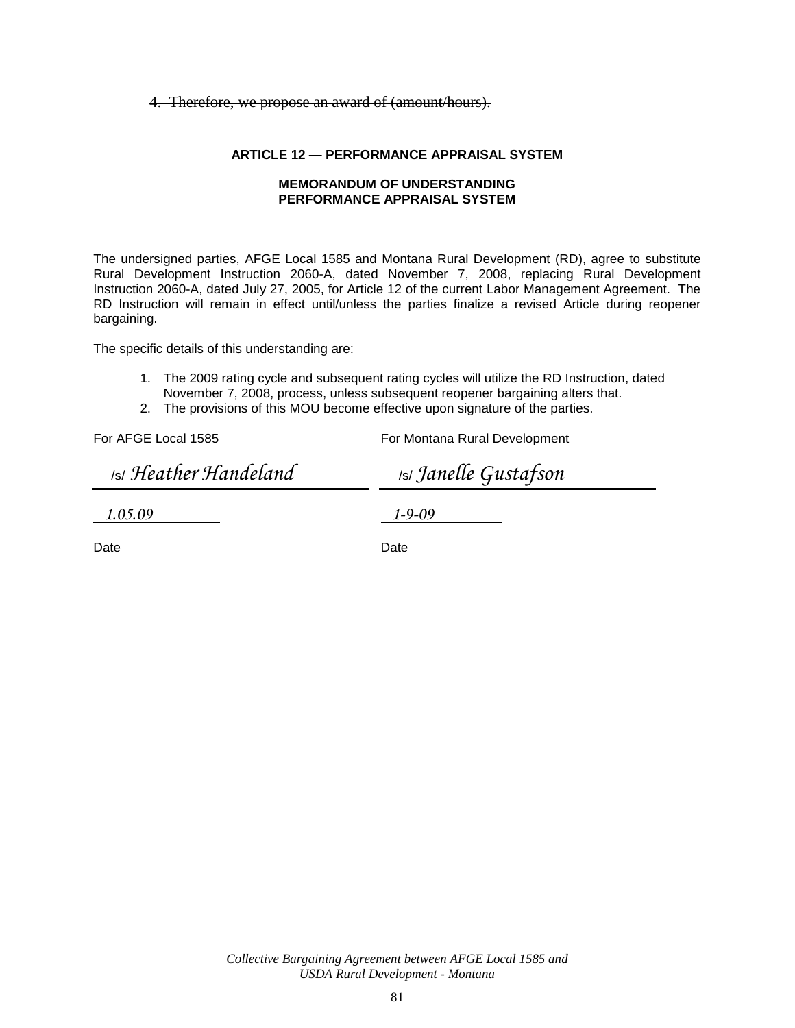~~4. Therefore, we propose an award of (amount/hours).~~

## ARTICLE 12 — PERFORMANCE APPRAISAL SYSTEM

### MEMORANDUM OF UNDERSTANDING
### PERFORMANCE APPRAISAL SYSTEM

The undersigned parties, AFGE Local 1585 and Montana Rural Development (RD), agree to substitute Rural Development Instruction 2060-A, dated November 7, 2008, replacing Rural Development Instruction 2060-A, dated July 27, 2005, for Article 12 of the current Labor Management Agreement. The RD Instruction will remain in effect until/unless the parties finalize a revised Article during reopener bargaining.

The specific details of this understanding are:

1. The 2009 rating cycle and subsequent rating cycles will utilize the RD Instruction, dated November 7, 2008, process, unless subsequent reopener bargaining alters that.
2. The provisions of this MOU become effective upon signature of the parties.

| For AFGE Local 1585 | For Montana Rural Development |
| --- | --- |
| /s/ *Heather Handeland* | /s/ *Janelle Gustafson* |
| *1.05.09* | *1-9-09* |
| Date | Date |

*Collective Bargaining Agreement between AFGE Local 1585 and USDA Rural Development - Montana*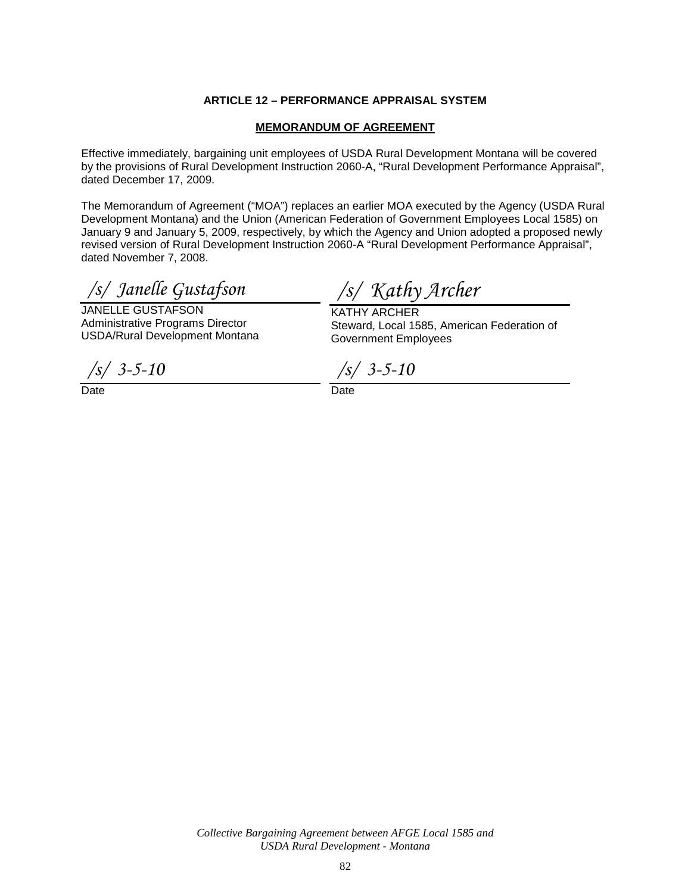**ARTICLE 12 – PERFORMANCE APPRAISAL SYSTEM**

**MEMORANDUM OF AGREEMENT**

Effective immediately, bargaining unit employees of USDA Rural Development Montana will be covered by the provisions of Rural Development Instruction 2060-A, "Rural Development Performance Appraisal", dated December 17, 2009.

The Memorandum of Agreement ("MOA") replaces an earlier MOA executed by the Agency (USDA Rural Development Montana) and the Union (American Federation of Government Employees Local 1585) on January 9 and January 5, 2009, respectively, by which the Agency and Union adopted a proposed newly revised version of Rural Development Instruction 2060-A "Rural Development Performance Appraisal", dated November 7, 2008.

*/s/ Janelle Gustafson*

JANELLE GUSTAFSON
Administrative Programs Director
USDA/Rural Development Montana

*/s/ 3-5-10*

Date

*/s/ Kathy Archer*

KATHY ARCHER
Steward, Local 1585, American Federation of Government Employees

*/s/ 3-5-10*

Date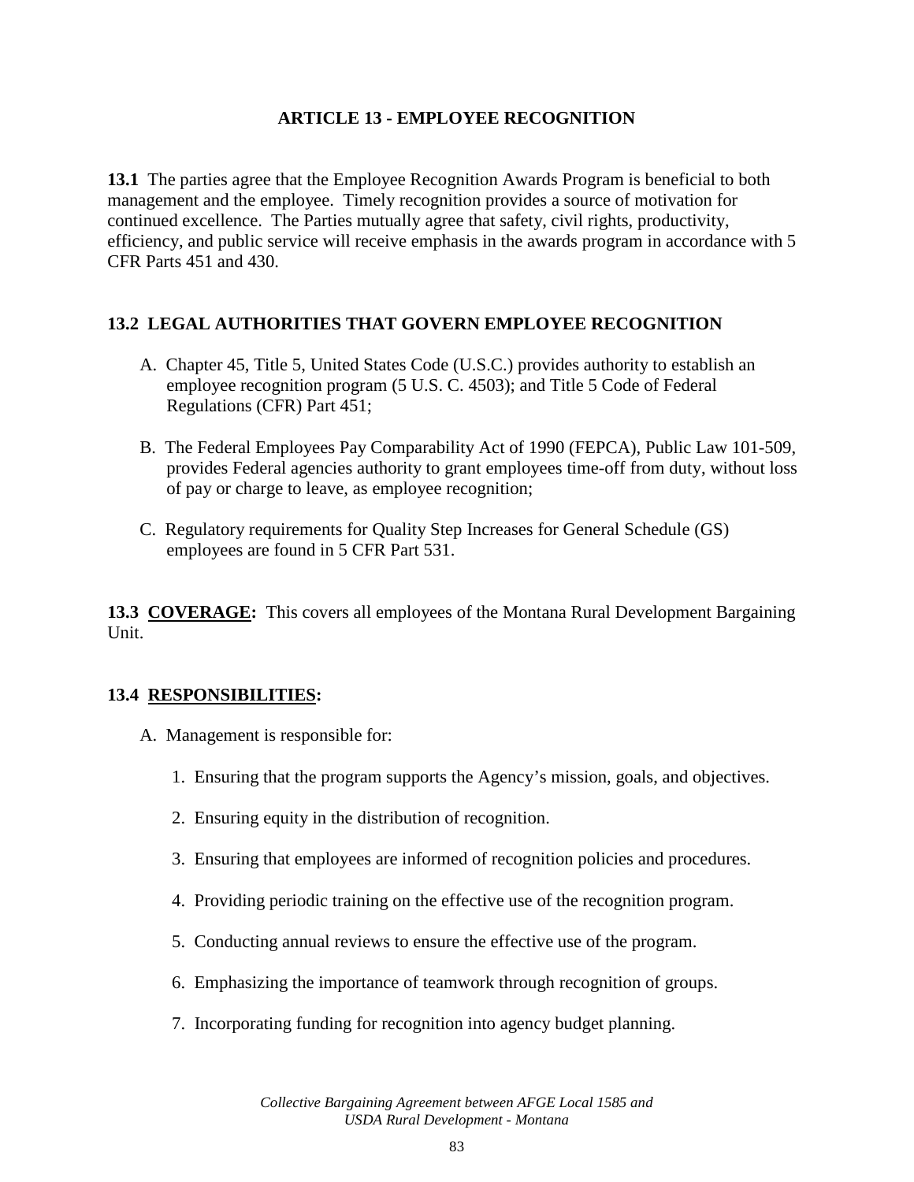## ARTICLE 13 - EMPLOYEE RECOGNITION

**13.1** The parties agree that the Employee Recognition Awards Program is beneficial to both management and the employee. Timely recognition provides a source of motivation for continued excellence. The Parties mutually agree that safety, civil rights, productivity, efficiency, and public service will receive emphasis in the awards program in accordance with 5 CFR Parts 451 and 430.

### 13.2 LEGAL AUTHORITIES THAT GOVERN EMPLOYEE RECOGNITION

A. Chapter 45, Title 5, United States Code (U.S.C.) provides authority to establish an employee recognition program (5 U.S. C. 4503); and Title 5 Code of Federal Regulations (CFR) Part 451;

B. The Federal Employees Pay Comparability Act of 1990 (FEPCA), Public Law 101-509, provides Federal agencies authority to grant employees time-off from duty, without loss of pay or charge to leave, as employee recognition;

C. Regulatory requirements for Quality Step Increases for General Schedule (GS) employees are found in 5 CFR Part 531.

**13.3 COVERAGE:** This covers all employees of the Montana Rural Development Bargaining Unit.

**13.4 RESPONSIBILITIES:**

A. Management is responsible for:

1. Ensuring that the program supports the Agency's mission, goals, and objectives.
2. Ensuring equity in the distribution of recognition.
3. Ensuring that employees are informed of recognition policies and procedures.
4. Providing periodic training on the effective use of the recognition program.
5. Conducting annual reviews to ensure the effective use of the program.
6. Emphasizing the importance of teamwork through recognition of groups.
7. Incorporating funding for recognition into agency budget planning.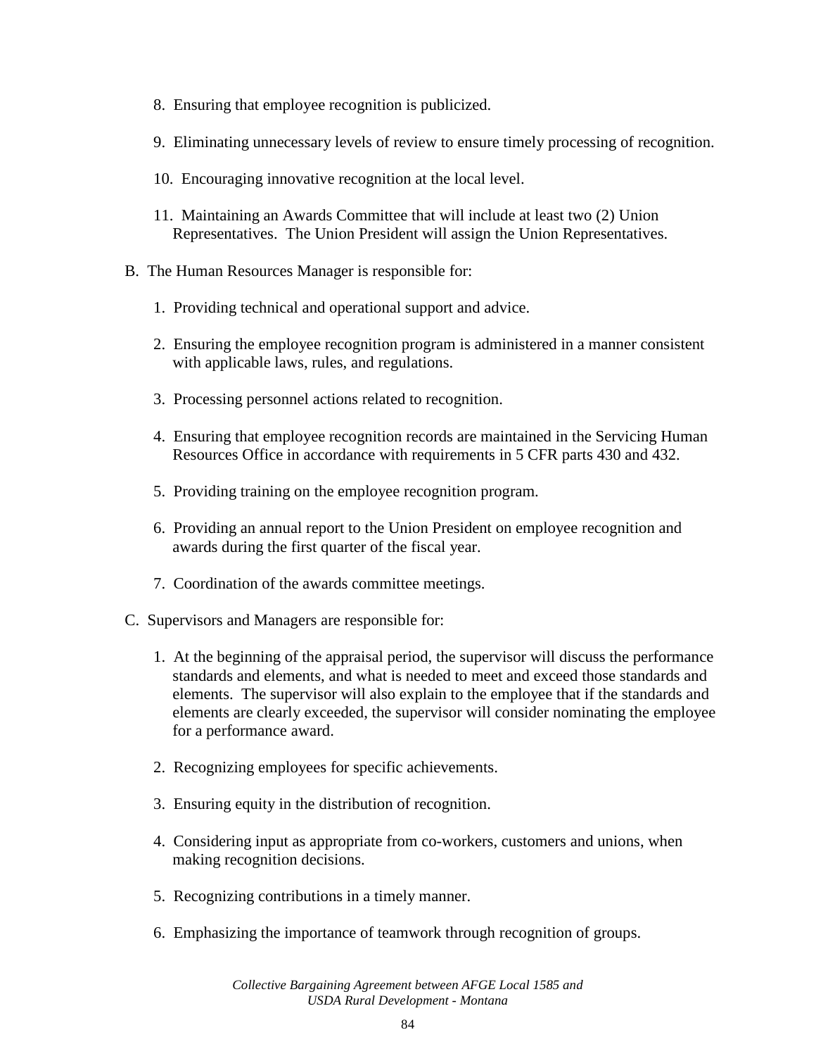8. Ensuring that employee recognition is publicized.

9. Eliminating unnecessary levels of review to ensure timely processing of recognition.

10. Encouraging innovative recognition at the local level.

11. Maintaining an Awards Committee that will include at least two (2) Union Representatives. The Union President will assign the Union Representatives.

B. The Human Resources Manager is responsible for:

1. Providing technical and operational support and advice.

2. Ensuring the employee recognition program is administered in a manner consistent with applicable laws, rules, and regulations.

3. Processing personnel actions related to recognition.

4. Ensuring that employee recognition records are maintained in the Servicing Human Resources Office in accordance with requirements in 5 CFR parts 430 and 432.

5. Providing training on the employee recognition program.

6. Providing an annual report to the Union President on employee recognition and awards during the first quarter of the fiscal year.

7. Coordination of the awards committee meetings.

C. Supervisors and Managers are responsible for:

1. At the beginning of the appraisal period, the supervisor will discuss the performance standards and elements, and what is needed to meet and exceed those standards and elements. The supervisor will also explain to the employee that if the standards and elements are clearly exceeded, the supervisor will consider nominating the employee for a performance award.

2. Recognizing employees for specific achievements.

3. Ensuring equity in the distribution of recognition.

4. Considering input as appropriate from co-workers, customers and unions, when making recognition decisions.

5. Recognizing contributions in a timely manner.

6. Emphasizing the importance of teamwork through recognition of groups.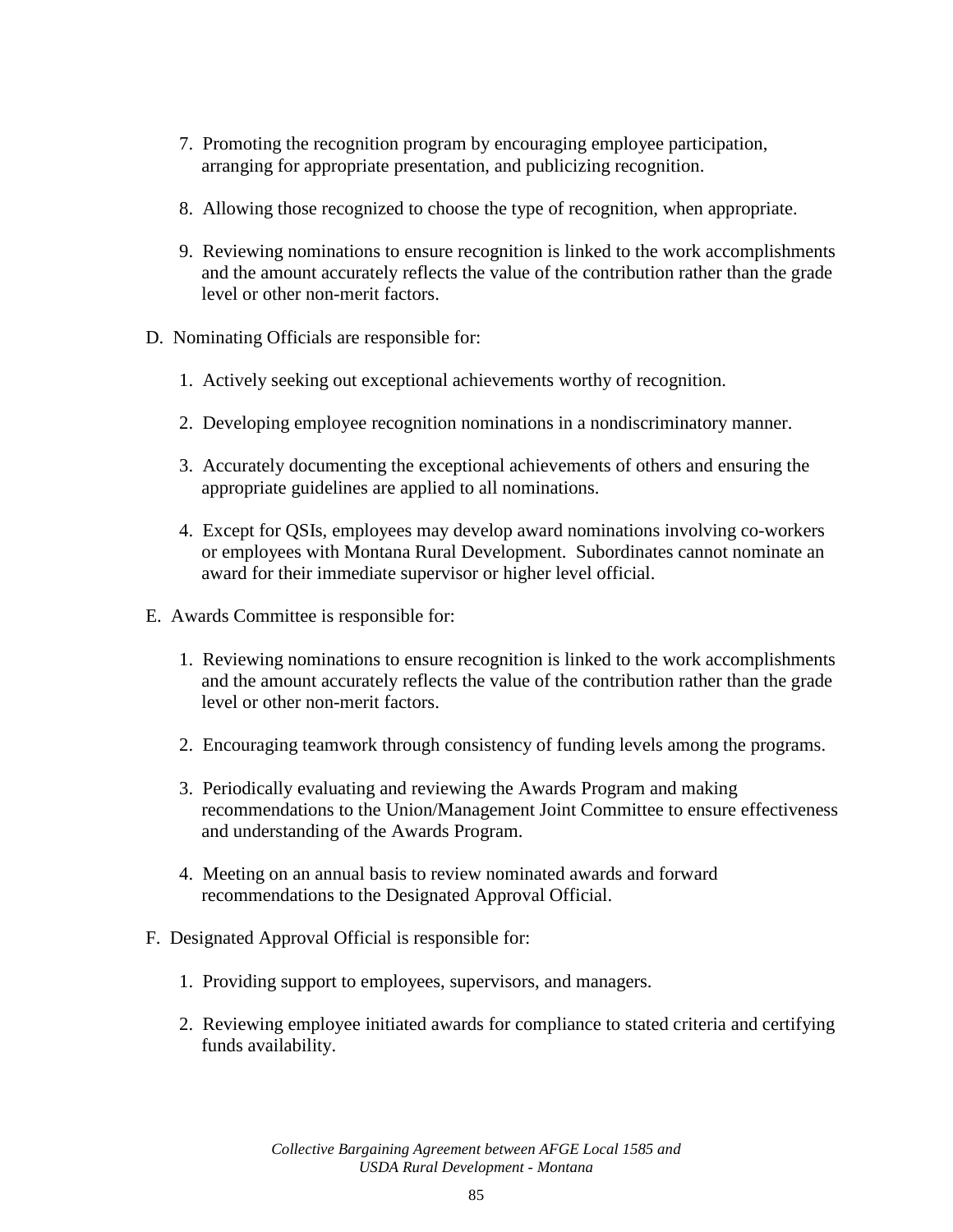7. Promoting the recognition program by encouraging employee participation, arranging for appropriate presentation, and publicizing recognition.

8. Allowing those recognized to choose the type of recognition, when appropriate.

9. Reviewing nominations to ensure recognition is linked to the work accomplishments and the amount accurately reflects the value of the contribution rather than the grade level or other non-merit factors.

D. Nominating Officials are responsible for:

1. Actively seeking out exceptional achievements worthy of recognition.

2. Developing employee recognition nominations in a nondiscriminatory manner.

3. Accurately documenting the exceptional achievements of others and ensuring the appropriate guidelines are applied to all nominations.

4. Except for QSIs, employees may develop award nominations involving co-workers or employees with Montana Rural Development. Subordinates cannot nominate an award for their immediate supervisor or higher level official.

E. Awards Committee is responsible for:

1. Reviewing nominations to ensure recognition is linked to the work accomplishments and the amount accurately reflects the value of the contribution rather than the grade level or other non-merit factors.

2. Encouraging teamwork through consistency of funding levels among the programs.

3. Periodically evaluating and reviewing the Awards Program and making recommendations to the Union/Management Joint Committee to ensure effectiveness and understanding of the Awards Program.

4. Meeting on an annual basis to review nominated awards and forward recommendations to the Designated Approval Official.

F. Designated Approval Official is responsible for:

1. Providing support to employees, supervisors, and managers.

2. Reviewing employee initiated awards for compliance to stated criteria and certifying funds availability.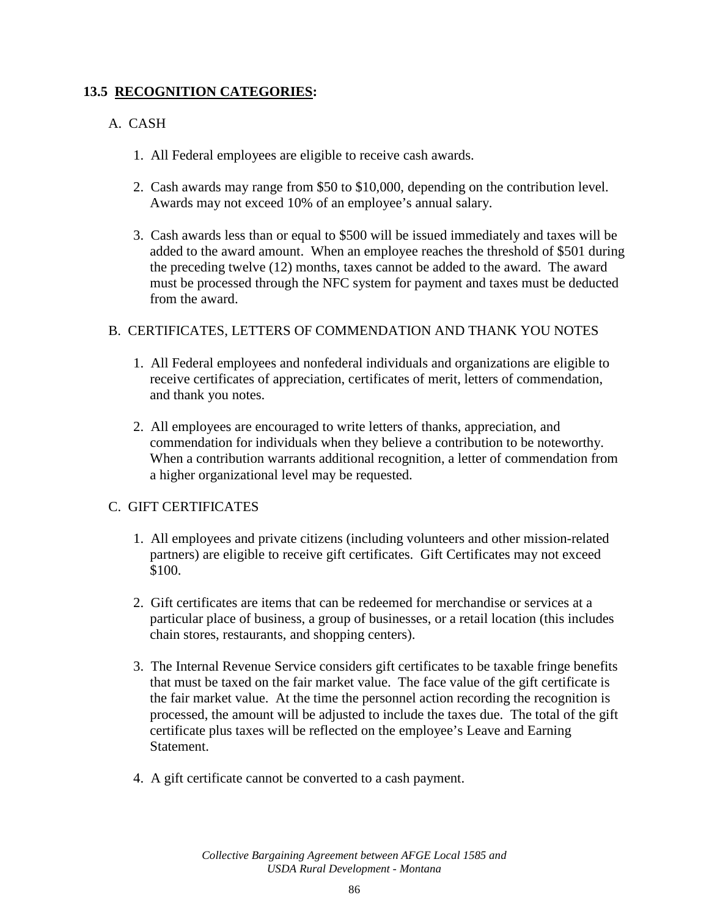## 13.5 RECOGNITION CATEGORIES:

A. CASH

1. All Federal employees are eligible to receive cash awards.

2. Cash awards may range from $50 to $10,000, depending on the contribution level. Awards may not exceed 10% of an employee's annual salary.

3. Cash awards less than or equal to $500 will be issued immediately and taxes will be added to the award amount. When an employee reaches the threshold of $501 during the preceding twelve (12) months, taxes cannot be added to the award. The award must be processed through the NFC system for payment and taxes must be deducted from the award.

B. CERTIFICATES, LETTERS OF COMMENDATION AND THANK YOU NOTES

1. All Federal employees and nonfederal individuals and organizations are eligible to receive certificates of appreciation, certificates of merit, letters of commendation, and thank you notes.

2. All employees are encouraged to write letters of thanks, appreciation, and commendation for individuals when they believe a contribution to be noteworthy. When a contribution warrants additional recognition, a letter of commendation from a higher organizational level may be requested.

C. GIFT CERTIFICATES

1. All employees and private citizens (including volunteers and other mission-related partners) are eligible to receive gift certificates. Gift Certificates may not exceed $100.

2. Gift certificates are items that can be redeemed for merchandise or services at a particular place of business, a group of businesses, or a retail location (this includes chain stores, restaurants, and shopping centers).

3. The Internal Revenue Service considers gift certificates to be taxable fringe benefits that must be taxed on the fair market value. The face value of the gift certificate is the fair market value. At the time the personnel action recording the recognition is processed, the amount will be adjusted to include the taxes due. The total of the gift certificate plus taxes will be reflected on the employee's Leave and Earning Statement.

4. A gift certificate cannot be converted to a cash payment.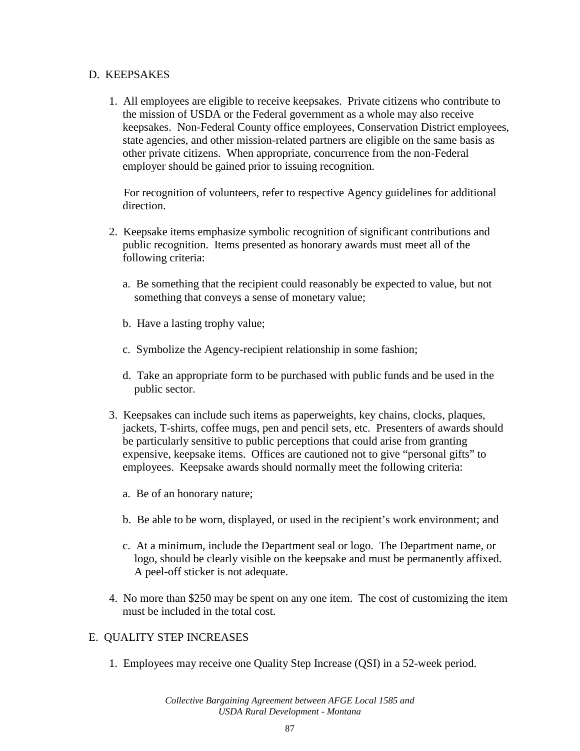## D. KEEPSAKES

1. All employees are eligible to receive keepsakes. Private citizens who contribute to the mission of USDA or the Federal government as a whole may also receive keepsakes. Non-Federal County office employees, Conservation District employees, state agencies, and other mission-related partners are eligible on the same basis as other private citizens. When appropriate, concurrence from the non-Federal employer should be gained prior to issuing recognition.

   For recognition of volunteers, refer to respective Agency guidelines for additional direction.

2. Keepsake items emphasize symbolic recognition of significant contributions and public recognition. Items presented as honorary awards must meet all of the following criteria:

   a. Be something that the recipient could reasonably be expected to value, but not something that conveys a sense of monetary value;

   b. Have a lasting trophy value;

   c. Symbolize the Agency-recipient relationship in some fashion;

   d. Take an appropriate form to be purchased with public funds and be used in the public sector.

3. Keepsakes can include such items as paperweights, key chains, clocks, plaques, jackets, T-shirts, coffee mugs, pen and pencil sets, etc. Presenters of awards should be particularly sensitive to public perceptions that could arise from granting expensive, keepsake items. Offices are cautioned not to give "personal gifts" to employees. Keepsake awards should normally meet the following criteria:

   a. Be of an honorary nature;

   b. Be able to be worn, displayed, or used in the recipient's work environment; and

   c. At a minimum, include the Department seal or logo. The Department name, or logo, should be clearly visible on the keepsake and must be permanently affixed. A peel-off sticker is not adequate.

4. No more than $250 may be spent on any one item. The cost of customizing the item must be included in the total cost.

## E. QUALITY STEP INCREASES

1. Employees may receive one Quality Step Increase (QSI) in a 52-week period.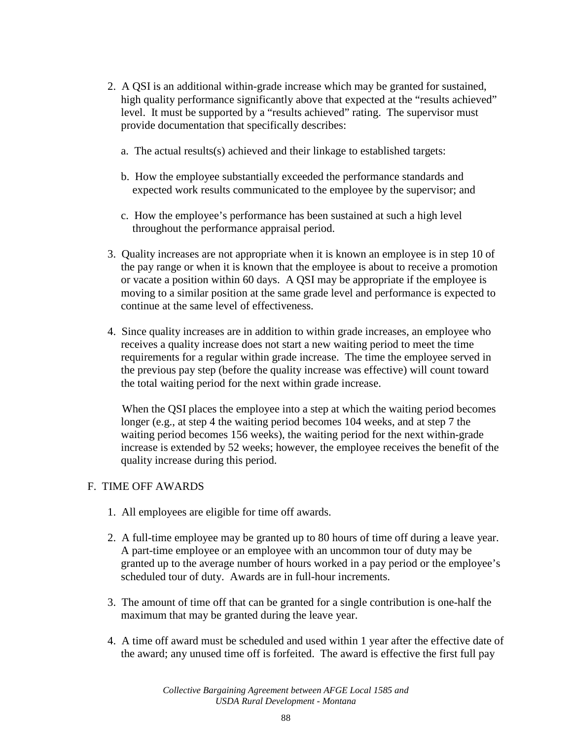2. A QSI is an additional within-grade increase which may be granted for sustained, high quality performance significantly above that expected at the "results achieved" level. It must be supported by a "results achieved" rating. The supervisor must provide documentation that specifically describes:

   a. The actual results(s) achieved and their linkage to established targets:

   b. How the employee substantially exceeded the performance standards and expected work results communicated to the employee by the supervisor; and

   c. How the employee's performance has been sustained at such a high level throughout the performance appraisal period.

3. Quality increases are not appropriate when it is known an employee is in step 10 of the pay range or when it is known that the employee is about to receive a promotion or vacate a position within 60 days. A QSI may be appropriate if the employee is moving to a similar position at the same grade level and performance is expected to continue at the same level of effectiveness.

4. Since quality increases are in addition to within grade increases, an employee who receives a quality increase does not start a new waiting period to meet the time requirements for a regular within grade increase. The time the employee served in the previous pay step (before the quality increase was effective) will count toward the total waiting period for the next within grade increase.

   When the QSI places the employee into a step at which the waiting period becomes longer (e.g., at step 4 the waiting period becomes 104 weeks, and at step 7 the waiting period becomes 156 weeks), the waiting period for the next within-grade increase is extended by 52 weeks; however, the employee receives the benefit of the quality increase during this period.

## F. TIME OFF AWARDS

1. All employees are eligible for time off awards.

2. A full-time employee may be granted up to 80 hours of time off during a leave year. A part-time employee or an employee with an uncommon tour of duty may be granted up to the average number of hours worked in a pay period or the employee's scheduled tour of duty. Awards are in full-hour increments.

3. The amount of time off that can be granted for a single contribution is one-half the maximum that may be granted during the leave year.

4. A time off award must be scheduled and used within 1 year after the effective date of the award; any unused time off is forfeited. The award is effective the first full pay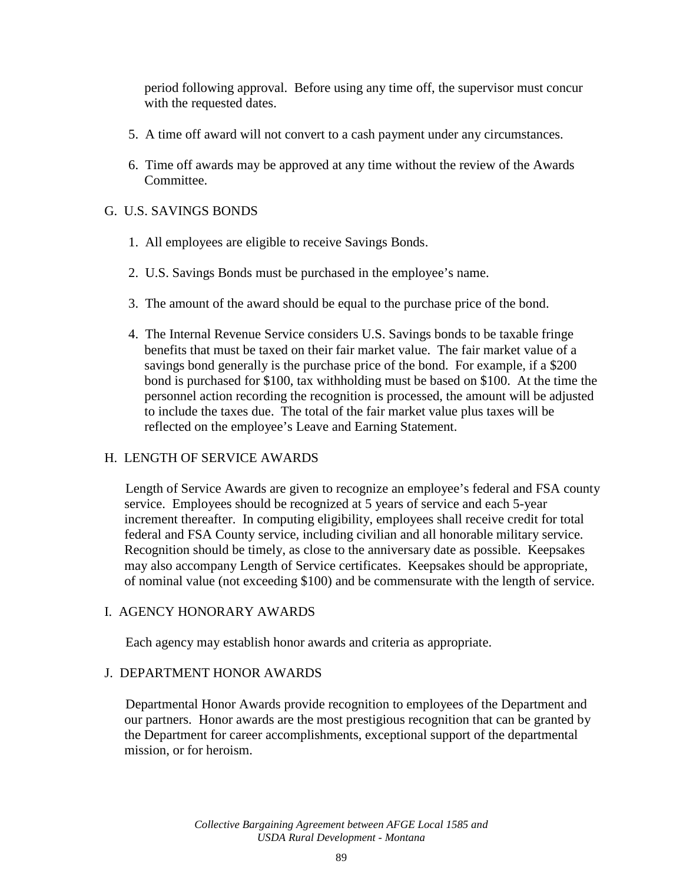period following approval. Before using any time off, the supervisor must concur with the requested dates.

5. A time off award will not convert to a cash payment under any circumstances.

6. Time off awards may be approved at any time without the review of the Awards Committee.

G. U.S. SAVINGS BONDS

1. All employees are eligible to receive Savings Bonds.

2. U.S. Savings Bonds must be purchased in the employee's name.

3. The amount of the award should be equal to the purchase price of the bond.

4. The Internal Revenue Service considers U.S. Savings bonds to be taxable fringe benefits that must be taxed on their fair market value. The fair market value of a savings bond generally is the purchase price of the bond. For example, if a $200 bond is purchased for $100, tax withholding must be based on $100. At the time the personnel action recording the recognition is processed, the amount will be adjusted to include the taxes due. The total of the fair market value plus taxes will be reflected on the employee's Leave and Earning Statement.

H. LENGTH OF SERVICE AWARDS

Length of Service Awards are given to recognize an employee's federal and FSA county service. Employees should be recognized at 5 years of service and each 5-year increment thereafter. In computing eligibility, employees shall receive credit for total federal and FSA County service, including civilian and all honorable military service. Recognition should be timely, as close to the anniversary date as possible. Keepsakes may also accompany Length of Service certificates. Keepsakes should be appropriate, of nominal value (not exceeding $100) and be commensurate with the length of service.

I. AGENCY HONORARY AWARDS

Each agency may establish honor awards and criteria as appropriate.

J. DEPARTMENT HONOR AWARDS

Departmental Honor Awards provide recognition to employees of the Department and our partners. Honor awards are the most prestigious recognition that can be granted by the Department for career accomplishments, exceptional support of the departmental mission, or for heroism.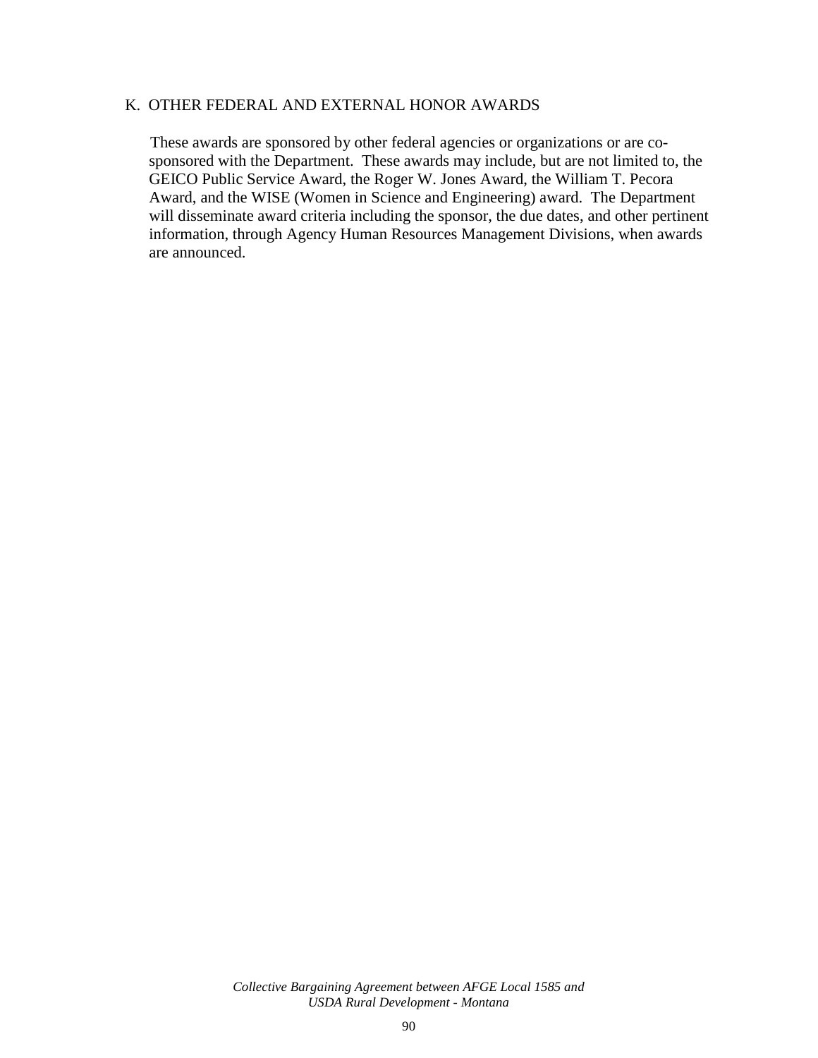### K. OTHER FEDERAL AND EXTERNAL HONOR AWARDS

These awards are sponsored by other federal agencies or organizations or are co-sponsored with the Department. These awards may include, but are not limited to, the GEICO Public Service Award, the Roger W. Jones Award, the William T. Pecora Award, and the WISE (Women in Science and Engineering) award. The Department will disseminate award criteria including the sponsor, the due dates, and other pertinent information, through Agency Human Resources Management Divisions, when awards are announced.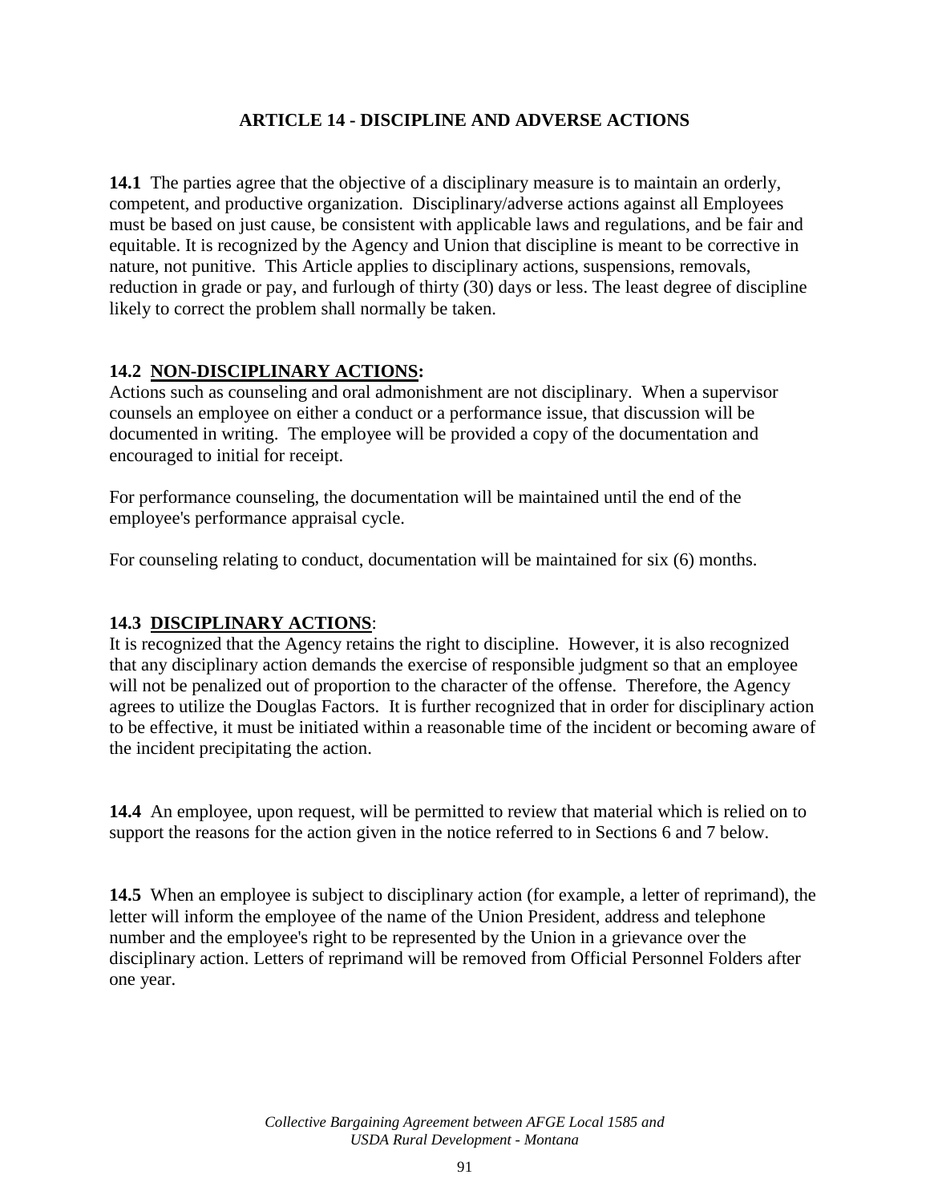# ARTICLE 14 - DISCIPLINE AND ADVERSE ACTIONS

**14.1** The parties agree that the objective of a disciplinary measure is to maintain an orderly, competent, and productive organization. Disciplinary/adverse actions against all Employees must be based on just cause, be consistent with applicable laws and regulations, and be fair and equitable. It is recognized by the Agency and Union that discipline is meant to be corrective in nature, not punitive. This Article applies to disciplinary actions, suspensions, removals, reduction in grade or pay, and furlough of thirty (30) days or less. The least degree of discipline likely to correct the problem shall normally be taken.

## 14.2 NON-DISCIPLINARY ACTIONS:

Actions such as counseling and oral admonishment are not disciplinary. When a supervisor counsels an employee on either a conduct or a performance issue, that discussion will be documented in writing. The employee will be provided a copy of the documentation and encouraged to initial for receipt.

For performance counseling, the documentation will be maintained until the end of the employee's performance appraisal cycle.

For counseling relating to conduct, documentation will be maintained for six (6) months.

## 14.3 DISCIPLINARY ACTIONS:

It is recognized that the Agency retains the right to discipline. However, it is also recognized that any disciplinary action demands the exercise of responsible judgment so that an employee will not be penalized out of proportion to the character of the offense. Therefore, the Agency agrees to utilize the Douglas Factors. It is further recognized that in order for disciplinary action to be effective, it must be initiated within a reasonable time of the incident or becoming aware of the incident precipitating the action.

**14.4** An employee, upon request, will be permitted to review that material which is relied on to support the reasons for the action given in the notice referred to in Sections 6 and 7 below.

**14.5** When an employee is subject to disciplinary action (for example, a letter of reprimand), the letter will inform the employee of the name of the Union President, address and telephone number and the employee's right to be represented by the Union in a grievance over the disciplinary action. Letters of reprimand will be removed from Official Personnel Folders after one year.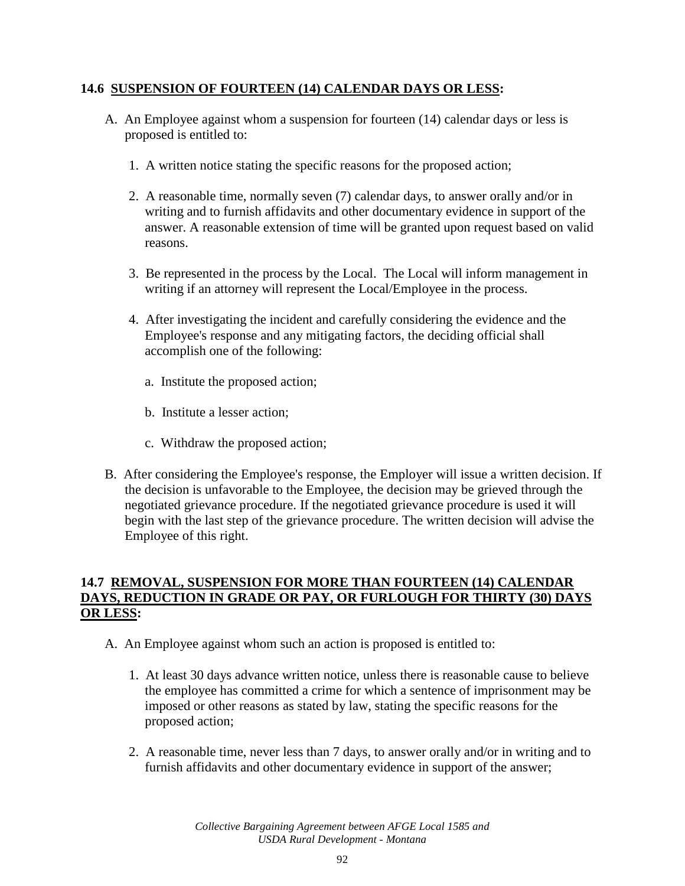### 14.6 SUSPENSION OF FOURTEEN (14) CALENDAR DAYS OR LESS:

A. An Employee against whom a suspension for fourteen (14) calendar days or less is proposed is entitled to:

1. A written notice stating the specific reasons for the proposed action;

2. A reasonable time, normally seven (7) calendar days, to answer orally and/or in writing and to furnish affidavits and other documentary evidence in support of the answer. A reasonable extension of time will be granted upon request based on valid reasons.

3. Be represented in the process by the Local. The Local will inform management in writing if an attorney will represent the Local/Employee in the process.

4. After investigating the incident and carefully considering the evidence and the Employee's response and any mitigating factors, the deciding official shall accomplish one of the following:

   a. Institute the proposed action;

   b. Institute a lesser action;

   c. Withdraw the proposed action;

B. After considering the Employee's response, the Employer will issue a written decision. If the decision is unfavorable to the Employee, the decision may be grieved through the negotiated grievance procedure. If the negotiated grievance procedure is used it will begin with the last step of the grievance procedure. The written decision will advise the Employee of this right.

### 14.7 REMOVAL, SUSPENSION FOR MORE THAN FOURTEEN (14) CALENDAR DAYS, REDUCTION IN GRADE OR PAY, OR FURLOUGH FOR THIRTY (30) DAYS OR LESS:

A. An Employee against whom such an action is proposed is entitled to:

1. At least 30 days advance written notice, unless there is reasonable cause to believe the employee has committed a crime for which a sentence of imprisonment may be imposed or other reasons as stated by law, stating the specific reasons for the proposed action;

2. A reasonable time, never less than 7 days, to answer orally and/or in writing and to furnish affidavits and other documentary evidence in support of the answer;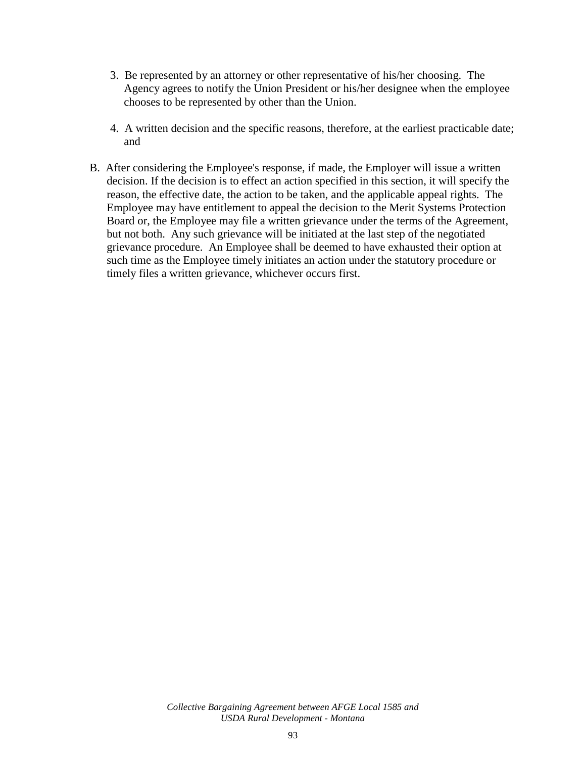3. Be represented by an attorney or other representative of his/her choosing. The Agency agrees to notify the Union President or his/her designee when the employee chooses to be represented by other than the Union.

4. A written decision and the specific reasons, therefore, at the earliest practicable date; and

B. After considering the Employee's response, if made, the Employer will issue a written decision. If the decision is to effect an action specified in this section, it will specify the reason, the effective date, the action to be taken, and the applicable appeal rights. The Employee may have entitlement to appeal the decision to the Merit Systems Protection Board or, the Employee may file a written grievance under the terms of the Agreement, but not both. Any such grievance will be initiated at the last step of the negotiated grievance procedure. An Employee shall be deemed to have exhausted their option at such time as the Employee timely initiates an action under the statutory procedure or timely files a written grievance, whichever occurs first.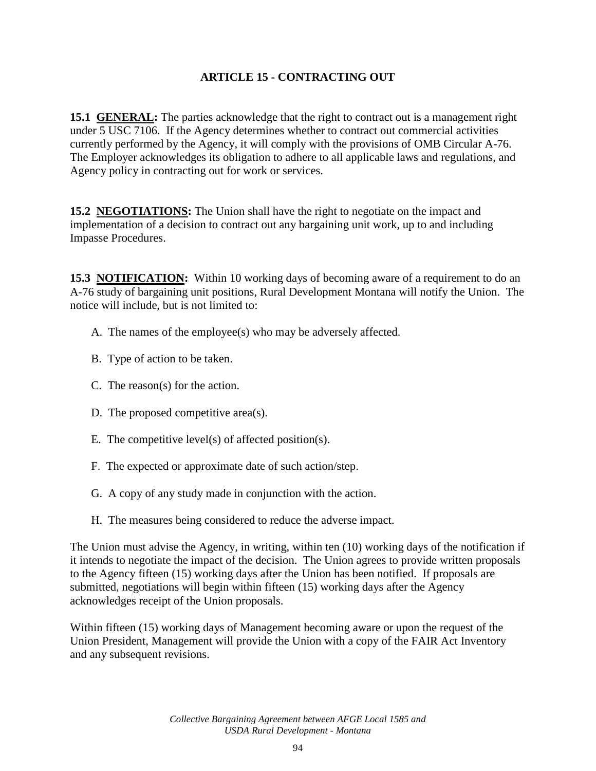# ARTICLE 15 - CONTRACTING OUT

**15.1 <u>GENERAL</u>:** The parties acknowledge that the right to contract out is a management right under 5 USC 7106. If the Agency determines whether to contract out commercial activities currently performed by the Agency, it will comply with the provisions of OMB Circular A-76. The Employer acknowledges its obligation to adhere to all applicable laws and regulations, and Agency policy in contracting out for work or services.

**15.2 <u>NEGOTIATIONS</u>:** The Union shall have the right to negotiate on the impact and implementation of a decision to contract out any bargaining unit work, up to and including Impasse Procedures.

**15.3 <u>NOTIFICATION</u>:** Within 10 working days of becoming aware of a requirement to do an A-76 study of bargaining unit positions, Rural Development Montana will notify the Union. The notice will include, but is not limited to:

A. The names of the employee(s) who may be adversely affected.

B. Type of action to be taken.

C. The reason(s) for the action.

D. The proposed competitive area(s).

E. The competitive level(s) of affected position(s).

F. The expected or approximate date of such action/step.

G. A copy of any study made in conjunction with the action.

H. The measures being considered to reduce the adverse impact.

The Union must advise the Agency, in writing, within ten (10) working days of the notification if it intends to negotiate the impact of the decision. The Union agrees to provide written proposals to the Agency fifteen (15) working days after the Union has been notified. If proposals are submitted, negotiations will begin within fifteen (15) working days after the Agency acknowledges receipt of the Union proposals.

Within fifteen (15) working days of Management becoming aware or upon the request of the Union President, Management will provide the Union with a copy of the FAIR Act Inventory and any subsequent revisions.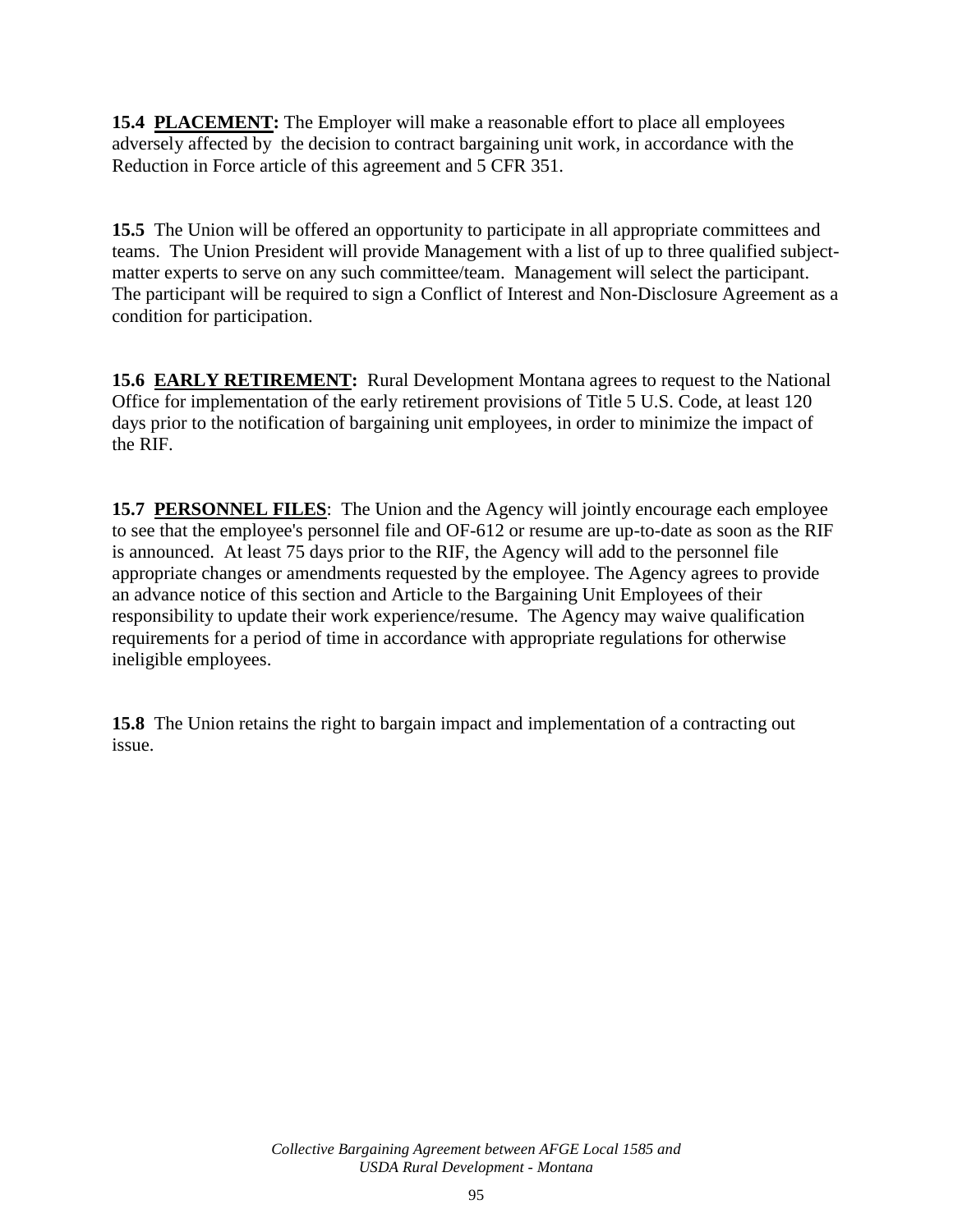**15.4 PLACEMENT:** The Employer will make a reasonable effort to place all employees adversely affected by the decision to contract bargaining unit work, in accordance with the Reduction in Force article of this agreement and 5 CFR 351.

**15.5** The Union will be offered an opportunity to participate in all appropriate committees and teams. The Union President will provide Management with a list of up to three qualified subject-matter experts to serve on any such committee/team. Management will select the participant. The participant will be required to sign a Conflict of Interest and Non-Disclosure Agreement as a condition for participation.

**15.6 EARLY RETIREMENT:** Rural Development Montana agrees to request to the National Office for implementation of the early retirement provisions of Title 5 U.S. Code, at least 120 days prior to the notification of bargaining unit employees, in order to minimize the impact of the RIF.

**15.7 PERSONNEL FILES**: The Union and the Agency will jointly encourage each employee to see that the employee's personnel file and OF-612 or resume are up-to-date as soon as the RIF is announced. At least 75 days prior to the RIF, the Agency will add to the personnel file appropriate changes or amendments requested by the employee. The Agency agrees to provide an advance notice of this section and Article to the Bargaining Unit Employees of their responsibility to update their work experience/resume. The Agency may waive qualification requirements for a period of time in accordance with appropriate regulations for otherwise ineligible employees.

**15.8** The Union retains the right to bargain impact and implementation of a contracting out issue.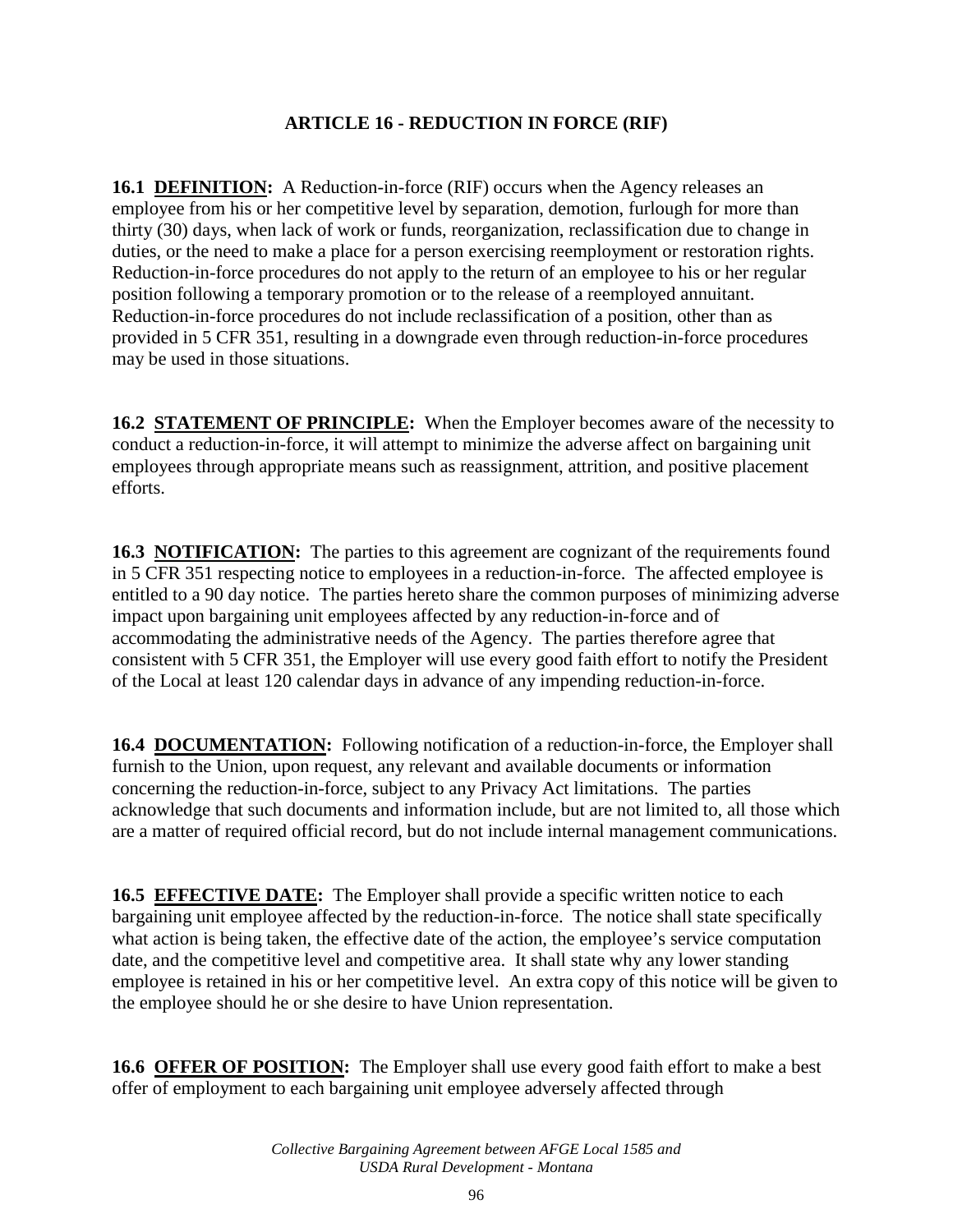## ARTICLE 16 - REDUCTION IN FORCE (RIF)

**16.1 <u>DEFINITION</u>:** A Reduction-in-force (RIF) occurs when the Agency releases an employee from his or her competitive level by separation, demotion, furlough for more than thirty (30) days, when lack of work or funds, reorganization, reclassification due to change in duties, or the need to make a place for a person exercising reemployment or restoration rights. Reduction-in-force procedures do not apply to the return of an employee to his or her regular position following a temporary promotion or to the release of a reemployed annuitant. Reduction-in-force procedures do not include reclassification of a position, other than as provided in 5 CFR 351, resulting in a downgrade even through reduction-in-force procedures may be used in those situations.

**16.2 <u>STATEMENT OF PRINCIPLE</u>:** When the Employer becomes aware of the necessity to conduct a reduction-in-force, it will attempt to minimize the adverse affect on bargaining unit employees through appropriate means such as reassignment, attrition, and positive placement efforts.

**16.3 <u>NOTIFICATION</u>:** The parties to this agreement are cognizant of the requirements found in 5 CFR 351 respecting notice to employees in a reduction-in-force. The affected employee is entitled to a 90 day notice. The parties hereto share the common purposes of minimizing adverse impact upon bargaining unit employees affected by any reduction-in-force and of accommodating the administrative needs of the Agency. The parties therefore agree that consistent with 5 CFR 351, the Employer will use every good faith effort to notify the President of the Local at least 120 calendar days in advance of any impending reduction-in-force.

**16.4 <u>DOCUMENTATION</u>:** Following notification of a reduction-in-force, the Employer shall furnish to the Union, upon request, any relevant and available documents or information concerning the reduction-in-force, subject to any Privacy Act limitations. The parties acknowledge that such documents and information include, but are not limited to, all those which are a matter of required official record, but do not include internal management communications.

**16.5 <u>EFFECTIVE DATE</u>:** The Employer shall provide a specific written notice to each bargaining unit employee affected by the reduction-in-force. The notice shall state specifically what action is being taken, the effective date of the action, the employee's service computation date, and the competitive level and competitive area. It shall state why any lower standing employee is retained in his or her competitive level. An extra copy of this notice will be given to the employee should he or she desire to have Union representation.

**16.6 <u>OFFER OF POSITION</u>:** The Employer shall use every good faith effort to make a best offer of employment to each bargaining unit employee adversely affected through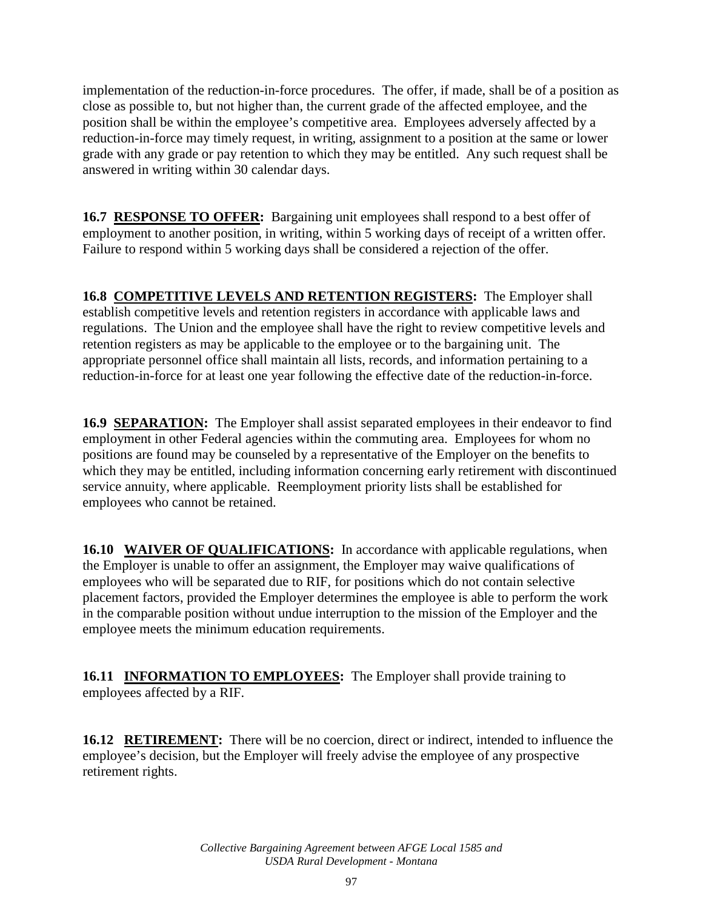implementation of the reduction-in-force procedures. The offer, if made, shall be of a position as close as possible to, but not higher than, the current grade of the affected employee, and the position shall be within the employee's competitive area. Employees adversely affected by a reduction-in-force may timely request, in writing, assignment to a position at the same or lower grade with any grade or pay retention to which they may be entitled. Any such request shall be answered in writing within 30 calendar days.

**16.7 RESPONSE TO OFFER:** Bargaining unit employees shall respond to a best offer of employment to another position, in writing, within 5 working days of receipt of a written offer. Failure to respond within 5 working days shall be considered a rejection of the offer.

**16.8 COMPETITIVE LEVELS AND RETENTION REGISTERS:** The Employer shall establish competitive levels and retention registers in accordance with applicable laws and regulations. The Union and the employee shall have the right to review competitive levels and retention registers as may be applicable to the employee or to the bargaining unit. The appropriate personnel office shall maintain all lists, records, and information pertaining to a reduction-in-force for at least one year following the effective date of the reduction-in-force.

**16.9 SEPARATION:** The Employer shall assist separated employees in their endeavor to find employment in other Federal agencies within the commuting area. Employees for whom no positions are found may be counseled by a representative of the Employer on the benefits to which they may be entitled, including information concerning early retirement with discontinued service annuity, where applicable. Reemployment priority lists shall be established for employees who cannot be retained.

**16.10 WAIVER OF QUALIFICATIONS:** In accordance with applicable regulations, when the Employer is unable to offer an assignment, the Employer may waive qualifications of employees who will be separated due to RIF, for positions which do not contain selective placement factors, provided the Employer determines the employee is able to perform the work in the comparable position without undue interruption to the mission of the Employer and the employee meets the minimum education requirements.

**16.11 INFORMATION TO EMPLOYEES:** The Employer shall provide training to employees affected by a RIF.

**16.12 RETIREMENT:** There will be no coercion, direct or indirect, intended to influence the employee's decision, but the Employer will freely advise the employee of any prospective retirement rights.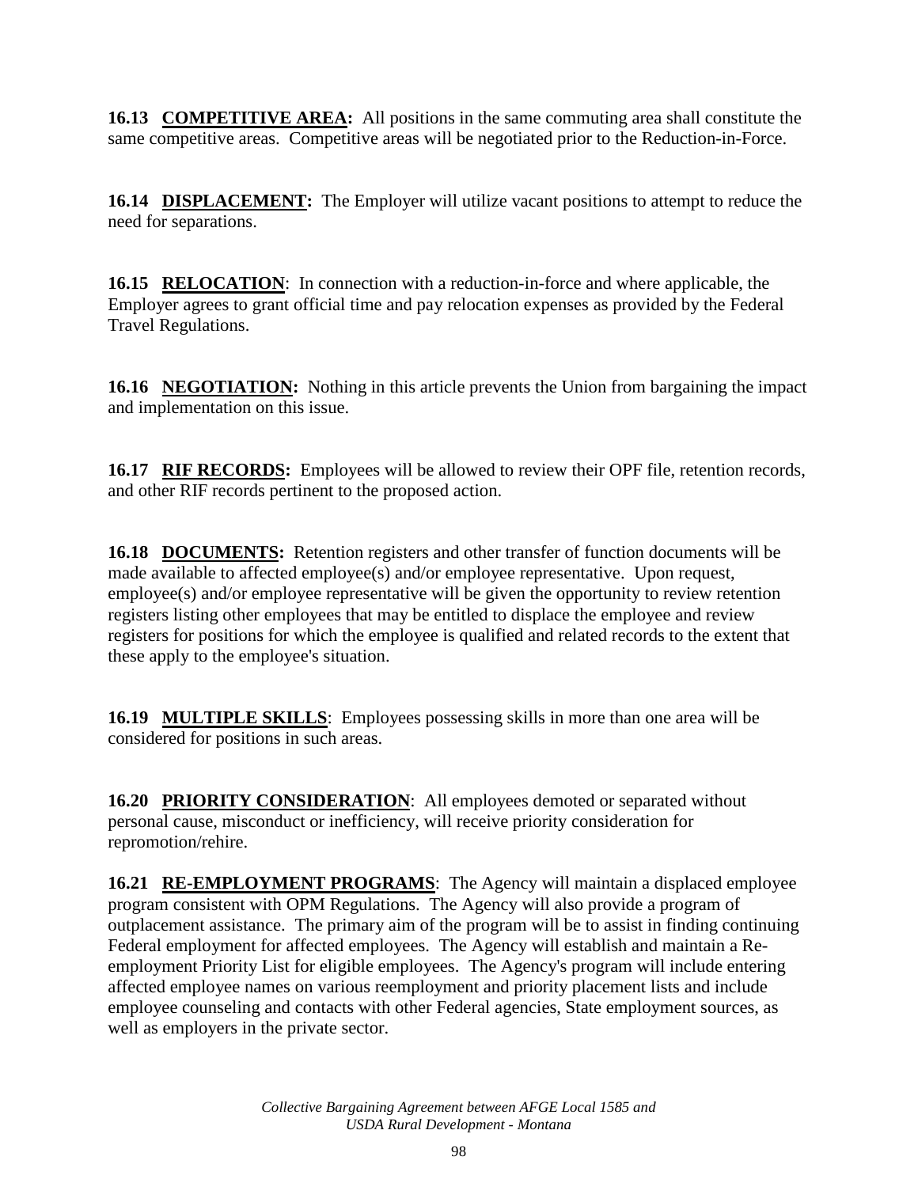**16.13 COMPETITIVE AREA:** All positions in the same commuting area shall constitute the same competitive areas. Competitive areas will be negotiated prior to the Reduction-in-Force.

**16.14 DISPLACEMENT:** The Employer will utilize vacant positions to attempt to reduce the need for separations.

**16.15 RELOCATION**: In connection with a reduction-in-force and where applicable, the Employer agrees to grant official time and pay relocation expenses as provided by the Federal Travel Regulations.

**16.16 NEGOTIATION:** Nothing in this article prevents the Union from bargaining the impact and implementation on this issue.

**16.17 RIF RECORDS:** Employees will be allowed to review their OPF file, retention records, and other RIF records pertinent to the proposed action.

**16.18 DOCUMENTS:** Retention registers and other transfer of function documents will be made available to affected employee(s) and/or employee representative. Upon request, employee(s) and/or employee representative will be given the opportunity to review retention registers listing other employees that may be entitled to displace the employee and review registers for positions for which the employee is qualified and related records to the extent that these apply to the employee's situation.

**16.19 MULTIPLE SKILLS**: Employees possessing skills in more than one area will be considered for positions in such areas.

**16.20 PRIORITY CONSIDERATION**: All employees demoted or separated without personal cause, misconduct or inefficiency, will receive priority consideration for repromotion/rehire.

**16.21 RE-EMPLOYMENT PROGRAMS**: The Agency will maintain a displaced employee program consistent with OPM Regulations. The Agency will also provide a program of outplacement assistance. The primary aim of the program will be to assist in finding continuing Federal employment for affected employees. The Agency will establish and maintain a Re-employment Priority List for eligible employees. The Agency's program will include entering affected employee names on various reemployment and priority placement lists and include employee counseling and contacts with other Federal agencies, State employment sources, as well as employers in the private sector.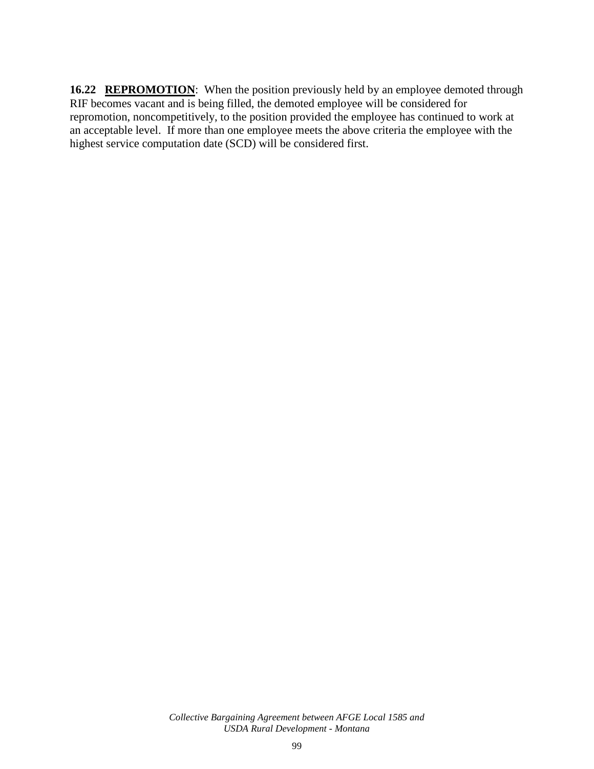**16.22 REPROMOTION**: When the position previously held by an employee demoted through RIF becomes vacant and is being filled, the demoted employee will be considered for repromotion, noncompetitively, to the position provided the employee has continued to work at an acceptable level. If more than one employee meets the above criteria the employee with the highest service computation date (SCD) will be considered first.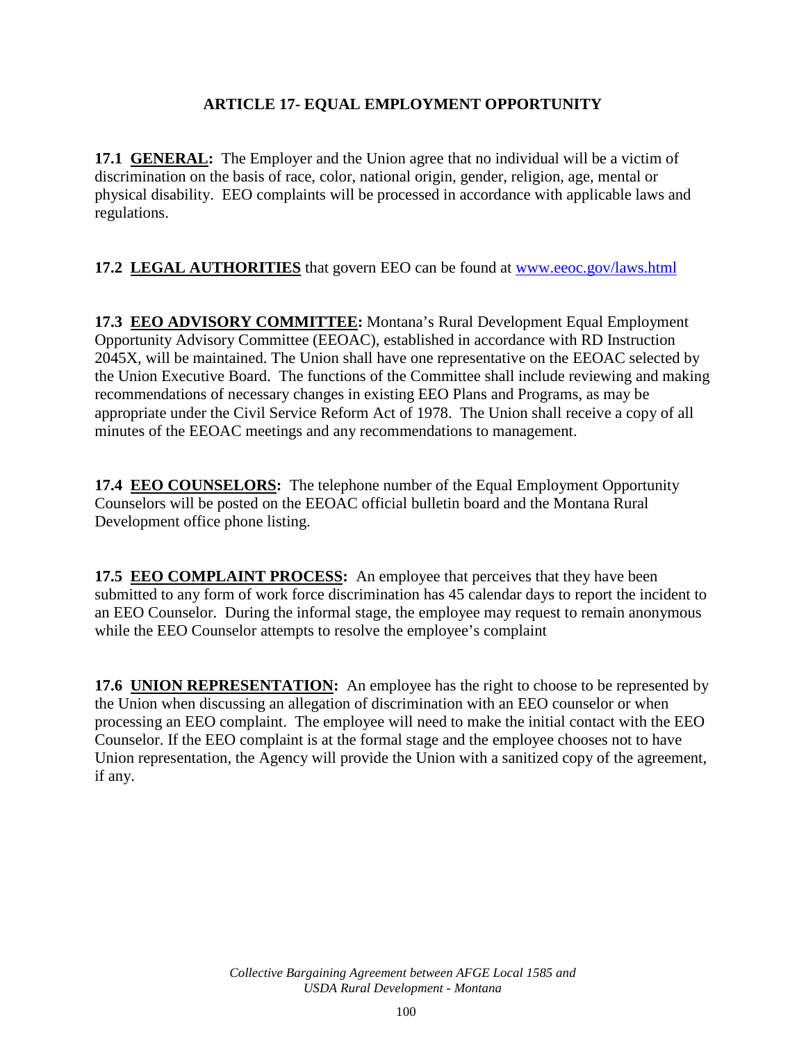## ARTICLE 17- EQUAL EMPLOYMENT OPPORTUNITY

**17.1 GENERAL:** The Employer and the Union agree that no individual will be a victim of discrimination on the basis of race, color, national origin, gender, religion, age, mental or physical disability. EEO complaints will be processed in accordance with applicable laws and regulations.

**17.2 LEGAL AUTHORITIES** that govern EEO can be found at [www.eeoc.gov/laws.html](www.eeoc.gov/laws.html)

**17.3 EEO ADVISORY COMMITTEE:** Montana's Rural Development Equal Employment Opportunity Advisory Committee (EEOAC), established in accordance with RD Instruction 2045X, will be maintained. The Union shall have one representative on the EEOAC selected by the Union Executive Board. The functions of the Committee shall include reviewing and making recommendations of necessary changes in existing EEO Plans and Programs, as may be appropriate under the Civil Service Reform Act of 1978. The Union shall receive a copy of all minutes of the EEOAC meetings and any recommendations to management.

**17.4 EEO COUNSELORS:** The telephone number of the Equal Employment Opportunity Counselors will be posted on the EEOAC official bulletin board and the Montana Rural Development office phone listing.

**17.5 EEO COMPLAINT PROCESS:** An employee that perceives that they have been submitted to any form of work force discrimination has 45 calendar days to report the incident to an EEO Counselor. During the informal stage, the employee may request to remain anonymous while the EEO Counselor attempts to resolve the employee's complaint

**17.6 UNION REPRESENTATION:** An employee has the right to choose to be represented by the Union when discussing an allegation of discrimination with an EEO counselor or when processing an EEO complaint. The employee will need to make the initial contact with the EEO Counselor. If the EEO complaint is at the formal stage and the employee chooses not to have Union representation, the Agency will provide the Union with a sanitized copy of the agreement, if any.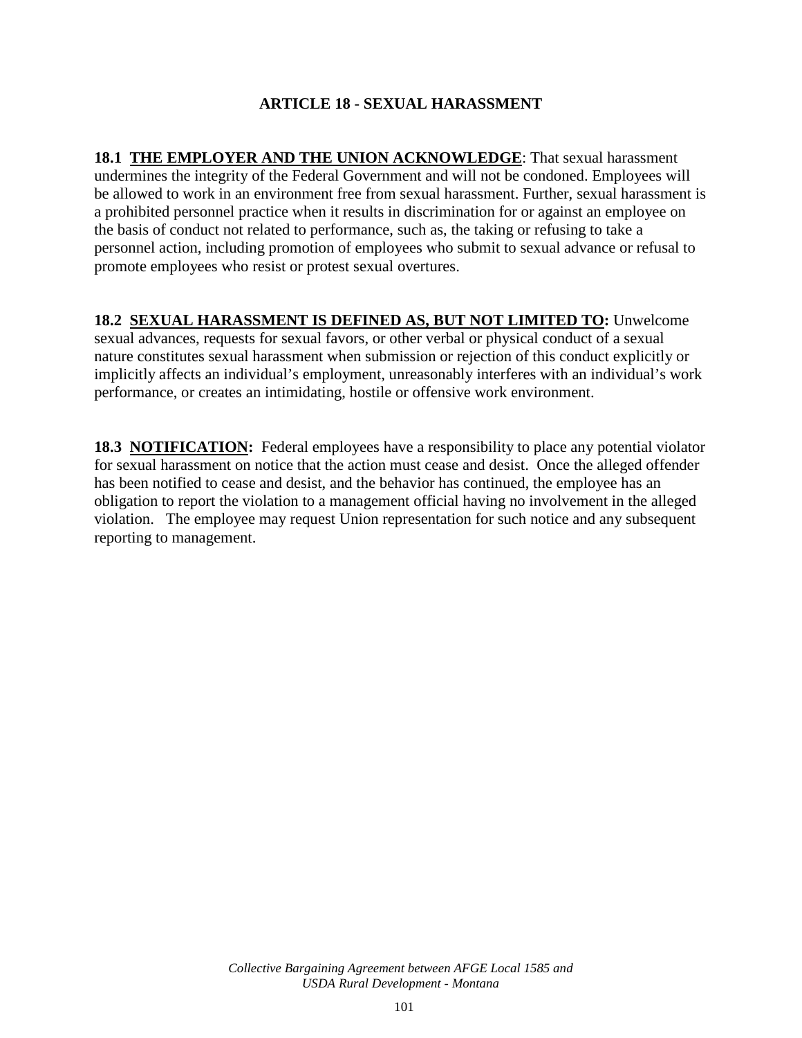## ARTICLE 18 - SEXUAL HARASSMENT

**18.1 <u>THE EMPLOYER AND THE UNION ACKNOWLEDGE</u>**: That sexual harassment undermines the integrity of the Federal Government and will not be condoned. Employees will be allowed to work in an environment free from sexual harassment. Further, sexual harassment is a prohibited personnel practice when it results in discrimination for or against an employee on the basis of conduct not related to performance, such as, the taking or refusing to take a personnel action, including promotion of employees who submit to sexual advance or refusal to promote employees who resist or protest sexual overtures.

**18.2 <u>SEXUAL HARASSMENT IS DEFINED AS, BUT NOT LIMITED TO</u>:** Unwelcome sexual advances, requests for sexual favors, or other verbal or physical conduct of a sexual nature constitutes sexual harassment when submission or rejection of this conduct explicitly or implicitly affects an individual's employment, unreasonably interferes with an individual's work performance, or creates an intimidating, hostile or offensive work environment.

**18.3 <u>NOTIFICATION</u>:** Federal employees have a responsibility to place any potential violator for sexual harassment on notice that the action must cease and desist. Once the alleged offender has been notified to cease and desist, and the behavior has continued, the employee has an obligation to report the violation to a management official having no involvement in the alleged violation. The employee may request Union representation for such notice and any subsequent reporting to management.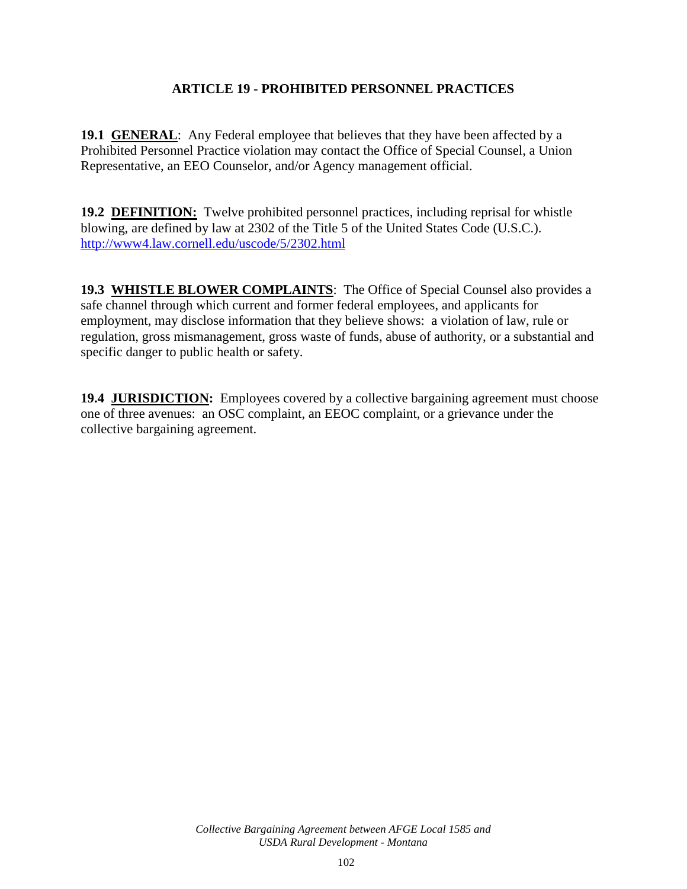## ARTICLE 19 - PROHIBITED PERSONNEL PRACTICES

**19.1 GENERAL**: Any Federal employee that believes that they have been affected by a Prohibited Personnel Practice violation may contact the Office of Special Counsel, a Union Representative, an EEO Counselor, and/or Agency management official.

**19.2 DEFINITION:** Twelve prohibited personnel practices, including reprisal for whistle blowing, are defined by law at 2302 of the Title 5 of the United States Code (U.S.C.). http://www4.law.cornell.edu/uscode/5/2302.html

**19.3 WHISTLE BLOWER COMPLAINTS**: The Office of Special Counsel also provides a safe channel through which current and former federal employees, and applicants for employment, may disclose information that they believe shows: a violation of law, rule or regulation, gross mismanagement, gross waste of funds, abuse of authority, or a substantial and specific danger to public health or safety.

**19.4 JURISDICTION:** Employees covered by a collective bargaining agreement must choose one of three avenues: an OSC complaint, an EEOC complaint, or a grievance under the collective bargaining agreement.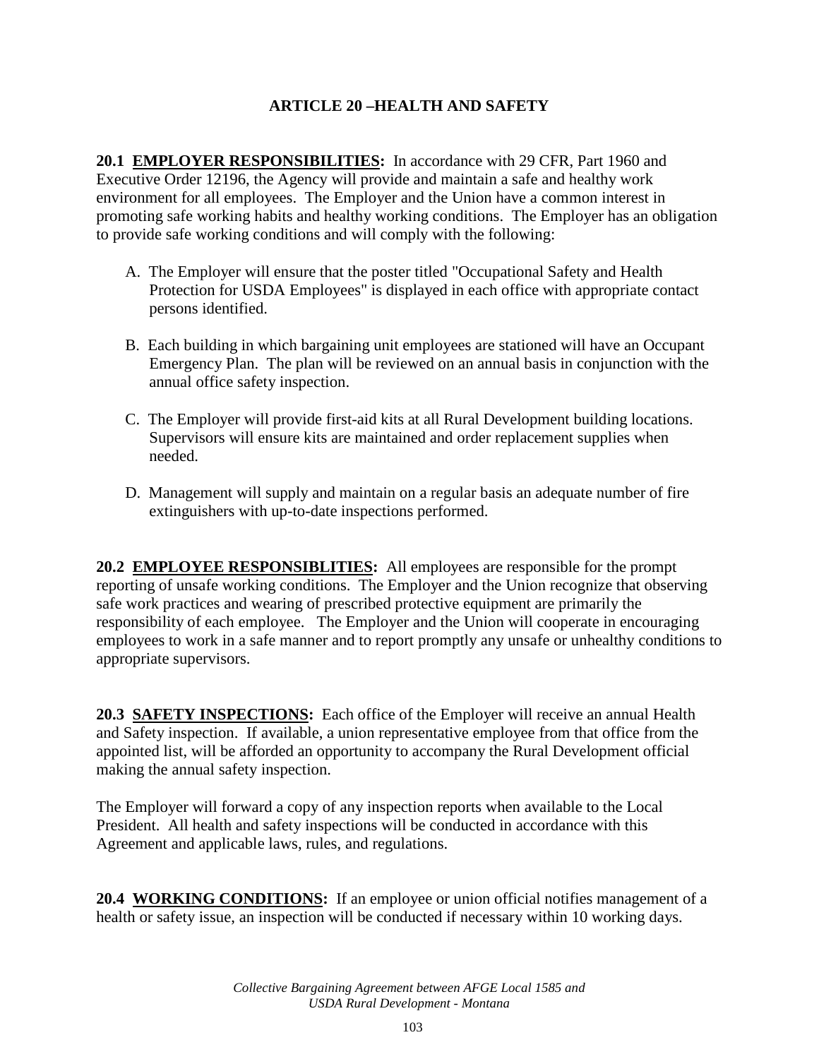## ARTICLE 20 –HEALTH AND SAFETY

**20.1 EMPLOYER RESPONSIBILITIES:** In accordance with 29 CFR, Part 1960 and Executive Order 12196, the Agency will provide and maintain a safe and healthy work environment for all employees. The Employer and the Union have a common interest in promoting safe working habits and healthy working conditions. The Employer has an obligation to provide safe working conditions and will comply with the following:

A. The Employer will ensure that the poster titled "Occupational Safety and Health Protection for USDA Employees" is displayed in each office with appropriate contact persons identified.

B. Each building in which bargaining unit employees are stationed will have an Occupant Emergency Plan. The plan will be reviewed on an annual basis in conjunction with the annual office safety inspection.

C. The Employer will provide first-aid kits at all Rural Development building locations. Supervisors will ensure kits are maintained and order replacement supplies when needed.

D. Management will supply and maintain on a regular basis an adequate number of fire extinguishers with up-to-date inspections performed.

**20.2 EMPLOYEE RESPONSIBLITIES:** All employees are responsible for the prompt reporting of unsafe working conditions. The Employer and the Union recognize that observing safe work practices and wearing of prescribed protective equipment are primarily the responsibility of each employee. The Employer and the Union will cooperate in encouraging employees to work in a safe manner and to report promptly any unsafe or unhealthy conditions to appropriate supervisors.

**20.3 SAFETY INSPECTIONS:** Each office of the Employer will receive an annual Health and Safety inspection. If available, a union representative employee from that office from the appointed list, will be afforded an opportunity to accompany the Rural Development official making the annual safety inspection.

The Employer will forward a copy of any inspection reports when available to the Local President. All health and safety inspections will be conducted in accordance with this Agreement and applicable laws, rules, and regulations.

**20.4 WORKING CONDITIONS:** If an employee or union official notifies management of a health or safety issue, an inspection will be conducted if necessary within 10 working days.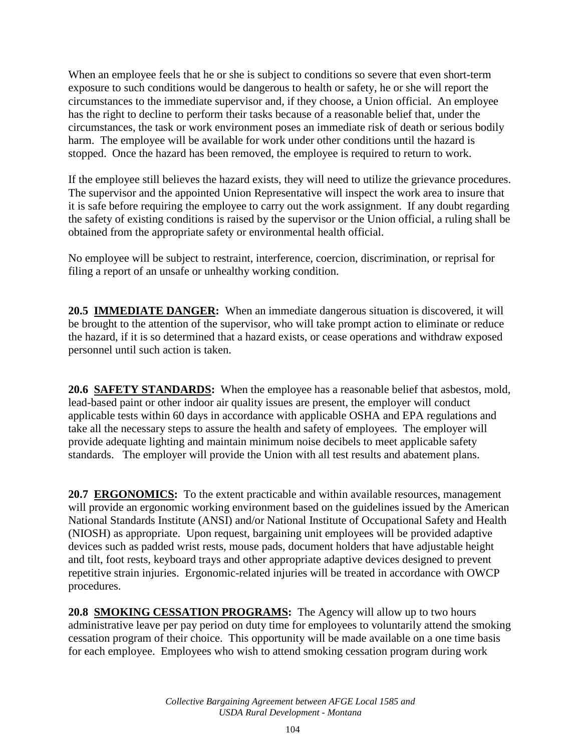When an employee feels that he or she is subject to conditions so severe that even short-term exposure to such conditions would be dangerous to health or safety, he or she will report the circumstances to the immediate supervisor and, if they choose, a Union official. An employee has the right to decline to perform their tasks because of a reasonable belief that, under the circumstances, the task or work environment poses an immediate risk of death or serious bodily harm. The employee will be available for work under other conditions until the hazard is stopped. Once the hazard has been removed, the employee is required to return to work.

If the employee still believes the hazard exists, they will need to utilize the grievance procedures. The supervisor and the appointed Union Representative will inspect the work area to insure that it is safe before requiring the employee to carry out the work assignment. If any doubt regarding the safety of existing conditions is raised by the supervisor or the Union official, a ruling shall be obtained from the appropriate safety or environmental health official.

No employee will be subject to restraint, interference, coercion, discrimination, or reprisal for filing a report of an unsafe or unhealthy working condition.

**20.5 <u>IMMEDIATE DANGER</u>:** When an immediate dangerous situation is discovered, it will be brought to the attention of the supervisor, who will take prompt action to eliminate or reduce the hazard, if it is so determined that a hazard exists, or cease operations and withdraw exposed personnel until such action is taken.

**20.6 <u>SAFETY STANDARDS</u>:** When the employee has a reasonable belief that asbestos, mold, lead-based paint or other indoor air quality issues are present, the employer will conduct applicable tests within 60 days in accordance with applicable OSHA and EPA regulations and take all the necessary steps to assure the health and safety of employees. The employer will provide adequate lighting and maintain minimum noise decibels to meet applicable safety standards. The employer will provide the Union with all test results and abatement plans.

**20.7 <u>ERGONOMICS</u>:** To the extent practicable and within available resources, management will provide an ergonomic working environment based on the guidelines issued by the American National Standards Institute (ANSI) and/or National Institute of Occupational Safety and Health (NIOSH) as appropriate. Upon request, bargaining unit employees will be provided adaptive devices such as padded wrist rests, mouse pads, document holders that have adjustable height and tilt, foot rests, keyboard trays and other appropriate adaptive devices designed to prevent repetitive strain injuries. Ergonomic-related injuries will be treated in accordance with OWCP procedures.

**20.8 <u>SMOKING CESSATION PROGRAMS</u>:** The Agency will allow up to two hours administrative leave per pay period on duty time for employees to voluntarily attend the smoking cessation program of their choice. This opportunity will be made available on a one time basis for each employee. Employees who wish to attend smoking cessation program during work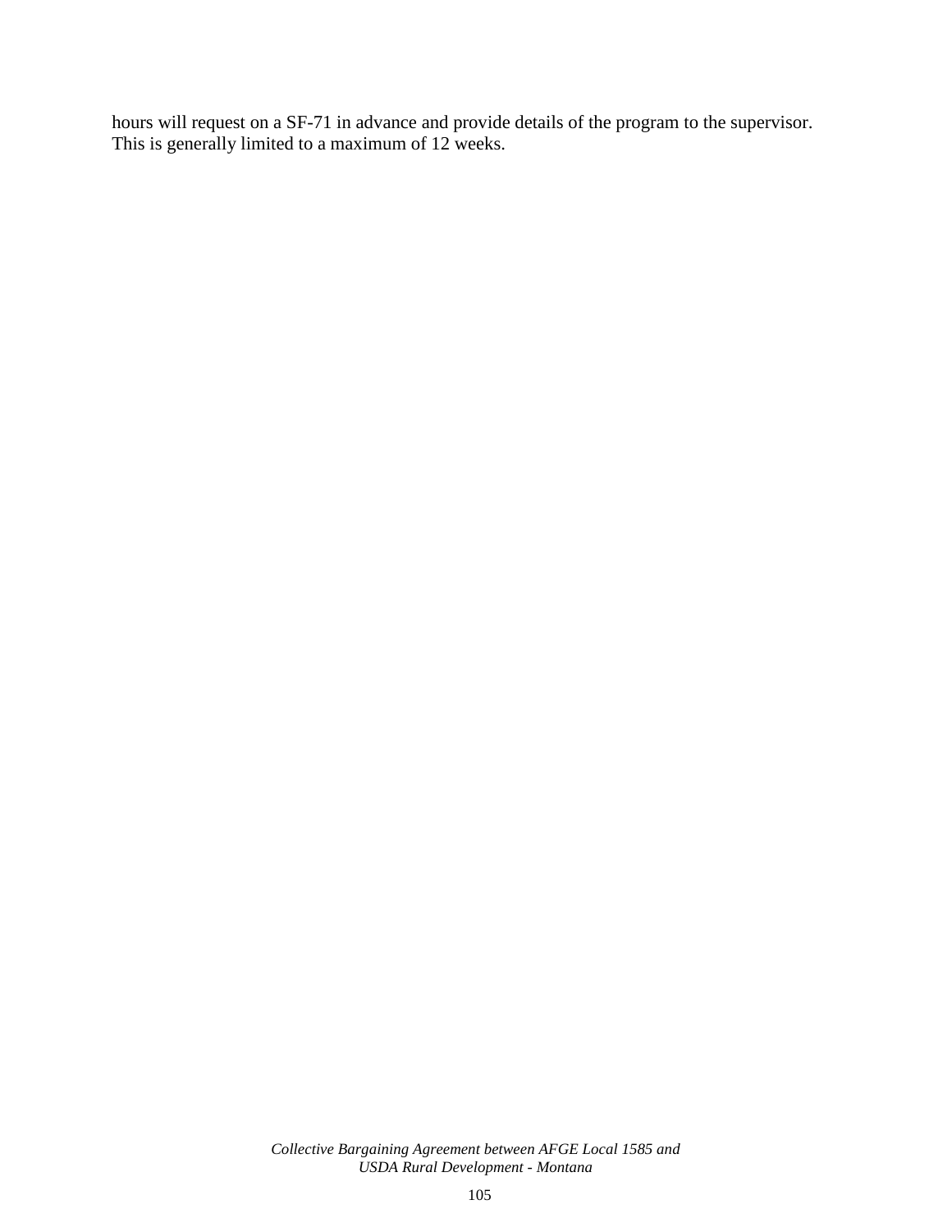hours will request on a SF-71 in advance and provide details of the program to the supervisor. This is generally limited to a maximum of 12 weeks.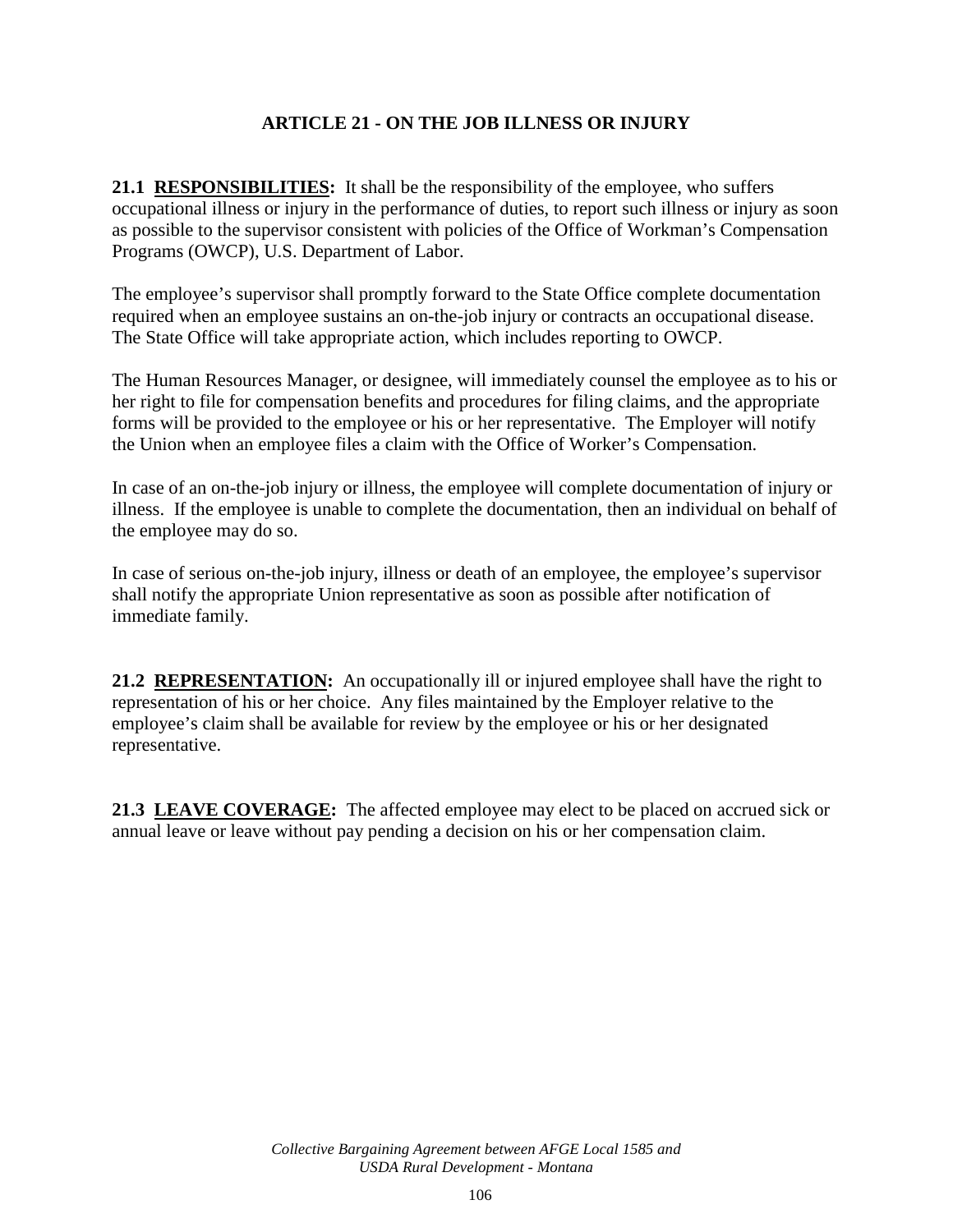## ARTICLE 21 - ON THE JOB ILLNESS OR INJURY

**21.1 <u>RESPONSIBILITIES</u>:** It shall be the responsibility of the employee, who suffers occupational illness or injury in the performance of duties, to report such illness or injury as soon as possible to the supervisor consistent with policies of the Office of Workman's Compensation Programs (OWCP), U.S. Department of Labor.

The employee's supervisor shall promptly forward to the State Office complete documentation required when an employee sustains an on-the-job injury or contracts an occupational disease. The State Office will take appropriate action, which includes reporting to OWCP.

The Human Resources Manager, or designee, will immediately counsel the employee as to his or her right to file for compensation benefits and procedures for filing claims, and the appropriate forms will be provided to the employee or his or her representative. The Employer will notify the Union when an employee files a claim with the Office of Worker's Compensation.

In case of an on-the-job injury or illness, the employee will complete documentation of injury or illness. If the employee is unable to complete the documentation, then an individual on behalf of the employee may do so.

In case of serious on-the-job injury, illness or death of an employee, the employee's supervisor shall notify the appropriate Union representative as soon as possible after notification of immediate family.

**21.2 <u>REPRESENTATION</u>:** An occupationally ill or injured employee shall have the right to representation of his or her choice. Any files maintained by the Employer relative to the employee's claim shall be available for review by the employee or his or her designated representative.

**21.3 <u>LEAVE COVERAGE</u>:** The affected employee may elect to be placed on accrued sick or annual leave or leave without pay pending a decision on his or her compensation claim.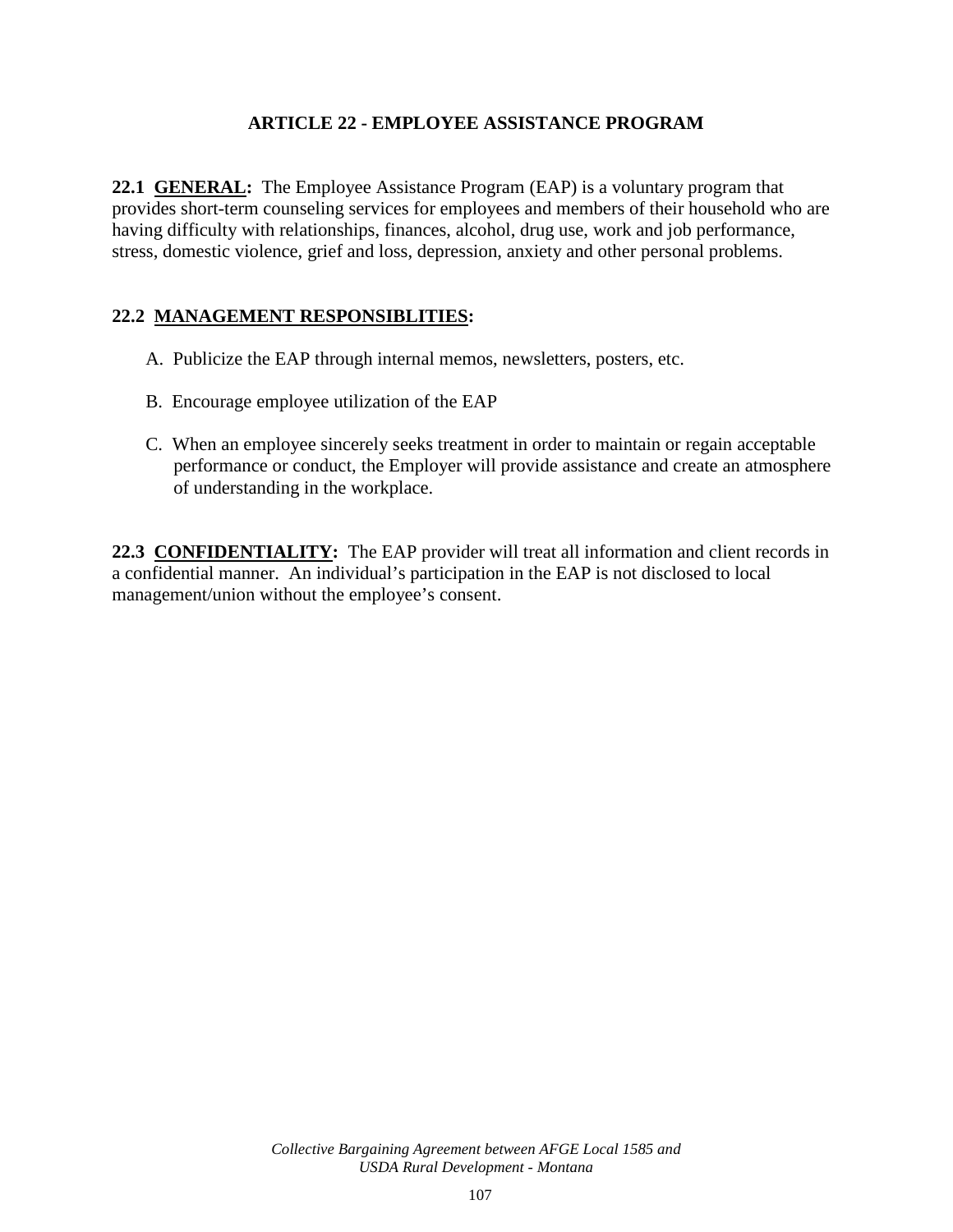## ARTICLE 22 - EMPLOYEE ASSISTANCE PROGRAM

**22.1 <u>GENERAL</u>:** The Employee Assistance Program (EAP) is a voluntary program that provides short-term counseling services for employees and members of their household who are having difficulty with relationships, finances, alcohol, drug use, work and job performance, stress, domestic violence, grief and loss, depression, anxiety and other personal problems.

**22.2 <u>MANAGEMENT RESPONSIBLITIES</u>:**

A. Publicize the EAP through internal memos, newsletters, posters, etc.

B. Encourage employee utilization of the EAP

C. When an employee sincerely seeks treatment in order to maintain or regain acceptable performance or conduct, the Employer will provide assistance and create an atmosphere of understanding in the workplace.

**22.3 <u>CONFIDENTIALITY</u>:** The EAP provider will treat all information and client records in a confidential manner. An individual's participation in the EAP is not disclosed to local management/union without the employee's consent.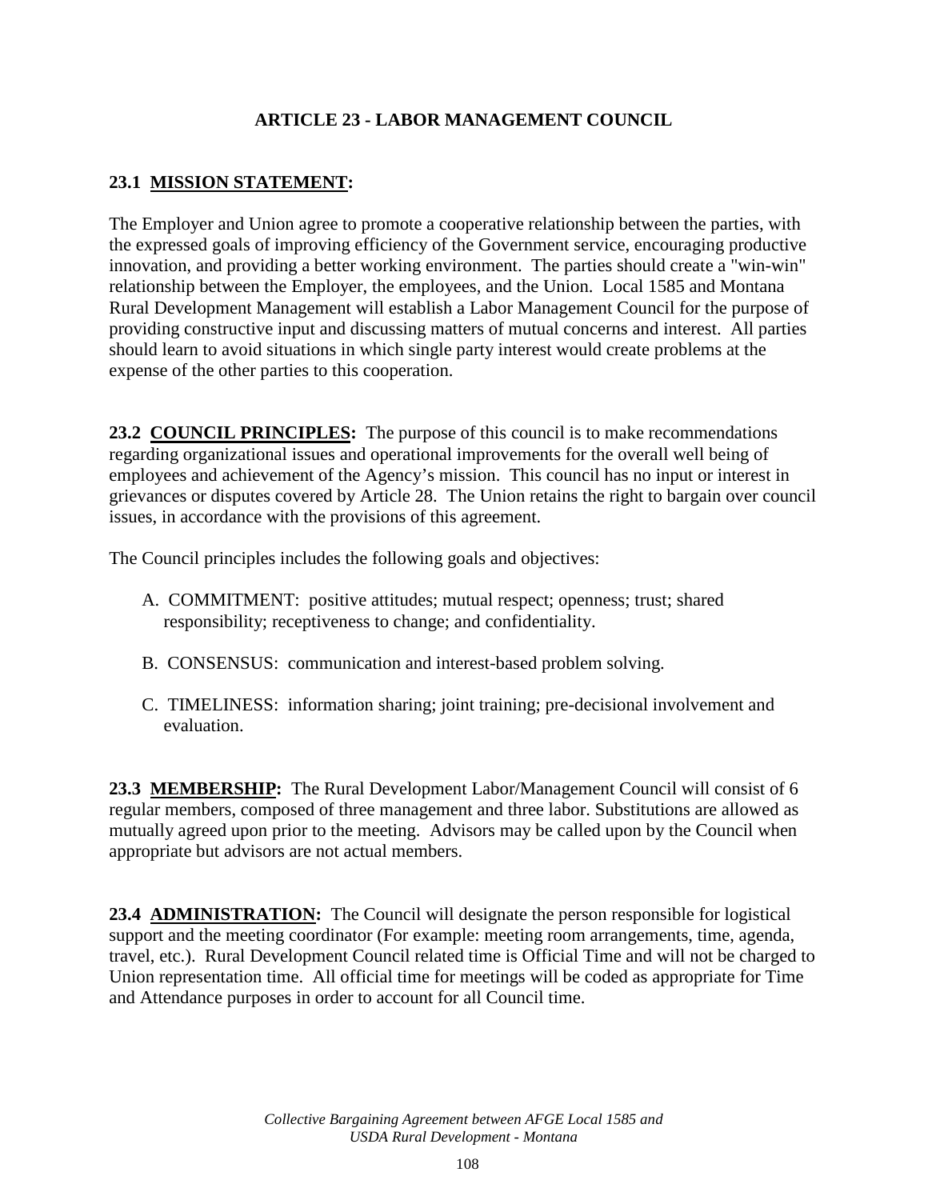## ARTICLE 23 - LABOR MANAGEMENT COUNCIL

**23.1 MISSION STATEMENT:**

The Employer and Union agree to promote a cooperative relationship between the parties, with the expressed goals of improving efficiency of the Government service, encouraging productive innovation, and providing a better working environment. The parties should create a "win-win" relationship between the Employer, the employees, and the Union. Local 1585 and Montana Rural Development Management will establish a Labor Management Council for the purpose of providing constructive input and discussing matters of mutual concerns and interest. All parties should learn to avoid situations in which single party interest would create problems at the expense of the other parties to this cooperation.

**23.2 COUNCIL PRINCIPLES:** The purpose of this council is to make recommendations regarding organizational issues and operational improvements for the overall well being of employees and achievement of the Agency's mission. This council has no input or interest in grievances or disputes covered by Article 28. The Union retains the right to bargain over council issues, in accordance with the provisions of this agreement.

The Council principles includes the following goals and objectives:

A. COMMITMENT: positive attitudes; mutual respect; openness; trust; shared responsibility; receptiveness to change; and confidentiality.

B. CONSENSUS: communication and interest-based problem solving.

C. TIMELINESS: information sharing; joint training; pre-decisional involvement and evaluation.

**23.3 MEMBERSHIP:** The Rural Development Labor/Management Council will consist of 6 regular members, composed of three management and three labor. Substitutions are allowed as mutually agreed upon prior to the meeting. Advisors may be called upon by the Council when appropriate but advisors are not actual members.

**23.4 ADMINISTRATION:** The Council will designate the person responsible for logistical support and the meeting coordinator (For example: meeting room arrangements, time, agenda, travel, etc.). Rural Development Council related time is Official Time and will not be charged to Union representation time. All official time for meetings will be coded as appropriate for Time and Attendance purposes in order to account for all Council time.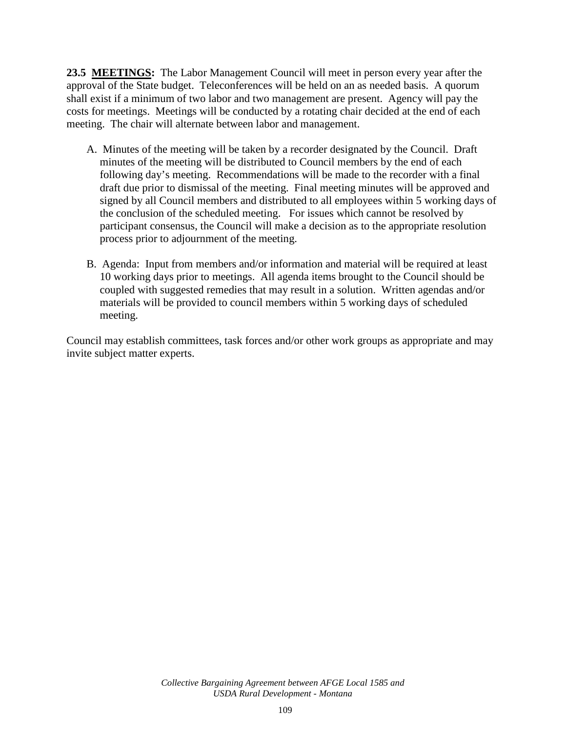**23.5 MEETINGS:** The Labor Management Council will meet in person every year after the approval of the State budget. Teleconferences will be held on an as needed basis. A quorum shall exist if a minimum of two labor and two management are present. Agency will pay the costs for meetings. Meetings will be conducted by a rotating chair decided at the end of each meeting. The chair will alternate between labor and management.

A. Minutes of the meeting will be taken by a recorder designated by the Council. Draft minutes of the meeting will be distributed to Council members by the end of each following day's meeting. Recommendations will be made to the recorder with a final draft due prior to dismissal of the meeting. Final meeting minutes will be approved and signed by all Council members and distributed to all employees within 5 working days of the conclusion of the scheduled meeting. For issues which cannot be resolved by participant consensus, the Council will make a decision as to the appropriate resolution process prior to adjournment of the meeting.

B. Agenda: Input from members and/or information and material will be required at least 10 working days prior to meetings. All agenda items brought to the Council should be coupled with suggested remedies that may result in a solution. Written agendas and/or materials will be provided to council members within 5 working days of scheduled meeting.

Council may establish committees, task forces and/or other work groups as appropriate and may invite subject matter experts.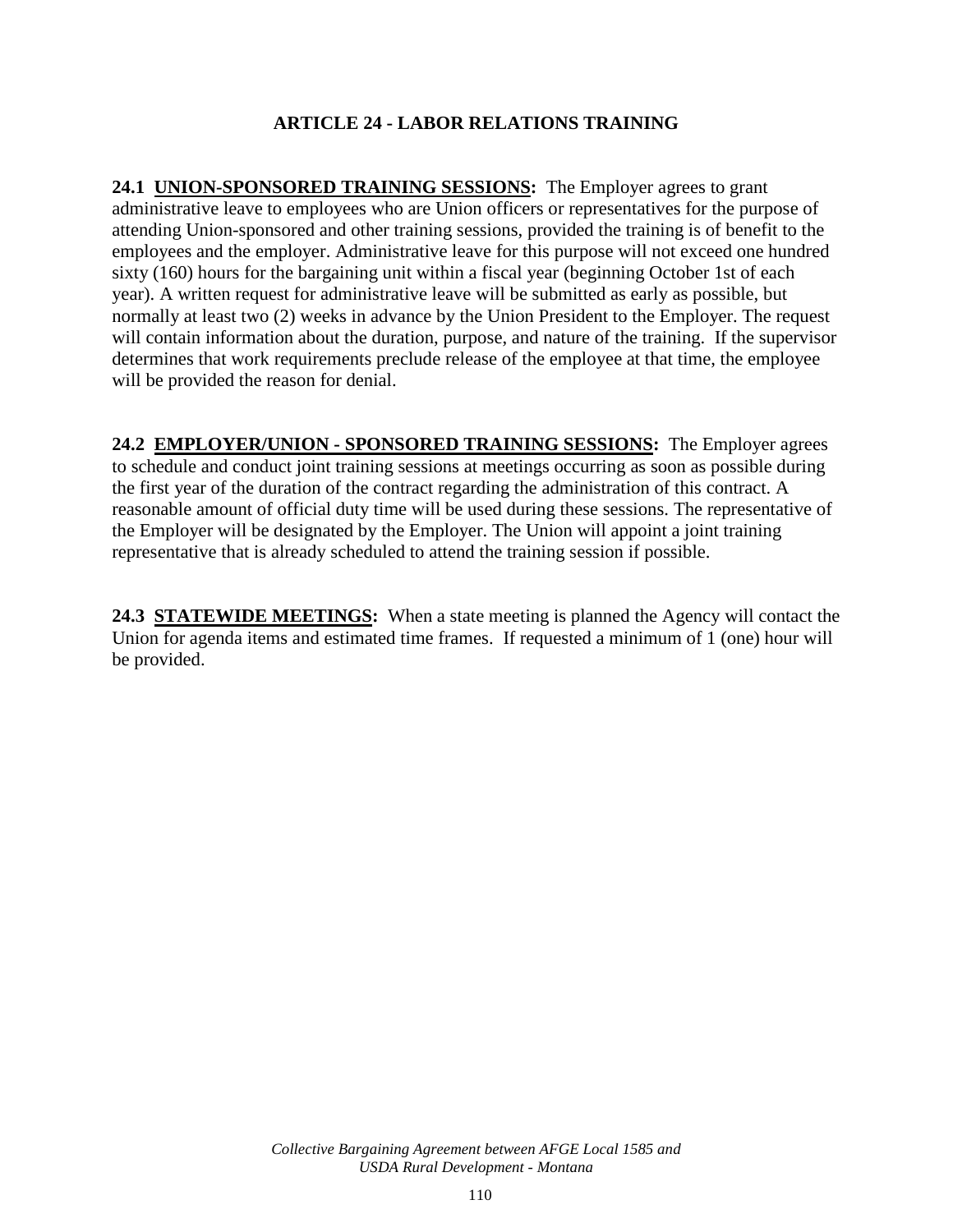## ARTICLE 24 - LABOR RELATIONS TRAINING

**24.1 UNION-SPONSORED TRAINING SESSIONS:** The Employer agrees to grant administrative leave to employees who are Union officers or representatives for the purpose of attending Union-sponsored and other training sessions, provided the training is of benefit to the employees and the employer. Administrative leave for this purpose will not exceed one hundred sixty (160) hours for the bargaining unit within a fiscal year (beginning October 1st of each year). A written request for administrative leave will be submitted as early as possible, but normally at least two (2) weeks in advance by the Union President to the Employer. The request will contain information about the duration, purpose, and nature of the training. If the supervisor determines that work requirements preclude release of the employee at that time, the employee will be provided the reason for denial.

**24.2 EMPLOYER/UNION - SPONSORED TRAINING SESSIONS:** The Employer agrees to schedule and conduct joint training sessions at meetings occurring as soon as possible during the first year of the duration of the contract regarding the administration of this contract. A reasonable amount of official duty time will be used during these sessions. The representative of the Employer will be designated by the Employer. The Union will appoint a joint training representative that is already scheduled to attend the training session if possible.

**24.3 STATEWIDE MEETINGS:** When a state meeting is planned the Agency will contact the Union for agenda items and estimated time frames. If requested a minimum of 1 (one) hour will be provided.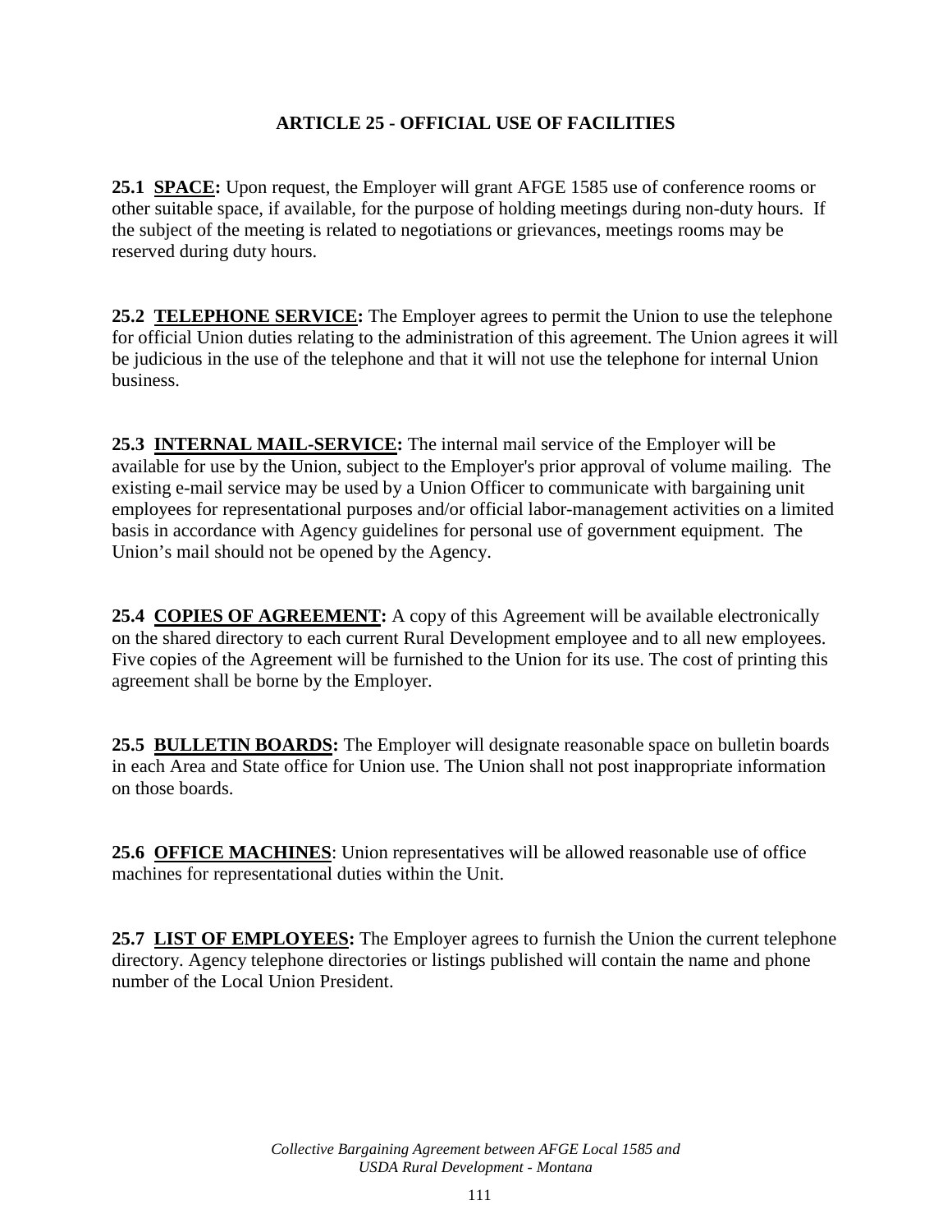# ARTICLE 25 - OFFICIAL USE OF FACILITIES

**25.1 <u>SPACE</u>:** Upon request, the Employer will grant AFGE 1585 use of conference rooms or other suitable space, if available, for the purpose of holding meetings during non-duty hours. If the subject of the meeting is related to negotiations or grievances, meetings rooms may be reserved during duty hours.

**25.2 <u>TELEPHONE SERVICE</u>:** The Employer agrees to permit the Union to use the telephone for official Union duties relating to the administration of this agreement. The Union agrees it will be judicious in the use of the telephone and that it will not use the telephone for internal Union business.

**25.3 <u>INTERNAL MAIL-SERVICE</u>:** The internal mail service of the Employer will be available for use by the Union, subject to the Employer's prior approval of volume mailing. The existing e-mail service may be used by a Union Officer to communicate with bargaining unit employees for representational purposes and/or official labor-management activities on a limited basis in accordance with Agency guidelines for personal use of government equipment. The Union's mail should not be opened by the Agency.

**25.4 <u>COPIES OF AGREEMENT</u>:** A copy of this Agreement will be available electronically on the shared directory to each current Rural Development employee and to all new employees. Five copies of the Agreement will be furnished to the Union for its use. The cost of printing this agreement shall be borne by the Employer.

**25.5 <u>BULLETIN BOARDS</u>:** The Employer will designate reasonable space on bulletin boards in each Area and State office for Union use. The Union shall not post inappropriate information on those boards.

**25.6 <u>OFFICE MACHINES</u>**: Union representatives will be allowed reasonable use of office machines for representational duties within the Unit.

**25.7 <u>LIST OF EMPLOYEES</u>:** The Employer agrees to furnish the Union the current telephone directory. Agency telephone directories or listings published will contain the name and phone number of the Local Union President.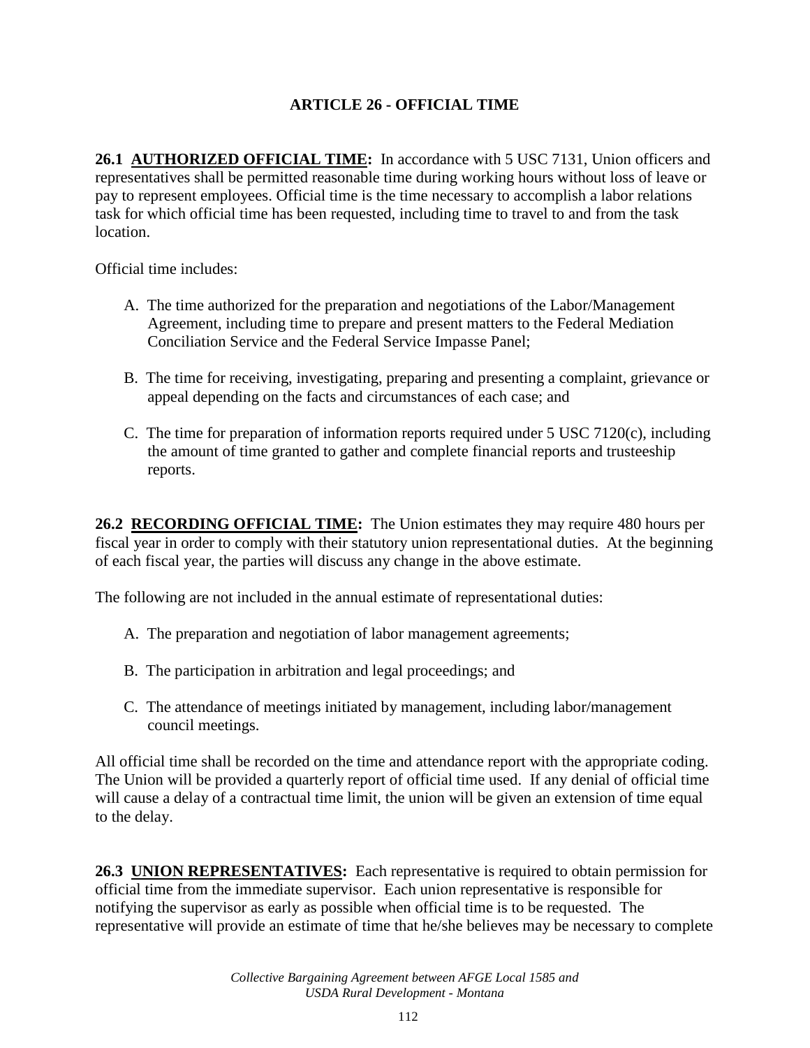## ARTICLE 26 - OFFICIAL TIME

**26.1 AUTHORIZED OFFICIAL TIME:** In accordance with 5 USC 7131, Union officers and representatives shall be permitted reasonable time during working hours without loss of leave or pay to represent employees. Official time is the time necessary to accomplish a labor relations task for which official time has been requested, including time to travel to and from the task location.

Official time includes:

A. The time authorized for the preparation and negotiations of the Labor/Management Agreement, including time to prepare and present matters to the Federal Mediation Conciliation Service and the Federal Service Impasse Panel;

B. The time for receiving, investigating, preparing and presenting a complaint, grievance or appeal depending on the facts and circumstances of each case; and

C. The time for preparation of information reports required under 5 USC 7120(c), including the amount of time granted to gather and complete financial reports and trusteeship reports.

**26.2 RECORDING OFFICIAL TIME:** The Union estimates they may require 480 hours per fiscal year in order to comply with their statutory union representational duties. At the beginning of each fiscal year, the parties will discuss any change in the above estimate.

The following are not included in the annual estimate of representational duties:

A. The preparation and negotiation of labor management agreements;

B. The participation in arbitration and legal proceedings; and

C. The attendance of meetings initiated by management, including labor/management council meetings.

All official time shall be recorded on the time and attendance report with the appropriate coding. The Union will be provided a quarterly report of official time used. If any denial of official time will cause a delay of a contractual time limit, the union will be given an extension of time equal to the delay.

**26.3 UNION REPRESENTATIVES:** Each representative is required to obtain permission for official time from the immediate supervisor. Each union representative is responsible for notifying the supervisor as early as possible when official time is to be requested. The representative will provide an estimate of time that he/she believes may be necessary to complete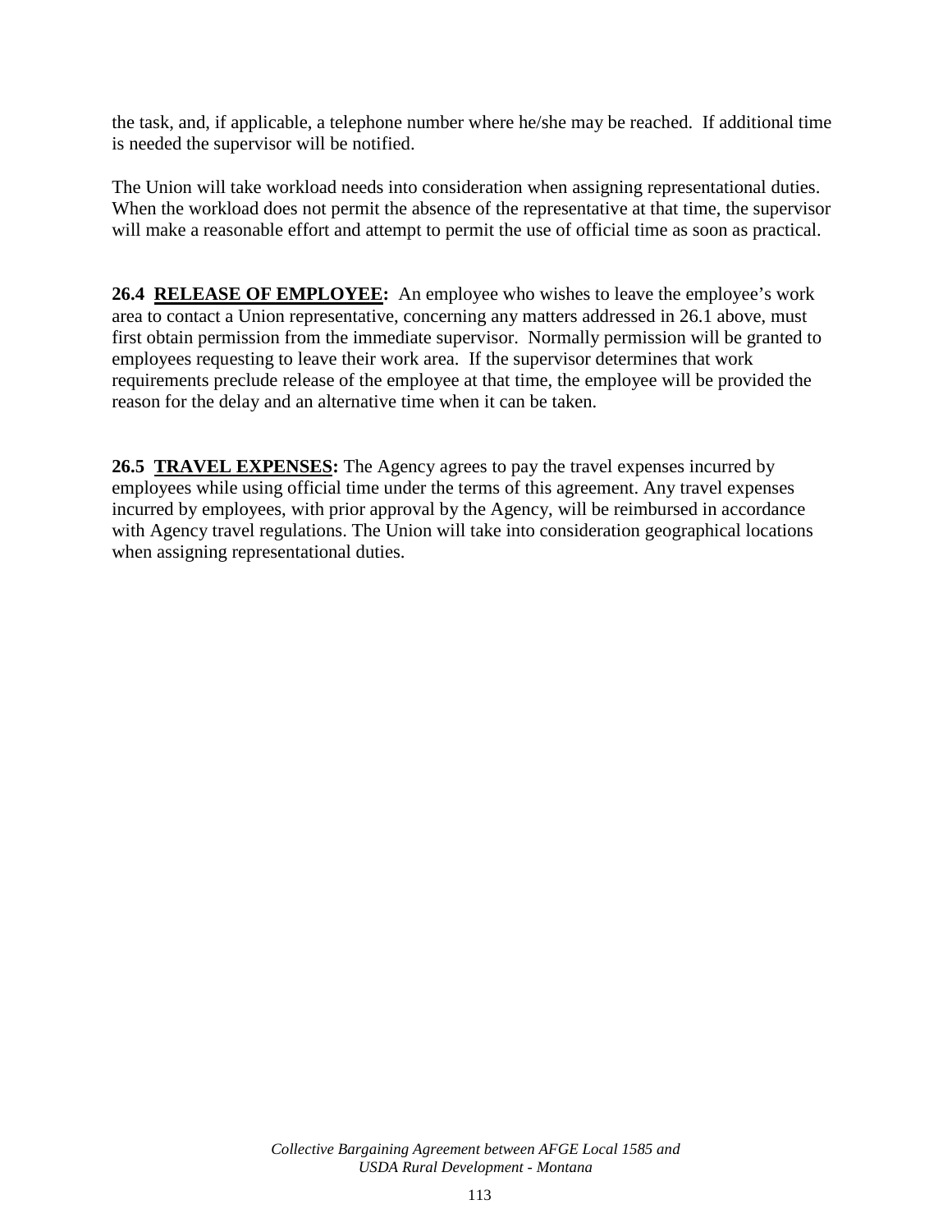the task, and, if applicable, a telephone number where he/she may be reached. If additional time is needed the supervisor will be notified.

The Union will take workload needs into consideration when assigning representational duties. When the workload does not permit the absence of the representative at that time, the supervisor will make a reasonable effort and attempt to permit the use of official time as soon as practical.

**26.4 RELEASE OF EMPLOYEE:** An employee who wishes to leave the employee's work area to contact a Union representative, concerning any matters addressed in 26.1 above, must first obtain permission from the immediate supervisor. Normally permission will be granted to employees requesting to leave their work area. If the supervisor determines that work requirements preclude release of the employee at that time, the employee will be provided the reason for the delay and an alternative time when it can be taken.

**26.5 TRAVEL EXPENSES:** The Agency agrees to pay the travel expenses incurred by employees while using official time under the terms of this agreement. Any travel expenses incurred by employees, with prior approval by the Agency, will be reimbursed in accordance with Agency travel regulations. The Union will take into consideration geographical locations when assigning representational duties.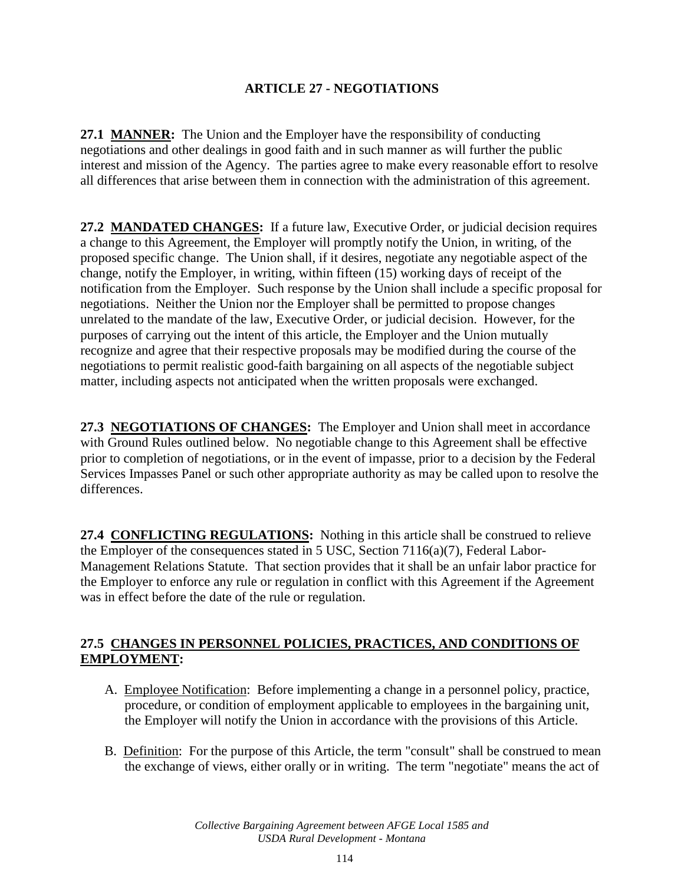## ARTICLE 27 - NEGOTIATIONS

**27.1 MANNER:** The Union and the Employer have the responsibility of conducting negotiations and other dealings in good faith and in such manner as will further the public interest and mission of the Agency. The parties agree to make every reasonable effort to resolve all differences that arise between them in connection with the administration of this agreement.

**27.2 MANDATED CHANGES:** If a future law, Executive Order, or judicial decision requires a change to this Agreement, the Employer will promptly notify the Union, in writing, of the proposed specific change. The Union shall, if it desires, negotiate any negotiable aspect of the change, notify the Employer, in writing, within fifteen (15) working days of receipt of the notification from the Employer. Such response by the Union shall include a specific proposal for negotiations. Neither the Union nor the Employer shall be permitted to propose changes unrelated to the mandate of the law, Executive Order, or judicial decision. However, for the purposes of carrying out the intent of this article, the Employer and the Union mutually recognize and agree that their respective proposals may be modified during the course of the negotiations to permit realistic good-faith bargaining on all aspects of the negotiable subject matter, including aspects not anticipated when the written proposals were exchanged.

**27.3 NEGOTIATIONS OF CHANGES:** The Employer and Union shall meet in accordance with Ground Rules outlined below. No negotiable change to this Agreement shall be effective prior to completion of negotiations, or in the event of impasse, prior to a decision by the Federal Services Impasses Panel or such other appropriate authority as may be called upon to resolve the differences.

**27.4 CONFLICTING REGULATIONS:** Nothing in this article shall be construed to relieve the Employer of the consequences stated in 5 USC, Section 7116(a)(7), Federal Labor-Management Relations Statute. That section provides that it shall be an unfair labor practice for the Employer to enforce any rule or regulation in conflict with this Agreement if the Agreement was in effect before the date of the rule or regulation.

**27.5 CHANGES IN PERSONNEL POLICIES, PRACTICES, AND CONDITIONS OF EMPLOYMENT:**

A. Employee Notification: Before implementing a change in a personnel policy, practice, procedure, or condition of employment applicable to employees in the bargaining unit, the Employer will notify the Union in accordance with the provisions of this Article.

B. Definition: For the purpose of this Article, the term "consult" shall be construed to mean the exchange of views, either orally or in writing. The term "negotiate" means the act of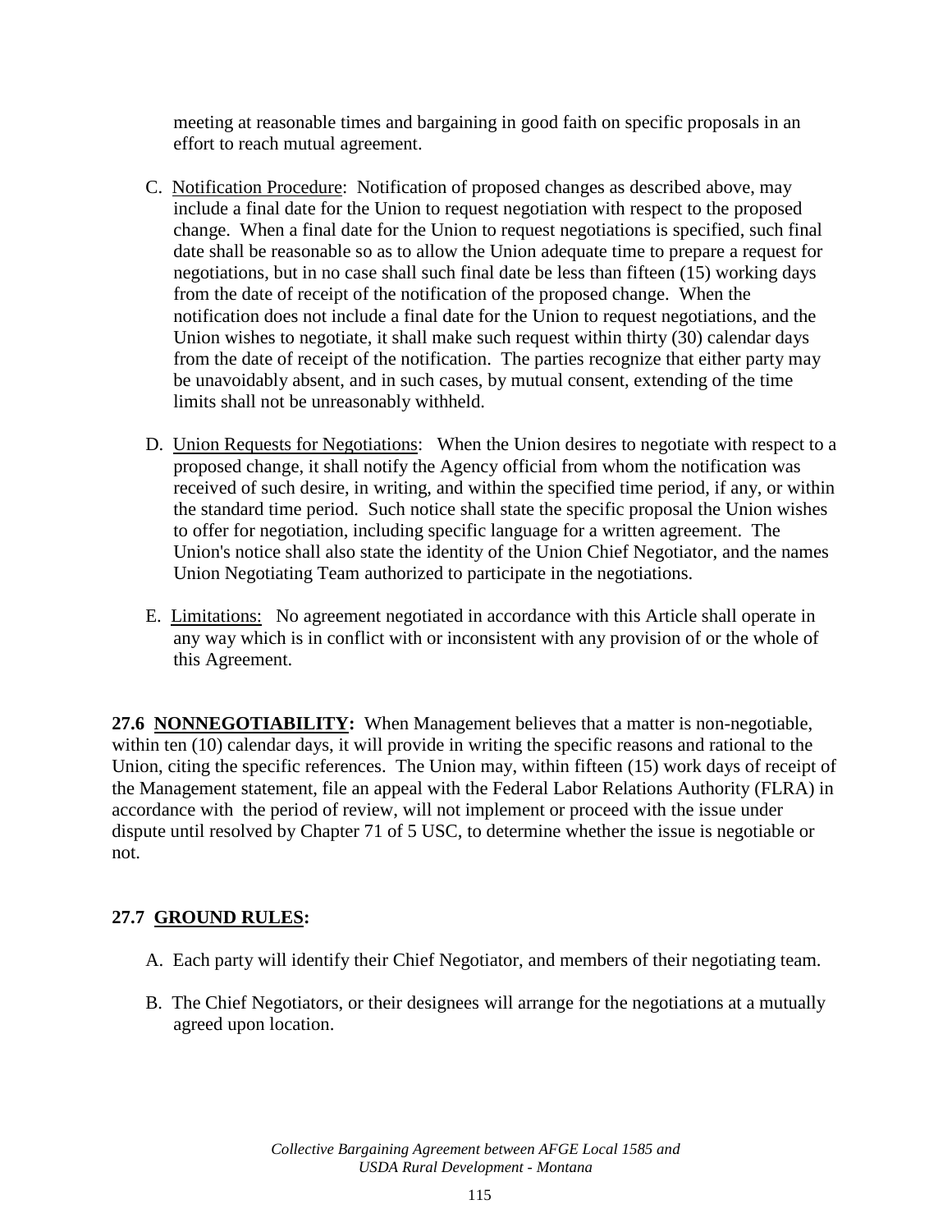meeting at reasonable times and bargaining in good faith on specific proposals in an effort to reach mutual agreement.

C. Notification Procedure: Notification of proposed changes as described above, may include a final date for the Union to request negotiation with respect to the proposed change. When a final date for the Union to request negotiations is specified, such final date shall be reasonable so as to allow the Union adequate time to prepare a request for negotiations, but in no case shall such final date be less than fifteen (15) working days from the date of receipt of the notification of the proposed change. When the notification does not include a final date for the Union to request negotiations, and the Union wishes to negotiate, it shall make such request within thirty (30) calendar days from the date of receipt of the notification. The parties recognize that either party may be unavoidably absent, and in such cases, by mutual consent, extending of the time limits shall not be unreasonably withheld.

D. Union Requests for Negotiations: When the Union desires to negotiate with respect to a proposed change, it shall notify the Agency official from whom the notification was received of such desire, in writing, and within the specified time period, if any, or within the standard time period. Such notice shall state the specific proposal the Union wishes to offer for negotiation, including specific language for a written agreement. The Union's notice shall also state the identity of the Union Chief Negotiator, and the names Union Negotiating Team authorized to participate in the negotiations.

E. Limitations: No agreement negotiated in accordance with this Article shall operate in any way which is in conflict with or inconsistent with any provision of or the whole of this Agreement.

**27.6 NONNEGOTIABILITY:** When Management believes that a matter is non-negotiable, within ten (10) calendar days, it will provide in writing the specific reasons and rational to the Union, citing the specific references. The Union may, within fifteen (15) work days of receipt of the Management statement, file an appeal with the Federal Labor Relations Authority (FLRA) in accordance with the period of review, will not implement or proceed with the issue under dispute until resolved by Chapter 71 of 5 USC, to determine whether the issue is negotiable or not.

**27.7 GROUND RULES:**

A. Each party will identify their Chief Negotiator, and members of their negotiating team.

B. The Chief Negotiators, or their designees will arrange for the negotiations at a mutually agreed upon location.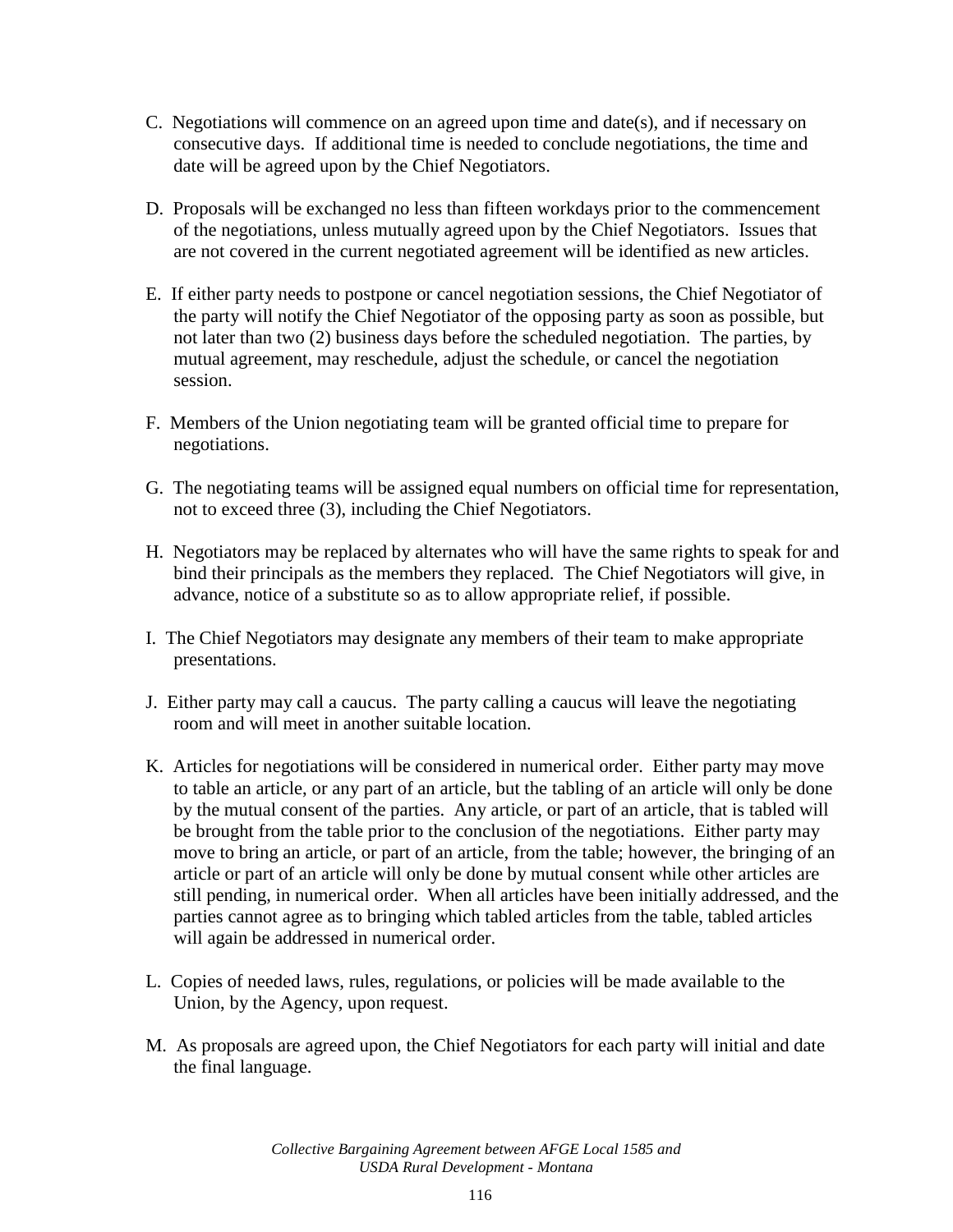C. Negotiations will commence on an agreed upon time and date(s), and if necessary on consecutive days. If additional time is needed to conclude negotiations, the time and date will be agreed upon by the Chief Negotiators.

D. Proposals will be exchanged no less than fifteen workdays prior to the commencement of the negotiations, unless mutually agreed upon by the Chief Negotiators. Issues that are not covered in the current negotiated agreement will be identified as new articles.

E. If either party needs to postpone or cancel negotiation sessions, the Chief Negotiator of the party will notify the Chief Negotiator of the opposing party as soon as possible, but not later than two (2) business days before the scheduled negotiation. The parties, by mutual agreement, may reschedule, adjust the schedule, or cancel the negotiation session.

F. Members of the Union negotiating team will be granted official time to prepare for negotiations.

G. The negotiating teams will be assigned equal numbers on official time for representation, not to exceed three (3), including the Chief Negotiators.

H. Negotiators may be replaced by alternates who will have the same rights to speak for and bind their principals as the members they replaced. The Chief Negotiators will give, in advance, notice of a substitute so as to allow appropriate relief, if possible.

I. The Chief Negotiators may designate any members of their team to make appropriate presentations.

J. Either party may call a caucus. The party calling a caucus will leave the negotiating room and will meet in another suitable location.

K. Articles for negotiations will be considered in numerical order. Either party may move to table an article, or any part of an article, but the tabling of an article will only be done by the mutual consent of the parties. Any article, or part of an article, that is tabled will be brought from the table prior to the conclusion of the negotiations. Either party may move to bring an article, or part of an article, from the table; however, the bringing of an article or part of an article will only be done by mutual consent while other articles are still pending, in numerical order. When all articles have been initially addressed, and the parties cannot agree as to bringing which tabled articles from the table, tabled articles will again be addressed in numerical order.

L. Copies of needed laws, rules, regulations, or policies will be made available to the Union, by the Agency, upon request.

M. As proposals are agreed upon, the Chief Negotiators for each party will initial and date the final language.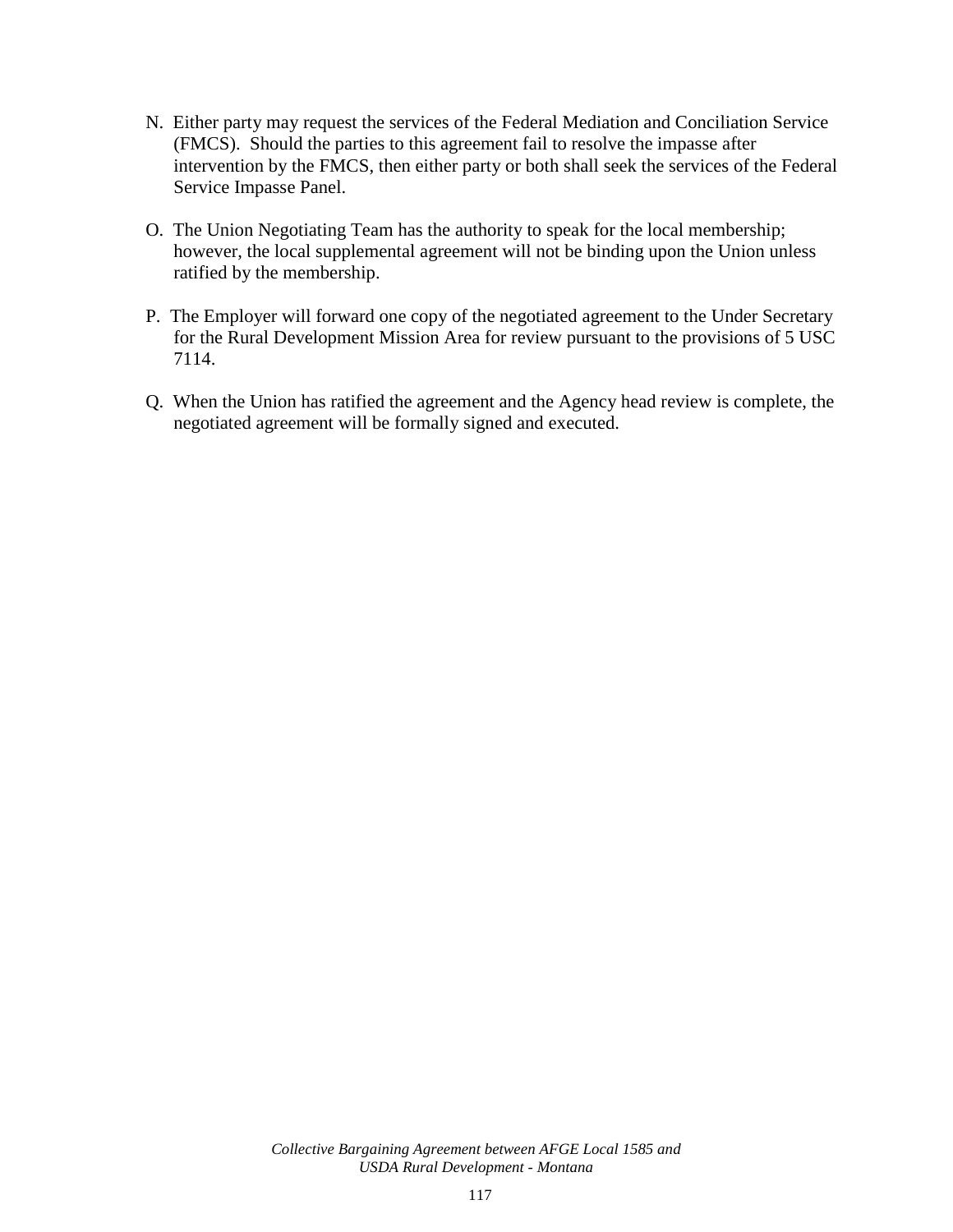N. Either party may request the services of the Federal Mediation and Conciliation Service (FMCS). Should the parties to this agreement fail to resolve the impasse after intervention by the FMCS, then either party or both shall seek the services of the Federal Service Impasse Panel.

O. The Union Negotiating Team has the authority to speak for the local membership; however, the local supplemental agreement will not be binding upon the Union unless ratified by the membership.

P. The Employer will forward one copy of the negotiated agreement to the Under Secretary for the Rural Development Mission Area for review pursuant to the provisions of 5 USC 7114.

Q. When the Union has ratified the agreement and the Agency head review is complete, the negotiated agreement will be formally signed and executed.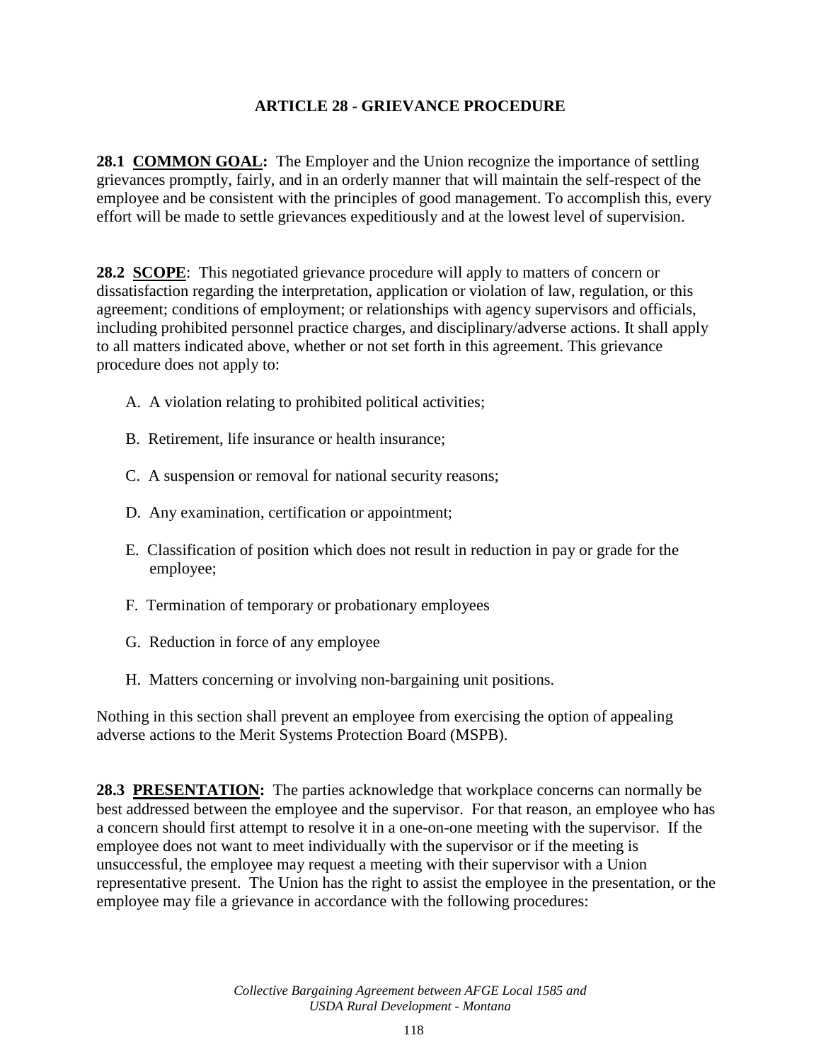## ARTICLE 28 - GRIEVANCE PROCEDURE

**28.1 <u>COMMON GOAL</u>:** The Employer and the Union recognize the importance of settling grievances promptly, fairly, and in an orderly manner that will maintain the self-respect of the employee and be consistent with the principles of good management. To accomplish this, every effort will be made to settle grievances expeditiously and at the lowest level of supervision.

**28.2 <u>SCOPE</u>**: This negotiated grievance procedure will apply to matters of concern or dissatisfaction regarding the interpretation, application or violation of law, regulation, or this agreement; conditions of employment; or relationships with agency supervisors and officials, including prohibited personnel practice charges, and disciplinary/adverse actions. It shall apply to all matters indicated above, whether or not set forth in this agreement. This grievance procedure does not apply to:

A. A violation relating to prohibited political activities;

B. Retirement, life insurance or health insurance;

C. A suspension or removal for national security reasons;

D. Any examination, certification or appointment;

E. Classification of position which does not result in reduction in pay or grade for the employee;

F. Termination of temporary or probationary employees

G. Reduction in force of any employee

H. Matters concerning or involving non-bargaining unit positions.

Nothing in this section shall prevent an employee from exercising the option of appealing adverse actions to the Merit Systems Protection Board (MSPB).

**28.3 <u>PRESENTATION</u>:** The parties acknowledge that workplace concerns can normally be best addressed between the employee and the supervisor. For that reason, an employee who has a concern should first attempt to resolve it in a one-on-one meeting with the supervisor. If the employee does not want to meet individually with the supervisor or if the meeting is unsuccessful, the employee may request a meeting with their supervisor with a Union representative present. The Union has the right to assist the employee in the presentation, or the employee may file a grievance in accordance with the following procedures: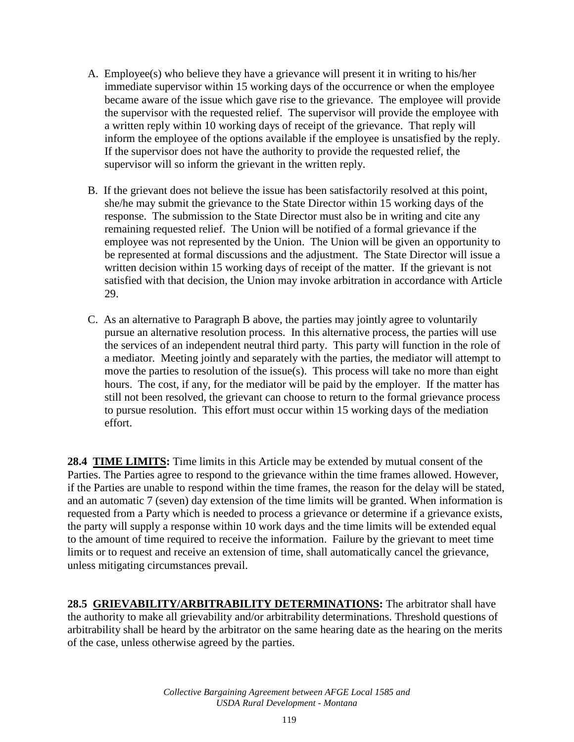A. Employee(s) who believe they have a grievance will present it in writing to his/her immediate supervisor within 15 working days of the occurrence or when the employee became aware of the issue which gave rise to the grievance. The employee will provide the supervisor with the requested relief. The supervisor will provide the employee with a written reply within 10 working days of receipt of the grievance. That reply will inform the employee of the options available if the employee is unsatisfied by the reply. If the supervisor does not have the authority to provide the requested relief, the supervisor will so inform the grievant in the written reply.

B. If the grievant does not believe the issue has been satisfactorily resolved at this point, she/he may submit the grievance to the State Director within 15 working days of the response. The submission to the State Director must also be in writing and cite any remaining requested relief. The Union will be notified of a formal grievance if the employee was not represented by the Union. The Union will be given an opportunity to be represented at formal discussions and the adjustment. The State Director will issue a written decision within 15 working days of receipt of the matter. If the grievant is not satisfied with that decision, the Union may invoke arbitration in accordance with Article 29.

C. As an alternative to Paragraph B above, the parties may jointly agree to voluntarily pursue an alternative resolution process. In this alternative process, the parties will use the services of an independent neutral third party. This party will function in the role of a mediator. Meeting jointly and separately with the parties, the mediator will attempt to move the parties to resolution of the issue(s). This process will take no more than eight hours. The cost, if any, for the mediator will be paid by the employer. If the matter has still not been resolved, the grievant can choose to return to the formal grievance process to pursue resolution. This effort must occur within 15 working days of the mediation effort.

**28.4 <u>TIME LIMITS</u>:** Time limits in this Article may be extended by mutual consent of the Parties. The Parties agree to respond to the grievance within the time frames allowed. However, if the Parties are unable to respond within the time frames, the reason for the delay will be stated, and an automatic 7 (seven) day extension of the time limits will be granted. When information is requested from a Party which is needed to process a grievance or determine if a grievance exists, the party will supply a response within 10 work days and the time limits will be extended equal to the amount of time required to receive the information. Failure by the grievant to meet time limits or to request and receive an extension of time, shall automatically cancel the grievance, unless mitigating circumstances prevail.

**28.5 <u>GRIEVABILITY/ARBITRABILITY DETERMINATIONS</u>:** The arbitrator shall have the authority to make all grievability and/or arbitrability determinations. Threshold questions of arbitrability shall be heard by the arbitrator on the same hearing date as the hearing on the merits of the case, unless otherwise agreed by the parties.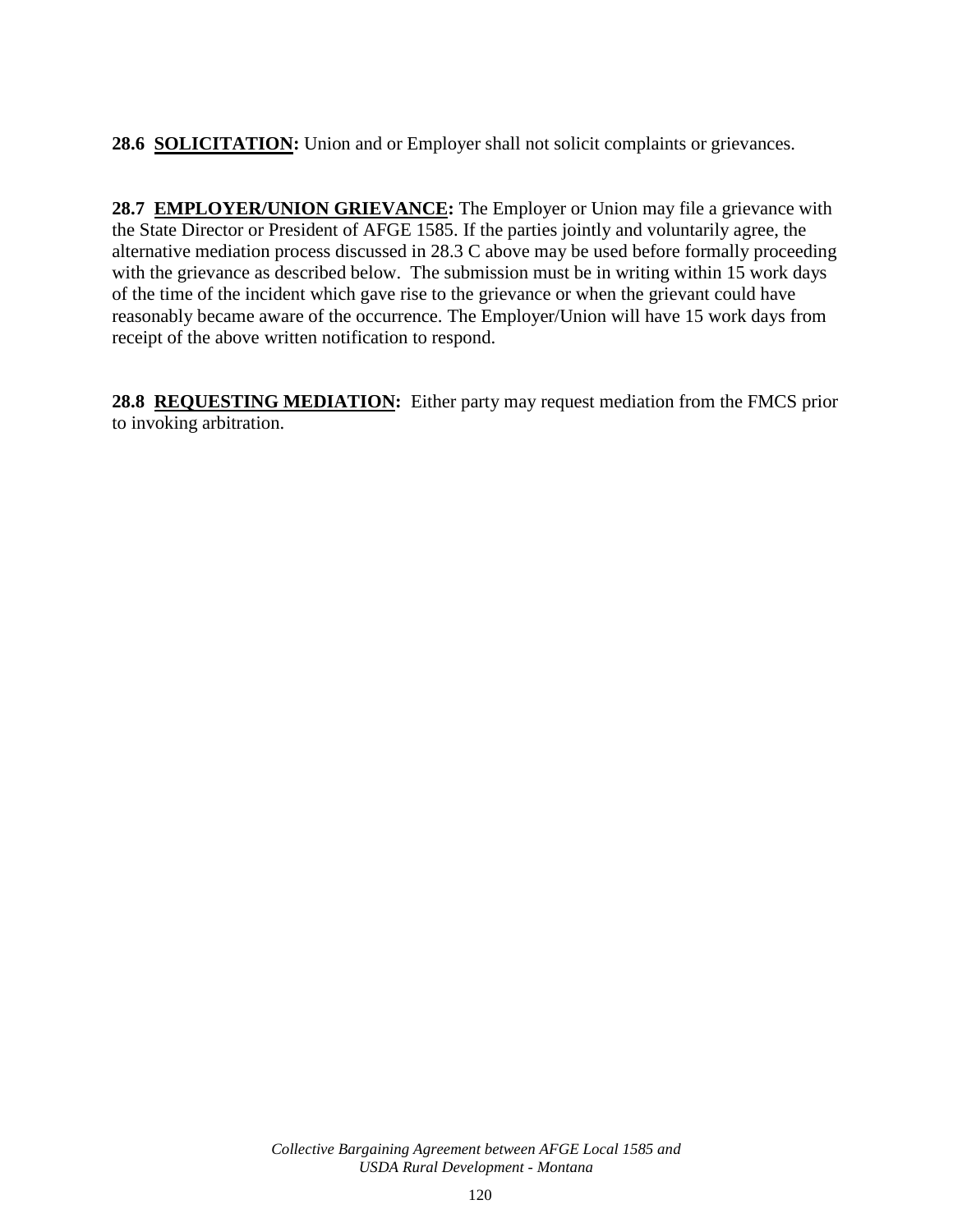**28.6 <u>SOLICITATION</u>:** Union and or Employer shall not solicit complaints or grievances.

**28.7 <u>EMPLOYER/UNION GRIEVANCE</u>:** The Employer or Union may file a grievance with the State Director or President of AFGE 1585. If the parties jointly and voluntarily agree, the alternative mediation process discussed in 28.3 C above may be used before formally proceeding with the grievance as described below. The submission must be in writing within 15 work days of the time of the incident which gave rise to the grievance or when the grievant could have reasonably became aware of the occurrence. The Employer/Union will have 15 work days from receipt of the above written notification to respond.

**28.8 <u>REQUESTING MEDIATION</u>:** Either party may request mediation from the FMCS prior to invoking arbitration.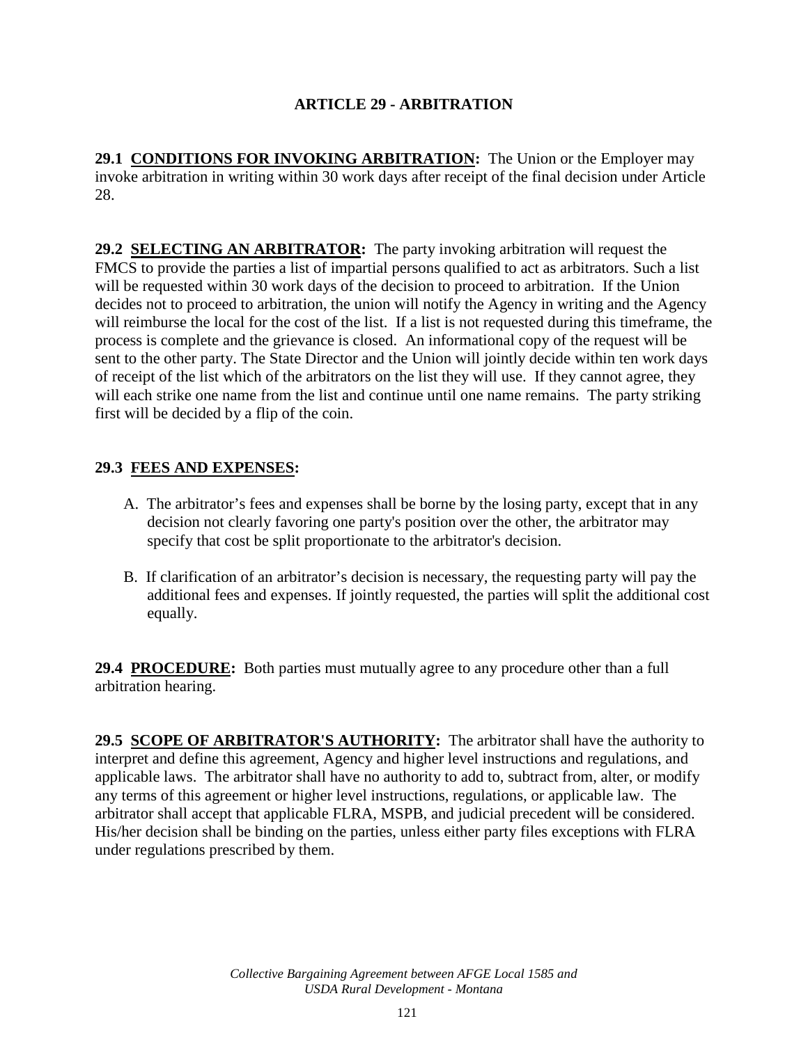# ARTICLE 29 - ARBITRATION

**29.1 <u>CONDITIONS FOR INVOKING ARBITRATION</u>:** The Union or the Employer may invoke arbitration in writing within 30 work days after receipt of the final decision under Article 28.

**29.2 <u>SELECTING AN ARBITRATOR</u>:** The party invoking arbitration will request the FMCS to provide the parties a list of impartial persons qualified to act as arbitrators. Such a list will be requested within 30 work days of the decision to proceed to arbitration. If the Union decides not to proceed to arbitration, the union will notify the Agency in writing and the Agency will reimburse the local for the cost of the list. If a list is not requested during this timeframe, the process is complete and the grievance is closed. An informational copy of the request will be sent to the other party. The State Director and the Union will jointly decide within ten work days of receipt of the list which of the arbitrators on the list they will use. If they cannot agree, they will each strike one name from the list and continue until one name remains. The party striking first will be decided by a flip of the coin.

**29.3 <u>FEES AND EXPENSES</u>:**

A. The arbitrator's fees and expenses shall be borne by the losing party, except that in any decision not clearly favoring one party's position over the other, the arbitrator may specify that cost be split proportionate to the arbitrator's decision.

B. If clarification of an arbitrator's decision is necessary, the requesting party will pay the additional fees and expenses. If jointly requested, the parties will split the additional cost equally.

**29.4 <u>PROCEDURE</u>:** Both parties must mutually agree to any procedure other than a full arbitration hearing.

**29.5 <u>SCOPE OF ARBITRATOR'S AUTHORITY</u>:** The arbitrator shall have the authority to interpret and define this agreement, Agency and higher level instructions and regulations, and applicable laws. The arbitrator shall have no authority to add to, subtract from, alter, or modify any terms of this agreement or higher level instructions, regulations, or applicable law. The arbitrator shall accept that applicable FLRA, MSPB, and judicial precedent will be considered. His/her decision shall be binding on the parties, unless either party files exceptions with FLRA under regulations prescribed by them.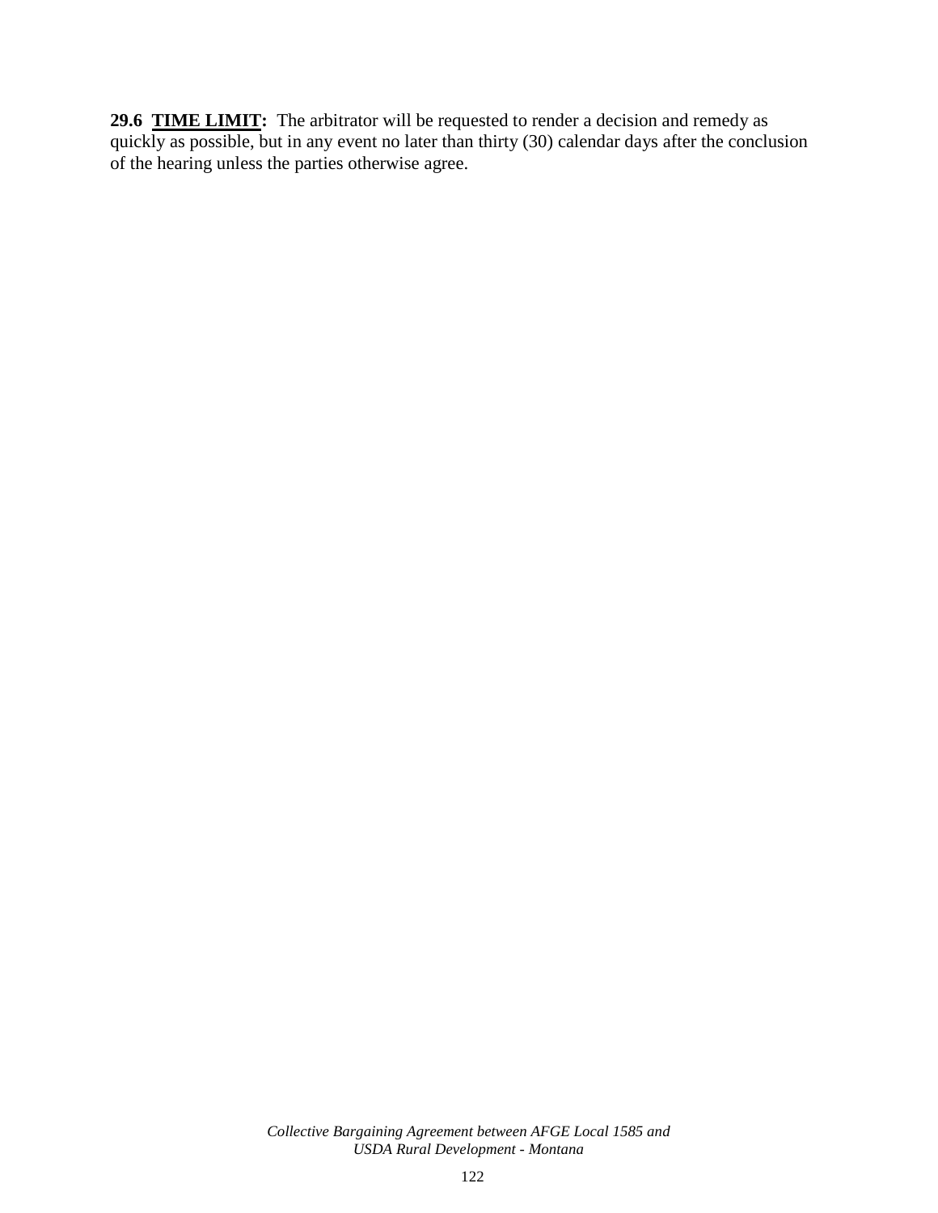**29.6 TIME LIMIT:** The arbitrator will be requested to render a decision and remedy as quickly as possible, but in any event no later than thirty (30) calendar days after the conclusion of the hearing unless the parties otherwise agree.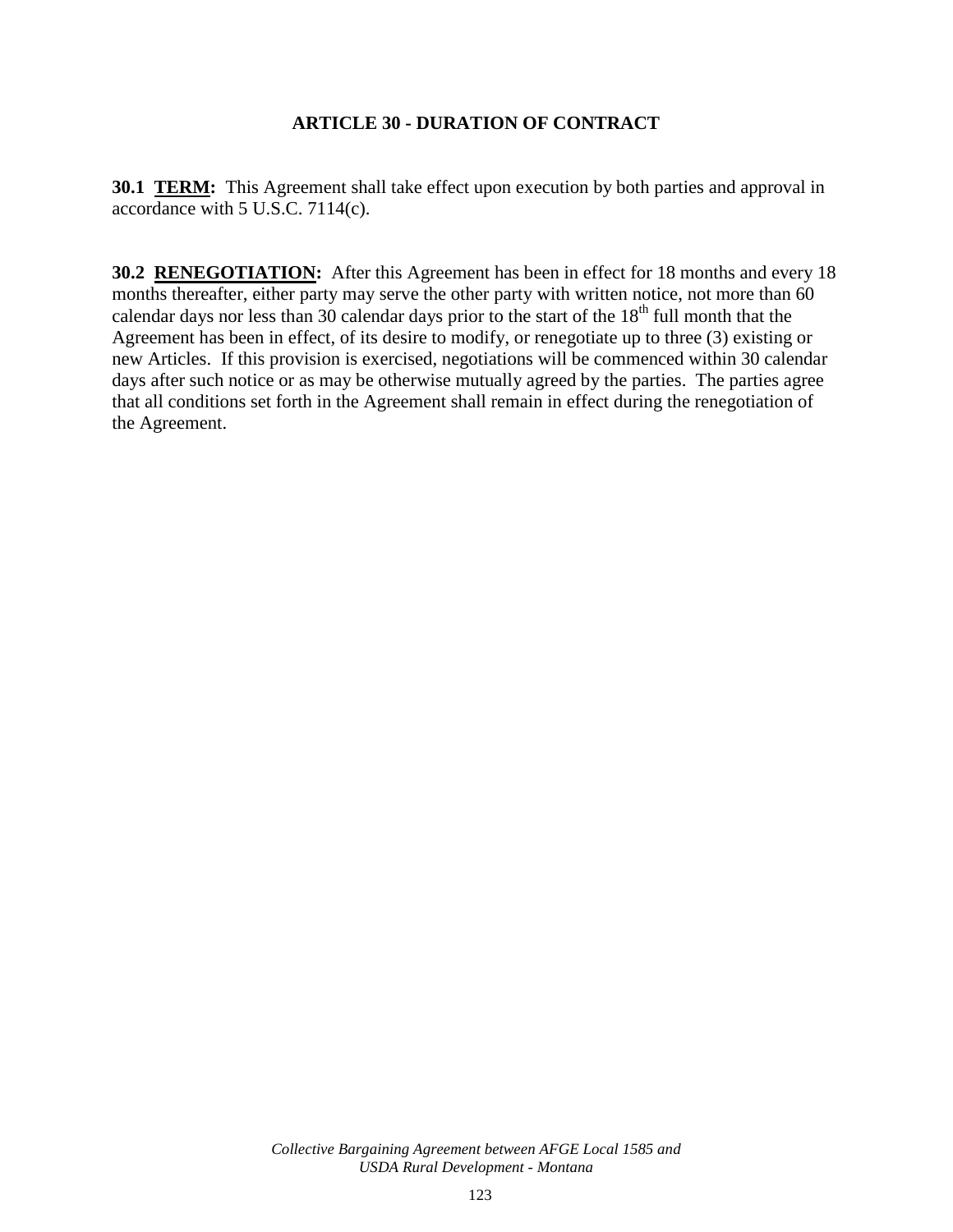## ARTICLE 30 - DURATION OF CONTRACT

**30.1 TERM:** This Agreement shall take effect upon execution by both parties and approval in accordance with 5 U.S.C. 7114(c).

**30.2 RENEGOTIATION:** After this Agreement has been in effect for 18 months and every 18 months thereafter, either party may serve the other party with written notice, not more than 60 calendar days nor less than 30 calendar days prior to the start of the 18th full month that the Agreement has been in effect, of its desire to modify, or renegotiate up to three (3) existing or new Articles. If this provision is exercised, negotiations will be commenced within 30 calendar days after such notice or as may be otherwise mutually agreed by the parties. The parties agree that all conditions set forth in the Agreement shall remain in effect during the renegotiation of the Agreement.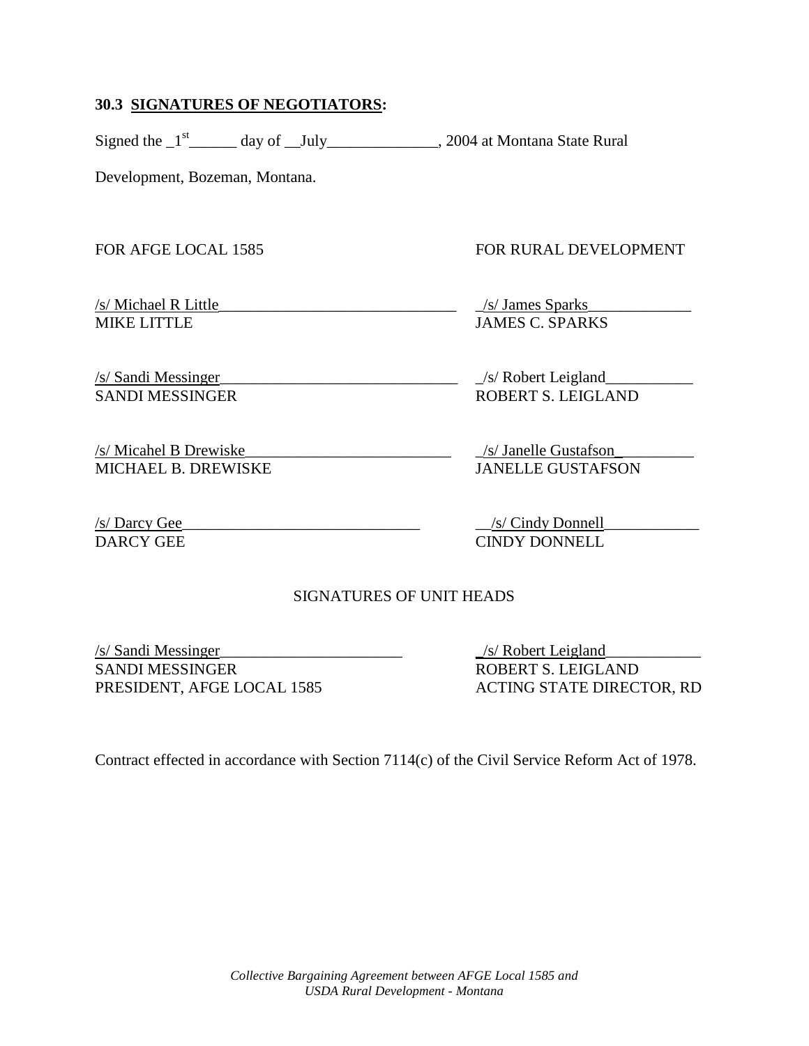### 30.3 SIGNATURES OF NEGOTIATORS:

Signed the 1st day of July, 2004 at Montana State Rural Development, Bozeman, Montana.

| FOR AFGE LOCAL 1585 | FOR RURAL DEVELOPMENT |
|---|---|
| /s/ Michael R Little<br>MIKE LITTLE | /s/ James Sparks<br>JAMES C. SPARKS |
| /s/ Sandi Messinger<br>SANDI MESSINGER | /s/ Robert Leigland<br>ROBERT S. LEIGLAND |
| /s/ Micahel B Drewiske<br>MICHAEL B. DREWISKE | /s/ Janelle Gustafson<br>JANELLE GUSTAFSON |
| /s/ Darcy Gee<br>DARCY GEE | /s/ Cindy Donnell<br>CINDY DONNELL |

SIGNATURES OF UNIT HEADS

| | |
|---|---|
| /s/ Sandi Messinger<br>SANDI MESSINGER<br>PRESIDENT, AFGE LOCAL 1585 | /s/ Robert Leigland<br>ROBERT S. LEIGLAND<br>ACTING STATE DIRECTOR, RD |

Contract effected in accordance with Section 7114(c) of the Civil Service Reform Act of 1978.